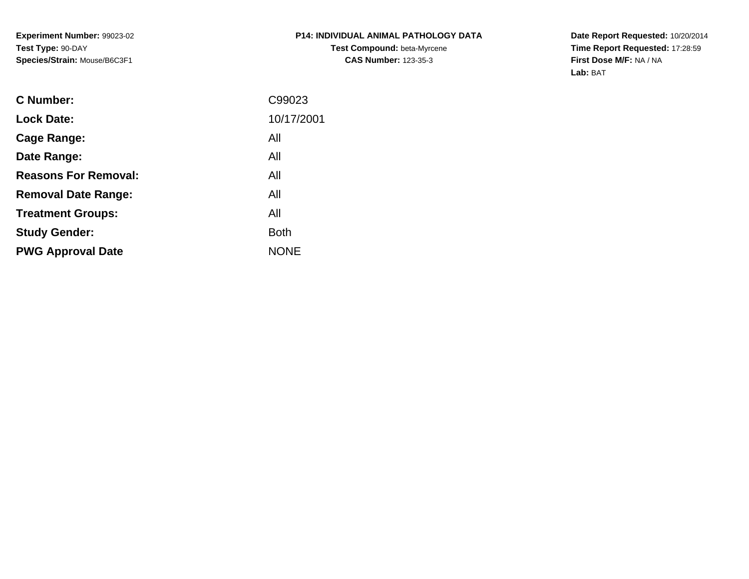**Experiment Number:** 99023-02
**Test Type:** 90-DAY
**Species/Strain:** Mouse/B6C3F1

**P14: INDIVIDUAL ANIMAL PATHOLOGY DATA**
**Test Compound:** beta-Myrcene
**CAS Number:** 123-35-3

**Date Report Requested:** 10/20/2014
**Time Report Requested:** 17:28:59
**First Dose M/F:** NA / NA
**Lab:** BAT

| | |
|---|---|
| **C Number:** | C99023 |
| **Lock Date:** | 10/17/2001 |
| **Cage Range:** | All |
| **Date Range:** | All |
| **Reasons For Removal:** | All |
| **Removal Date Range:** | All |
| **Treatment Groups:** | All |
| **Study Gender:** | Both |
| **PWG Approval Date** | NONE |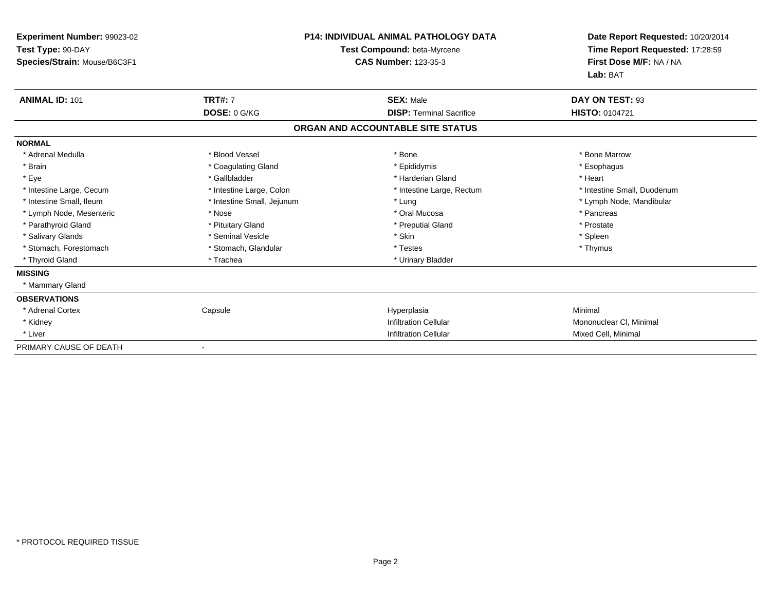**Experiment Number:** 99023-02
**Test Type:** 90-DAY
**Species/Strain:** Mouse/B6C3F1

**P14: INDIVIDUAL ANIMAL PATHOLOGY DATA**
**Test Compound:** beta-Myrcene
**CAS Number:** 123-35-3

**Date Report Requested:** 10/20/2014
**Time Report Requested:** 17:28:59
**First Dose M/F:** NA / NA
**Lab:** BAT

| **ANIMAL ID:** 101 | **TRT#:** 7 | **SEX:** Male | **DAY ON TEST:** 93 |
|---|---|---|---|
| | **DOSE:** 0 G/KG | **DISP:** Terminal Sacrifice | **HISTO:** 0104721 |

**ORGAN AND ACCOUNTABLE SITE STATUS**

**NORMAL**

| | | | |
|---|---|---|---|
| * Adrenal Medulla | * Blood Vessel | * Bone | * Bone Marrow |
| * Brain | * Coagulating Gland | * Epididymis | * Esophagus |
| * Eye | * Gallbladder | * Harderian Gland | * Heart |
| * Intestine Large, Cecum | * Intestine Large, Colon | * Intestine Large, Rectum | * Intestine Small, Duodenum |
| * Intestine Small, Ileum | * Intestine Small, Jejunum | * Lung | * Lymph Node, Mandibular |
| * Lymph Node, Mesenteric | * Nose | * Oral Mucosa | * Pancreas |
| * Parathyroid Gland | * Pituitary Gland | * Preputial Gland | * Prostate |
| * Salivary Glands | * Seminal Vesicle | * Skin | * Spleen |
| * Stomach, Forestomach | * Stomach, Glandular | * Testes | * Thymus |
| * Thyroid Gland | * Trachea | * Urinary Bladder | |

**MISSING**

* Mammary Gland

**OBSERVATIONS**

| | | | |
|---|---|---|---|
| * Adrenal Cortex | Capsule | Hyperplasia | Minimal |
| * Kidney | | Infiltration Cellular | Mononuclear Cl, Minimal |
| * Liver | | Infiltration Cellular | Mixed Cell, Minimal |

PRIMARY CAUSE OF DEATH -

* PROTOCOL REQUIRED TISSUE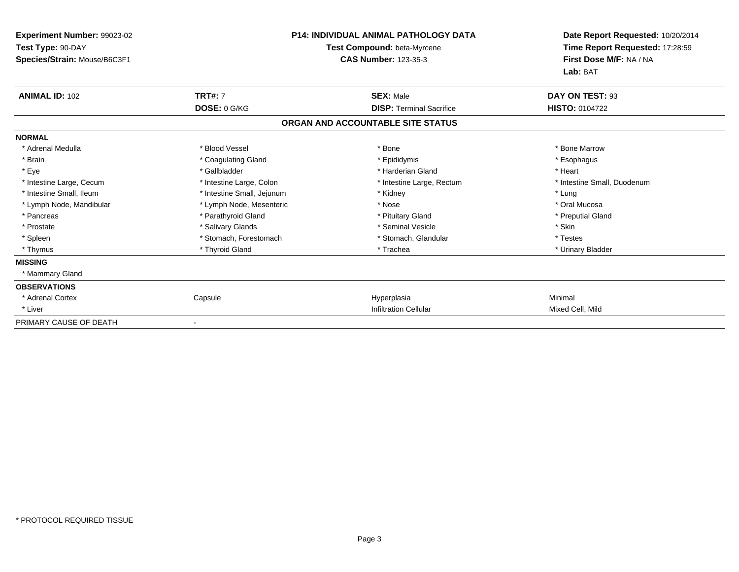**Experiment Number:** 99023-02
**Test Type:** 90-DAY
**Species/Strain:** Mouse/B6C3F1

**P14: INDIVIDUAL ANIMAL PATHOLOGY DATA**
**Test Compound:** beta-Myrcene
**CAS Number:** 123-35-3

**Date Report Requested:** 10/20/2014
**Time Report Requested:** 17:28:59
**First Dose M/F:** NA / NA
**Lab:** BAT

| **ANIMAL ID:** 102 | **TRT#:** 7 | **SEX:** Male | **DAY ON TEST:** 93 |
|---|---|---|---|
| | **DOSE:** 0 G/KG | **DISP:** Terminal Sacrifice | **HISTO:** 0104722 |

**ORGAN AND ACCOUNTABLE SITE STATUS**

| | | | |
|---|---|---|---|
| **NORMAL** | | | |
| * Adrenal Medulla | * Blood Vessel | * Bone | * Bone Marrow |
| * Brain | * Coagulating Gland | * Epididymis | * Esophagus |
| * Eye | * Gallbladder | * Harderian Gland | * Heart |
| * Intestine Large, Cecum | * Intestine Large, Colon | * Intestine Large, Rectum | * Intestine Small, Duodenum |
| * Intestine Small, Ileum | * Intestine Small, Jejunum | * Kidney | * Lung |
| * Lymph Node, Mandibular | * Lymph Node, Mesenteric | * Nose | * Oral Mucosa |
| * Pancreas | * Parathyroid Gland | * Pituitary Gland | * Preputial Gland |
| * Prostate | * Salivary Glands | * Seminal Vesicle | * Skin |
| * Spleen | * Stomach, Forestomach | * Stomach, Glandular | * Testes |
| * Thymus | * Thyroid Gland | * Trachea | * Urinary Bladder |
| **MISSING** | | | |
| * Mammary Gland | | | |
| **OBSERVATIONS** | | | |
| * Adrenal Cortex | Capsule | Hyperplasia | Minimal |
| * Liver | | Infiltration Cellular | Mixed Cell, Mild |
| PRIMARY CAUSE OF DEATH | - | | |

* PROTOCOL REQUIRED TISSUE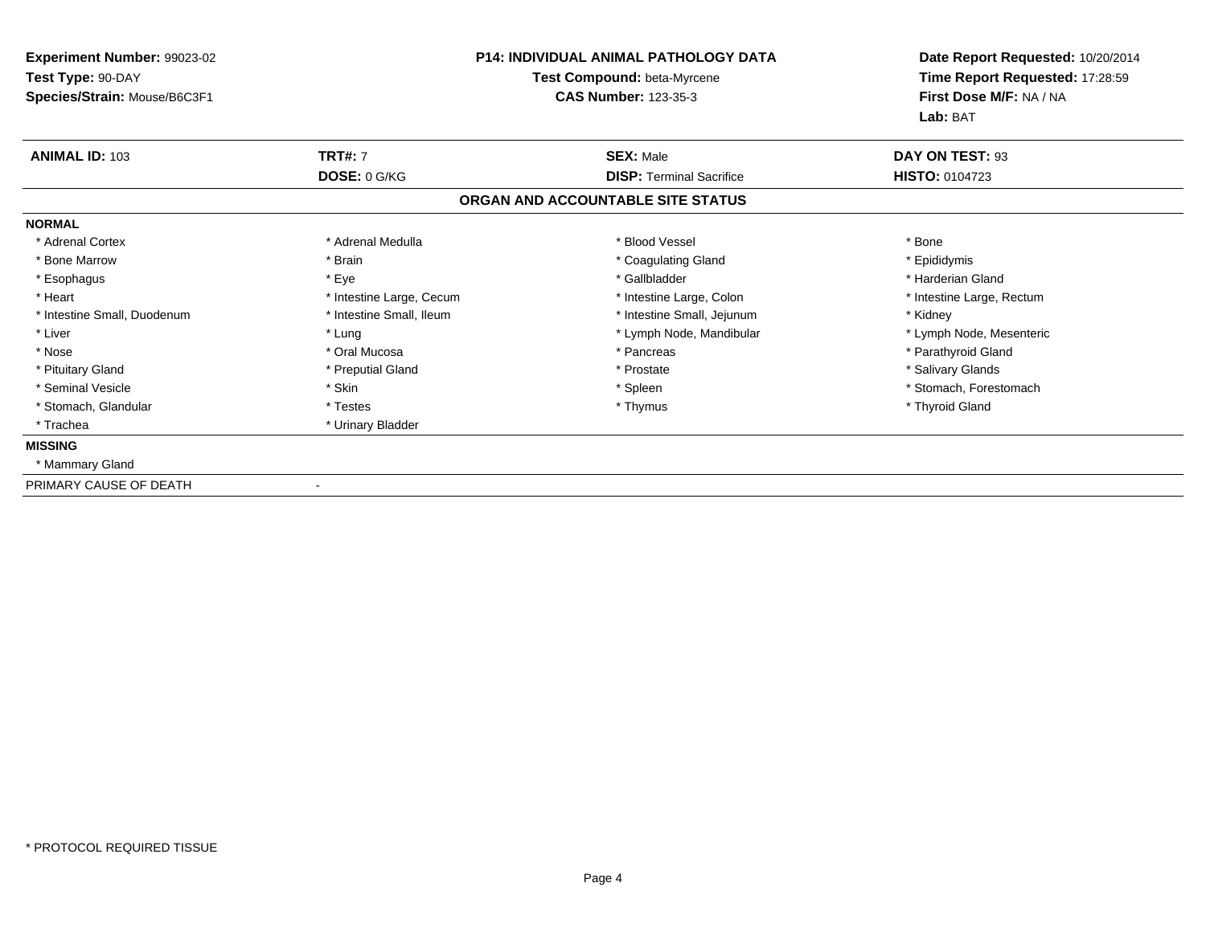**Experiment Number:** 99023-02
**Test Type:** 90-DAY
**Species/Strain:** Mouse/B6C3F1

**P14: INDIVIDUAL ANIMAL PATHOLOGY DATA**
**Test Compound:** beta-Myrcene
**CAS Number:** 123-35-3

**Date Report Requested:** 10/20/2014
**Time Report Requested:** 17:28:59
**First Dose M/F:** NA / NA
**Lab:** BAT

| **ANIMAL ID:** 103 | **TRT#:** 7 | **SEX:** Male | **DAY ON TEST:** 93 |
|---|---|---|---|
| | **DOSE:** 0 G/KG | **DISP:** Terminal Sacrifice | **HISTO:** 0104723 |

## ORGAN AND ACCOUNTABLE SITE STATUS

**NORMAL**

| | | | |
|---|---|---|---|
| * Adrenal Cortex | * Adrenal Medulla | * Blood Vessel | * Bone |
| * Bone Marrow | * Brain | * Coagulating Gland | * Epididymis |
| * Esophagus | * Eye | * Gallbladder | * Harderian Gland |
| * Heart | * Intestine Large, Cecum | * Intestine Large, Colon | * Intestine Large, Rectum |
| * Intestine Small, Duodenum | * Intestine Small, Ileum | * Intestine Small, Jejunum | * Kidney |
| * Liver | * Lung | * Lymph Node, Mandibular | * Lymph Node, Mesenteric |
| * Nose | * Oral Mucosa | * Pancreas | * Parathyroid Gland |
| * Pituitary Gland | * Preputial Gland | * Prostate | * Salivary Glands |
| * Seminal Vesicle | * Skin | * Spleen | * Stomach, Forestomach |
| * Stomach, Glandular | * Testes | * Thymus | * Thyroid Gland |
| * Trachea | * Urinary Bladder | | |

**MISSING**

* Mammary Gland

PRIMARY CAUSE OF DEATH -

* PROTOCOL REQUIRED TISSUE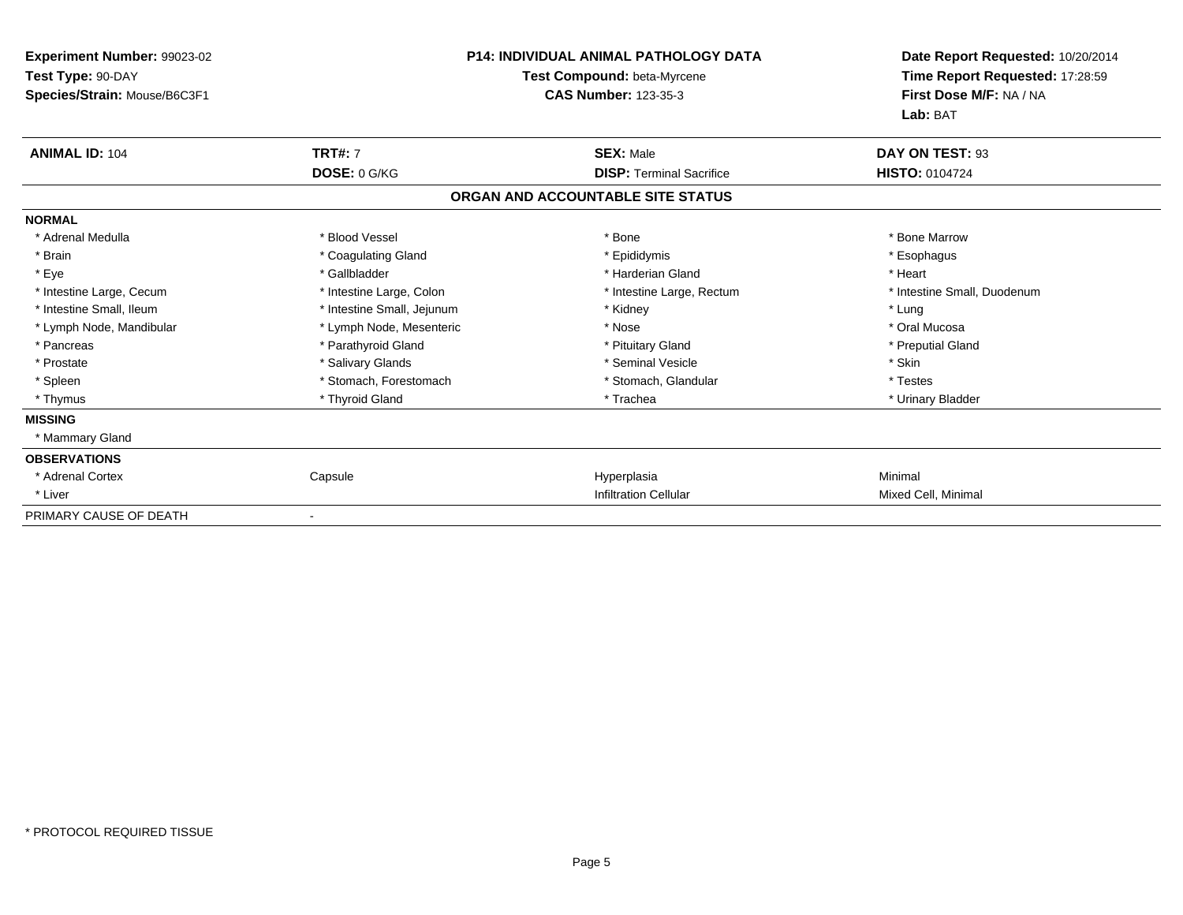**Experiment Number:** 99023-02
**Test Type:** 90-DAY
**Species/Strain:** Mouse/B6C3F1

**P14: INDIVIDUAL ANIMAL PATHOLOGY DATA**
**Test Compound:** beta-Myrcene
**CAS Number:** 123-35-3

**Date Report Requested:** 10/20/2014
**Time Report Requested:** 17:28:59
**First Dose M/F:** NA / NA
**Lab:** BAT

| **ANIMAL ID:** 104 | **TRT#:** 7 | **SEX:** Male | **DAY ON TEST:** 93 |
|---|---|---|---|
| | **DOSE:** 0 G/KG | **DISP:** Terminal Sacrifice | **HISTO:** 0104724 |

## ORGAN AND ACCOUNTABLE SITE STATUS

**NORMAL**

| | | | |
|---|---|---|---|
| * Adrenal Medulla | * Blood Vessel | * Bone | * Bone Marrow |
| * Brain | * Coagulating Gland | * Epididymis | * Esophagus |
| * Eye | * Gallbladder | * Harderian Gland | * Heart |
| * Intestine Large, Cecum | * Intestine Large, Colon | * Intestine Large, Rectum | * Intestine Small, Duodenum |
| * Intestine Small, Ileum | * Intestine Small, Jejunum | * Kidney | * Lung |
| * Lymph Node, Mandibular | * Lymph Node, Mesenteric | * Nose | * Oral Mucosa |
| * Pancreas | * Parathyroid Gland | * Pituitary Gland | * Preputial Gland |
| * Prostate | * Salivary Glands | * Seminal Vesicle | * Skin |
| * Spleen | * Stomach, Forestomach | * Stomach, Glandular | * Testes |
| * Thymus | * Thyroid Gland | * Trachea | * Urinary Bladder |

**MISSING**

* Mammary Gland

**OBSERVATIONS**

| | | | |
|---|---|---|---|
| * Adrenal Cortex | Capsule | Hyperplasia | Minimal |
| * Liver | | Infiltration Cellular | Mixed Cell, Minimal |

PRIMARY CAUSE OF DEATH -

* PROTOCOL REQUIRED TISSUE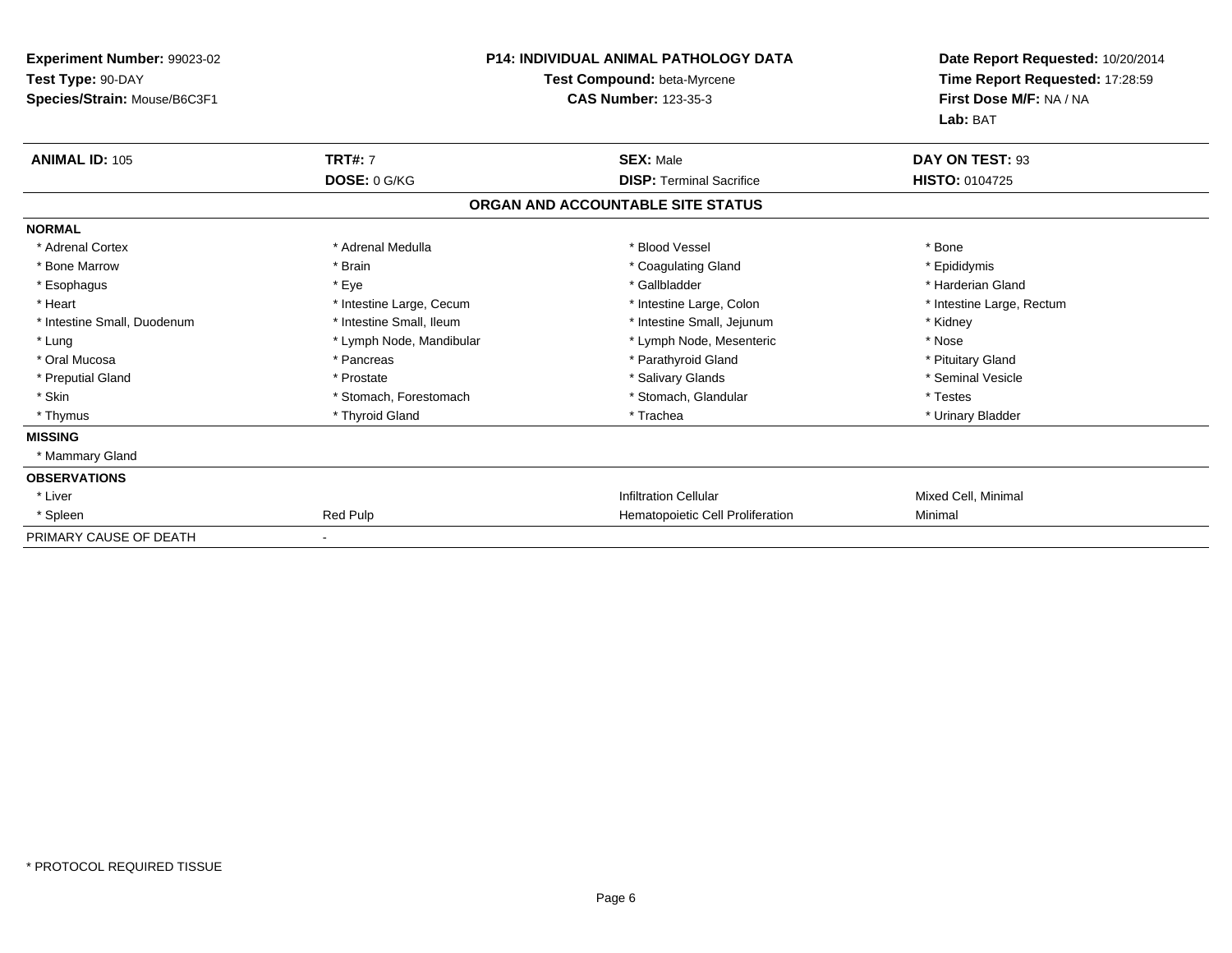**Experiment Number:** 99023-02
**Test Type:** 90-DAY
**Species/Strain:** Mouse/B6C3F1

**P14: INDIVIDUAL ANIMAL PATHOLOGY DATA**
**Test Compound:** beta-Myrcene
**CAS Number:** 123-35-3

**Date Report Requested:** 10/20/2014
**Time Report Requested:** 17:28:59
**First Dose M/F:** NA / NA
**Lab:** BAT

| **ANIMAL ID:** 105 | **TRT#:** 7 | **SEX:** Male | **DAY ON TEST:** 93 |
|---|---|---|---|
| | **DOSE:** 0 G/KG | **DISP:** Terminal Sacrifice | **HISTO:** 0104725 |

**ORGAN AND ACCOUNTABLE SITE STATUS**

**NORMAL**

| | | | |
|---|---|---|---|
| * Adrenal Cortex | * Adrenal Medulla | * Blood Vessel | * Bone |
| * Bone Marrow | * Brain | * Coagulating Gland | * Epididymis |
| * Esophagus | * Eye | * Gallbladder | * Harderian Gland |
| * Heart | * Intestine Large, Cecum | * Intestine Large, Colon | * Intestine Large, Rectum |
| * Intestine Small, Duodenum | * Intestine Small, Ileum | * Intestine Small, Jejunum | * Kidney |
| * Lung | * Lymph Node, Mandibular | * Lymph Node, Mesenteric | * Nose |
| * Oral Mucosa | * Pancreas | * Parathyroid Gland | * Pituitary Gland |
| * Preputial Gland | * Prostate | * Salivary Glands | * Seminal Vesicle |
| * Skin | * Stomach, Forestomach | * Stomach, Glandular | * Testes |
| * Thymus | * Thyroid Gland | * Trachea | * Urinary Bladder |

**MISSING**

* Mammary Gland

**OBSERVATIONS**

| | | | |
|---|---|---|---|
| * Liver | | Infiltration Cellular | Mixed Cell, Minimal |
| * Spleen | Red Pulp | Hematopoietic Cell Proliferation | Minimal |

PRIMARY CAUSE OF DEATH -

* PROTOCOL REQUIRED TISSUE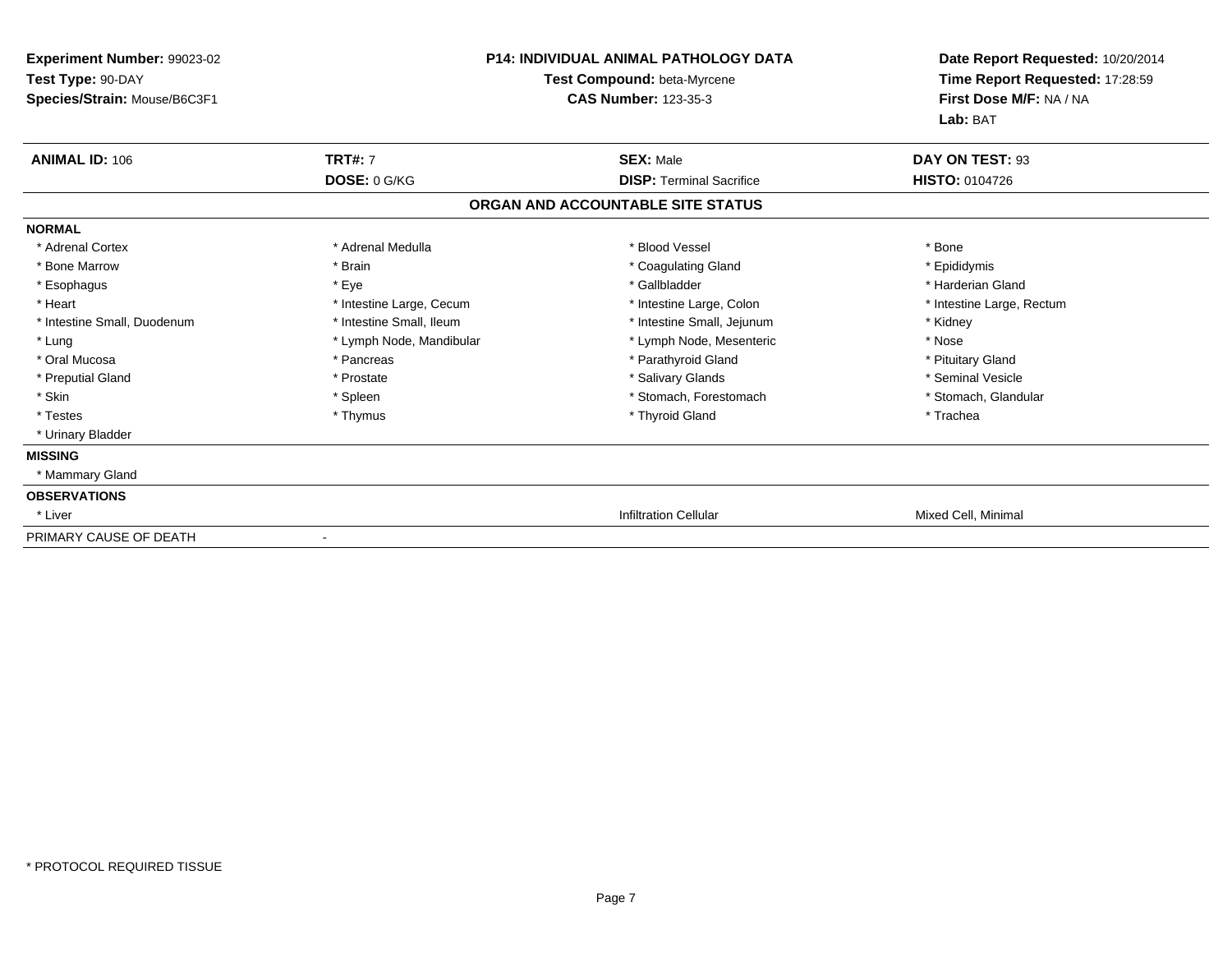**Experiment Number:** 99023-02
**Test Type:** 90-DAY
**Species/Strain:** Mouse/B6C3F1

**P14: INDIVIDUAL ANIMAL PATHOLOGY DATA**
**Test Compound:** beta-Myrcene
**CAS Number:** 123-35-3

**Date Report Requested:** 10/20/2014
**Time Report Requested:** 17:28:59
**First Dose M/F:** NA / NA
**Lab:** BAT

| **ANIMAL ID:** 106 | **TRT#:** 7 | **SEX:** Male | **DAY ON TEST:** 93 |
|---|---|---|---|
| | **DOSE:** 0 G/KG | **DISP:** Terminal Sacrifice | **HISTO:** 0104726 |

## ORGAN AND ACCOUNTABLE SITE STATUS

**NORMAL**

| | | | |
|---|---|---|---|
| * Adrenal Cortex | * Adrenal Medulla | * Blood Vessel | * Bone |
| * Bone Marrow | * Brain | * Coagulating Gland | * Epididymis |
| * Esophagus | * Eye | * Gallbladder | * Harderian Gland |
| * Heart | * Intestine Large, Cecum | * Intestine Large, Colon | * Intestine Large, Rectum |
| * Intestine Small, Duodenum | * Intestine Small, Ileum | * Intestine Small, Jejunum | * Kidney |
| * Lung | * Lymph Node, Mandibular | * Lymph Node, Mesenteric | * Nose |
| * Oral Mucosa | * Pancreas | * Parathyroid Gland | * Pituitary Gland |
| * Preputial Gland | * Prostate | * Salivary Glands | * Seminal Vesicle |
| * Skin | * Spleen | * Stomach, Forestomach | * Stomach, Glandular |
| * Testes | * Thymus | * Thyroid Gland | * Trachea |
| * Urinary Bladder | | | |

**MISSING**

* Mammary Gland

**OBSERVATIONS**

| | | |
|---|---|---|
| * Liver | Infiltration Cellular | Mixed Cell, Minimal |

PRIMARY CAUSE OF DEATH -

* PROTOCOL REQUIRED TISSUE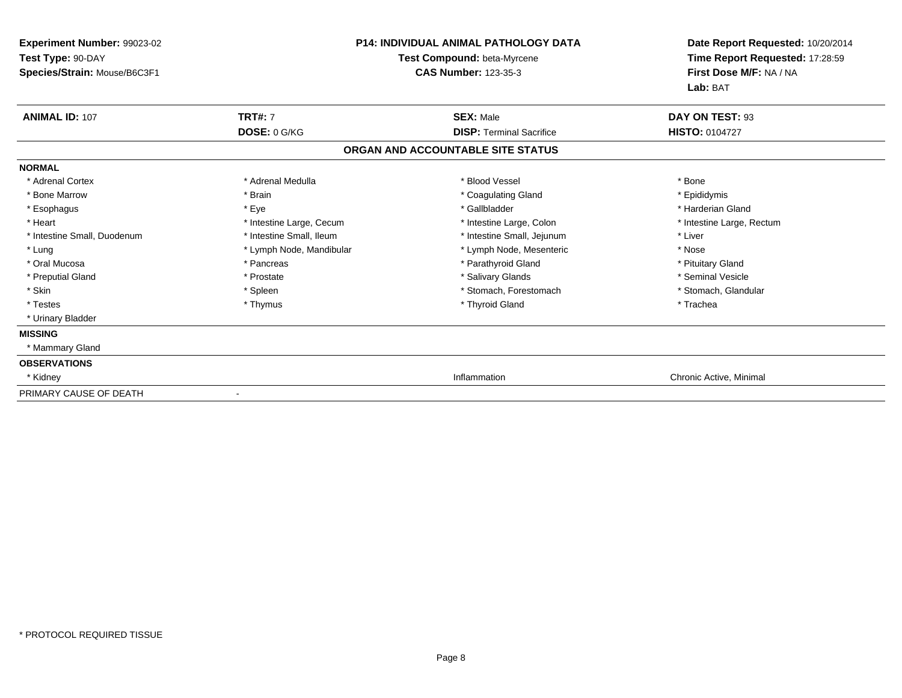**Experiment Number:** 99023-02
**Test Type:** 90-DAY
**Species/Strain:** Mouse/B6C3F1

**P14: INDIVIDUAL ANIMAL PATHOLOGY DATA**
**Test Compound:** beta-Myrcene
**CAS Number:** 123-35-3

**Date Report Requested:** 10/20/2014
**Time Report Requested:** 17:28:59
**First Dose M/F:** NA / NA
**Lab:** BAT

| **ANIMAL ID:** 107 | **TRT#:** 7 | **SEX:** Male | **DAY ON TEST:** 93 |
|---|---|---|---|
| | **DOSE:** 0 G/KG | **DISP:** Terminal Sacrifice | **HISTO:** 0104727 |

**ORGAN AND ACCOUNTABLE SITE STATUS**

**NORMAL**

| | | | |
|---|---|---|---|
| * Adrenal Cortex | * Adrenal Medulla | * Blood Vessel | * Bone |
| * Bone Marrow | * Brain | * Coagulating Gland | * Epididymis |
| * Esophagus | * Eye | * Gallbladder | * Harderian Gland |
| * Heart | * Intestine Large, Cecum | * Intestine Large, Colon | * Intestine Large, Rectum |
| * Intestine Small, Duodenum | * Intestine Small, Ileum | * Intestine Small, Jejunum | * Liver |
| * Lung | * Lymph Node, Mandibular | * Lymph Node, Mesenteric | * Nose |
| * Oral Mucosa | * Pancreas | * Parathyroid Gland | * Pituitary Gland |
| * Preputial Gland | * Prostate | * Salivary Glands | * Seminal Vesicle |
| * Skin | * Spleen | * Stomach, Forestomach | * Stomach, Glandular |
| * Testes | * Thymus | * Thyroid Gland | * Trachea |
| * Urinary Bladder | | | |

**MISSING**

* Mammary Gland

**OBSERVATIONS**

| | | | |
|---|---|---|---|
| * Kidney | | Inflammation | Chronic Active, Minimal |

PRIMARY CAUSE OF DEATH -

* PROTOCOL REQUIRED TISSUE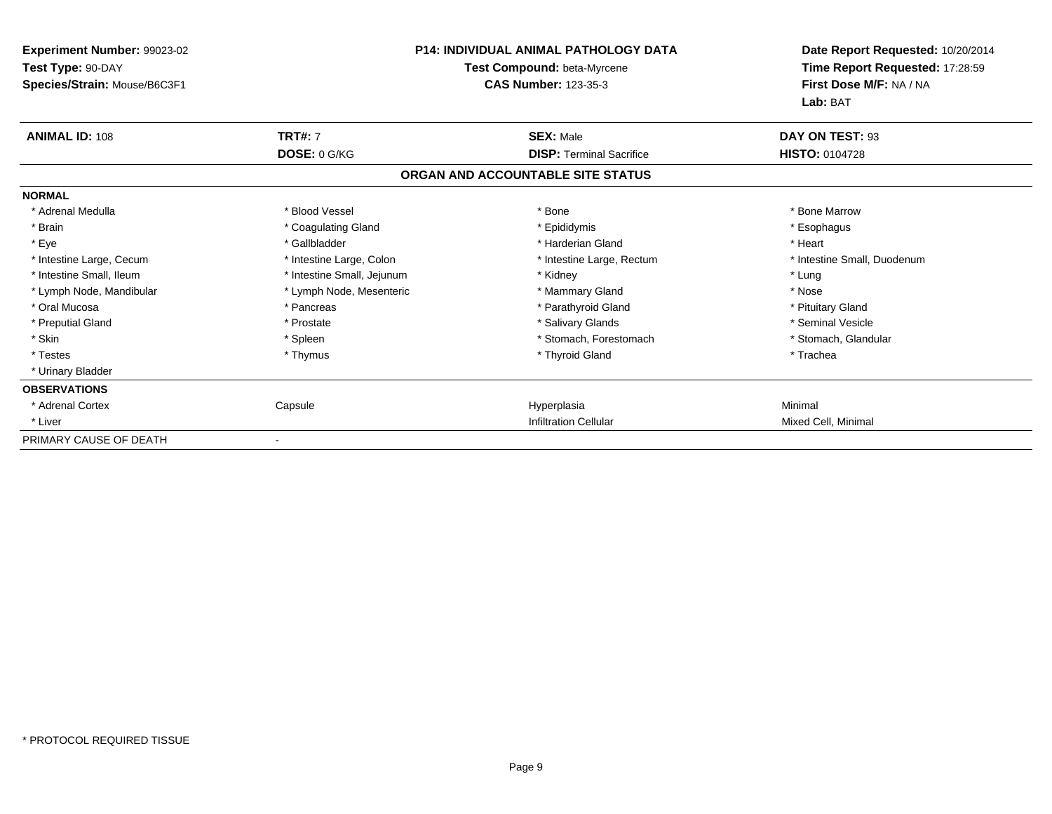**Experiment Number:** 99023-02
**Test Type:** 90-DAY
**Species/Strain:** Mouse/B6C3F1

**P14: INDIVIDUAL ANIMAL PATHOLOGY DATA**
**Test Compound:** beta-Myrcene
**CAS Number:** 123-35-3

**Date Report Requested:** 10/20/2014
**Time Report Requested:** 17:28:59
**First Dose M/F:** NA / NA
**Lab:** BAT

| **ANIMAL ID:** 108 | **TRT#:** 7 | **SEX:** Male | **DAY ON TEST:** 93 |
|---|---|---|---|
| | **DOSE:** 0 G/KG | **DISP:** Terminal Sacrifice | **HISTO:** 0104728 |

**ORGAN AND ACCOUNTABLE SITE STATUS**

| | | | |
|---|---|---|---|
| **NORMAL** | | | |
| * Adrenal Medulla | * Blood Vessel | * Bone | * Bone Marrow |
| * Brain | * Coagulating Gland | * Epididymis | * Esophagus |
| * Eye | * Gallbladder | * Harderian Gland | * Heart |
| * Intestine Large, Cecum | * Intestine Large, Colon | * Intestine Large, Rectum | * Intestine Small, Duodenum |
| * Intestine Small, Ileum | * Intestine Small, Jejunum | * Kidney | * Lung |
| * Lymph Node, Mandibular | * Lymph Node, Mesenteric | * Mammary Gland | * Nose |
| * Oral Mucosa | * Pancreas | * Parathyroid Gland | * Pituitary Gland |
| * Preputial Gland | * Prostate | * Salivary Glands | * Seminal Vesicle |
| * Skin | * Spleen | * Stomach, Forestomach | * Stomach, Glandular |
| * Testes | * Thymus | * Thyroid Gland | * Trachea |
| * Urinary Bladder | | | |
| **OBSERVATIONS** | | | |
| * Adrenal Cortex | Capsule | Hyperplasia | Minimal |
| * Liver | | Infiltration Cellular | Mixed Cell, Minimal |
| PRIMARY CAUSE OF DEATH | - | | |

* PROTOCOL REQUIRED TISSUE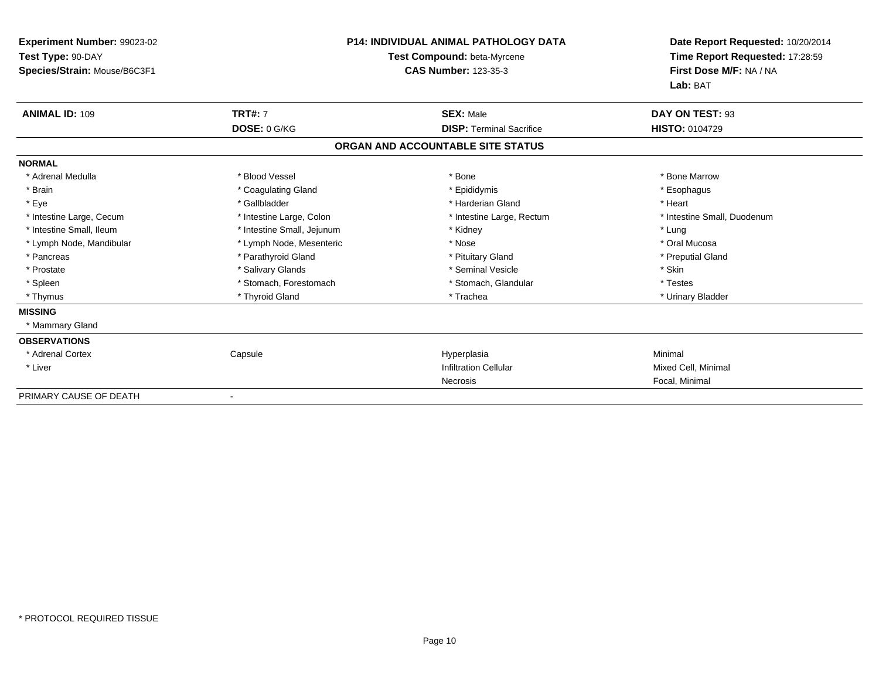**Experiment Number:** 99023-02
**Test Type:** 90-DAY
**Species/Strain:** Mouse/B6C3F1

**P14: INDIVIDUAL ANIMAL PATHOLOGY DATA**
**Test Compound:** beta-Myrcene
**CAS Number:** 123-35-3

**Date Report Requested:** 10/20/2014
**Time Report Requested:** 17:28:59
**First Dose M/F:** NA / NA
**Lab:** BAT

| **ANIMAL ID:** 109 | **TRT#:** 7 | **SEX:** Male | **DAY ON TEST:** 93 |
|---|---|---|---|
| | **DOSE:** 0 G/KG | **DISP:** Terminal Sacrifice | **HISTO:** 0104729 |

## ORGAN AND ACCOUNTABLE SITE STATUS

**NORMAL**

| | | | |
|---|---|---|---|
| * Adrenal Medulla | * Blood Vessel | * Bone | * Bone Marrow |
| * Brain | * Coagulating Gland | * Epididymis | * Esophagus |
| * Eye | * Gallbladder | * Harderian Gland | * Heart |
| * Intestine Large, Cecum | * Intestine Large, Colon | * Intestine Large, Rectum | * Intestine Small, Duodenum |
| * Intestine Small, Ileum | * Intestine Small, Jejunum | * Kidney | * Lung |
| * Lymph Node, Mandibular | * Lymph Node, Mesenteric | * Nose | * Oral Mucosa |
| * Pancreas | * Parathyroid Gland | * Pituitary Gland | * Preputial Gland |
| * Prostate | * Salivary Glands | * Seminal Vesicle | * Skin |
| * Spleen | * Stomach, Forestomach | * Stomach, Glandular | * Testes |
| * Thymus | * Thyroid Gland | * Trachea | * Urinary Bladder |

**MISSING**

* Mammary Gland

**OBSERVATIONS**

| | | | |
|---|---|---|---|
| * Adrenal Cortex | Capsule | Hyperplasia | Minimal |
| * Liver | | Infiltration Cellular | Mixed Cell, Minimal |
| | | Necrosis | Focal, Minimal |

PRIMARY CAUSE OF DEATH -

* PROTOCOL REQUIRED TISSUE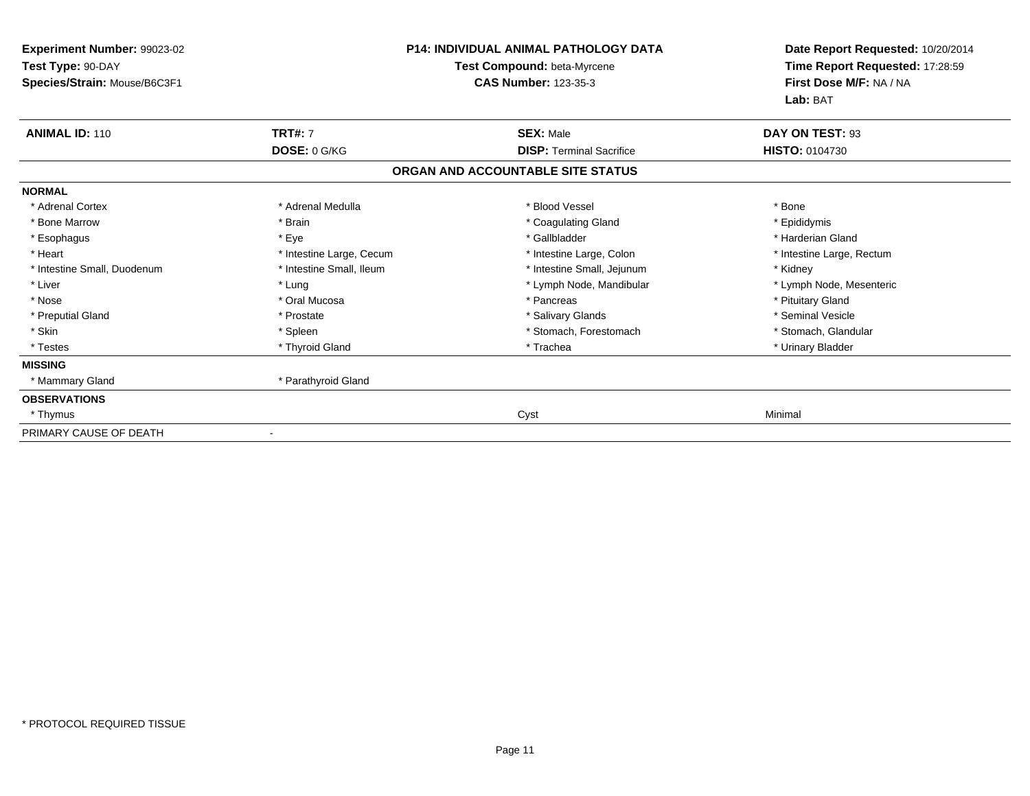**Experiment Number:** 99023-02
**Test Type:** 90-DAY
**Species/Strain:** Mouse/B6C3F1

**P14: INDIVIDUAL ANIMAL PATHOLOGY DATA**
**Test Compound:** beta-Myrcene
**CAS Number:** 123-35-3

**Date Report Requested:** 10/20/2014
**Time Report Requested:** 17:28:59
**First Dose M/F:** NA / NA
**Lab:** BAT

| **ANIMAL ID:** 110 | **TRT#:** 7 | **SEX:** Male | **DAY ON TEST:** 93 |
|---|---|---|---|
| | **DOSE:** 0 G/KG | **DISP:** Terminal Sacrifice | **HISTO:** 0104730 |

### ORGAN AND ACCOUNTABLE SITE STATUS

| | | | |
|---|---|---|---|
| **NORMAL** | | | |
| * Adrenal Cortex | * Adrenal Medulla | * Blood Vessel | * Bone |
| * Bone Marrow | * Brain | * Coagulating Gland | * Epididymis |
| * Esophagus | * Eye | * Gallbladder | * Harderian Gland |
| * Heart | * Intestine Large, Cecum | * Intestine Large, Colon | * Intestine Large, Rectum |
| * Intestine Small, Duodenum | * Intestine Small, Ileum | * Intestine Small, Jejunum | * Kidney |
| * Liver | * Lung | * Lymph Node, Mandibular | * Lymph Node, Mesenteric |
| * Nose | * Oral Mucosa | * Pancreas | * Pituitary Gland |
| * Preputial Gland | * Prostate | * Salivary Glands | * Seminal Vesicle |
| * Skin | * Spleen | * Stomach, Forestomach | * Stomach, Glandular |
| * Testes | * Thyroid Gland | * Trachea | * Urinary Bladder |
| **MISSING** | | | |
| * Mammary Gland | * Parathyroid Gland | | |
| **OBSERVATIONS** | | | |
| * Thymus | | Cyst | Minimal |
| PRIMARY CAUSE OF DEATH | - | | |

* PROTOCOL REQUIRED TISSUE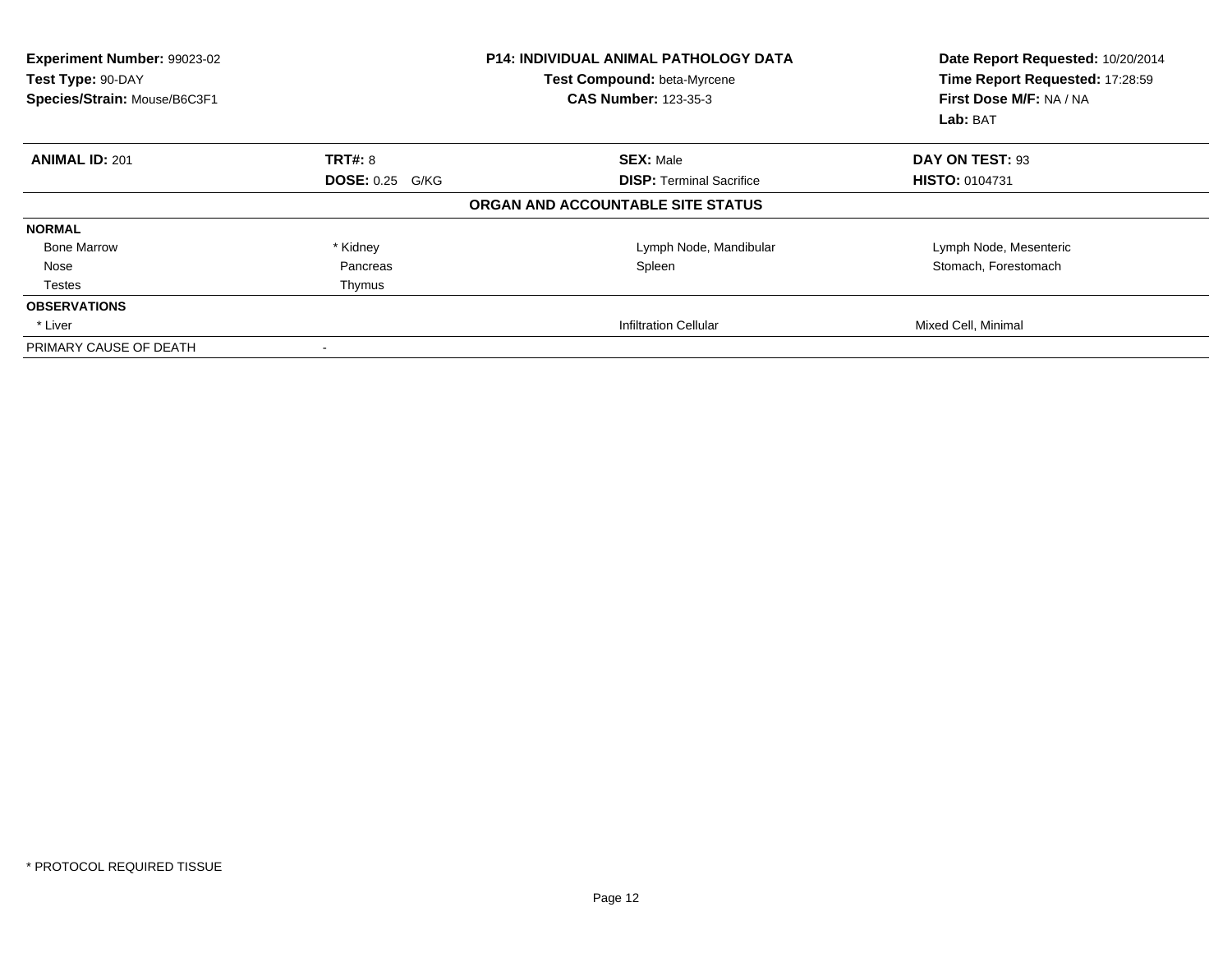**Experiment Number:** 99023-02
**Test Type:** 90-DAY
**Species/Strain:** Mouse/B6C3F1

**P14: INDIVIDUAL ANIMAL PATHOLOGY DATA**
**Test Compound:** beta-Myrcene
**CAS Number:** 123-35-3

**Date Report Requested:** 10/20/2014
**Time Report Requested:** 17:28:59
**First Dose M/F:** NA / NA
**Lab:** BAT

| **ANIMAL ID:** 201 | **TRT#:** 8 | **SEX:** Male | **DAY ON TEST:** 93 |
|---|---|---|---|
| | **DOSE:** 0.25 G/KG | **DISP:** Terminal Sacrifice | **HISTO:** 0104731 |

**ORGAN AND ACCOUNTABLE SITE STATUS**

| | | | |
|---|---|---|---|
| **NORMAL** | | | |
| Bone Marrow | * Kidney | Lymph Node, Mandibular | Lymph Node, Mesenteric |
| Nose | Pancreas | Spleen | Stomach, Forestomach |
| Testes | Thymus | | |
| **OBSERVATIONS** | | | |
| * Liver | | Infiltration Cellular | Mixed Cell, Minimal |
| PRIMARY CAUSE OF DEATH | - | | |

* PROTOCOL REQUIRED TISSUE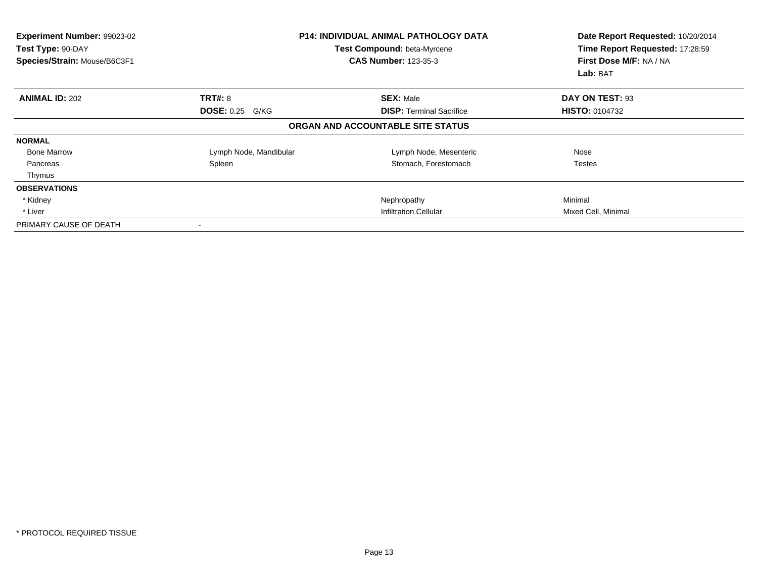**Experiment Number:** 99023-02
**Test Type:** 90-DAY
**Species/Strain:** Mouse/B6C3F1

**P14: INDIVIDUAL ANIMAL PATHOLOGY DATA**
**Test Compound:** beta-Myrcene
**CAS Number:** 123-35-3

**Date Report Requested:** 10/20/2014
**Time Report Requested:** 17:28:59
**First Dose M/F:** NA / NA
**Lab:** BAT

| **ANIMAL ID:** 202 | **TRT#:** 8 | **SEX:** Male | **DAY ON TEST:** 93 |
|---|---|---|---|
| | **DOSE:** 0.25 G/KG | **DISP:** Terminal Sacrifice | **HISTO:** 0104732 |

**ORGAN AND ACCOUNTABLE SITE STATUS**

| | | | |
|---|---|---|---|
| **NORMAL** | | | |
| Bone Marrow | Lymph Node, Mandibular | Lymph Node, Mesenteric | Nose |
| Pancreas | Spleen | Stomach, Forestomach | Testes |
| Thymus | | | |
| **OBSERVATIONS** | | | |
| * Kidney | | Nephropathy | Minimal |
| * Liver | | Infiltration Cellular | Mixed Cell, Minimal |
| PRIMARY CAUSE OF DEATH | - | | |

* PROTOCOL REQUIRED TISSUE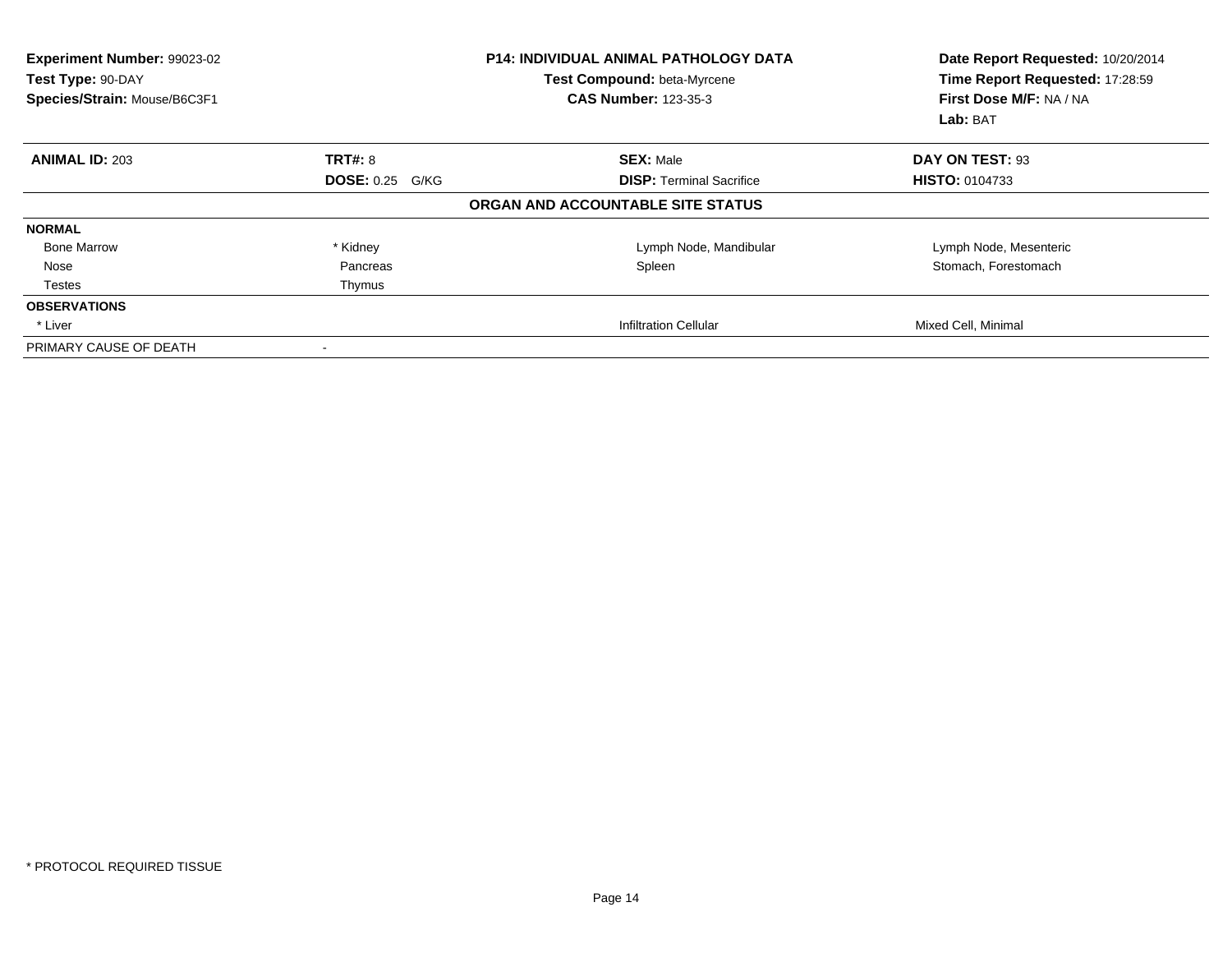**Experiment Number:** 99023-02
**Test Type:** 90-DAY
**Species/Strain:** Mouse/B6C3F1

**P14: INDIVIDUAL ANIMAL PATHOLOGY DATA**
**Test Compound:** beta-Myrcene
**CAS Number:** 123-35-3

**Date Report Requested:** 10/20/2014
**Time Report Requested:** 17:28:59
**First Dose M/F:** NA / NA
**Lab:** BAT

| **ANIMAL ID:** 203 | **TRT#:** 8 | **SEX:** Male | **DAY ON TEST:** 93 |
|---|---|---|---|
| | **DOSE:** 0.25 G/KG | **DISP:** Terminal Sacrifice | **HISTO:** 0104733 |

**ORGAN AND ACCOUNTABLE SITE STATUS**

| | | | |
|---|---|---|---|
| **NORMAL** | | | |
| Bone Marrow | * Kidney | Lymph Node, Mandibular | Lymph Node, Mesenteric |
| Nose | Pancreas | Spleen | Stomach, Forestomach |
| Testes | Thymus | | |
| **OBSERVATIONS** | | | |
| * Liver | | Infiltration Cellular | Mixed Cell, Minimal |
| PRIMARY CAUSE OF DEATH | - | | |

\* PROTOCOL REQUIRED TISSUE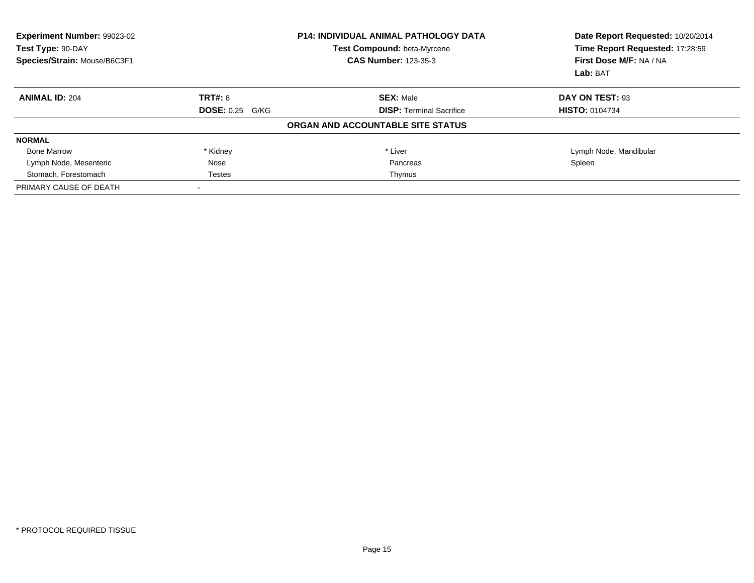**Experiment Number:** 99023-02
**Test Type:** 90-DAY
**Species/Strain:** Mouse/B6C3F1

**P14: INDIVIDUAL ANIMAL PATHOLOGY DATA**
**Test Compound:** beta-Myrcene
**CAS Number:** 123-35-3

**Date Report Requested:** 10/20/2014
**Time Report Requested:** 17:28:59
**First Dose M/F:** NA / NA
**Lab:** BAT

| **ANIMAL ID:** 204 | **TRT#:** 8 | **SEX:** Male | **DAY ON TEST:** 93 |
|---|---|---|---|
| | **DOSE:** 0.25 G/KG | **DISP:** Terminal Sacrifice | **HISTO:** 0104734 |

**ORGAN AND ACCOUNTABLE SITE STATUS**

| **NORMAL** | | | |
|---|---|---|---|
| Bone Marrow | * Kidney | * Liver | Lymph Node, Mandibular |
| Lymph Node, Mesenteric | Nose | Pancreas | Spleen |
| Stomach, Forestomach | Testes | Thymus | |
| PRIMARY CAUSE OF DEATH | - | | |

* PROTOCOL REQUIRED TISSUE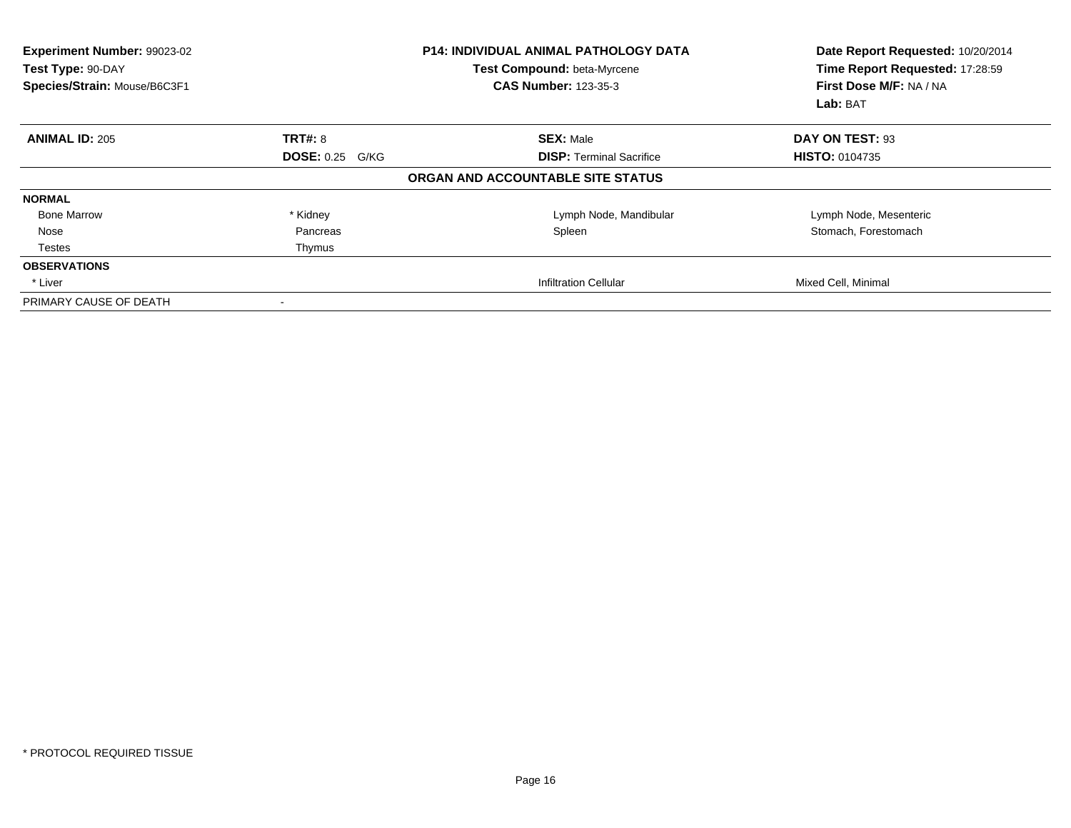**Experiment Number:** 99023-02
**Test Type:** 90-DAY
**Species/Strain:** Mouse/B6C3F1

**P14: INDIVIDUAL ANIMAL PATHOLOGY DATA**
**Test Compound:** beta-Myrcene
**CAS Number:** 123-35-3

**Date Report Requested:** 10/20/2014
**Time Report Requested:** 17:28:59
**First Dose M/F:** NA / NA
**Lab:** BAT

| **ANIMAL ID:** 205 | **TRT#:** 8 | **SEX:** Male | **DAY ON TEST:** 93 |
|---|---|---|---|
| | **DOSE:** 0.25 G/KG | **DISP:** Terminal Sacrifice | **HISTO:** 0104735 |

**ORGAN AND ACCOUNTABLE SITE STATUS**

| | | | |
|---|---|---|---|
| **NORMAL** | | | |
| Bone Marrow | * Kidney | Lymph Node, Mandibular | Lymph Node, Mesenteric |
| Nose | Pancreas | Spleen | Stomach, Forestomach |
| Testes | Thymus | | |
| **OBSERVATIONS** | | | |
| * Liver | | Infiltration Cellular | Mixed Cell, Minimal |
| PRIMARY CAUSE OF DEATH | - | | |

* PROTOCOL REQUIRED TISSUE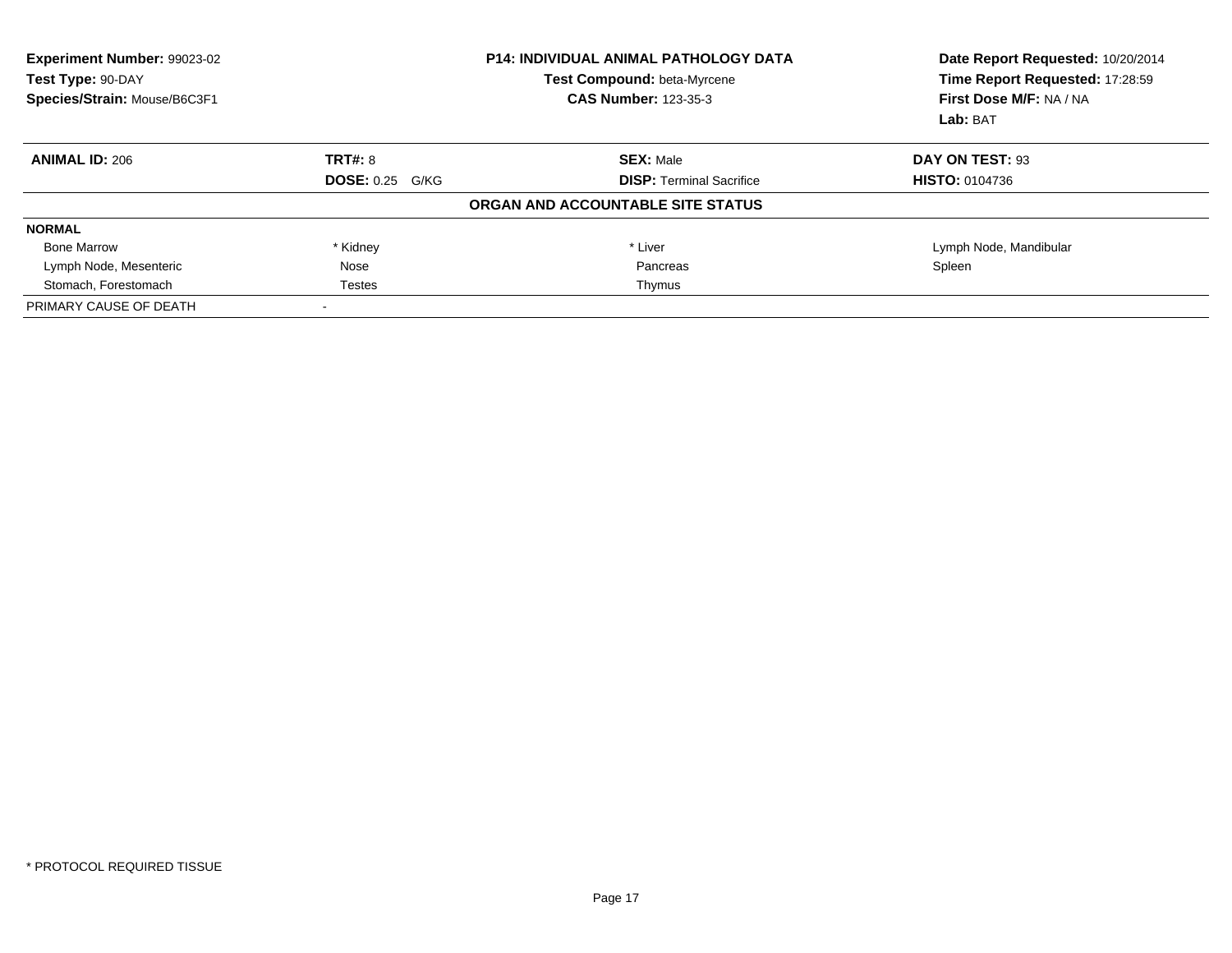**Experiment Number:** 99023-02
**Test Type:** 90-DAY
**Species/Strain:** Mouse/B6C3F1

**P14: INDIVIDUAL ANIMAL PATHOLOGY DATA**
**Test Compound:** beta-Myrcene
**CAS Number:** 123-35-3

**Date Report Requested:** 10/20/2014
**Time Report Requested:** 17:28:59
**First Dose M/F:** NA / NA
**Lab:** BAT

| **ANIMAL ID:** 206 | **TRT#:** 8 | **SEX:** Male | **DAY ON TEST:** 93 |
|---|---|---|---|
| | **DOSE:** 0.25 G/KG | **DISP:** Terminal Sacrifice | **HISTO:** 0104736 |

**ORGAN AND ACCOUNTABLE SITE STATUS**

| **NORMAL** | | | |
|---|---|---|---|
| Bone Marrow | * Kidney | * Liver | Lymph Node, Mandibular |
| Lymph Node, Mesenteric | Nose | Pancreas | Spleen |
| Stomach, Forestomach | Testes | Thymus | |
| PRIMARY CAUSE OF DEATH | - | | |

* PROTOCOL REQUIRED TISSUE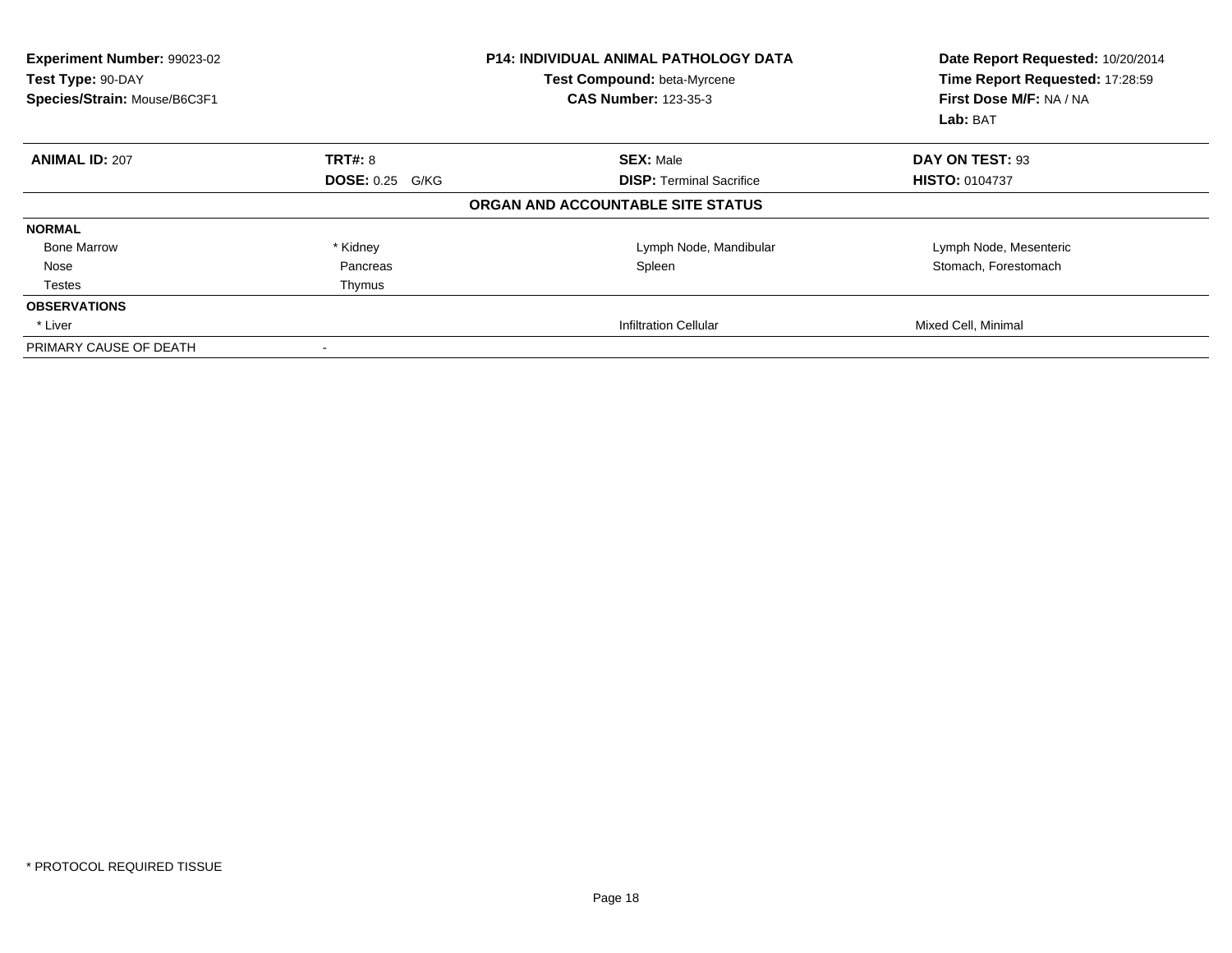**Experiment Number:** 99023-02
**Test Type:** 90-DAY
**Species/Strain:** Mouse/B6C3F1

**P14: INDIVIDUAL ANIMAL PATHOLOGY DATA**
**Test Compound:** beta-Myrcene
**CAS Number:** 123-35-3

**Date Report Requested:** 10/20/2014
**Time Report Requested:** 17:28:59
**First Dose M/F:** NA / NA
**Lab:** BAT

| **ANIMAL ID:** 207 | **TRT#:** 8 | **SEX:** Male | **DAY ON TEST:** 93 |
|---|---|---|---|
| | **DOSE:** 0.25 G/KG | **DISP:** Terminal Sacrifice | **HISTO:** 0104737 |

**ORGAN AND ACCOUNTABLE SITE STATUS**

| | | | |
|---|---|---|---|
| **NORMAL** | | | |
| Bone Marrow | * Kidney | Lymph Node, Mandibular | Lymph Node, Mesenteric |
| Nose | Pancreas | Spleen | Stomach, Forestomach |
| Testes | Thymus | | |
| **OBSERVATIONS** | | | |
| * Liver | | Infiltration Cellular | Mixed Cell, Minimal |
| PRIMARY CAUSE OF DEATH | - | | |

* PROTOCOL REQUIRED TISSUE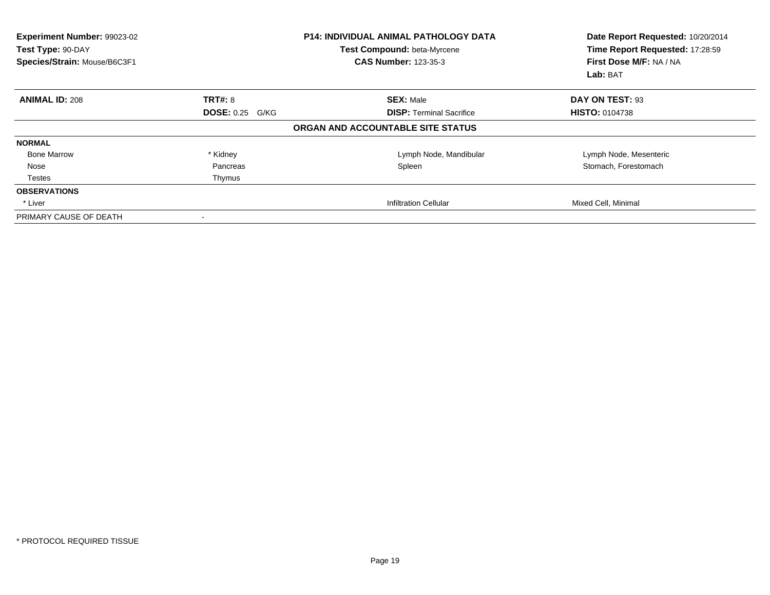**Experiment Number:** 99023-02
**Test Type:** 90-DAY
**Species/Strain:** Mouse/B6C3F1

**P14: INDIVIDUAL ANIMAL PATHOLOGY DATA**
**Test Compound:** beta-Myrcene
**CAS Number:** 123-35-3

**Date Report Requested:** 10/20/2014
**Time Report Requested:** 17:28:59
**First Dose M/F:** NA / NA
**Lab:** BAT

| **ANIMAL ID:** 208 | **TRT#:** 8 | **SEX:** Male | **DAY ON TEST:** 93 |
|---|---|---|---|
| | **DOSE:** 0.25 G/KG | **DISP:** Terminal Sacrifice | **HISTO:** 0104738 |

**ORGAN AND ACCOUNTABLE SITE STATUS**

| | | | |
|---|---|---|---|
| **NORMAL** | | | |
| Bone Marrow | * Kidney | Lymph Node, Mandibular | Lymph Node, Mesenteric |
| Nose | Pancreas | Spleen | Stomach, Forestomach |
| Testes | Thymus | | |
| **OBSERVATIONS** | | | |
| * Liver | | Infiltration Cellular | Mixed Cell, Minimal |
| PRIMARY CAUSE OF DEATH | - | | |

* PROTOCOL REQUIRED TISSUE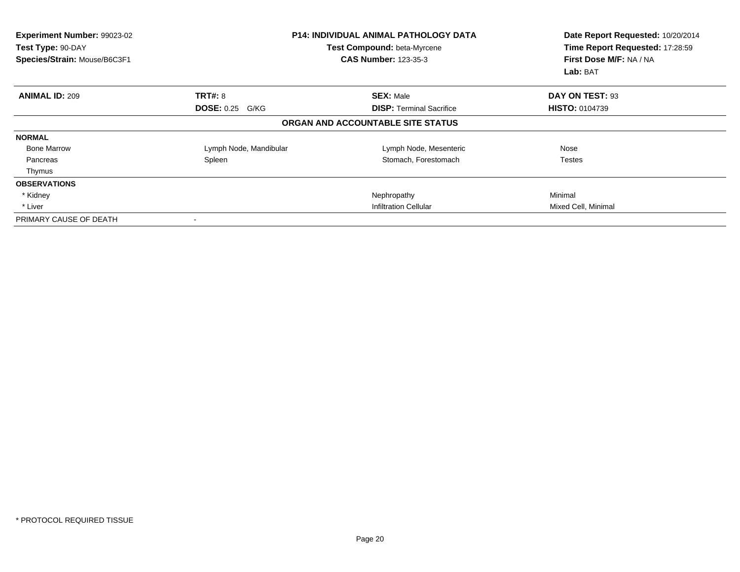**Experiment Number:** 99023-02
**Test Type:** 90-DAY
**Species/Strain:** Mouse/B6C3F1

**P14: INDIVIDUAL ANIMAL PATHOLOGY DATA**
**Test Compound:** beta-Myrcene
**CAS Number:** 123-35-3

**Date Report Requested:** 10/20/2014
**Time Report Requested:** 17:28:59
**First Dose M/F:** NA / NA
**Lab:** BAT

| **ANIMAL ID:** 209 | **TRT#:** 8 | **SEX:** Male | **DAY ON TEST:** 93 |
|---|---|---|---|
| | **DOSE:** 0.25 G/KG | **DISP:** Terminal Sacrifice | **HISTO:** 0104739 |

**ORGAN AND ACCOUNTABLE SITE STATUS**

| | | | |
|---|---|---|---|
| **NORMAL** | | | |
| Bone Marrow | Lymph Node, Mandibular | Lymph Node, Mesenteric | Nose |
| Pancreas | Spleen | Stomach, Forestomach | Testes |
| Thymus | | | |
| **OBSERVATIONS** | | | |
| * Kidney | | Nephropathy | Minimal |
| * Liver | | Infiltration Cellular | Mixed Cell, Minimal |
| PRIMARY CAUSE OF DEATH | - | | |

* PROTOCOL REQUIRED TISSUE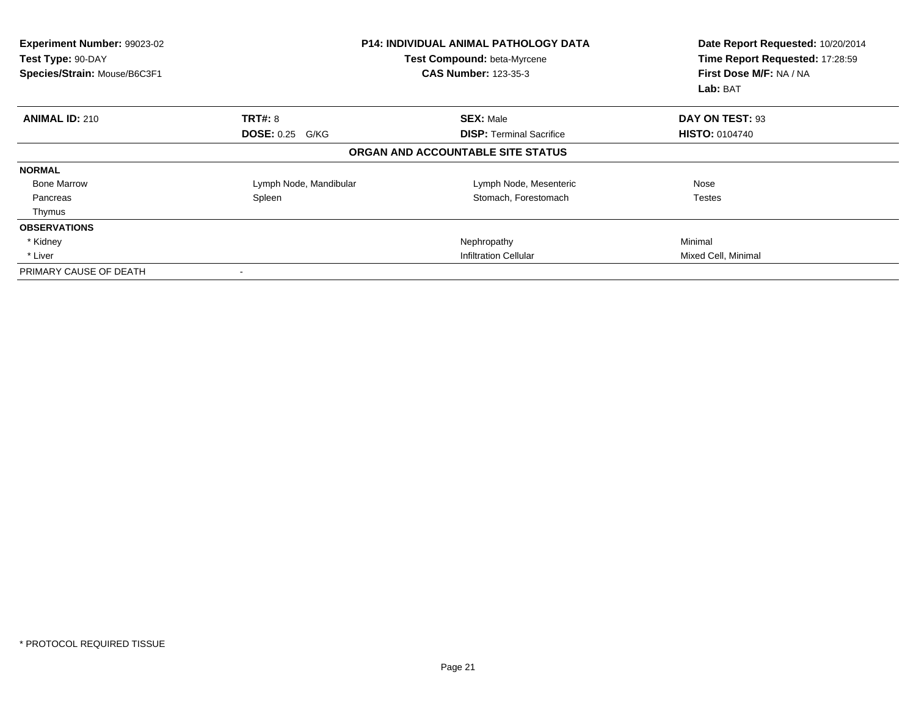**Experiment Number:** 99023-02
**Test Type:** 90-DAY
**Species/Strain:** Mouse/B6C3F1

**P14: INDIVIDUAL ANIMAL PATHOLOGY DATA**
**Test Compound:** beta-Myrcene
**CAS Number:** 123-35-3

**Date Report Requested:** 10/20/2014
**Time Report Requested:** 17:28:59
**First Dose M/F:** NA / NA
**Lab:** BAT

| **ANIMAL ID:** 210 | **TRT#:** 8 | **SEX:** Male | **DAY ON TEST:** 93 |
|---|---|---|---|
| | **DOSE:** 0.25 G/KG | **DISP:** Terminal Sacrifice | **HISTO:** 0104740 |

**ORGAN AND ACCOUNTABLE SITE STATUS**

| | | | |
|---|---|---|---|
| **NORMAL** | | | |
| Bone Marrow | Lymph Node, Mandibular | Lymph Node, Mesenteric | Nose |
| Pancreas | Spleen | Stomach, Forestomach | Testes |
| Thymus | | | |
| **OBSERVATIONS** | | | |
| * Kidney | | Nephropathy | Minimal |
| * Liver | | Infiltration Cellular | Mixed Cell, Minimal |
| PRIMARY CAUSE OF DEATH | - | | |

* PROTOCOL REQUIRED TISSUE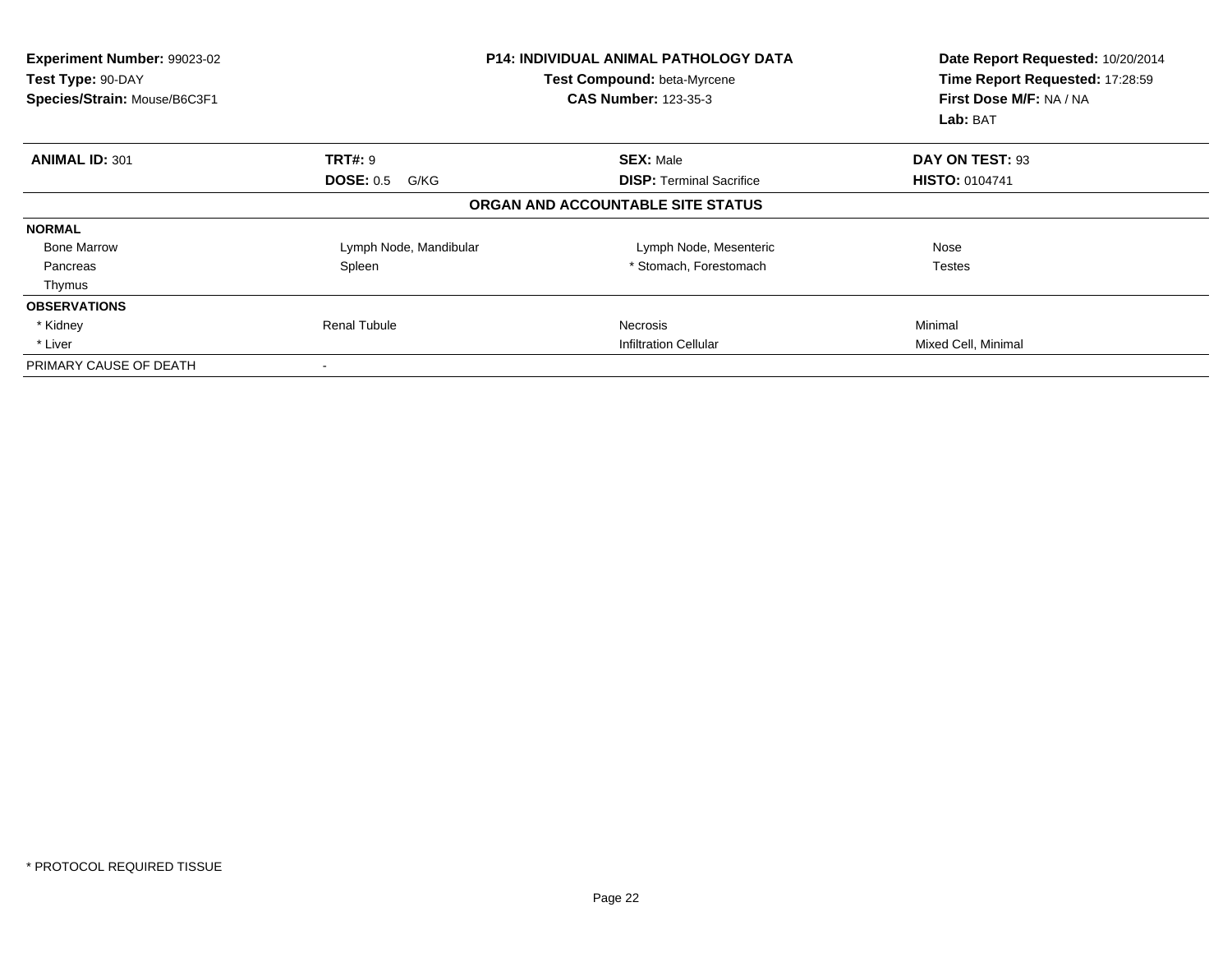**Experiment Number:** 99023-02
**Test Type:** 90-DAY
**Species/Strain:** Mouse/B6C3F1

**P14: INDIVIDUAL ANIMAL PATHOLOGY DATA**
**Test Compound:** beta-Myrcene
**CAS Number:** 123-35-3

**Date Report Requested:** 10/20/2014
**Time Report Requested:** 17:28:59
**First Dose M/F:** NA / NA
**Lab:** BAT

| **ANIMAL ID:** 301 | **TRT#:** 9 | **SEX:** Male | **DAY ON TEST:** 93 |
|---|---|---|---|
| | **DOSE:** 0.5 G/KG | **DISP:** Terminal Sacrifice | **HISTO:** 0104741 |

**ORGAN AND ACCOUNTABLE SITE STATUS**

| | | | |
|---|---|---|---|
| **NORMAL** | | | |
| Bone Marrow | Lymph Node, Mandibular | Lymph Node, Mesenteric | Nose |
| Pancreas | Spleen | * Stomach, Forestomach | Testes |
| Thymus | | | |
| **OBSERVATIONS** | | | |
| * Kidney | Renal Tubule | Necrosis | Minimal |
| * Liver | | Infiltration Cellular | Mixed Cell, Minimal |
| PRIMARY CAUSE OF DEATH | - | | |

* PROTOCOL REQUIRED TISSUE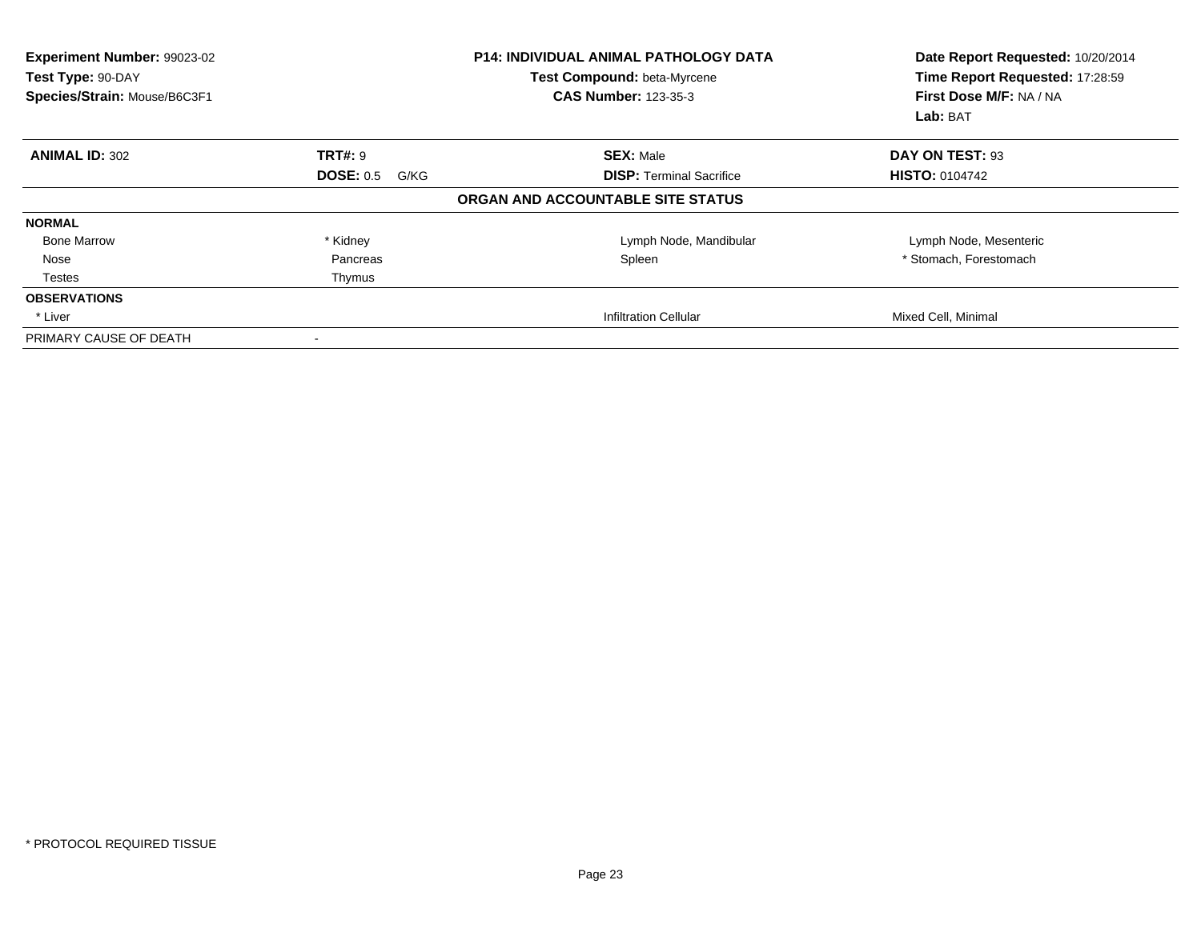**Experiment Number:** 99023-02
**Test Type:** 90-DAY
**Species/Strain:** Mouse/B6C3F1

**P14: INDIVIDUAL ANIMAL PATHOLOGY DATA**
**Test Compound:** beta-Myrcene
**CAS Number:** 123-35-3

**Date Report Requested:** 10/20/2014
**Time Report Requested:** 17:28:59
**First Dose M/F:** NA / NA
**Lab:** BAT

| **ANIMAL ID:** 302 | **TRT#:** 9 | **SEX:** Male | **DAY ON TEST:** 93 |
|---|---|---|---|
| | **DOSE:** 0.5 G/KG | **DISP:** Terminal Sacrifice | **HISTO:** 0104742 |

**ORGAN AND ACCOUNTABLE SITE STATUS**

| | | | |
|---|---|---|---|
| **NORMAL** | | | |
| Bone Marrow | * Kidney | Lymph Node, Mandibular | Lymph Node, Mesenteric |
| Nose | Pancreas | Spleen | * Stomach, Forestomach |
| Testes | Thymus | | |
| **OBSERVATIONS** | | | |
| * Liver | | Infiltration Cellular | Mixed Cell, Minimal |
| PRIMARY CAUSE OF DEATH | - | | |

* PROTOCOL REQUIRED TISSUE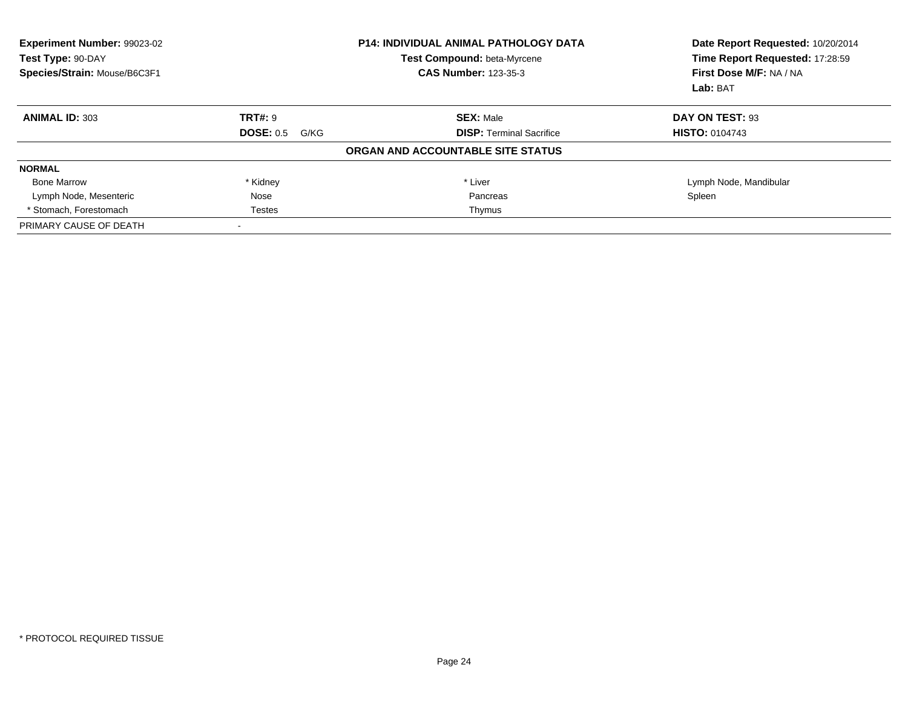**Experiment Number:** 99023-02
**Test Type:** 90-DAY
**Species/Strain:** Mouse/B6C3F1

**P14: INDIVIDUAL ANIMAL PATHOLOGY DATA**
**Test Compound:** beta-Myrcene
**CAS Number:** 123-35-3

**Date Report Requested:** 10/20/2014
**Time Report Requested:** 17:28:59
**First Dose M/F:** NA / NA
**Lab:** BAT

| **ANIMAL ID:** 303 | **TRT#:** 9 | **SEX:** Male | **DAY ON TEST:** 93 |
|---|---|---|---|
| | **DOSE:** 0.5 G/KG | **DISP:** Terminal Sacrifice | **HISTO:** 0104743 |

**ORGAN AND ACCOUNTABLE SITE STATUS**

| **NORMAL** | | | |
|---|---|---|---|
| Bone Marrow | * Kidney | * Liver | Lymph Node, Mandibular |
| Lymph Node, Mesenteric | Nose | Pancreas | Spleen |
| * Stomach, Forestomach | Testes | Thymus | |
| PRIMARY CAUSE OF DEATH | - | | |

* PROTOCOL REQUIRED TISSUE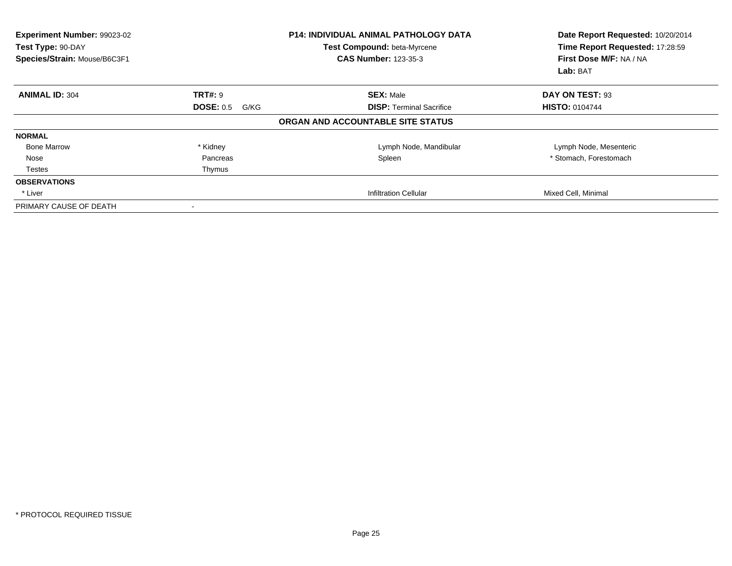| **Experiment Number:** 99023-02 | **P14: INDIVIDUAL ANIMAL PATHOLOGY DATA** | **Date Report Requested:** 10/20/2014 |
|---|---|---|
| **Test Type:** 90-DAY | **Test Compound:** beta-Myrcene | **Time Report Requested:** 17:28:59 |
| **Species/Strain:** Mouse/B6C3F1 | **CAS Number:** 123-35-3 | **First Dose M/F:** NA / NA |
| | | **Lab:** BAT |

| **ANIMAL ID:** 304 | **TRT#:** 9 | **SEX:** Male | **DAY ON TEST:** 93 |
|---|---|---|---|
| | **DOSE:** 0.5 G/KG | **DISP:** Terminal Sacrifice | **HISTO:** 0104744 |

**ORGAN AND ACCOUNTABLE SITE STATUS**

| | | | |
|---|---|---|---|
| **NORMAL** | | | |
| Bone Marrow | * Kidney | Lymph Node, Mandibular | Lymph Node, Mesenteric |
| Nose | Pancreas | Spleen | * Stomach, Forestomach |
| Testes | Thymus | | |
| **OBSERVATIONS** | | | |
| * Liver | | Infiltration Cellular | Mixed Cell, Minimal |
| PRIMARY CAUSE OF DEATH | - | | |

* PROTOCOL REQUIRED TISSUE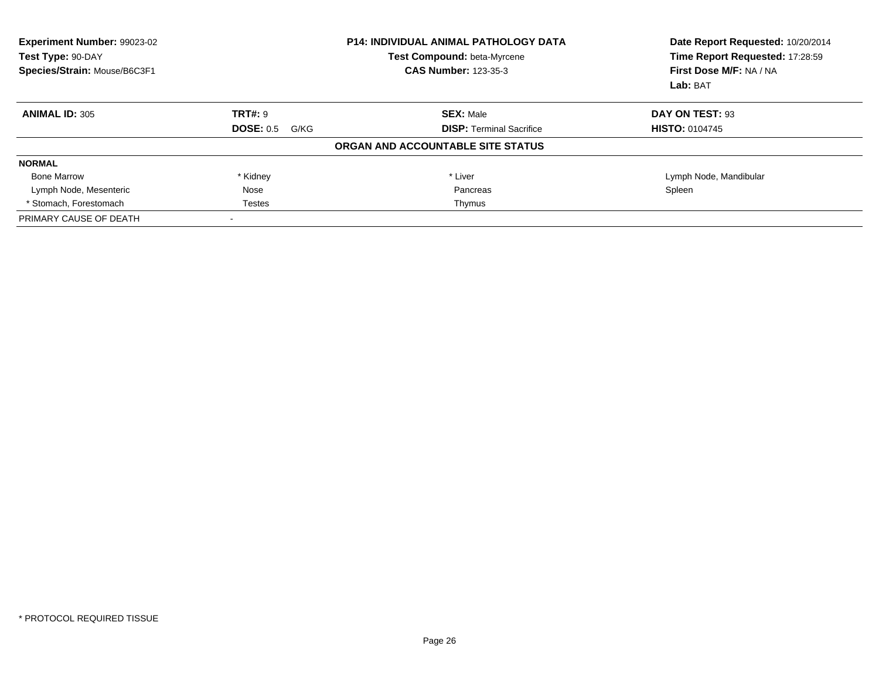**Experiment Number:** 99023-02
**Test Type:** 90-DAY
**Species/Strain:** Mouse/B6C3F1

**P14: INDIVIDUAL ANIMAL PATHOLOGY DATA**
**Test Compound:** beta-Myrcene
**CAS Number:** 123-35-3

**Date Report Requested:** 10/20/2014
**Time Report Requested:** 17:28:59
**First Dose M/F:** NA / NA
**Lab:** BAT

| **ANIMAL ID:** 305 | **TRT#:** 9 | **SEX:** Male | **DAY ON TEST:** 93 |
|---|---|---|---|
| | **DOSE:** 0.5 G/KG | **DISP:** Terminal Sacrifice | **HISTO:** 0104745 |

**ORGAN AND ACCOUNTABLE SITE STATUS**

| **NORMAL** | | | |
|---|---|---|---|
| Bone Marrow | * Kidney | * Liver | Lymph Node, Mandibular |
| Lymph Node, Mesenteric | Nose | Pancreas | Spleen |
| * Stomach, Forestomach | Testes | Thymus | |
| PRIMARY CAUSE OF DEATH | - | | |

\* PROTOCOL REQUIRED TISSUE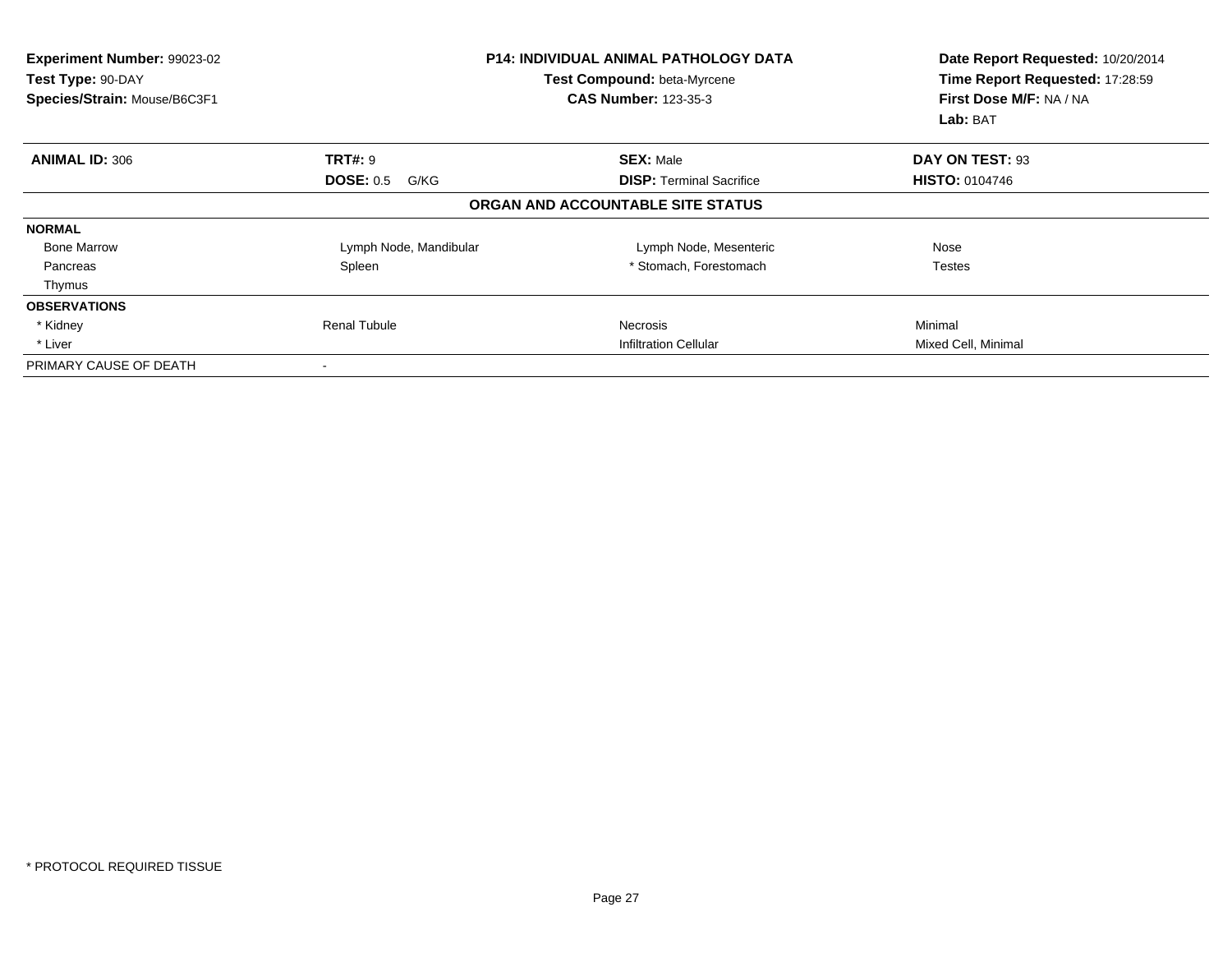**Experiment Number:** 99023-02
**Test Type:** 90-DAY
**Species/Strain:** Mouse/B6C3F1

**P14: INDIVIDUAL ANIMAL PATHOLOGY DATA**
**Test Compound:** beta-Myrcene
**CAS Number:** 123-35-3

**Date Report Requested:** 10/20/2014
**Time Report Requested:** 17:28:59
**First Dose M/F:** NA / NA
**Lab:** BAT

| **ANIMAL ID:** 306 | **TRT#:** 9 | **SEX:** Male | **DAY ON TEST:** 93 |
|---|---|---|---|
| | **DOSE:** 0.5 G/KG | **DISP:** Terminal Sacrifice | **HISTO:** 0104746 |

**ORGAN AND ACCOUNTABLE SITE STATUS**

| | | | |
|---|---|---|---|
| **NORMAL** | | | |
| Bone Marrow | Lymph Node, Mandibular | Lymph Node, Mesenteric | Nose |
| Pancreas | Spleen | * Stomach, Forestomach | Testes |
| Thymus | | | |
| **OBSERVATIONS** | | | |
| * Kidney | Renal Tubule | Necrosis | Minimal |
| * Liver | | Infiltration Cellular | Mixed Cell, Minimal |
| PRIMARY CAUSE OF DEATH | - | | |

* PROTOCOL REQUIRED TISSUE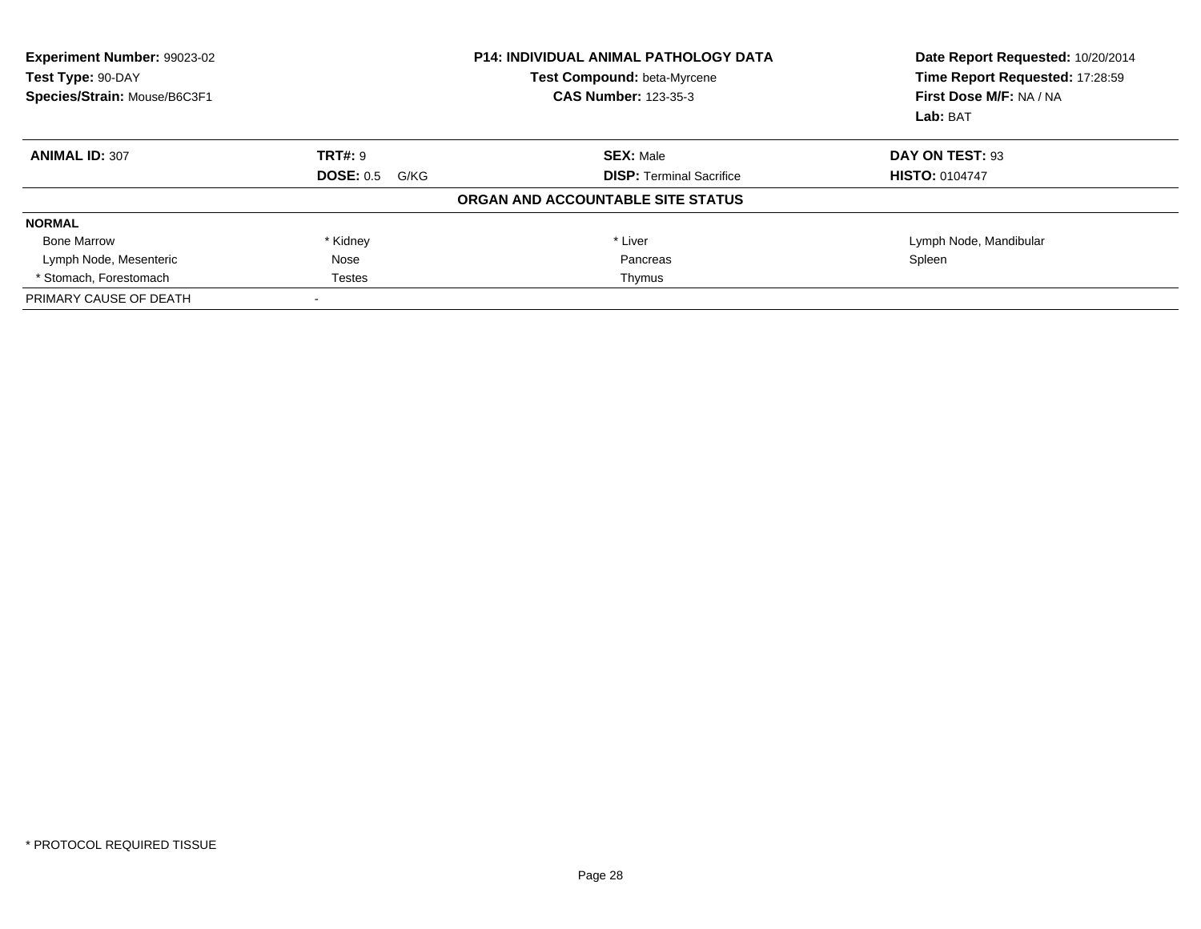**Experiment Number:** 99023-02
**Test Type:** 90-DAY
**Species/Strain:** Mouse/B6C3F1

**P14: INDIVIDUAL ANIMAL PATHOLOGY DATA**
**Test Compound:** beta-Myrcene
**CAS Number:** 123-35-3

**Date Report Requested:** 10/20/2014
**Time Report Requested:** 17:28:59
**First Dose M/F:** NA / NA
**Lab:** BAT

| **ANIMAL ID:** 307 | **TRT#:** 9 | **SEX:** Male | **DAY ON TEST:** 93 |
|---|---|---|---|
| | **DOSE:** 0.5 G/KG | **DISP:** Terminal Sacrifice | **HISTO:** 0104747 |

**ORGAN AND ACCOUNTABLE SITE STATUS**

| **NORMAL** | | | |
|---|---|---|---|
| Bone Marrow | * Kidney | * Liver | Lymph Node, Mandibular |
| Lymph Node, Mesenteric | Nose | Pancreas | Spleen |
| * Stomach, Forestomach | Testes | Thymus | |
| PRIMARY CAUSE OF DEATH | - | | |

* PROTOCOL REQUIRED TISSUE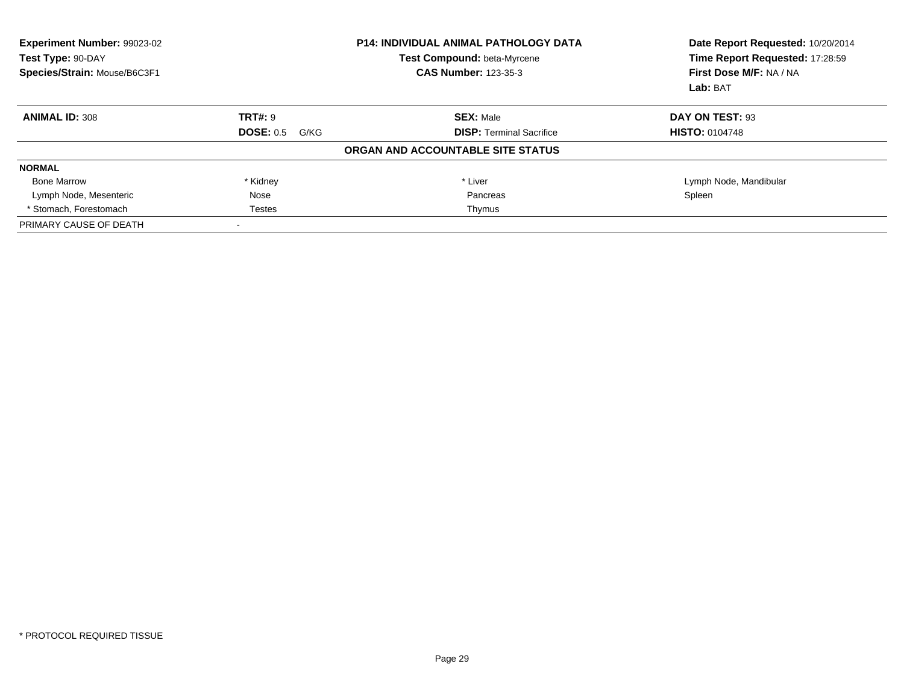**Experiment Number:** 99023-02
**Test Type:** 90-DAY
**Species/Strain:** Mouse/B6C3F1

**P14: INDIVIDUAL ANIMAL PATHOLOGY DATA**
**Test Compound:** beta-Myrcene
**CAS Number:** 123-35-3

**Date Report Requested:** 10/20/2014
**Time Report Requested:** 17:28:59
**First Dose M/F:** NA / NA
**Lab:** BAT

| **ANIMAL ID:** 308 | **TRT#:** 9 | **SEX:** Male | **DAY ON TEST:** 93 |
|---|---|---|---|
| | **DOSE:** 0.5 G/KG | **DISP:** Terminal Sacrifice | **HISTO:** 0104748 |

**ORGAN AND ACCOUNTABLE SITE STATUS**

| **NORMAL** | | | |
|---|---|---|---|
| Bone Marrow | * Kidney | * Liver | Lymph Node, Mandibular |
| Lymph Node, Mesenteric | Nose | Pancreas | Spleen |
| * Stomach, Forestomach | Testes | Thymus | |
| PRIMARY CAUSE OF DEATH | - | | |

* PROTOCOL REQUIRED TISSUE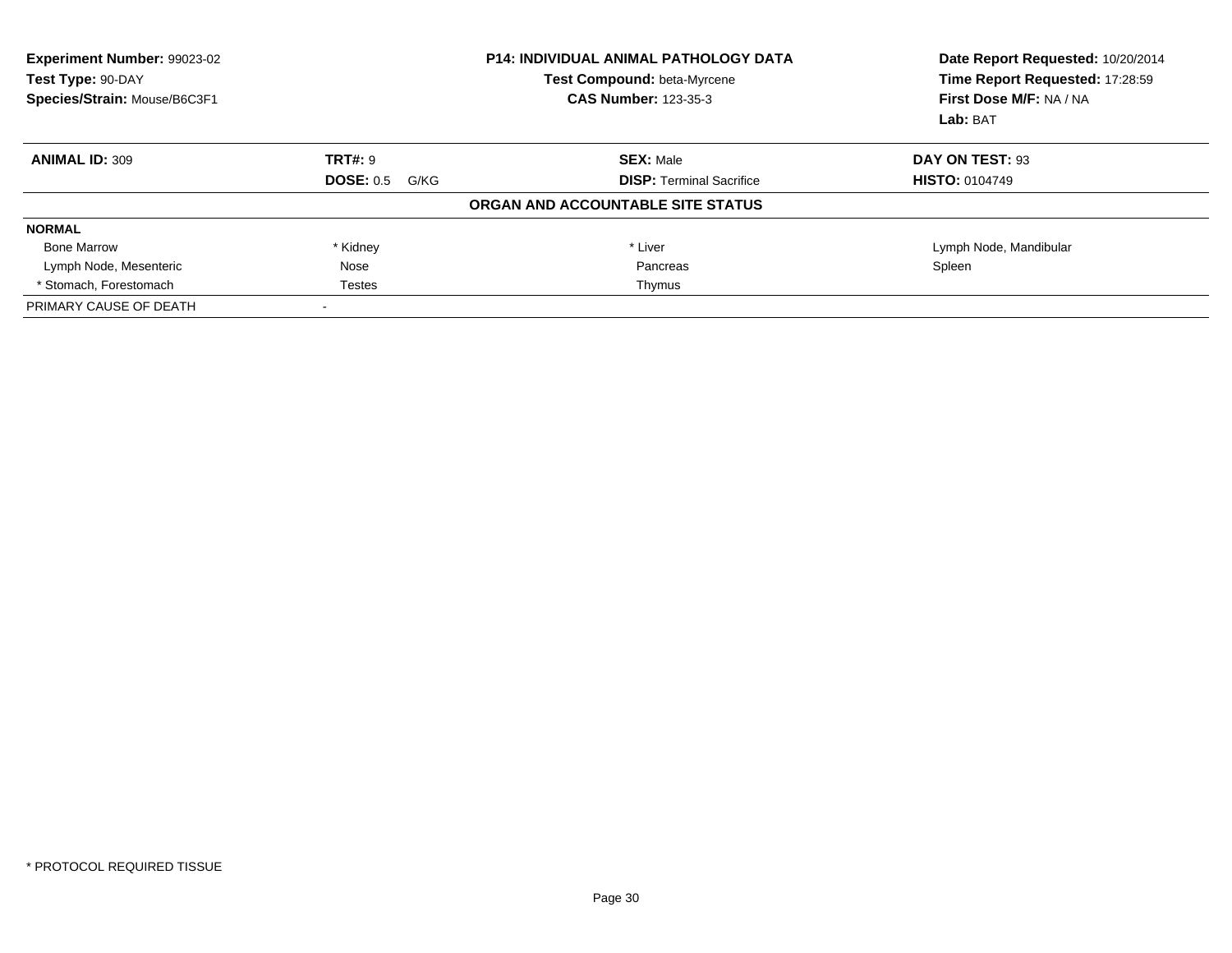**Experiment Number:** 99023-02
**Test Type:** 90-DAY
**Species/Strain:** Mouse/B6C3F1

**P14: INDIVIDUAL ANIMAL PATHOLOGY DATA**
**Test Compound:** beta-Myrcene
**CAS Number:** 123-35-3

**Date Report Requested:** 10/20/2014
**Time Report Requested:** 17:28:59
**First Dose M/F:** NA / NA
**Lab:** BAT

| **ANIMAL ID:** 309 | **TRT#:** 9 | **SEX:** Male | **DAY ON TEST:** 93 |
|---|---|---|---|
| | **DOSE:** 0.5 G/KG | **DISP:** Terminal Sacrifice | **HISTO:** 0104749 |

**ORGAN AND ACCOUNTABLE SITE STATUS**

| **NORMAL** | | | |
|---|---|---|---|
| Bone Marrow | * Kidney | * Liver | Lymph Node, Mandibular |
| Lymph Node, Mesenteric | Nose | Pancreas | Spleen |
| * Stomach, Forestomach | Testes | Thymus | |
| PRIMARY CAUSE OF DEATH | - | | |

* PROTOCOL REQUIRED TISSUE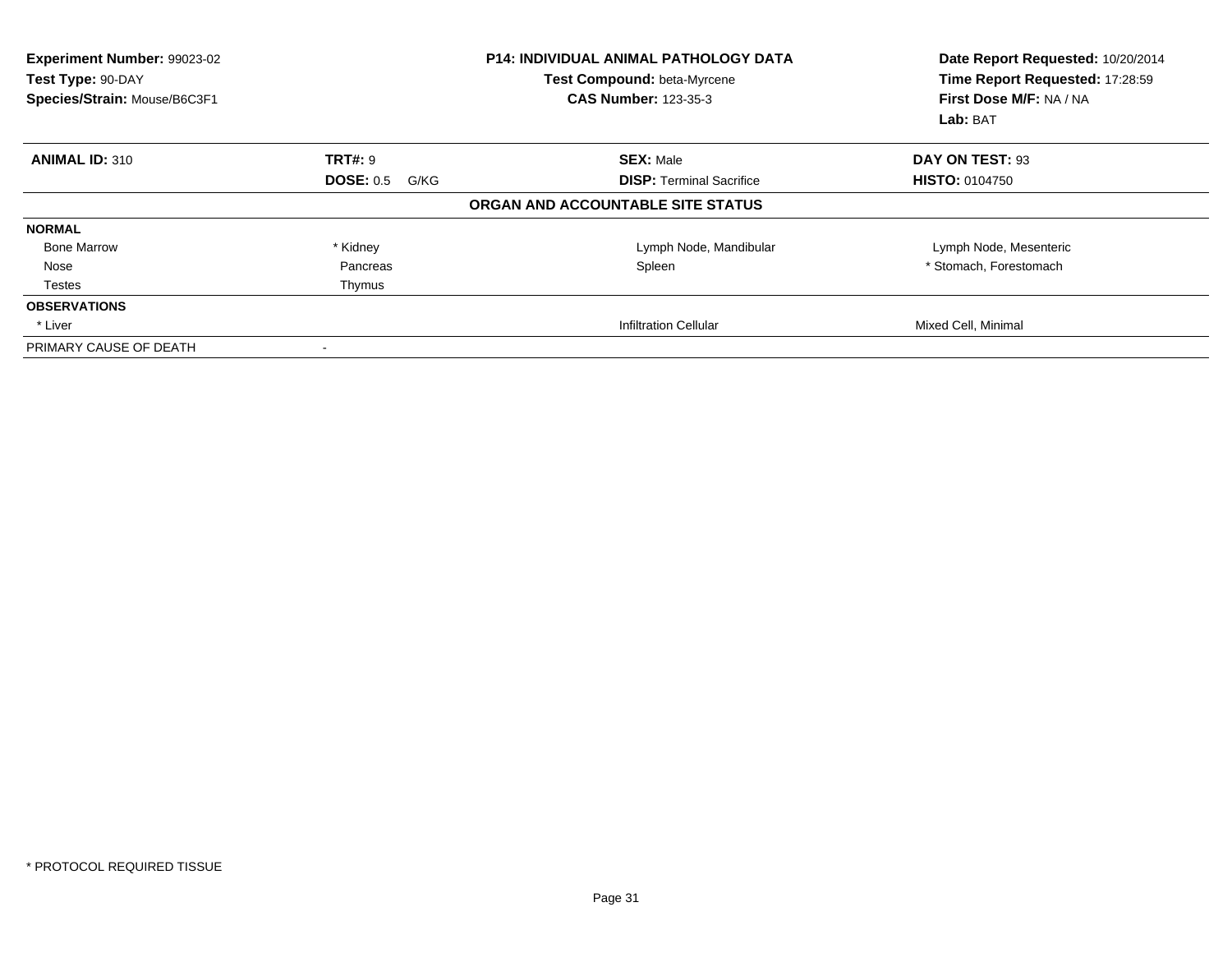**Experiment Number:** 99023-02
**Test Type:** 90-DAY
**Species/Strain:** Mouse/B6C3F1

**P14: INDIVIDUAL ANIMAL PATHOLOGY DATA**
**Test Compound:** beta-Myrcene
**CAS Number:** 123-35-3

**Date Report Requested:** 10/20/2014
**Time Report Requested:** 17:28:59
**First Dose M/F:** NA / NA
**Lab:** BAT

| **ANIMAL ID:** 310 | **TRT#:** 9 | **SEX:** Male | **DAY ON TEST:** 93 |
|---|---|---|---|
| | **DOSE:** 0.5 G/KG | **DISP:** Terminal Sacrifice | **HISTO:** 0104750 |

**ORGAN AND ACCOUNTABLE SITE STATUS**

| | | | |
|---|---|---|---|
| **NORMAL** | | | |
| Bone Marrow | * Kidney | Lymph Node, Mandibular | Lymph Node, Mesenteric |
| Nose | Pancreas | Spleen | * Stomach, Forestomach |
| Testes | Thymus | | |
| **OBSERVATIONS** | | | |
| * Liver | | Infiltration Cellular | Mixed Cell, Minimal |
| PRIMARY CAUSE OF DEATH | - | | |

* PROTOCOL REQUIRED TISSUE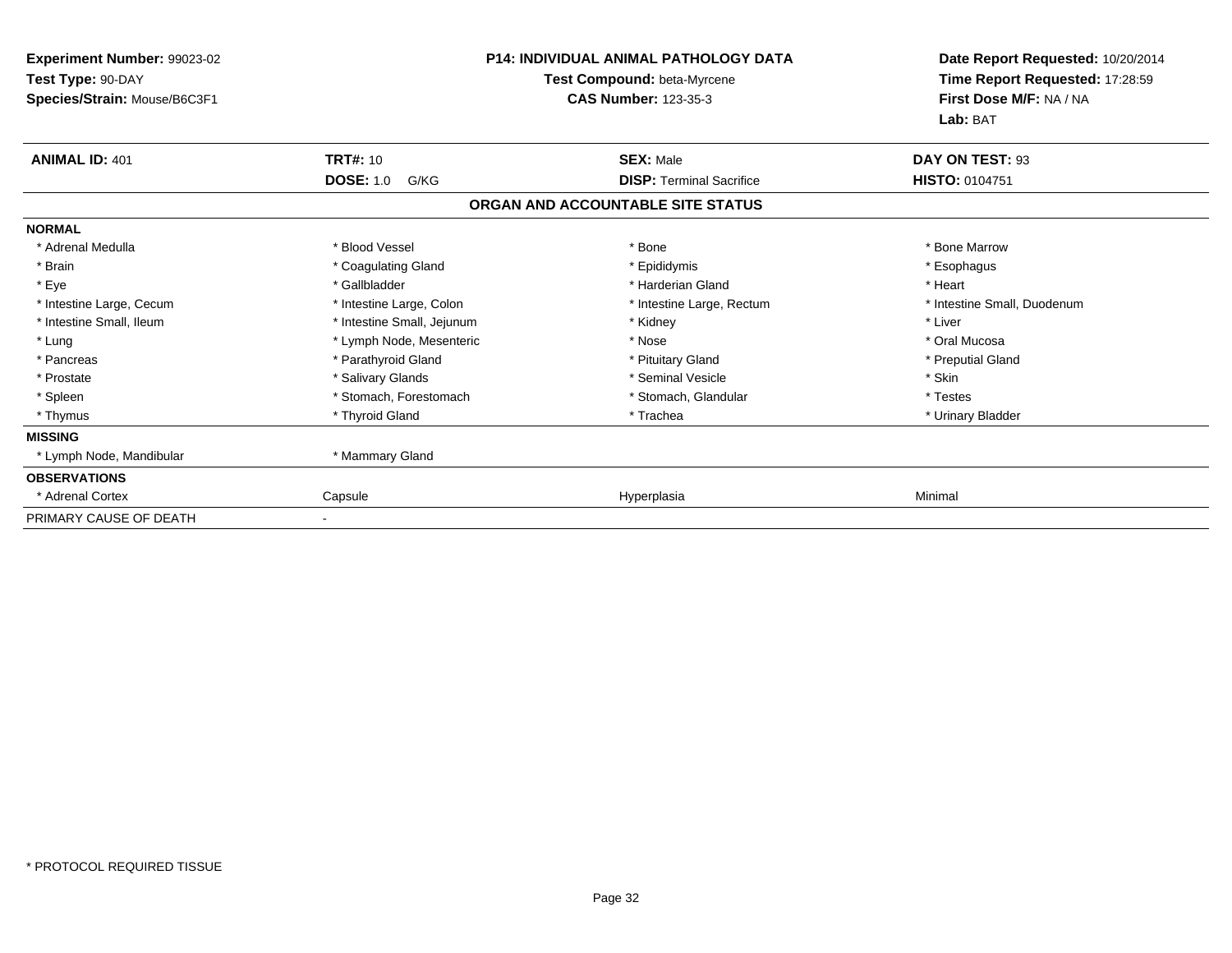**Experiment Number:** 99023-02
**Test Type:** 90-DAY
**Species/Strain:** Mouse/B6C3F1

**P14: INDIVIDUAL ANIMAL PATHOLOGY DATA**
**Test Compound:** beta-Myrcene
**CAS Number:** 123-35-3

**Date Report Requested:** 10/20/2014
**Time Report Requested:** 17:28:59
**First Dose M/F:** NA / NA
**Lab:** BAT

| **ANIMAL ID:** 401 | **TRT#:** 10 | **SEX:** Male | **DAY ON TEST:** 93 |
|---|---|---|---|
| | **DOSE:** 1.0 G/KG | **DISP:** Terminal Sacrifice | **HISTO:** 0104751 |

## ORGAN AND ACCOUNTABLE SITE STATUS

| | | | |
|---|---|---|---|
| **NORMAL** | | | |
| * Adrenal Medulla | * Blood Vessel | * Bone | * Bone Marrow |
| * Brain | * Coagulating Gland | * Epididymis | * Esophagus |
| * Eye | * Gallbladder | * Harderian Gland | * Heart |
| * Intestine Large, Cecum | * Intestine Large, Colon | * Intestine Large, Rectum | * Intestine Small, Duodenum |
| * Intestine Small, Ileum | * Intestine Small, Jejunum | * Kidney | * Liver |
| * Lung | * Lymph Node, Mesenteric | * Nose | * Oral Mucosa |
| * Pancreas | * Parathyroid Gland | * Pituitary Gland | * Preputial Gland |
| * Prostate | * Salivary Glands | * Seminal Vesicle | * Skin |
| * Spleen | * Stomach, Forestomach | * Stomach, Glandular | * Testes |
| * Thymus | * Thyroid Gland | * Trachea | * Urinary Bladder |
| **MISSING** | | | |
| * Lymph Node, Mandibular | * Mammary Gland | | |
| **OBSERVATIONS** | | | |
| * Adrenal Cortex | Capsule | Hyperplasia | Minimal |
| PRIMARY CAUSE OF DEATH | - | | |

* PROTOCOL REQUIRED TISSUE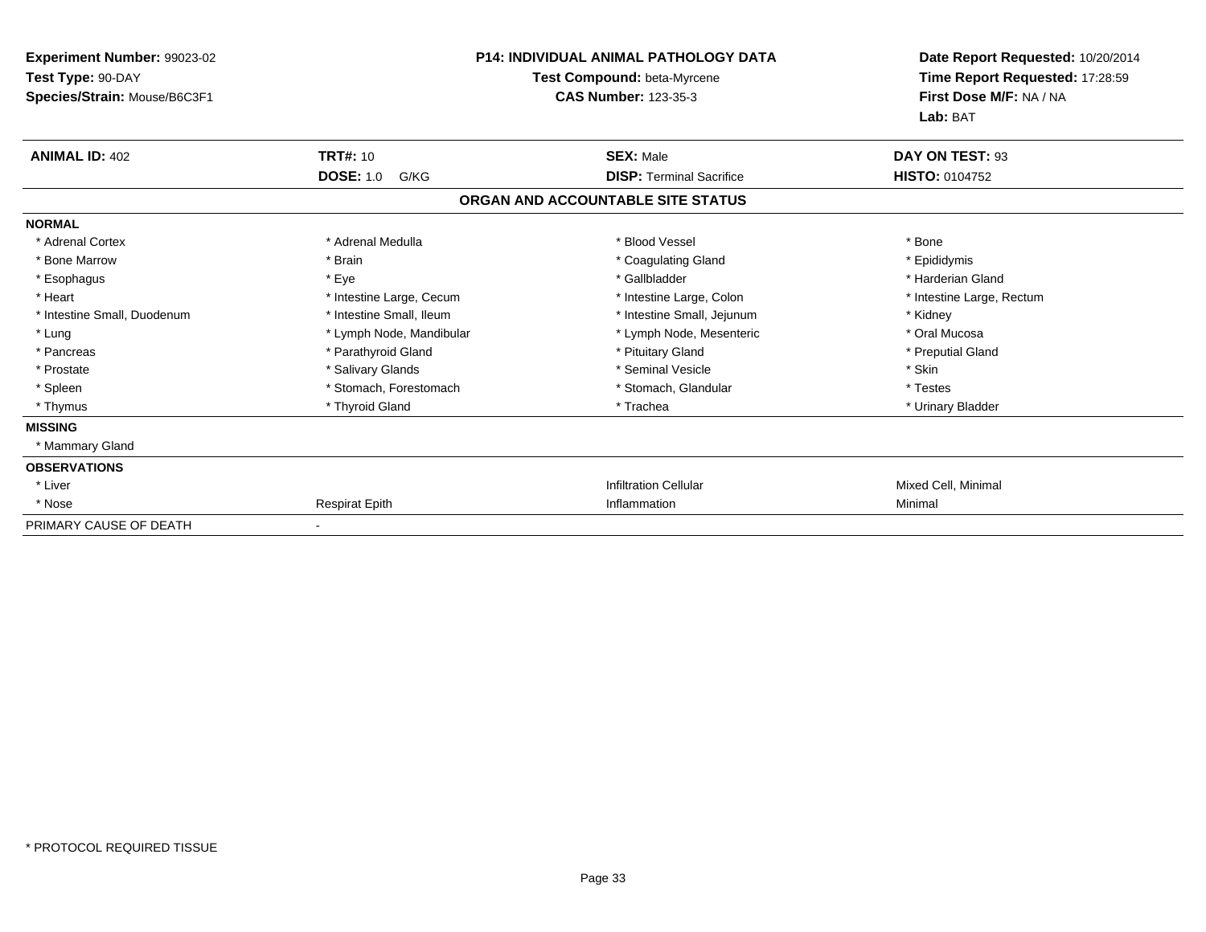**Experiment Number:** 99023-02
**Test Type:** 90-DAY
**Species/Strain:** Mouse/B6C3F1

**P14: INDIVIDUAL ANIMAL PATHOLOGY DATA**
**Test Compound:** beta-Myrcene
**CAS Number:** 123-35-3

**Date Report Requested:** 10/20/2014
**Time Report Requested:** 17:28:59
**First Dose M/F:** NA / NA
**Lab:** BAT

| **ANIMAL ID:** 402 | **TRT#:** 10 | **SEX:** Male | **DAY ON TEST:** 93 |
|---|---|---|---|
| | **DOSE:** 1.0 G/KG | **DISP:** Terminal Sacrifice | **HISTO:** 0104752 |

## ORGAN AND ACCOUNTABLE SITE STATUS

| | | | |
|---|---|---|---|
| **NORMAL** | | | |
| * Adrenal Cortex | * Adrenal Medulla | * Blood Vessel | * Bone |
| * Bone Marrow | * Brain | * Coagulating Gland | * Epididymis |
| * Esophagus | * Eye | * Gallbladder | * Harderian Gland |
| * Heart | * Intestine Large, Cecum | * Intestine Large, Colon | * Intestine Large, Rectum |
| * Intestine Small, Duodenum | * Intestine Small, Ileum | * Intestine Small, Jejunum | * Kidney |
| * Lung | * Lymph Node, Mandibular | * Lymph Node, Mesenteric | * Oral Mucosa |
| * Pancreas | * Parathyroid Gland | * Pituitary Gland | * Preputial Gland |
| * Prostate | * Salivary Glands | * Seminal Vesicle | * Skin |
| * Spleen | * Stomach, Forestomach | * Stomach, Glandular | * Testes |
| * Thymus | * Thyroid Gland | * Trachea | * Urinary Bladder |
| **MISSING** | | | |
| * Mammary Gland | | | |
| **OBSERVATIONS** | | | |
| * Liver | | Infiltration Cellular | Mixed Cell, Minimal |
| * Nose | Respirat Epith | Inflammation | Minimal |
| PRIMARY CAUSE OF DEATH | - | | |

* PROTOCOL REQUIRED TISSUE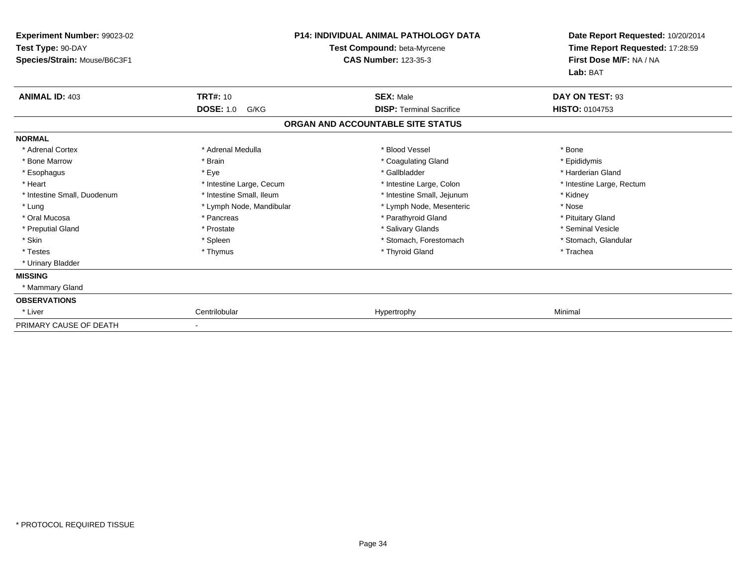**Experiment Number:** 99023-02
**Test Type:** 90-DAY
**Species/Strain:** Mouse/B6C3F1

**P14: INDIVIDUAL ANIMAL PATHOLOGY DATA**
**Test Compound:** beta-Myrcene
**CAS Number:** 123-35-3

**Date Report Requested:** 10/20/2014
**Time Report Requested:** 17:28:59
**First Dose M/F:** NA / NA
**Lab:** BAT

| **ANIMAL ID:** 403 | **TRT#:** 10 | **SEX:** Male | **DAY ON TEST:** 93 |
|---|---|---|---|
| | **DOSE:** 1.0 G/KG | **DISP:** Terminal Sacrifice | **HISTO:** 0104753 |

## ORGAN AND ACCOUNTABLE SITE STATUS

| | | | |
|---|---|---|---|
| **NORMAL** | | | |
| * Adrenal Cortex | * Adrenal Medulla | * Blood Vessel | * Bone |
| * Bone Marrow | * Brain | * Coagulating Gland | * Epididymis |
| * Esophagus | * Eye | * Gallbladder | * Harderian Gland |
| * Heart | * Intestine Large, Cecum | * Intestine Large, Colon | * Intestine Large, Rectum |
| * Intestine Small, Duodenum | * Intestine Small, Ileum | * Intestine Small, Jejunum | * Kidney |
| * Lung | * Lymph Node, Mandibular | * Lymph Node, Mesenteric | * Nose |
| * Oral Mucosa | * Pancreas | * Parathyroid Gland | * Pituitary Gland |
| * Preputial Gland | * Prostate | * Salivary Glands | * Seminal Vesicle |
| * Skin | * Spleen | * Stomach, Forestomach | * Stomach, Glandular |
| * Testes | * Thymus | * Thyroid Gland | * Trachea |
| * Urinary Bladder | | | |
| **MISSING** | | | |
| * Mammary Gland | | | |
| **OBSERVATIONS** | | | |
| * Liver | Centrilobular | Hypertrophy | Minimal |
| PRIMARY CAUSE OF DEATH | - | | |

* PROTOCOL REQUIRED TISSUE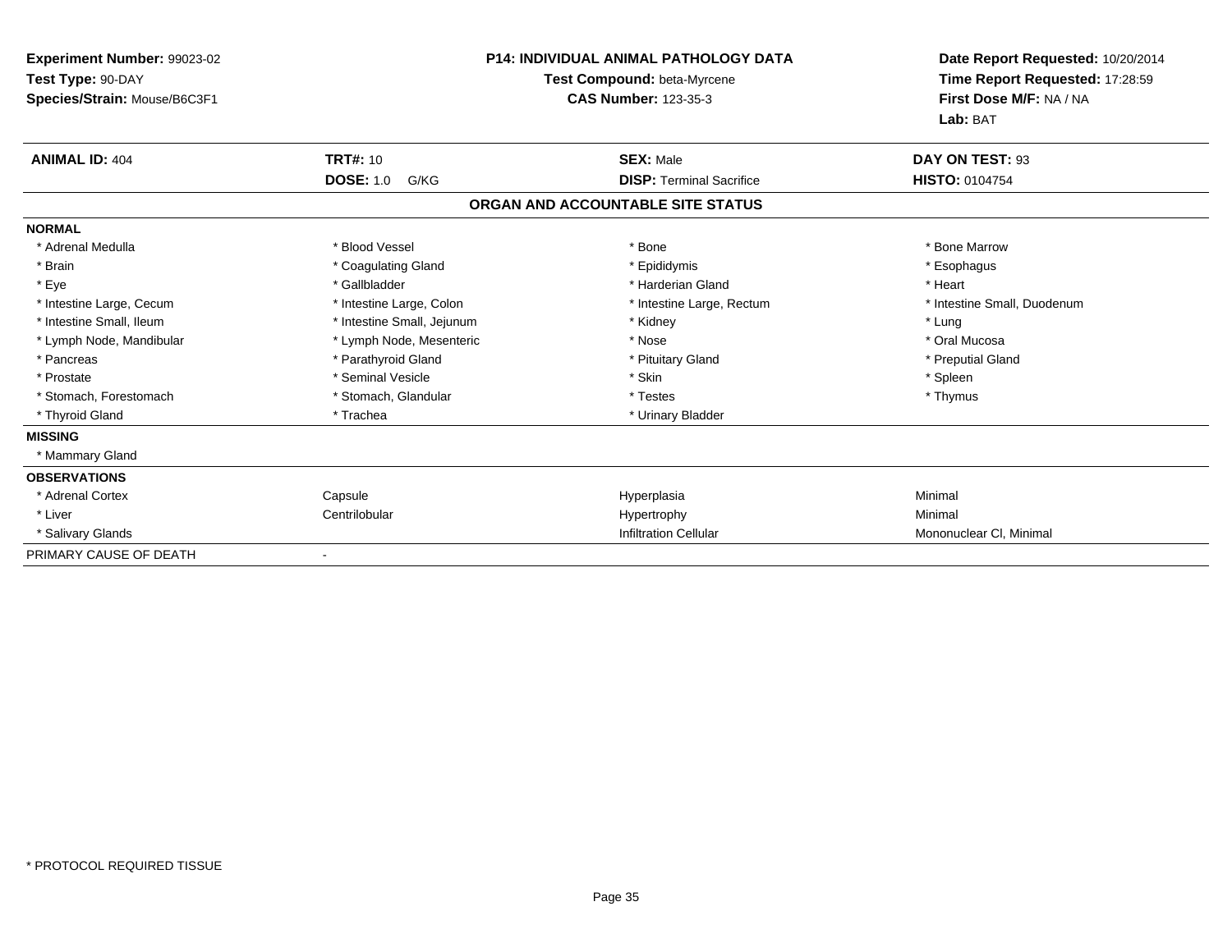**Experiment Number:** 99023-02
**Test Type:** 90-DAY
**Species/Strain:** Mouse/B6C3F1

**P14: INDIVIDUAL ANIMAL PATHOLOGY DATA**
**Test Compound:** beta-Myrcene
**CAS Number:** 123-35-3

**Date Report Requested:** 10/20/2014
**Time Report Requested:** 17:28:59
**First Dose M/F:** NA / NA
**Lab:** BAT

| **ANIMAL ID:** 404 | **TRT#:** 10 | **SEX:** Male | **DAY ON TEST:** 93 |
|---|---|---|---|
| | **DOSE:** 1.0 G/KG | **DISP:** Terminal Sacrifice | **HISTO:** 0104754 |

## ORGAN AND ACCOUNTABLE SITE STATUS

| | | | |
|---|---|---|---|
| **NORMAL** | | | |
| * Adrenal Medulla | * Blood Vessel | * Bone | * Bone Marrow |
| * Brain | * Coagulating Gland | * Epididymis | * Esophagus |
| * Eye | * Gallbladder | * Harderian Gland | * Heart |
| * Intestine Large, Cecum | * Intestine Large, Colon | * Intestine Large, Rectum | * Intestine Small, Duodenum |
| * Intestine Small, Ileum | * Intestine Small, Jejunum | * Kidney | * Lung |
| * Lymph Node, Mandibular | * Lymph Node, Mesenteric | * Nose | * Oral Mucosa |
| * Pancreas | * Parathyroid Gland | * Pituitary Gland | * Preputial Gland |
| * Prostate | * Seminal Vesicle | * Skin | * Spleen |
| * Stomach, Forestomach | * Stomach, Glandular | * Testes | * Thymus |
| * Thyroid Gland | * Trachea | * Urinary Bladder | |
| **MISSING** | | | |
| * Mammary Gland | | | |
| **OBSERVATIONS** | | | |
| * Adrenal Cortex | Capsule | Hyperplasia | Minimal |
| * Liver | Centrilobular | Hypertrophy | Minimal |
| * Salivary Glands | | Infiltration Cellular | Mononuclear Cl, Minimal |
| PRIMARY CAUSE OF DEATH | - | | |

* PROTOCOL REQUIRED TISSUE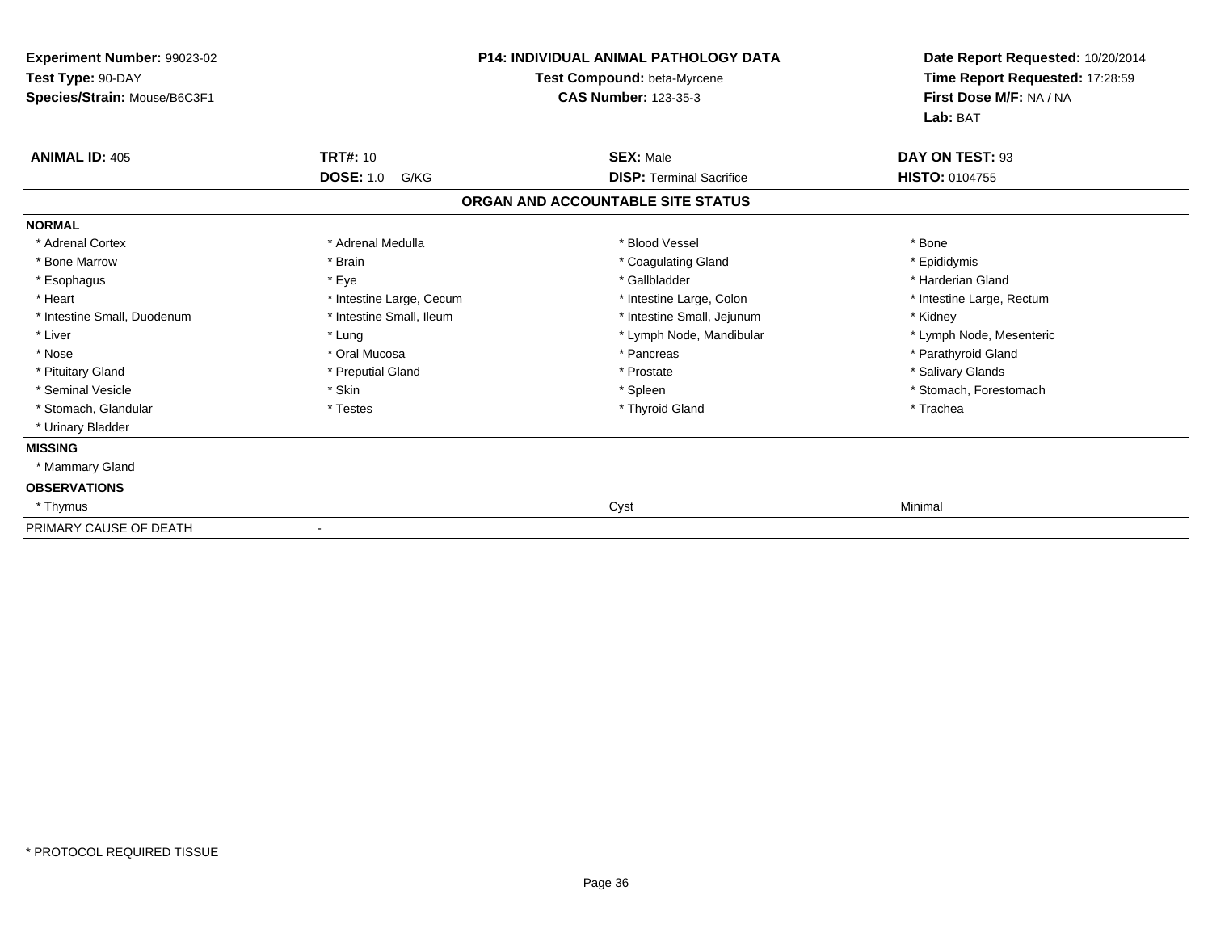**Experiment Number:** 99023-02
**Test Type:** 90-DAY
**Species/Strain:** Mouse/B6C3F1

**P14: INDIVIDUAL ANIMAL PATHOLOGY DATA**
**Test Compound:** beta-Myrcene
**CAS Number:** 123-35-3

**Date Report Requested:** 10/20/2014
**Time Report Requested:** 17:28:59
**First Dose M/F:** NA / NA
**Lab:** BAT

| **ANIMAL ID:** 405 | **TRT#:** 10 | **SEX:** Male | **DAY ON TEST:** 93 |
|---|---|---|---|
| | **DOSE:** 1.0 G/KG | **DISP:** Terminal Sacrifice | **HISTO:** 0104755 |

## ORGAN AND ACCOUNTABLE SITE STATUS

| | | | |
|---|---|---|---|
| **NORMAL** | | | |
| * Adrenal Cortex | * Adrenal Medulla | * Blood Vessel | * Bone |
| * Bone Marrow | * Brain | * Coagulating Gland | * Epididymis |
| * Esophagus | * Eye | * Gallbladder | * Harderian Gland |
| * Heart | * Intestine Large, Cecum | * Intestine Large, Colon | * Intestine Large, Rectum |
| * Intestine Small, Duodenum | * Intestine Small, Ileum | * Intestine Small, Jejunum | * Kidney |
| * Liver | * Lung | * Lymph Node, Mandibular | * Lymph Node, Mesenteric |
| * Nose | * Oral Mucosa | * Pancreas | * Parathyroid Gland |
| * Pituitary Gland | * Preputial Gland | * Prostate | * Salivary Glands |
| * Seminal Vesicle | * Skin | * Spleen | * Stomach, Forestomach |
| * Stomach, Glandular | * Testes | * Thyroid Gland | * Trachea |
| * Urinary Bladder | | | |
| **MISSING** | | | |
| * Mammary Gland | | | |
| **OBSERVATIONS** | | | |
| * Thymus | | Cyst | Minimal |
| PRIMARY CAUSE OF DEATH | - | | |

* PROTOCOL REQUIRED TISSUE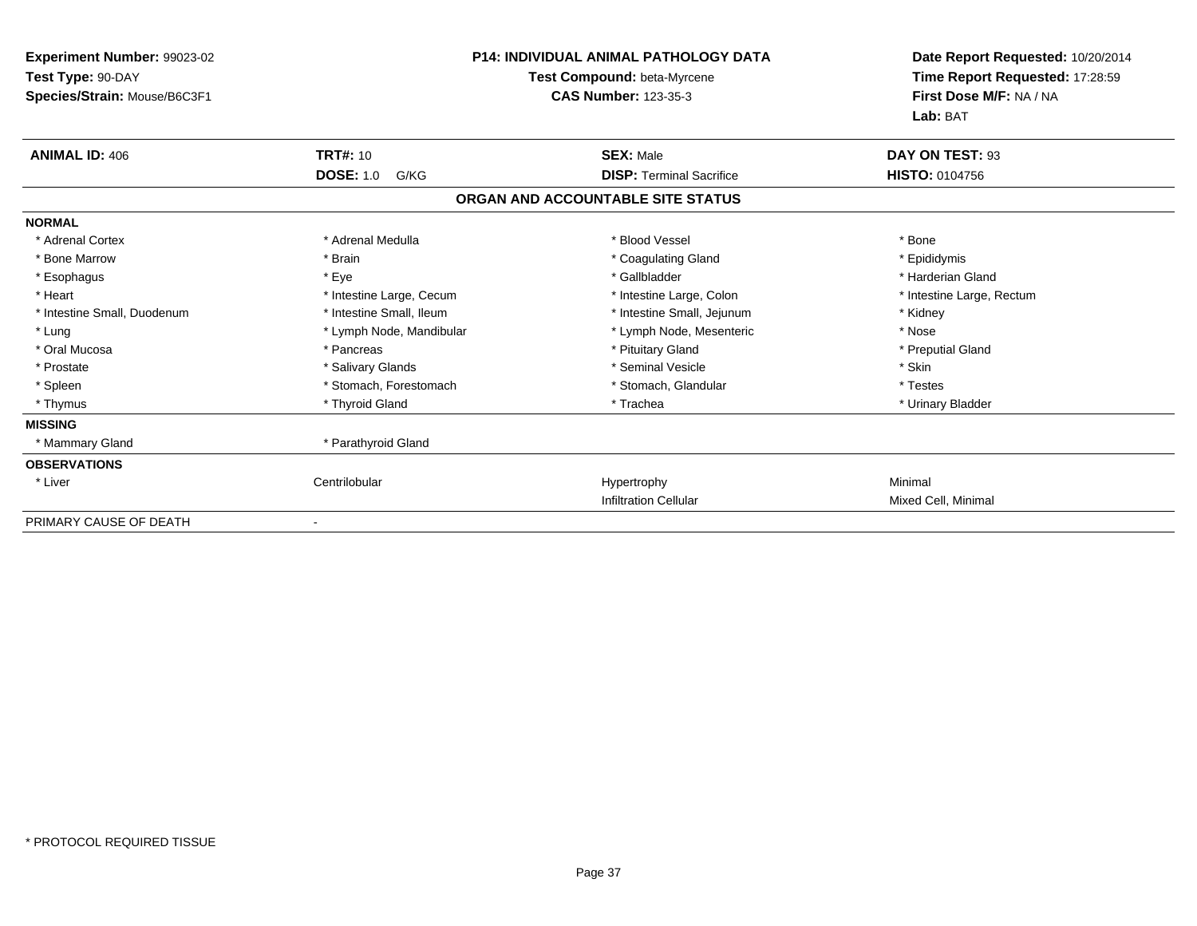**Experiment Number:** 99023-02
**Test Type:** 90-DAY
**Species/Strain:** Mouse/B6C3F1

**P14: INDIVIDUAL ANIMAL PATHOLOGY DATA**
**Test Compound:** beta-Myrcene
**CAS Number:** 123-35-3

**Date Report Requested:** 10/20/2014
**Time Report Requested:** 17:28:59
**First Dose M/F:** NA / NA
**Lab:** BAT

| **ANIMAL ID:** 406 | **TRT#:** 10 | **SEX:** Male | **DAY ON TEST:** 93 |
|---|---|---|---|
| | **DOSE:** 1.0 G/KG | **DISP:** Terminal Sacrifice | **HISTO:** 0104756 |

## ORGAN AND ACCOUNTABLE SITE STATUS

| | | | |
|---|---|---|---|
| **NORMAL** | | | |
| * Adrenal Cortex | * Adrenal Medulla | * Blood Vessel | * Bone |
| * Bone Marrow | * Brain | * Coagulating Gland | * Epididymis |
| * Esophagus | * Eye | * Gallbladder | * Harderian Gland |
| * Heart | * Intestine Large, Cecum | * Intestine Large, Colon | * Intestine Large, Rectum |
| * Intestine Small, Duodenum | * Intestine Small, Ileum | * Intestine Small, Jejunum | * Kidney |
| * Lung | * Lymph Node, Mandibular | * Lymph Node, Mesenteric | * Nose |
| * Oral Mucosa | * Pancreas | * Pituitary Gland | * Preputial Gland |
| * Prostate | * Salivary Glands | * Seminal Vesicle | * Skin |
| * Spleen | * Stomach, Forestomach | * Stomach, Glandular | * Testes |
| * Thymus | * Thyroid Gland | * Trachea | * Urinary Bladder |
| **MISSING** | | | |
| * Mammary Gland | * Parathyroid Gland | | |
| **OBSERVATIONS** | | | |
| * Liver | Centrilobular | Hypertrophy | Minimal |
| | | Infiltration Cellular | Mixed Cell, Minimal |
| PRIMARY CAUSE OF DEATH | - | | |

* PROTOCOL REQUIRED TISSUE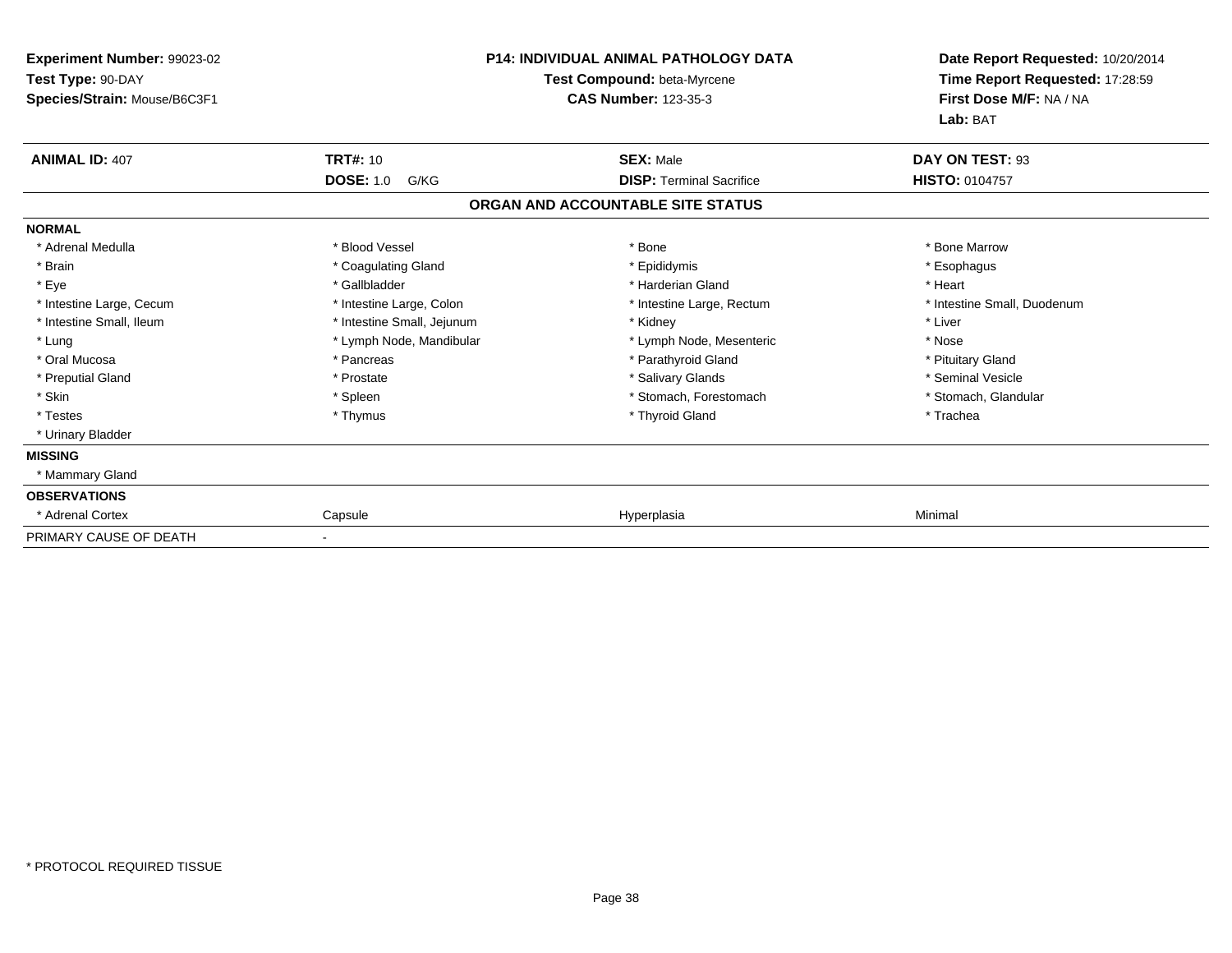**Experiment Number:** 99023-02
**Test Type:** 90-DAY
**Species/Strain:** Mouse/B6C3F1

**P14: INDIVIDUAL ANIMAL PATHOLOGY DATA**
**Test Compound:** beta-Myrcene
**CAS Number:** 123-35-3

**Date Report Requested:** 10/20/2014
**Time Report Requested:** 17:28:59
**First Dose M/F:** NA / NA
**Lab:** BAT

| **ANIMAL ID:** 407 | **TRT#:** 10 | **SEX:** Male | **DAY ON TEST:** 93 |
|---|---|---|---|
| | **DOSE:** 1.0 G/KG | **DISP:** Terminal Sacrifice | **HISTO:** 0104757 |

## ORGAN AND ACCOUNTABLE SITE STATUS

| | | | |
|---|---|---|---|
| **NORMAL** | | | |
| * Adrenal Medulla | * Blood Vessel | * Bone | * Bone Marrow |
| * Brain | * Coagulating Gland | * Epididymis | * Esophagus |
| * Eye | * Gallbladder | * Harderian Gland | * Heart |
| * Intestine Large, Cecum | * Intestine Large, Colon | * Intestine Large, Rectum | * Intestine Small, Duodenum |
| * Intestine Small, Ileum | * Intestine Small, Jejunum | * Kidney | * Liver |
| * Lung | * Lymph Node, Mandibular | * Lymph Node, Mesenteric | * Nose |
| * Oral Mucosa | * Pancreas | * Parathyroid Gland | * Pituitary Gland |
| * Preputial Gland | * Prostate | * Salivary Glands | * Seminal Vesicle |
| * Skin | * Spleen | * Stomach, Forestomach | * Stomach, Glandular |
| * Testes | * Thymus | * Thyroid Gland | * Trachea |
| * Urinary Bladder | | | |
| **MISSING** | | | |
| * Mammary Gland | | | |
| **OBSERVATIONS** | | | |
| * Adrenal Cortex | Capsule | Hyperplasia | Minimal |
| PRIMARY CAUSE OF DEATH | - | | |

* PROTOCOL REQUIRED TISSUE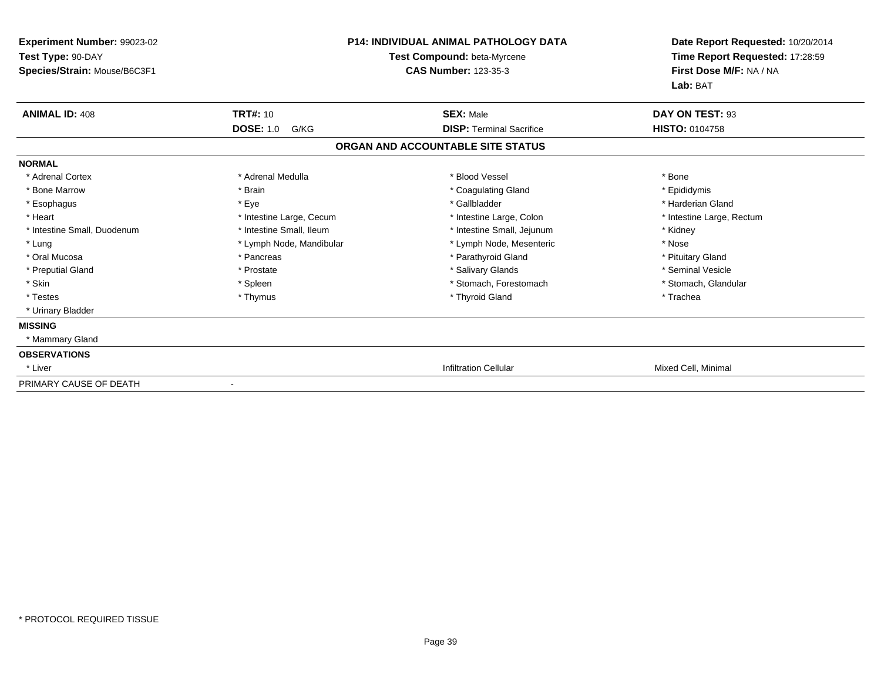**Experiment Number:** 99023-02
**Test Type:** 90-DAY
**Species/Strain:** Mouse/B6C3F1

**P14: INDIVIDUAL ANIMAL PATHOLOGY DATA**
**Test Compound:** beta-Myrcene
**CAS Number:** 123-35-3

**Date Report Requested:** 10/20/2014
**Time Report Requested:** 17:28:59
**First Dose M/F:** NA / NA
**Lab:** BAT

| **ANIMAL ID:** 408 | **TRT#:** 10 | **SEX:** Male | **DAY ON TEST:** 93 |
|---|---|---|---|
| | **DOSE:** 1.0 G/KG | **DISP:** Terminal Sacrifice | **HISTO:** 0104758 |

**ORGAN AND ACCOUNTABLE SITE STATUS**

| | | | |
|---|---|---|---|
| **NORMAL** | | | |
| * Adrenal Cortex | * Adrenal Medulla | * Blood Vessel | * Bone |
| * Bone Marrow | * Brain | * Coagulating Gland | * Epididymis |
| * Esophagus | * Eye | * Gallbladder | * Harderian Gland |
| * Heart | * Intestine Large, Cecum | * Intestine Large, Colon | * Intestine Large, Rectum |
| * Intestine Small, Duodenum | * Intestine Small, Ileum | * Intestine Small, Jejunum | * Kidney |
| * Lung | * Lymph Node, Mandibular | * Lymph Node, Mesenteric | * Nose |
| * Oral Mucosa | * Pancreas | * Parathyroid Gland | * Pituitary Gland |
| * Preputial Gland | * Prostate | * Salivary Glands | * Seminal Vesicle |
| * Skin | * Spleen | * Stomach, Forestomach | * Stomach, Glandular |
| * Testes | * Thymus | * Thyroid Gland | * Trachea |
| * Urinary Bladder | | | |
| **MISSING** | | | |
| * Mammary Gland | | | |
| **OBSERVATIONS** | | | |
| * Liver | | Infiltration Cellular | Mixed Cell, Minimal |
| PRIMARY CAUSE OF DEATH | - | | |

* PROTOCOL REQUIRED TISSUE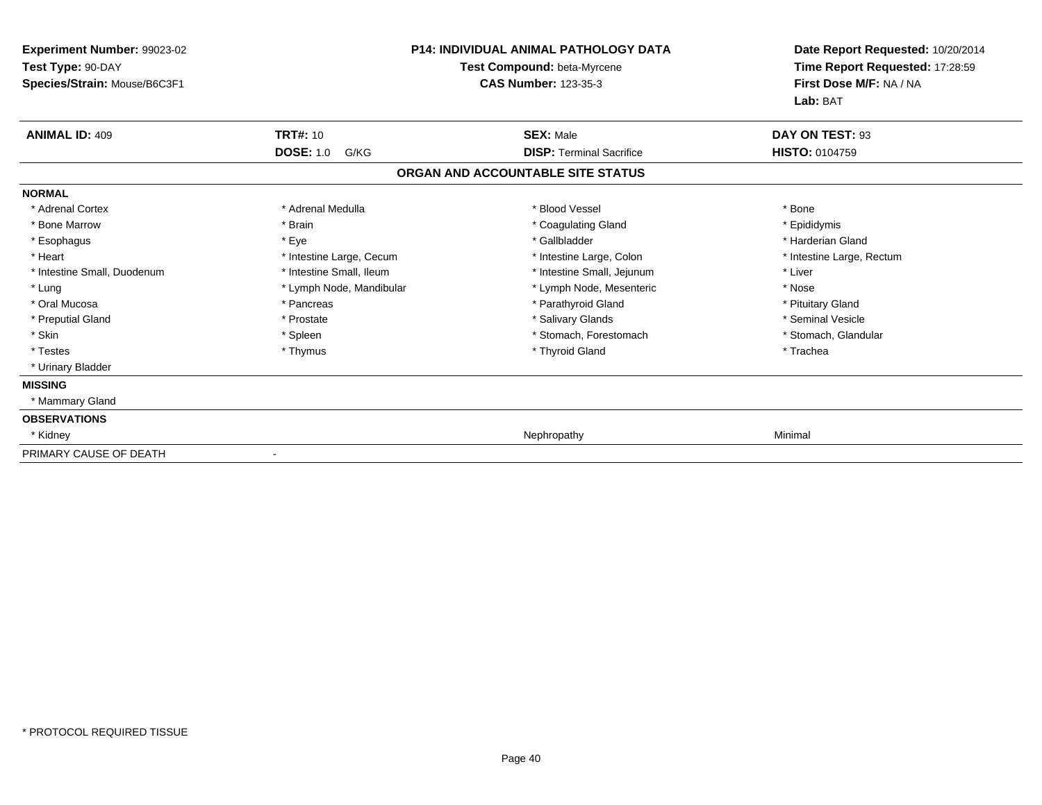**Experiment Number:** 99023-02
**Test Type:** 90-DAY
**Species/Strain:** Mouse/B6C3F1

**P14: INDIVIDUAL ANIMAL PATHOLOGY DATA**
**Test Compound:** beta-Myrcene
**CAS Number:** 123-35-3

**Date Report Requested:** 10/20/2014
**Time Report Requested:** 17:28:59
**First Dose M/F:** NA / NA
**Lab:** BAT

| **ANIMAL ID:** 409 | **TRT#:** 10 | **SEX:** Male | **DAY ON TEST:** 93 |
|---|---|---|---|
| | **DOSE:** 1.0 G/KG | **DISP:** Terminal Sacrifice | **HISTO:** 0104759 |

## ORGAN AND ACCOUNTABLE SITE STATUS

**NORMAL**

| | | | |
|---|---|---|---|
| * Adrenal Cortex | * Adrenal Medulla | * Blood Vessel | * Bone |
| * Bone Marrow | * Brain | * Coagulating Gland | * Epididymis |
| * Esophagus | * Eye | * Gallbladder | * Harderian Gland |
| * Heart | * Intestine Large, Cecum | * Intestine Large, Colon | * Intestine Large, Rectum |
| * Intestine Small, Duodenum | * Intestine Small, Ileum | * Intestine Small, Jejunum | * Liver |
| * Lung | * Lymph Node, Mandibular | * Lymph Node, Mesenteric | * Nose |
| * Oral Mucosa | * Pancreas | * Parathyroid Gland | * Pituitary Gland |
| * Preputial Gland | * Prostate | * Salivary Glands | * Seminal Vesicle |
| * Skin | * Spleen | * Stomach, Forestomach | * Stomach, Glandular |
| * Testes | * Thymus | * Thyroid Gland | * Trachea |
| * Urinary Bladder | | | |

**MISSING**

* Mammary Gland

**OBSERVATIONS**

| | | | |
|---|---|---|---|
| * Kidney | | Nephropathy | Minimal |

PRIMARY CAUSE OF DEATH -

* PROTOCOL REQUIRED TISSUE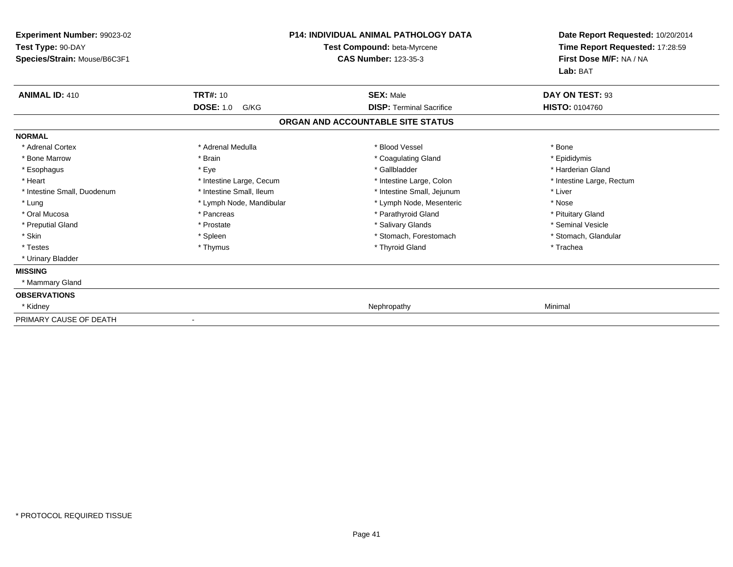**Experiment Number:** 99023-02
**Test Type:** 90-DAY
**Species/Strain:** Mouse/B6C3F1

**P14: INDIVIDUAL ANIMAL PATHOLOGY DATA**
**Test Compound:** beta-Myrcene
**CAS Number:** 123-35-3

**Date Report Requested:** 10/20/2014
**Time Report Requested:** 17:28:59
**First Dose M/F:** NA / NA
**Lab:** BAT

| **ANIMAL ID:** 410 | **TRT#:** 10 | **SEX:** Male | **DAY ON TEST:** 93 |
|---|---|---|---|
| | **DOSE:** 1.0 G/KG | **DISP:** Terminal Sacrifice | **HISTO:** 0104760 |

## ORGAN AND ACCOUNTABLE SITE STATUS

**NORMAL**

| | | | |
|---|---|---|---|
| * Adrenal Cortex | * Adrenal Medulla | * Blood Vessel | * Bone |
| * Bone Marrow | * Brain | * Coagulating Gland | * Epididymis |
| * Esophagus | * Eye | * Gallbladder | * Harderian Gland |
| * Heart | * Intestine Large, Cecum | * Intestine Large, Colon | * Intestine Large, Rectum |
| * Intestine Small, Duodenum | * Intestine Small, Ileum | * Intestine Small, Jejunum | * Liver |
| * Lung | * Lymph Node, Mandibular | * Lymph Node, Mesenteric | * Nose |
| * Oral Mucosa | * Pancreas | * Parathyroid Gland | * Pituitary Gland |
| * Preputial Gland | * Prostate | * Salivary Glands | * Seminal Vesicle |
| * Skin | * Spleen | * Stomach, Forestomach | * Stomach, Glandular |
| * Testes | * Thymus | * Thyroid Gland | * Trachea |
| * Urinary Bladder | | | |

**MISSING**

* Mammary Gland

**OBSERVATIONS**

| | | |
|---|---|---|
| * Kidney | Nephropathy | Minimal |

PRIMARY CAUSE OF DEATH -

* PROTOCOL REQUIRED TISSUE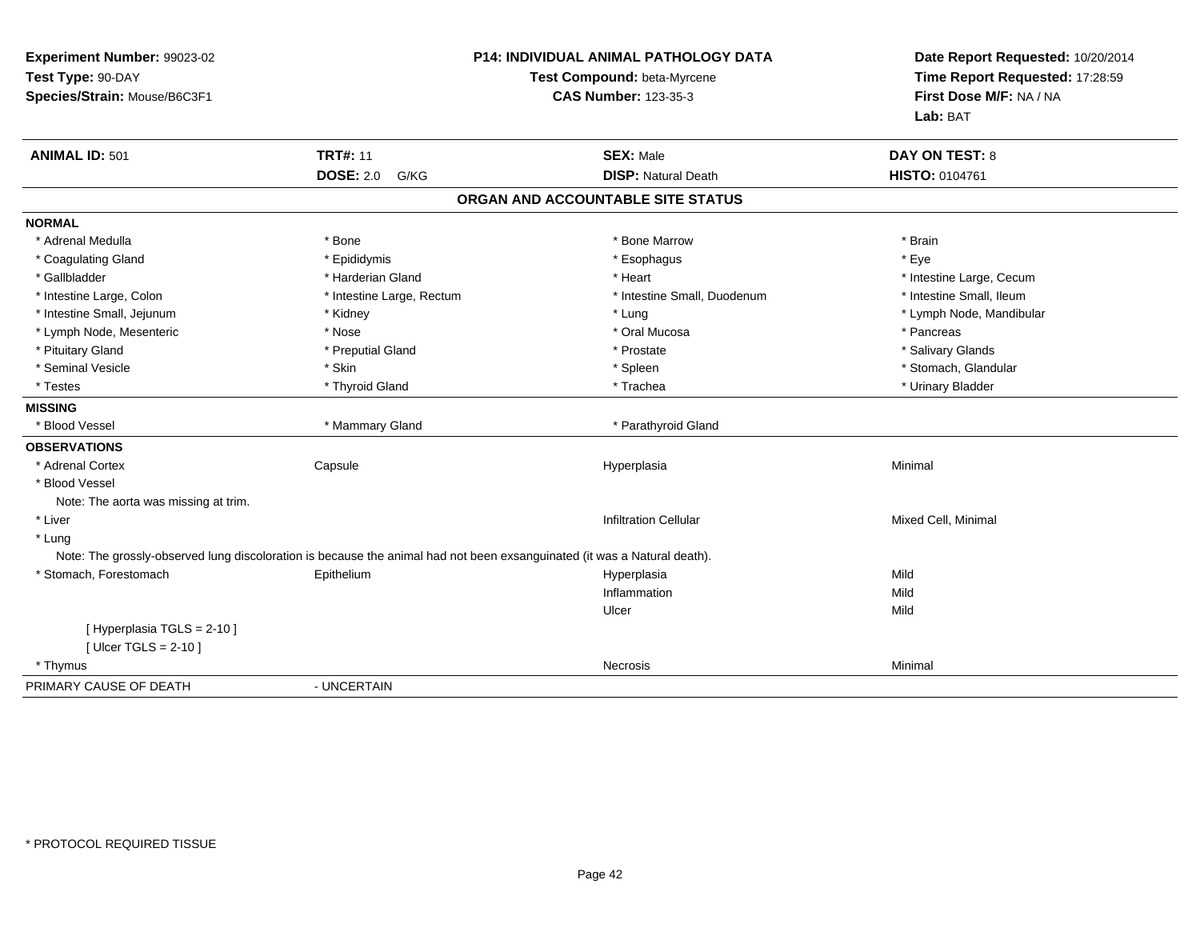**Experiment Number:** 99023-02
**Test Type:** 90-DAY
**Species/Strain:** Mouse/B6C3F1

**P14: INDIVIDUAL ANIMAL PATHOLOGY DATA**
**Test Compound:** beta-Myrcene
**CAS Number:** 123-35-3

**Date Report Requested:** 10/20/2014
**Time Report Requested:** 17:28:59
**First Dose M/F:** NA / NA
**Lab:** BAT

| **ANIMAL ID:** 501 | **TRT#:** 11 | **SEX:** Male | **DAY ON TEST:** 8 |
|---|---|---|---|
| | **DOSE:** 2.0 G/KG | **DISP:** Natural Death | **HISTO:** 0104761 |

## ORGAN AND ACCOUNTABLE SITE STATUS

**NORMAL**

| | | | |
|---|---|---|---|
| * Adrenal Medulla | * Bone | * Bone Marrow | * Brain |
| * Coagulating Gland | * Epididymis | * Esophagus | * Eye |
| * Gallbladder | * Harderian Gland | * Heart | * Intestine Large, Cecum |
| * Intestine Large, Colon | * Intestine Large, Rectum | * Intestine Small, Duodenum | * Intestine Small, Ileum |
| * Intestine Small, Jejunum | * Kidney | * Lung | * Lymph Node, Mandibular |
| * Lymph Node, Mesenteric | * Nose | * Oral Mucosa | * Pancreas |
| * Pituitary Gland | * Preputial Gland | * Prostate | * Salivary Glands |
| * Seminal Vesicle | * Skin | * Spleen | * Stomach, Glandular |
| * Testes | * Thyroid Gland | * Trachea | * Urinary Bladder |

**MISSING**

| | | |
|---|---|---|
| * Blood Vessel | * Mammary Gland | * Parathyroid Gland |

**OBSERVATIONS**

| | | | |
|---|---|---|---|
| * Adrenal Cortex | Capsule | Hyperplasia | Minimal |
| * Blood Vessel | | | |
| Note: The aorta was missing at trim. | | | |
| * Liver | | Infiltration Cellular | Mixed Cell, Minimal |
| * Lung | | | |
| Note: The grossly-observed lung discoloration is because the animal had not been exsanguinated (it was a Natural death). | | | |
| * Stomach, Forestomach | Epithelium | Hyperplasia | Mild |
| | | Inflammation | Mild |
| | | Ulcer | Mild |
| [ Hyperplasia TGLS = 2-10 ] | | | |
| [ Ulcer TGLS = 2-10 ] | | | |
| * Thymus | | Necrosis | Minimal |

PRIMARY CAUSE OF DEATH - UNCERTAIN

* PROTOCOL REQUIRED TISSUE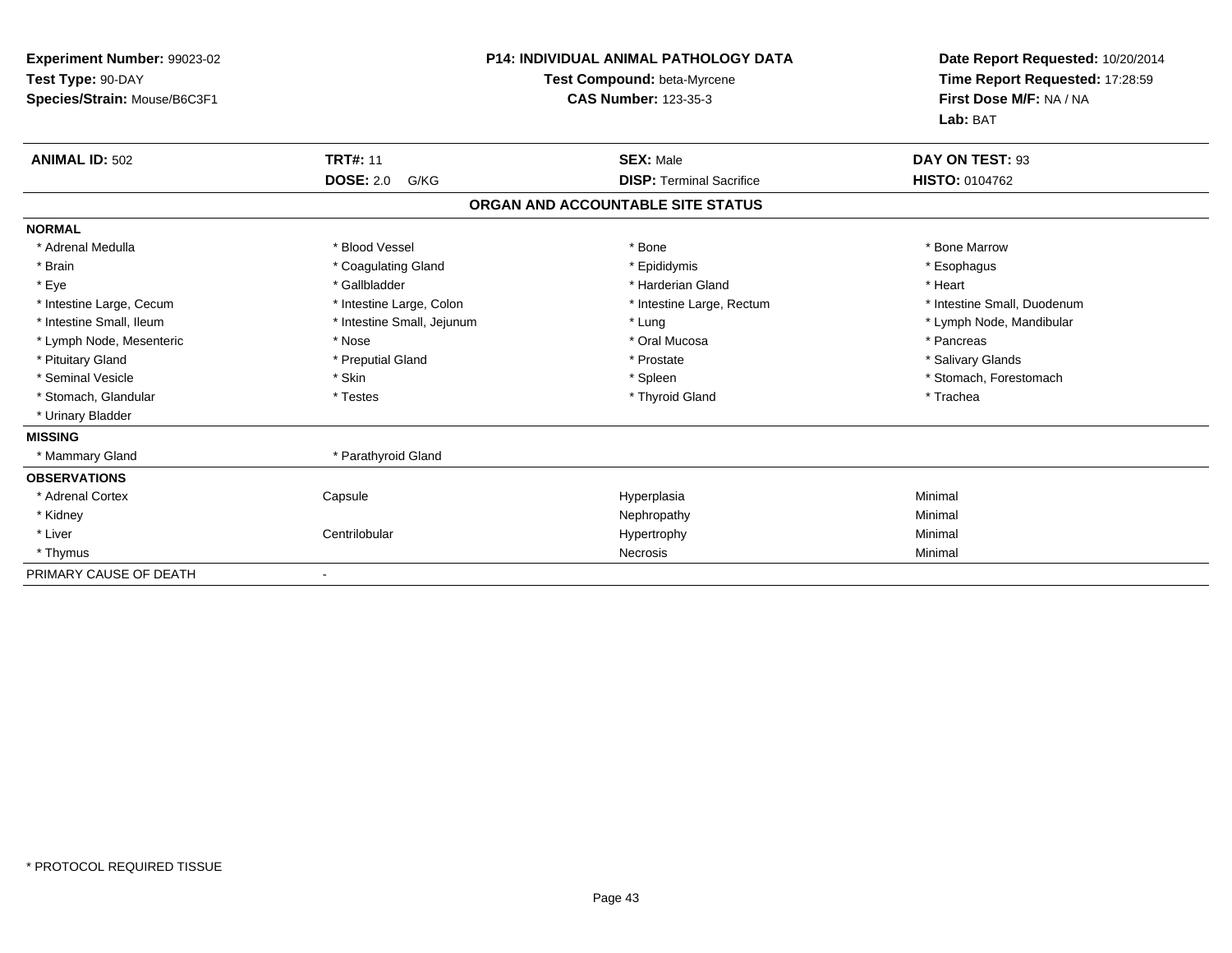**Experiment Number:** 99023-02
**Test Type:** 90-DAY
**Species/Strain:** Mouse/B6C3F1

**P14: INDIVIDUAL ANIMAL PATHOLOGY DATA**
**Test Compound:** beta-Myrcene
**CAS Number:** 123-35-3

**Date Report Requested:** 10/20/2014
**Time Report Requested:** 17:28:59
**First Dose M/F:** NA / NA
**Lab:** BAT

| **ANIMAL ID:** 502 | **TRT#:** 11 | **SEX:** Male | **DAY ON TEST:** 93 |
|---|---|---|---|
| | **DOSE:** 2.0 G/KG | **DISP:** Terminal Sacrifice | **HISTO:** 0104762 |

## ORGAN AND ACCOUNTABLE SITE STATUS

| | | | |
|---|---|---|---|
| **NORMAL** | | | |
| * Adrenal Medulla | * Blood Vessel | * Bone | * Bone Marrow |
| * Brain | * Coagulating Gland | * Epididymis | * Esophagus |
| * Eye | * Gallbladder | * Harderian Gland | * Heart |
| * Intestine Large, Cecum | * Intestine Large, Colon | * Intestine Large, Rectum | * Intestine Small, Duodenum |
| * Intestine Small, Ileum | * Intestine Small, Jejunum | * Lung | * Lymph Node, Mandibular |
| * Lymph Node, Mesenteric | * Nose | * Oral Mucosa | * Pancreas |
| * Pituitary Gland | * Preputial Gland | * Prostate | * Salivary Glands |
| * Seminal Vesicle | * Skin | * Spleen | * Stomach, Forestomach |
| * Stomach, Glandular | * Testes | * Thyroid Gland | * Trachea |
| * Urinary Bladder | | | |
| **MISSING** | | | |
| * Mammary Gland | * Parathyroid Gland | | |
| **OBSERVATIONS** | | | |
| * Adrenal Cortex | Capsule | Hyperplasia | Minimal |
| * Kidney | | Nephropathy | Minimal |
| * Liver | Centrilobular | Hypertrophy | Minimal |
| * Thymus | | Necrosis | Minimal |
| PRIMARY CAUSE OF DEATH | - | | |

* PROTOCOL REQUIRED TISSUE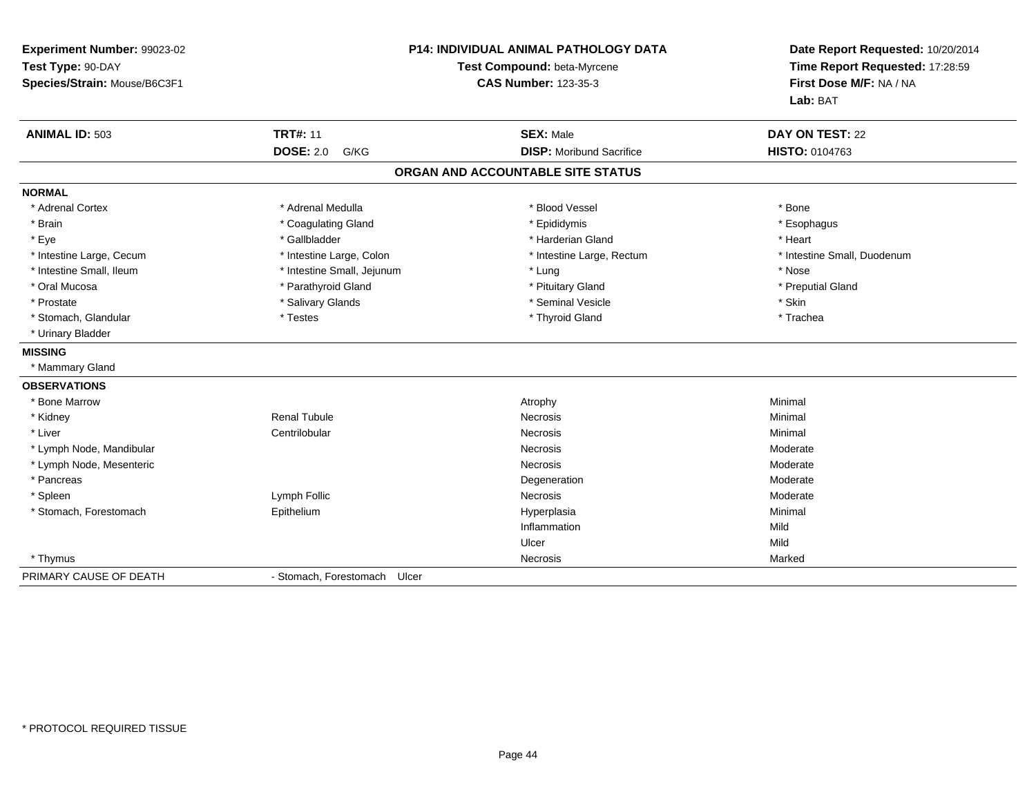**Experiment Number:** 99023-02
**Test Type:** 90-DAY
**Species/Strain:** Mouse/B6C3F1

**P14: INDIVIDUAL ANIMAL PATHOLOGY DATA**
**Test Compound:** beta-Myrcene
**CAS Number:** 123-35-3

**Date Report Requested:** 10/20/2014
**Time Report Requested:** 17:28:59
**First Dose M/F:** NA / NA
**Lab:** BAT

| **ANIMAL ID:** 503 | **TRT#:** 11 | **SEX:** Male | **DAY ON TEST:** 22 |
|---|---|---|---|
| | **DOSE:** 2.0 G/KG | **DISP:** Moribund Sacrifice | **HISTO:** 0104763 |

## ORGAN AND ACCOUNTABLE SITE STATUS

**NORMAL**

| | | | |
|---|---|---|---|
| * Adrenal Cortex | * Adrenal Medulla | * Blood Vessel | * Bone |
| * Brain | * Coagulating Gland | * Epididymis | * Esophagus |
| * Eye | * Gallbladder | * Harderian Gland | * Heart |
| * Intestine Large, Cecum | * Intestine Large, Colon | * Intestine Large, Rectum | * Intestine Small, Duodenum |
| * Intestine Small, Ileum | * Intestine Small, Jejunum | * Lung | * Nose |
| * Oral Mucosa | * Parathyroid Gland | * Pituitary Gland | * Preputial Gland |
| * Prostate | * Salivary Glands | * Seminal Vesicle | * Skin |
| * Stomach, Glandular | * Testes | * Thyroid Gland | * Trachea |
| * Urinary Bladder | | | |

**MISSING**

* Mammary Gland

**OBSERVATIONS**

| | | | |
|---|---|---|---|
| * Bone Marrow | | Atrophy | Minimal |
| * Kidney | Renal Tubule | Necrosis | Minimal |
| * Liver | Centrilobular | Necrosis | Minimal |
| * Lymph Node, Mandibular | | Necrosis | Moderate |
| * Lymph Node, Mesenteric | | Necrosis | Moderate |
| * Pancreas | | Degeneration | Moderate |
| * Spleen | Lymph Follic | Necrosis | Moderate |
| * Stomach, Forestomach | Epithelium | Hyperplasia | Minimal |
| | | Inflammation | Mild |
| | | Ulcer | Mild |
| * Thymus | | Necrosis | Marked |

| PRIMARY CAUSE OF DEATH | - Stomach, Forestomach Ulcer |
|---|---|

* PROTOCOL REQUIRED TISSUE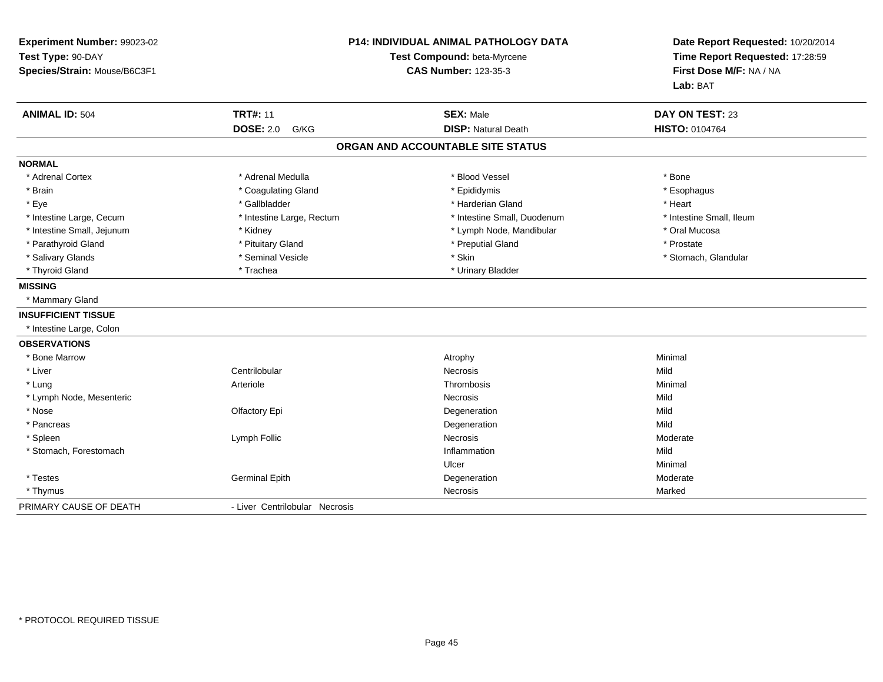**Experiment Number:** 99023-02
**Test Type:** 90-DAY
**Species/Strain:** Mouse/B6C3F1

**P14: INDIVIDUAL ANIMAL PATHOLOGY DATA**
**Test Compound:** beta-Myrcene
**CAS Number:** 123-35-3

**Date Report Requested:** 10/20/2014
**Time Report Requested:** 17:28:59
**First Dose M/F:** NA / NA
**Lab:** BAT

| **ANIMAL ID:** 504 | **TRT#:** 11 | **SEX:** Male | **DAY ON TEST:** 23 |
|---|---|---|---|
| | **DOSE:** 2.0 G/KG | **DISP:** Natural Death | **HISTO:** 0104764 |

## ORGAN AND ACCOUNTABLE SITE STATUS

**NORMAL**

| | | | |
|---|---|---|---|
| * Adrenal Cortex | * Adrenal Medulla | * Blood Vessel | * Bone |
| * Brain | * Coagulating Gland | * Epididymis | * Esophagus |
| * Eye | * Gallbladder | * Harderian Gland | * Heart |
| * Intestine Large, Cecum | * Intestine Large, Rectum | * Intestine Small, Duodenum | * Intestine Small, Ileum |
| * Intestine Small, Jejunum | * Kidney | * Lymph Node, Mandibular | * Oral Mucosa |
| * Parathyroid Gland | * Pituitary Gland | * Preputial Gland | * Prostate |
| * Salivary Glands | * Seminal Vesicle | * Skin | * Stomach, Glandular |
| * Thyroid Gland | * Trachea | * Urinary Bladder | |

**MISSING**

* Mammary Gland

**INSUFFICIENT TISSUE**

* Intestine Large, Colon

**OBSERVATIONS**

| | | | |
|---|---|---|---|
| * Bone Marrow | | Atrophy | Minimal |
| * Liver | Centrilobular | Necrosis | Mild |
| * Lung | Arteriole | Thrombosis | Minimal |
| * Lymph Node, Mesenteric | | Necrosis | Mild |
| * Nose | Olfactory Epi | Degeneration | Mild |
| * Pancreas | | Degeneration | Mild |
| * Spleen | Lymph Follic | Necrosis | Moderate |
| * Stomach, Forestomach | | Inflammation | Mild |
| | | Ulcer | Minimal |
| * Testes | Germinal Epith | Degeneration | Moderate |
| * Thymus | | Necrosis | Marked |

PRIMARY CAUSE OF DEATH - Liver Centrilobular Necrosis

* PROTOCOL REQUIRED TISSUE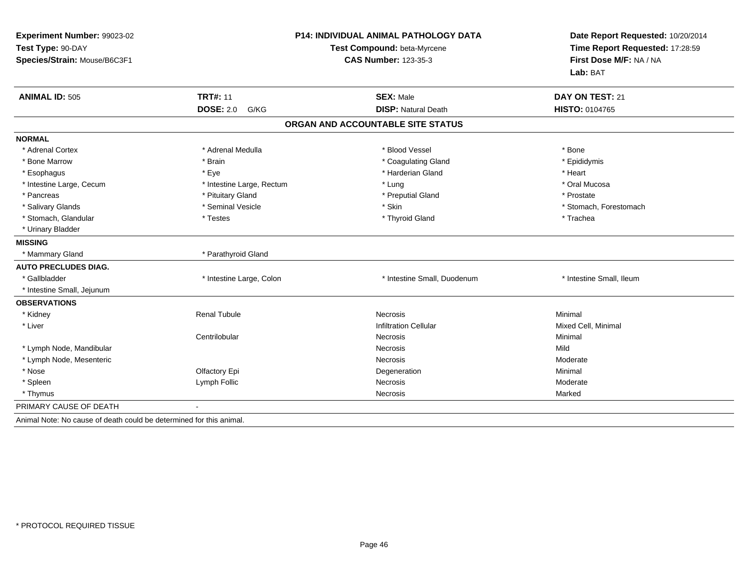**Experiment Number:** 99023-02
**Test Type:** 90-DAY
**Species/Strain:** Mouse/B6C3F1

**P14: INDIVIDUAL ANIMAL PATHOLOGY DATA**
**Test Compound:** beta-Myrcene
**CAS Number:** 123-35-3

**Date Report Requested:** 10/20/2014
**Time Report Requested:** 17:28:59
**First Dose M/F:** NA / NA
**Lab:** BAT

| **ANIMAL ID:** 505 | **TRT#:** 11 | **SEX:** Male | **DAY ON TEST:** 21 |
|---|---|---|---|
| | **DOSE:** 2.0 G/KG | **DISP:** Natural Death | **HISTO:** 0104765 |

## ORGAN AND ACCOUNTABLE SITE STATUS

| | | | |
|---|---|---|---|
| **NORMAL** | | | |
| * Adrenal Cortex | * Adrenal Medulla | * Blood Vessel | * Bone |
| * Bone Marrow | * Brain | * Coagulating Gland | * Epididymis |
| * Esophagus | * Eye | * Harderian Gland | * Heart |
| * Intestine Large, Cecum | * Intestine Large, Rectum | * Lung | * Oral Mucosa |
| * Pancreas | * Pituitary Gland | * Preputial Gland | * Prostate |
| * Salivary Glands | * Seminal Vesicle | * Skin | * Stomach, Forestomach |
| * Stomach, Glandular | * Testes | * Thyroid Gland | * Trachea |
| * Urinary Bladder | | | |
| **MISSING** | | | |
| * Mammary Gland | * Parathyroid Gland | | |
| **AUTO PRECLUDES DIAG.** | | | |
| * Gallbladder | * Intestine Large, Colon | * Intestine Small, Duodenum | * Intestine Small, Ileum |
| * Intestine Small, Jejunum | | | |
| **OBSERVATIONS** | | | |
| * Kidney | Renal Tubule | Necrosis | Minimal |
| * Liver | | Infiltration Cellular | Mixed Cell, Minimal |
| | Centrilobular | Necrosis | Minimal |
| * Lymph Node, Mandibular | | Necrosis | Mild |
| * Lymph Node, Mesenteric | | Necrosis | Moderate |
| * Nose | Olfactory Epi | Degeneration | Minimal |
| * Spleen | Lymph Follic | Necrosis | Moderate |
| * Thymus | | Necrosis | Marked |
| PRIMARY CAUSE OF DEATH | - | | |

Animal Note: No cause of death could be determined for this animal.

* PROTOCOL REQUIRED TISSUE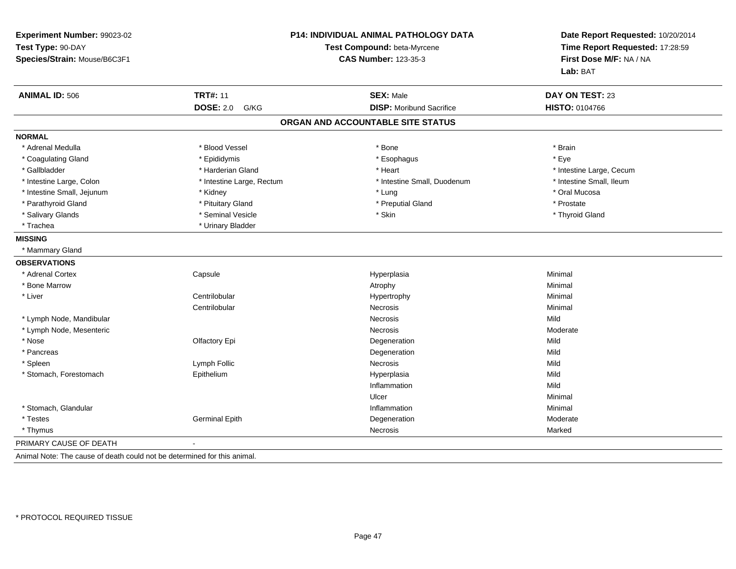**Experiment Number:** 99023-02
**Test Type:** 90-DAY
**Species/Strain:** Mouse/B6C3F1

**P14: INDIVIDUAL ANIMAL PATHOLOGY DATA**
**Test Compound:** beta-Myrcene
**CAS Number:** 123-35-3

**Date Report Requested:** 10/20/2014
**Time Report Requested:** 17:28:59
**First Dose M/F:** NA / NA
**Lab:** BAT

| **ANIMAL ID:** 506 | **TRT#:** 11 | **SEX:** Male | **DAY ON TEST:** 23 |
|---|---|---|---|
| | **DOSE:** 2.0 G/KG | **DISP:** Moribund Sacrifice | **HISTO:** 0104766 |

## ORGAN AND ACCOUNTABLE SITE STATUS

**NORMAL**

| | | | |
|---|---|---|---|
| * Adrenal Medulla | * Blood Vessel | * Bone | * Brain |
| * Coagulating Gland | * Epididymis | * Esophagus | * Eye |
| * Gallbladder | * Harderian Gland | * Heart | * Intestine Large, Cecum |
| * Intestine Large, Colon | * Intestine Large, Rectum | * Intestine Small, Duodenum | * Intestine Small, Ileum |
| * Intestine Small, Jejunum | * Kidney | * Lung | * Oral Mucosa |
| * Parathyroid Gland | * Pituitary Gland | * Preputial Gland | * Prostate |
| * Salivary Glands | * Seminal Vesicle | * Skin | * Thyroid Gland |
| * Trachea | * Urinary Bladder | | |

**MISSING**

* Mammary Gland

**OBSERVATIONS**

| | | | |
|---|---|---|---|
| * Adrenal Cortex | Capsule | Hyperplasia | Minimal |
| * Bone Marrow | | Atrophy | Minimal |
| * Liver | Centrilobular | Hypertrophy | Minimal |
| | Centrilobular | Necrosis | Minimal |
| * Lymph Node, Mandibular | | Necrosis | Mild |
| * Lymph Node, Mesenteric | | Necrosis | Moderate |
| * Nose | Olfactory Epi | Degeneration | Mild |
| * Pancreas | | Degeneration | Mild |
| * Spleen | Lymph Follic | Necrosis | Mild |
| * Stomach, Forestomach | Epithelium | Hyperplasia | Mild |
| | | Inflammation | Mild |
| | | Ulcer | Minimal |
| * Stomach, Glandular | | Inflammation | Minimal |
| * Testes | Germinal Epith | Degeneration | Moderate |
| * Thymus | | Necrosis | Marked |

PRIMARY CAUSE OF DEATH -

Animal Note: The cause of death could not be determined for this animal.

* PROTOCOL REQUIRED TISSUE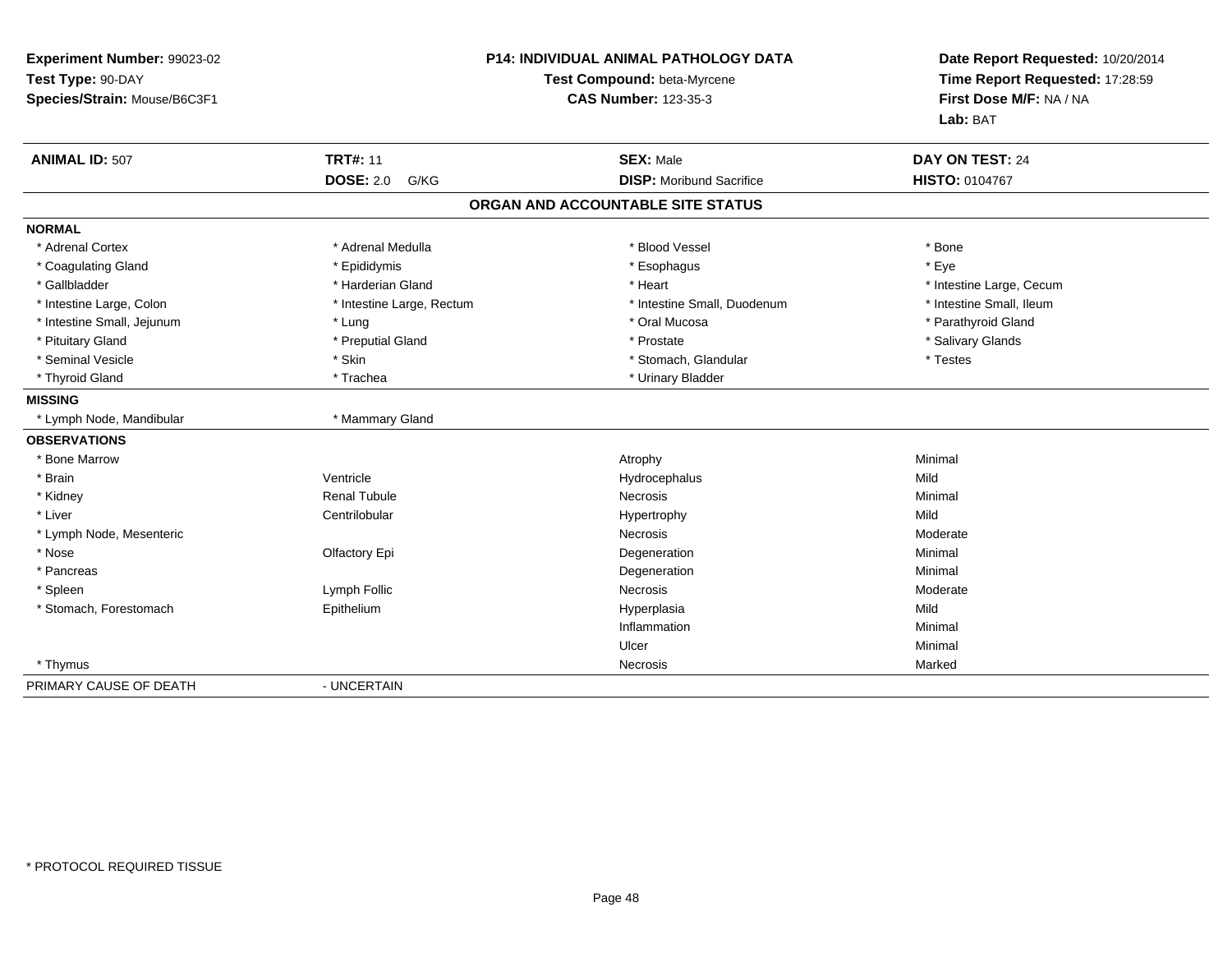**Experiment Number:** 99023-02
**Test Type:** 90-DAY
**Species/Strain:** Mouse/B6C3F1

**P14: INDIVIDUAL ANIMAL PATHOLOGY DATA**
**Test Compound:** beta-Myrcene
**CAS Number:** 123-35-3

**Date Report Requested:** 10/20/2014
**Time Report Requested:** 17:28:59
**First Dose M/F:** NA / NA
**Lab:** BAT

| **ANIMAL ID:** 507 | **TRT#:** 11 | **SEX:** Male | **DAY ON TEST:** 24 |
|---|---|---|---|
| | **DOSE:** 2.0 G/KG | **DISP:** Moribund Sacrifice | **HISTO:** 0104767 |

## ORGAN AND ACCOUNTABLE SITE STATUS

**NORMAL**

| | | | |
|---|---|---|---|
| * Adrenal Cortex | * Adrenal Medulla | * Blood Vessel | * Bone |
| * Coagulating Gland | * Epididymis | * Esophagus | * Eye |
| * Gallbladder | * Harderian Gland | * Heart | * Intestine Large, Cecum |
| * Intestine Large, Colon | * Intestine Large, Rectum | * Intestine Small, Duodenum | * Intestine Small, Ileum |
| * Intestine Small, Jejunum | * Lung | * Oral Mucosa | * Parathyroid Gland |
| * Pituitary Gland | * Preputial Gland | * Prostate | * Salivary Glands |
| * Seminal Vesicle | * Skin | * Stomach, Glandular | * Testes |
| * Thyroid Gland | * Trachea | * Urinary Bladder | |

**MISSING**

| | |
|---|---|
| * Lymph Node, Mandibular | * Mammary Gland |

**OBSERVATIONS**

| | | | |
|---|---|---|---|
| * Bone Marrow | | Atrophy | Minimal |
| * Brain | Ventricle | Hydrocephalus | Mild |
| * Kidney | Renal Tubule | Necrosis | Minimal |
| * Liver | Centrilobular | Hypertrophy | Mild |
| * Lymph Node, Mesenteric | | Necrosis | Moderate |
| * Nose | Olfactory Epi | Degeneration | Minimal |
| * Pancreas | | Degeneration | Minimal |
| * Spleen | Lymph Follic | Necrosis | Moderate |
| * Stomach, Forestomach | Epithelium | Hyperplasia | Mild |
| | | Inflammation | Minimal |
| | | Ulcer | Minimal |
| * Thymus | | Necrosis | Marked |

PRIMARY CAUSE OF DEATH - UNCERTAIN

* PROTOCOL REQUIRED TISSUE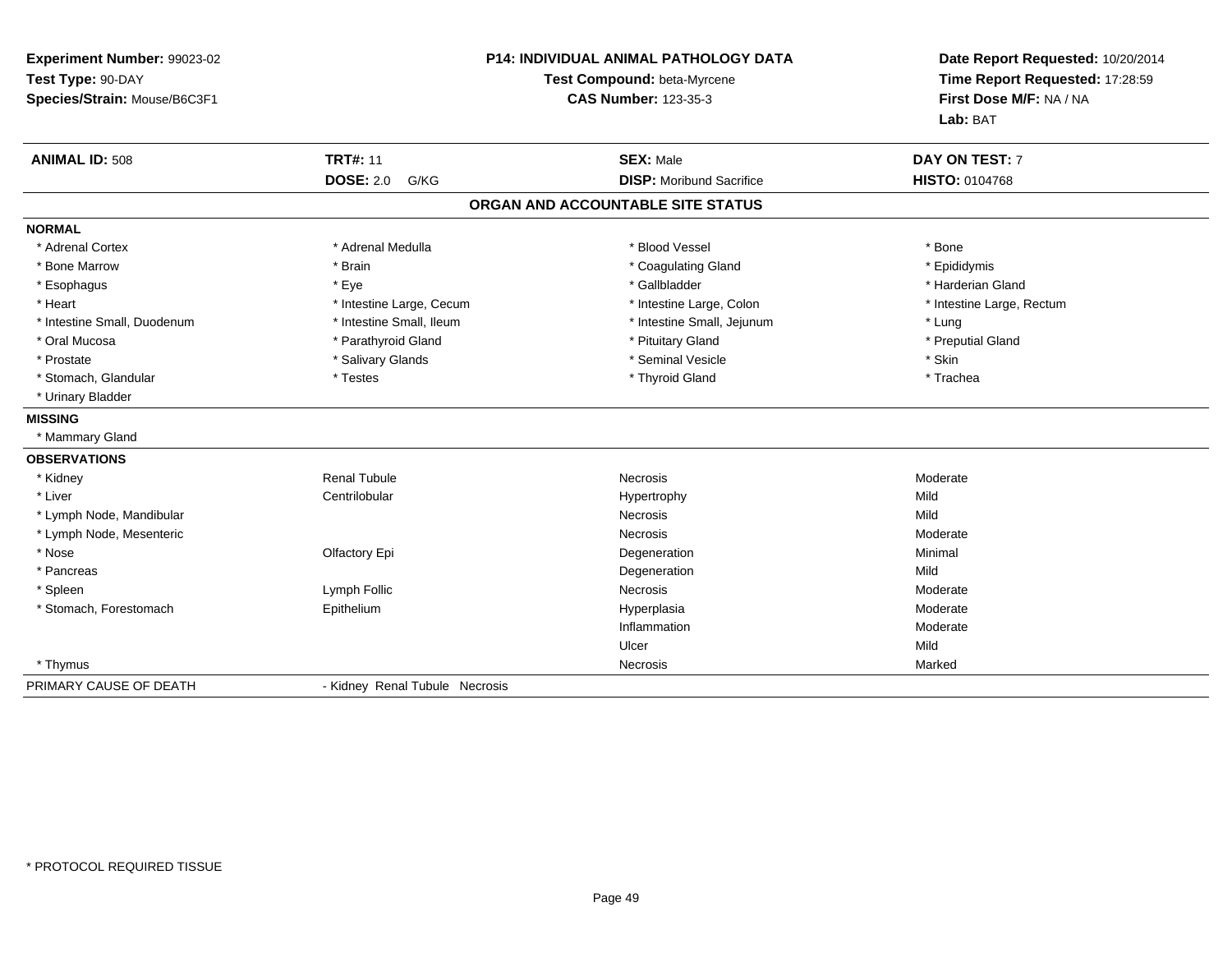**Experiment Number:** 99023-02
**Test Type:** 90-DAY
**Species/Strain:** Mouse/B6C3F1

**P14: INDIVIDUAL ANIMAL PATHOLOGY DATA**
**Test Compound:** beta-Myrcene
**CAS Number:** 123-35-3

**Date Report Requested:** 10/20/2014
**Time Report Requested:** 17:28:59
**First Dose M/F:** NA / NA
**Lab:** BAT

| **ANIMAL ID:** 508 | **TRT#:** 11 | **SEX:** Male | **DAY ON TEST:** 7 |
|---|---|---|---|
| | **DOSE:** 2.0 G/KG | **DISP:** Moribund Sacrifice | **HISTO:** 0104768 |

## ORGAN AND ACCOUNTABLE SITE STATUS

### NORMAL

| | | | |
|---|---|---|---|
| * Adrenal Cortex | * Adrenal Medulla | * Blood Vessel | * Bone |
| * Bone Marrow | * Brain | * Coagulating Gland | * Epididymis |
| * Esophagus | * Eye | * Gallbladder | * Harderian Gland |
| * Heart | * Intestine Large, Cecum | * Intestine Large, Colon | * Intestine Large, Rectum |
| * Intestine Small, Duodenum | * Intestine Small, Ileum | * Intestine Small, Jejunum | * Lung |
| * Oral Mucosa | * Parathyroid Gland | * Pituitary Gland | * Preputial Gland |
| * Prostate | * Salivary Glands | * Seminal Vesicle | * Skin |
| * Stomach, Glandular | * Testes | * Thyroid Gland | * Trachea |
| * Urinary Bladder | | | |

### MISSING

* Mammary Gland

### OBSERVATIONS

| | | | |
|---|---|---|---|
| * Kidney | Renal Tubule | Necrosis | Moderate |
| * Liver | Centrilobular | Hypertrophy | Mild |
| * Lymph Node, Mandibular | | Necrosis | Mild |
| * Lymph Node, Mesenteric | | Necrosis | Moderate |
| * Nose | Olfactory Epi | Degeneration | Minimal |
| * Pancreas | | Degeneration | Mild |
| * Spleen | Lymph Follic | Necrosis | Moderate |
| * Stomach, Forestomach | Epithelium | Hyperplasia | Moderate |
| | | Inflammation | Moderate |
| | | Ulcer | Mild |
| * Thymus | | Necrosis | Marked |

PRIMARY CAUSE OF DEATH - Kidney Renal Tubule Necrosis

* PROTOCOL REQUIRED TISSUE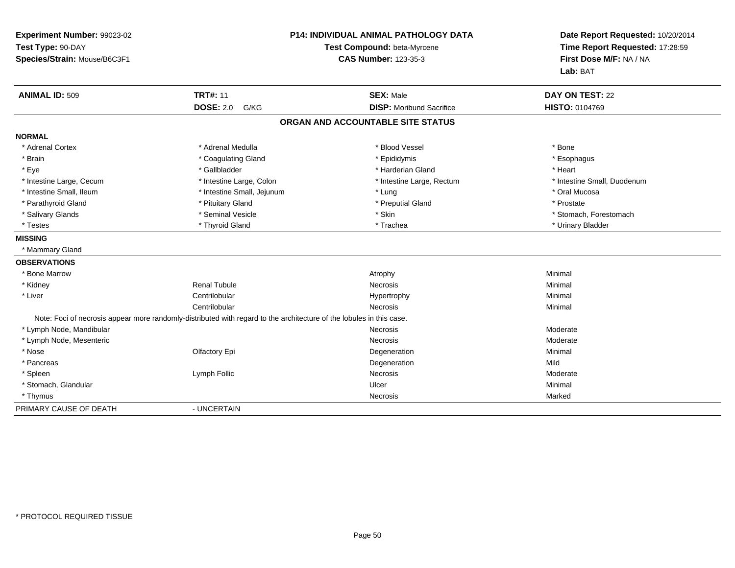**Experiment Number:** 99023-02
**Test Type:** 90-DAY
**Species/Strain:** Mouse/B6C3F1

**P14: INDIVIDUAL ANIMAL PATHOLOGY DATA**
**Test Compound:** beta-Myrcene
**CAS Number:** 123-35-3

**Date Report Requested:** 10/20/2014
**Time Report Requested:** 17:28:59
**First Dose M/F:** NA / NA
**Lab:** BAT

| **ANIMAL ID:** 509 | **TRT#:** 11 | **SEX:** Male | **DAY ON TEST:** 22 |
|---|---|---|---|
| | **DOSE:** 2.0 G/KG | **DISP:** Moribund Sacrifice | **HISTO:** 0104769 |

## ORGAN AND ACCOUNTABLE SITE STATUS

**NORMAL**

| | | | |
|---|---|---|---|
| * Adrenal Cortex | * Adrenal Medulla | * Blood Vessel | * Bone |
| * Brain | * Coagulating Gland | * Epididymis | * Esophagus |
| * Eye | * Gallbladder | * Harderian Gland | * Heart |
| * Intestine Large, Cecum | * Intestine Large, Colon | * Intestine Large, Rectum | * Intestine Small, Duodenum |
| * Intestine Small, Ileum | * Intestine Small, Jejunum | * Lung | * Oral Mucosa |
| * Parathyroid Gland | * Pituitary Gland | * Preputial Gland | * Prostate |
| * Salivary Glands | * Seminal Vesicle | * Skin | * Stomach, Forestomach |
| * Testes | * Thyroid Gland | * Trachea | * Urinary Bladder |

**MISSING**

* Mammary Gland

**OBSERVATIONS**

| | | | |
|---|---|---|---|
| * Bone Marrow | | Atrophy | Minimal |
| * Kidney | Renal Tubule | Necrosis | Minimal |
| * Liver | Centrilobular | Hypertrophy | Minimal |
| | Centrilobular | Necrosis | Minimal |
| Note: Foci of necrosis appear more randomly-distributed with regard to the architecture of the lobules in this case. | | | |
| * Lymph Node, Mandibular | | Necrosis | Moderate |
| * Lymph Node, Mesenteric | | Necrosis | Moderate |
| * Nose | Olfactory Epi | Degeneration | Minimal |
| * Pancreas | | Degeneration | Mild |
| * Spleen | Lymph Follic | Necrosis | Moderate |
| * Stomach, Glandular | | Ulcer | Minimal |
| * Thymus | | Necrosis | Marked |

PRIMARY CAUSE OF DEATH - UNCERTAIN

* PROTOCOL REQUIRED TISSUE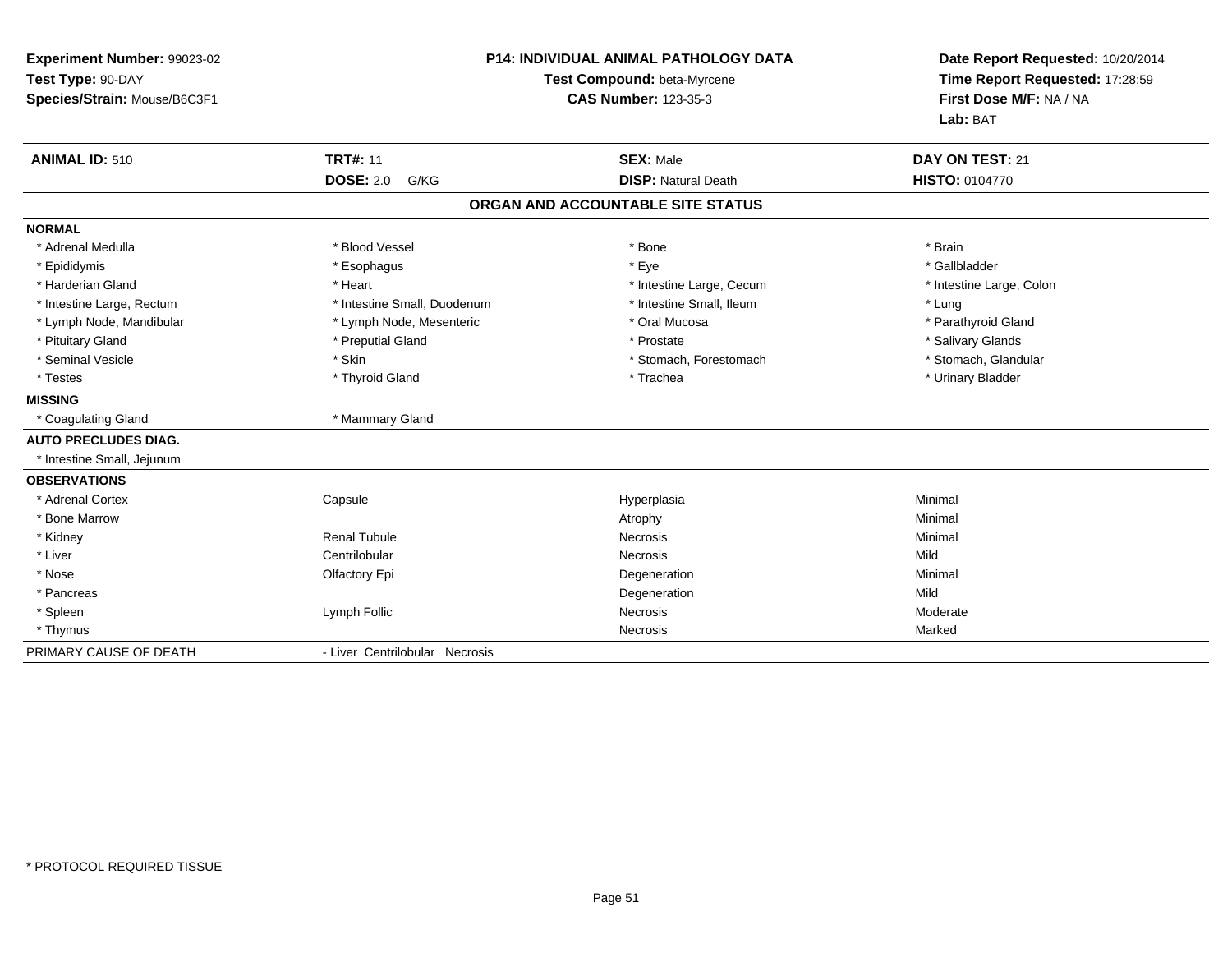**Experiment Number:** 99023-02
**Test Type:** 90-DAY
**Species/Strain:** Mouse/B6C3F1

**P14: INDIVIDUAL ANIMAL PATHOLOGY DATA**
**Test Compound:** beta-Myrcene
**CAS Number:** 123-35-3

**Date Report Requested:** 10/20/2014
**Time Report Requested:** 17:28:59
**First Dose M/F:** NA / NA
**Lab:** BAT

| **ANIMAL ID:** 510 | **TRT#:** 11 | **SEX:** Male | **DAY ON TEST:** 21 |
|---|---|---|---|
| | **DOSE:** 2.0 G/KG | **DISP:** Natural Death | **HISTO:** 0104770 |

## ORGAN AND ACCOUNTABLE SITE STATUS

| | | | |
|---|---|---|---|
| **NORMAL** | | | |
| * Adrenal Medulla | * Blood Vessel | * Bone | * Brain |
| * Epididymis | * Esophagus | * Eye | * Gallbladder |
| * Harderian Gland | * Heart | * Intestine Large, Cecum | * Intestine Large, Colon |
| * Intestine Large, Rectum | * Intestine Small, Duodenum | * Intestine Small, Ileum | * Lung |
| * Lymph Node, Mandibular | * Lymph Node, Mesenteric | * Oral Mucosa | * Parathyroid Gland |
| * Pituitary Gland | * Preputial Gland | * Prostate | * Salivary Glands |
| * Seminal Vesicle | * Skin | * Stomach, Forestomach | * Stomach, Glandular |
| * Testes | * Thyroid Gland | * Trachea | * Urinary Bladder |
| **MISSING** | | | |
| * Coagulating Gland | * Mammary Gland | | |
| **AUTO PRECLUDES DIAG.** | | | |
| * Intestine Small, Jejunum | | | |
| **OBSERVATIONS** | | | |
| * Adrenal Cortex | Capsule | Hyperplasia | Minimal |
| * Bone Marrow | | Atrophy | Minimal |
| * Kidney | Renal Tubule | Necrosis | Minimal |
| * Liver | Centrilobular | Necrosis | Mild |
| * Nose | Olfactory Epi | Degeneration | Minimal |
| * Pancreas | | Degeneration | Mild |
| * Spleen | Lymph Follic | Necrosis | Moderate |
| * Thymus | | Necrosis | Marked |
| PRIMARY CAUSE OF DEATH | - Liver Centrilobular Necrosis | | |

* PROTOCOL REQUIRED TISSUE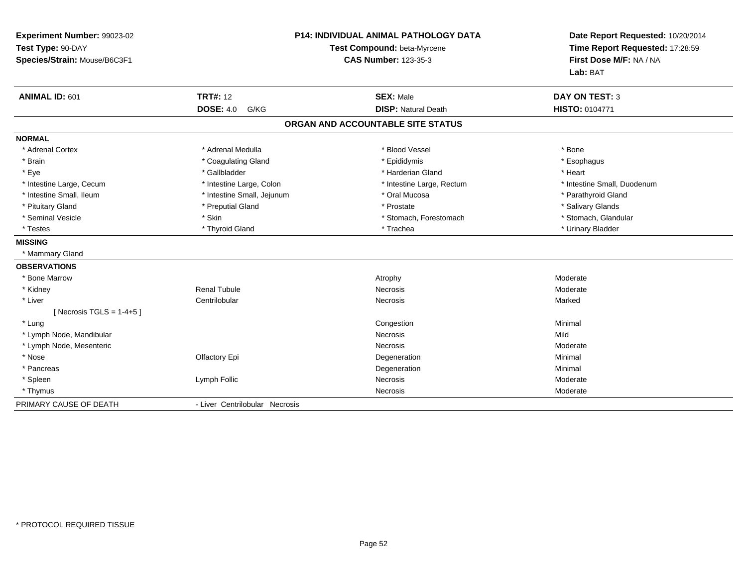**Experiment Number:** 99023-02
**Test Type:** 90-DAY
**Species/Strain:** Mouse/B6C3F1

**P14: INDIVIDUAL ANIMAL PATHOLOGY DATA**
**Test Compound:** beta-Myrcene
**CAS Number:** 123-35-3

**Date Report Requested:** 10/20/2014
**Time Report Requested:** 17:28:59
**First Dose M/F:** NA / NA
**Lab:** BAT

| **ANIMAL ID:** 601 | **TRT#:** 12 | **SEX:** Male | **DAY ON TEST:** 3 |
|---|---|---|---|
| | **DOSE:** 4.0 G/KG | **DISP:** Natural Death | **HISTO:** 0104771 |

## ORGAN AND ACCOUNTABLE SITE STATUS

**NORMAL**

| | | | |
|---|---|---|---|
| * Adrenal Cortex | * Adrenal Medulla | * Blood Vessel | * Bone |
| * Brain | * Coagulating Gland | * Epididymis | * Esophagus |
| * Eye | * Gallbladder | * Harderian Gland | * Heart |
| * Intestine Large, Cecum | * Intestine Large, Colon | * Intestine Large, Rectum | * Intestine Small, Duodenum |
| * Intestine Small, Ileum | * Intestine Small, Jejunum | * Oral Mucosa | * Parathyroid Gland |
| * Pituitary Gland | * Preputial Gland | * Prostate | * Salivary Glands |
| * Seminal Vesicle | * Skin | * Stomach, Forestomach | * Stomach, Glandular |
| * Testes | * Thyroid Gland | * Trachea | * Urinary Bladder |

**MISSING**

* Mammary Gland

**OBSERVATIONS**

| | | | |
|---|---|---|---|
| * Bone Marrow | | Atrophy | Moderate |
| * Kidney | Renal Tubule | Necrosis | Moderate |
| * Liver | Centrilobular | Necrosis | Marked |
| [ Necrosis TGLS = 1-4+5 ] | | | |
| * Lung | | Congestion | Minimal |
| * Lymph Node, Mandibular | | Necrosis | Mild |
| * Lymph Node, Mesenteric | | Necrosis | Moderate |
| * Nose | Olfactory Epi | Degeneration | Minimal |
| * Pancreas | | Degeneration | Minimal |
| * Spleen | Lymph Follic | Necrosis | Moderate |
| * Thymus | | Necrosis | Moderate |

PRIMARY CAUSE OF DEATH - Liver Centrilobular Necrosis

\* PROTOCOL REQUIRED TISSUE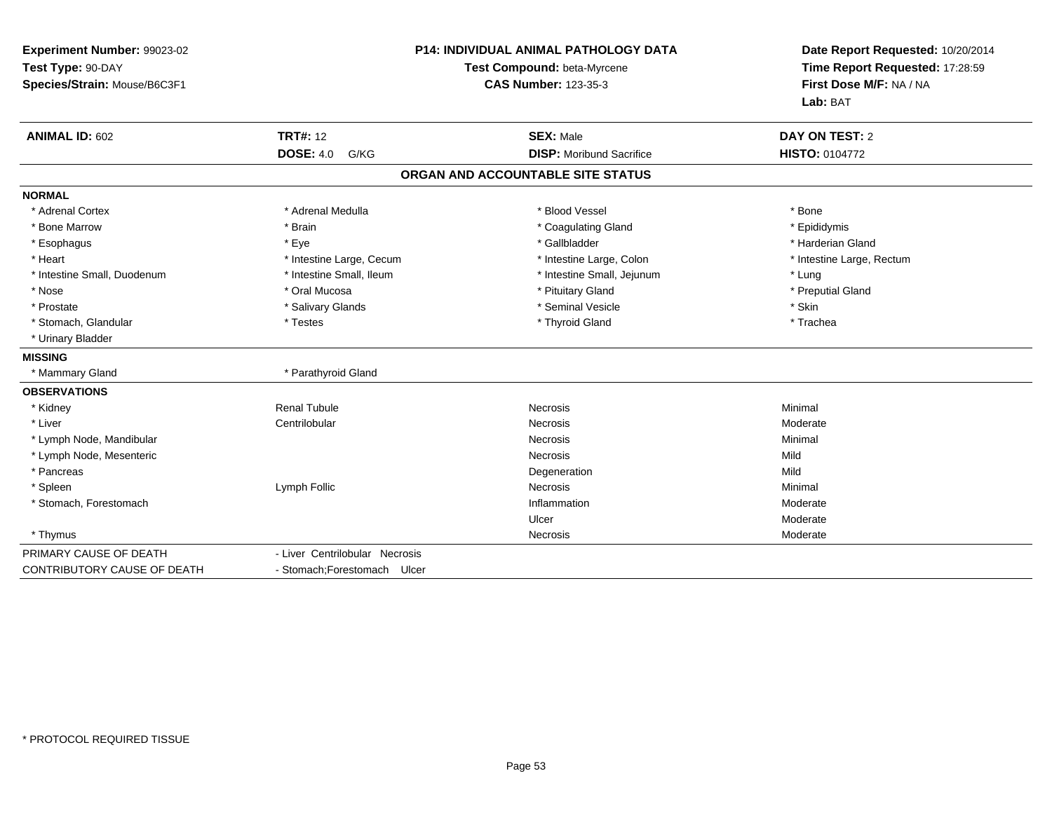**Experiment Number:** 99023-02
**Test Type:** 90-DAY
**Species/Strain:** Mouse/B6C3F1

**P14: INDIVIDUAL ANIMAL PATHOLOGY DATA**
**Test Compound:** beta-Myrcene
**CAS Number:** 123-35-3

**Date Report Requested:** 10/20/2014
**Time Report Requested:** 17:28:59
**First Dose M/F:** NA / NA
**Lab:** BAT

| **ANIMAL ID:** 602 | **TRT#:** 12 | **SEX:** Male | **DAY ON TEST:** 2 |
|---|---|---|---|
| | **DOSE:** 4.0 G/KG | **DISP:** Moribund Sacrifice | **HISTO:** 0104772 |

## ORGAN AND ACCOUNTABLE SITE STATUS

**NORMAL**

| | | | |
|---|---|---|---|
| * Adrenal Cortex | * Adrenal Medulla | * Blood Vessel | * Bone |
| * Bone Marrow | * Brain | * Coagulating Gland | * Epididymis |
| * Esophagus | * Eye | * Gallbladder | * Harderian Gland |
| * Heart | * Intestine Large, Cecum | * Intestine Large, Colon | * Intestine Large, Rectum |
| * Intestine Small, Duodenum | * Intestine Small, Ileum | * Intestine Small, Jejunum | * Lung |
| * Nose | * Oral Mucosa | * Pituitary Gland | * Preputial Gland |
| * Prostate | * Salivary Glands | * Seminal Vesicle | * Skin |
| * Stomach, Glandular | * Testes | * Thyroid Gland | * Trachea |
| * Urinary Bladder | | | |

**MISSING**

| | |
|---|---|
| * Mammary Gland | * Parathyroid Gland |

**OBSERVATIONS**

| | | | |
|---|---|---|---|
| * Kidney | Renal Tubule | Necrosis | Minimal |
| * Liver | Centrilobular | Necrosis | Moderate |
| * Lymph Node, Mandibular | | Necrosis | Minimal |
| * Lymph Node, Mesenteric | | Necrosis | Mild |
| * Pancreas | | Degeneration | Mild |
| * Spleen | Lymph Follic | Necrosis | Minimal |
| * Stomach, Forestomach | | Inflammation | Moderate |
| | | Ulcer | Moderate |
| * Thymus | | Necrosis | Moderate |

| | |
|---|---|
| PRIMARY CAUSE OF DEATH | - Liver Centrilobular Necrosis |
| CONTRIBUTORY CAUSE OF DEATH | - Stomach;Forestomach Ulcer |

* PROTOCOL REQUIRED TISSUE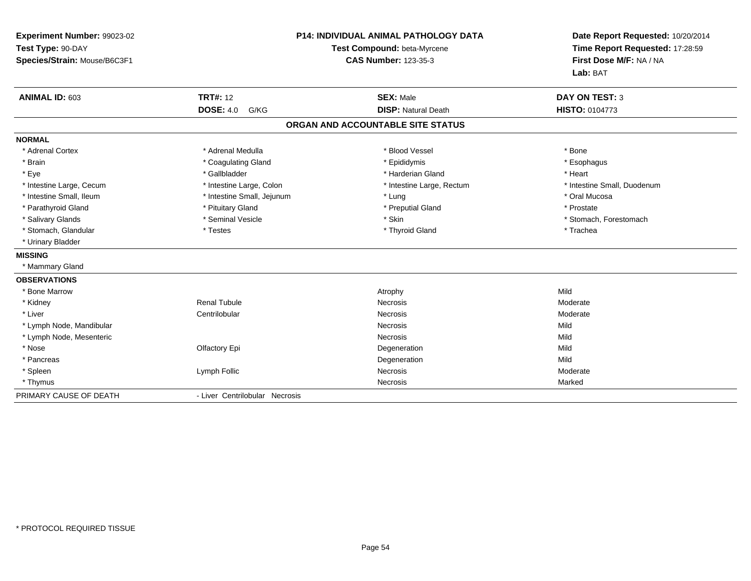**Experiment Number:** 99023-02
**Test Type:** 90-DAY
**Species/Strain:** Mouse/B6C3F1

**P14: INDIVIDUAL ANIMAL PATHOLOGY DATA**
**Test Compound:** beta-Myrcene
**CAS Number:** 123-35-3

**Date Report Requested:** 10/20/2014
**Time Report Requested:** 17:28:59
**First Dose M/F:** NA / NA
**Lab:** BAT

| **ANIMAL ID:** 603 | **TRT#:** 12 | **SEX:** Male | **DAY ON TEST:** 3 |
|---|---|---|---|
| | **DOSE:** 4.0 G/KG | **DISP:** Natural Death | **HISTO:** 0104773 |

## ORGAN AND ACCOUNTABLE SITE STATUS

**NORMAL**

| | | | |
|---|---|---|---|
| * Adrenal Cortex | * Adrenal Medulla | * Blood Vessel | * Bone |
| * Brain | * Coagulating Gland | * Epididymis | * Esophagus |
| * Eye | * Gallbladder | * Harderian Gland | * Heart |
| * Intestine Large, Cecum | * Intestine Large, Colon | * Intestine Large, Rectum | * Intestine Small, Duodenum |
| * Intestine Small, Ileum | * Intestine Small, Jejunum | * Lung | * Oral Mucosa |
| * Parathyroid Gland | * Pituitary Gland | * Preputial Gland | * Prostate |
| * Salivary Glands | * Seminal Vesicle | * Skin | * Stomach, Forestomach |
| * Stomach, Glandular | * Testes | * Thyroid Gland | * Trachea |
| * Urinary Bladder | | | |

**MISSING**

* Mammary Gland

**OBSERVATIONS**

| | | | |
|---|---|---|---|
| * Bone Marrow | | Atrophy | Mild |
| * Kidney | Renal Tubule | Necrosis | Moderate |
| * Liver | Centrilobular | Necrosis | Moderate |
| * Lymph Node, Mandibular | | Necrosis | Mild |
| * Lymph Node, Mesenteric | | Necrosis | Mild |
| * Nose | Olfactory Epi | Degeneration | Mild |
| * Pancreas | | Degeneration | Mild |
| * Spleen | Lymph Follic | Necrosis | Moderate |
| * Thymus | | Necrosis | Marked |

PRIMARY CAUSE OF DEATH - Liver Centrilobular Necrosis

* PROTOCOL REQUIRED TISSUE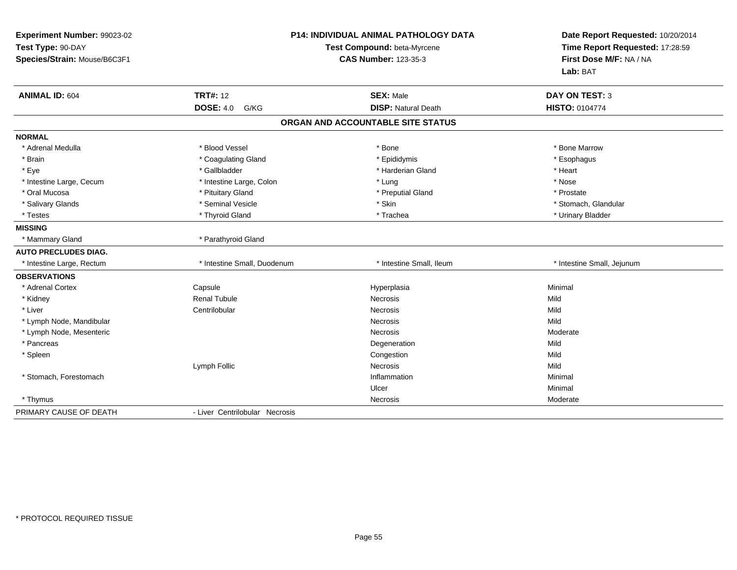**Experiment Number:** 99023-02
**Test Type:** 90-DAY
**Species/Strain:** Mouse/B6C3F1

**P14: INDIVIDUAL ANIMAL PATHOLOGY DATA**
**Test Compound:** beta-Myrcene
**CAS Number:** 123-35-3

**Date Report Requested:** 10/20/2014
**Time Report Requested:** 17:28:59
**First Dose M/F:** NA / NA
**Lab:** BAT

| **ANIMAL ID:** 604 | **TRT#:** 12 | **SEX:** Male | **DAY ON TEST:** 3 |
|---|---|---|---|
| | **DOSE:** 4.0 G/KG | **DISP:** Natural Death | **HISTO:** 0104774 |

## ORGAN AND ACCOUNTABLE SITE STATUS

| | | | |
|---|---|---|---|
| **NORMAL** | | | |
| * Adrenal Medulla | * Blood Vessel | * Bone | * Bone Marrow |
| * Brain | * Coagulating Gland | * Epididymis | * Esophagus |
| * Eye | * Gallbladder | * Harderian Gland | * Heart |
| * Intestine Large, Cecum | * Intestine Large, Colon | * Lung | * Nose |
| * Oral Mucosa | * Pituitary Gland | * Preputial Gland | * Prostate |
| * Salivary Glands | * Seminal Vesicle | * Skin | * Stomach, Glandular |
| * Testes | * Thyroid Gland | * Trachea | * Urinary Bladder |
| **MISSING** | | | |
| * Mammary Gland | * Parathyroid Gland | | |
| **AUTO PRECLUDES DIAG.** | | | |
| * Intestine Large, Rectum | * Intestine Small, Duodenum | * Intestine Small, Ileum | * Intestine Small, Jejunum |
| **OBSERVATIONS** | | | |
| * Adrenal Cortex | Capsule | Hyperplasia | Minimal |
| * Kidney | Renal Tubule | Necrosis | Mild |
| * Liver | Centrilobular | Necrosis | Mild |
| * Lymph Node, Mandibular | | Necrosis | Mild |
| * Lymph Node, Mesenteric | | Necrosis | Moderate |
| * Pancreas | | Degeneration | Mild |
| * Spleen | | Congestion | Mild |
| | Lymph Follic | Necrosis | Mild |
| * Stomach, Forestomach | | Inflammation | Minimal |
| | | Ulcer | Minimal |
| * Thymus | | Necrosis | Moderate |
| PRIMARY CAUSE OF DEATH | - Liver Centrilobular Necrosis | | |

* PROTOCOL REQUIRED TISSUE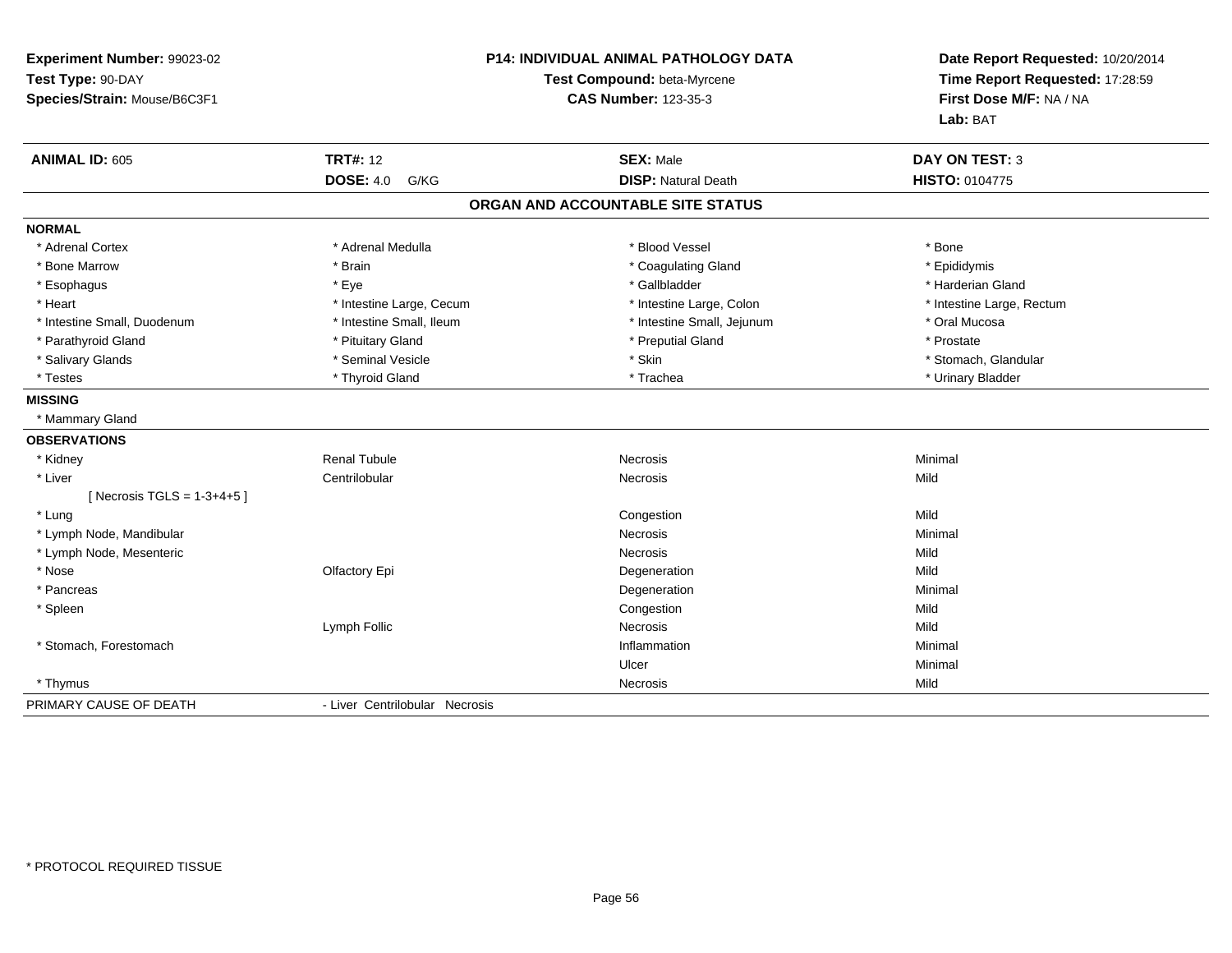**Experiment Number:** 99023-02
**Test Type:** 90-DAY
**Species/Strain:** Mouse/B6C3F1

**P14: INDIVIDUAL ANIMAL PATHOLOGY DATA**
**Test Compound:** beta-Myrcene
**CAS Number:** 123-35-3

**Date Report Requested:** 10/20/2014
**Time Report Requested:** 17:28:59
**First Dose M/F:** NA / NA
**Lab:** BAT

| **ANIMAL ID:** 605 | **TRT#:** 12 | **SEX:** Male | **DAY ON TEST:** 3 |
|---|---|---|---|
| | **DOSE:** 4.0 G/KG | **DISP:** Natural Death | **HISTO:** 0104775 |

## ORGAN AND ACCOUNTABLE SITE STATUS

**NORMAL**

| | | | |
|---|---|---|---|
| * Adrenal Cortex | * Adrenal Medulla | * Blood Vessel | * Bone |
| * Bone Marrow | * Brain | * Coagulating Gland | * Epididymis |
| * Esophagus | * Eye | * Gallbladder | * Harderian Gland |
| * Heart | * Intestine Large, Cecum | * Intestine Large, Colon | * Intestine Large, Rectum |
| * Intestine Small, Duodenum | * Intestine Small, Ileum | * Intestine Small, Jejunum | * Oral Mucosa |
| * Parathyroid Gland | * Pituitary Gland | * Preputial Gland | * Prostate |
| * Salivary Glands | * Seminal Vesicle | * Skin | * Stomach, Glandular |
| * Testes | * Thyroid Gland | * Trachea | * Urinary Bladder |

**MISSING**

* Mammary Gland

**OBSERVATIONS**

| | | | |
|---|---|---|---|
| * Kidney | Renal Tubule | Necrosis | Minimal |
| * Liver | Centrilobular | Necrosis | Mild |
| [ Necrosis TGLS = 1-3+4+5 ] | | | |
| * Lung | | Congestion | Mild |
| * Lymph Node, Mandibular | | Necrosis | Minimal |
| * Lymph Node, Mesenteric | | Necrosis | Mild |
| * Nose | Olfactory Epi | Degeneration | Mild |
| * Pancreas | | Degeneration | Minimal |
| * Spleen | | Congestion | Mild |
| | Lymph Follic | Necrosis | Mild |
| * Stomach, Forestomach | | Inflammation | Minimal |
| | | Ulcer | Minimal |
| * Thymus | | Necrosis | Mild |

PRIMARY CAUSE OF DEATH - Liver Centrilobular Necrosis

* PROTOCOL REQUIRED TISSUE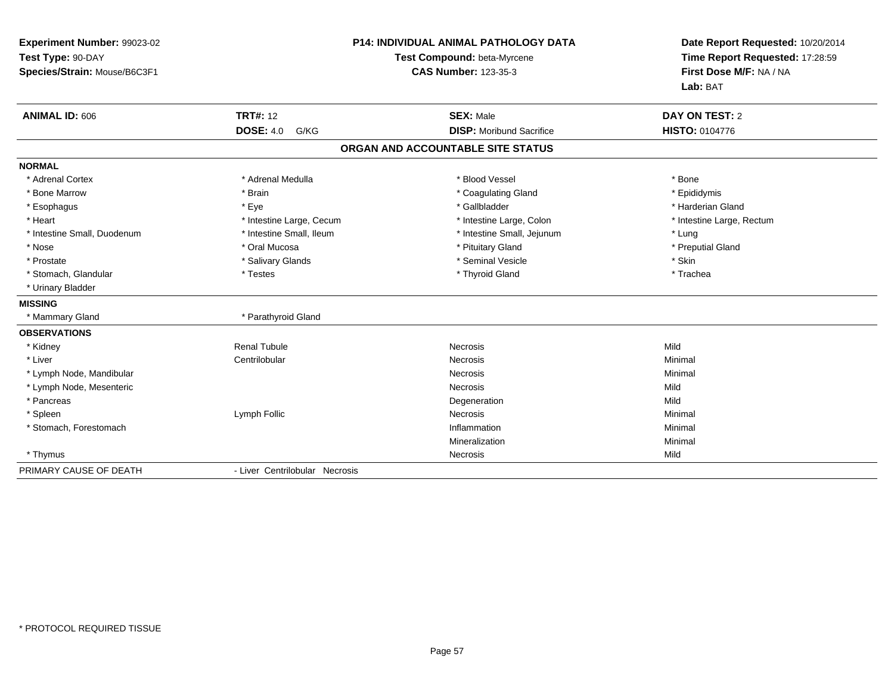**Experiment Number:** 99023-02
**Test Type:** 90-DAY
**Species/Strain:** Mouse/B6C3F1

**P14: INDIVIDUAL ANIMAL PATHOLOGY DATA**
**Test Compound:** beta-Myrcene
**CAS Number:** 123-35-3

**Date Report Requested:** 10/20/2014
**Time Report Requested:** 17:28:59
**First Dose M/F:** NA / NA
**Lab:** BAT

| **ANIMAL ID:** 606 | **TRT#:** 12 | **SEX:** Male | **DAY ON TEST:** 2 |
|---|---|---|---|
| | **DOSE:** 4.0 G/KG | **DISP:** Moribund Sacrifice | **HISTO:** 0104776 |

## ORGAN AND ACCOUNTABLE SITE STATUS

**NORMAL**

| | | | |
|---|---|---|---|
| * Adrenal Cortex | * Adrenal Medulla | * Blood Vessel | * Bone |
| * Bone Marrow | * Brain | * Coagulating Gland | * Epididymis |
| * Esophagus | * Eye | * Gallbladder | * Harderian Gland |
| * Heart | * Intestine Large, Cecum | * Intestine Large, Colon | * Intestine Large, Rectum |
| * Intestine Small, Duodenum | * Intestine Small, Ileum | * Intestine Small, Jejunum | * Lung |
| * Nose | * Oral Mucosa | * Pituitary Gland | * Preputial Gland |
| * Prostate | * Salivary Glands | * Seminal Vesicle | * Skin |
| * Stomach, Glandular | * Testes | * Thyroid Gland | * Trachea |
| * Urinary Bladder | | | |

**MISSING**

| | |
|---|---|
| * Mammary Gland | * Parathyroid Gland |

**OBSERVATIONS**

| | | | |
|---|---|---|---|
| * Kidney | Renal Tubule | Necrosis | Mild |
| * Liver | Centrilobular | Necrosis | Minimal |
| * Lymph Node, Mandibular | | Necrosis | Minimal |
| * Lymph Node, Mesenteric | | Necrosis | Mild |
| * Pancreas | | Degeneration | Mild |
| * Spleen | Lymph Follic | Necrosis | Minimal |
| * Stomach, Forestomach | | Inflammation | Minimal |
| | | Mineralization | Minimal |
| * Thymus | | Necrosis | Mild |

| | |
|---|---|
| PRIMARY CAUSE OF DEATH | - Liver Centrilobular Necrosis |

\* PROTOCOL REQUIRED TISSUE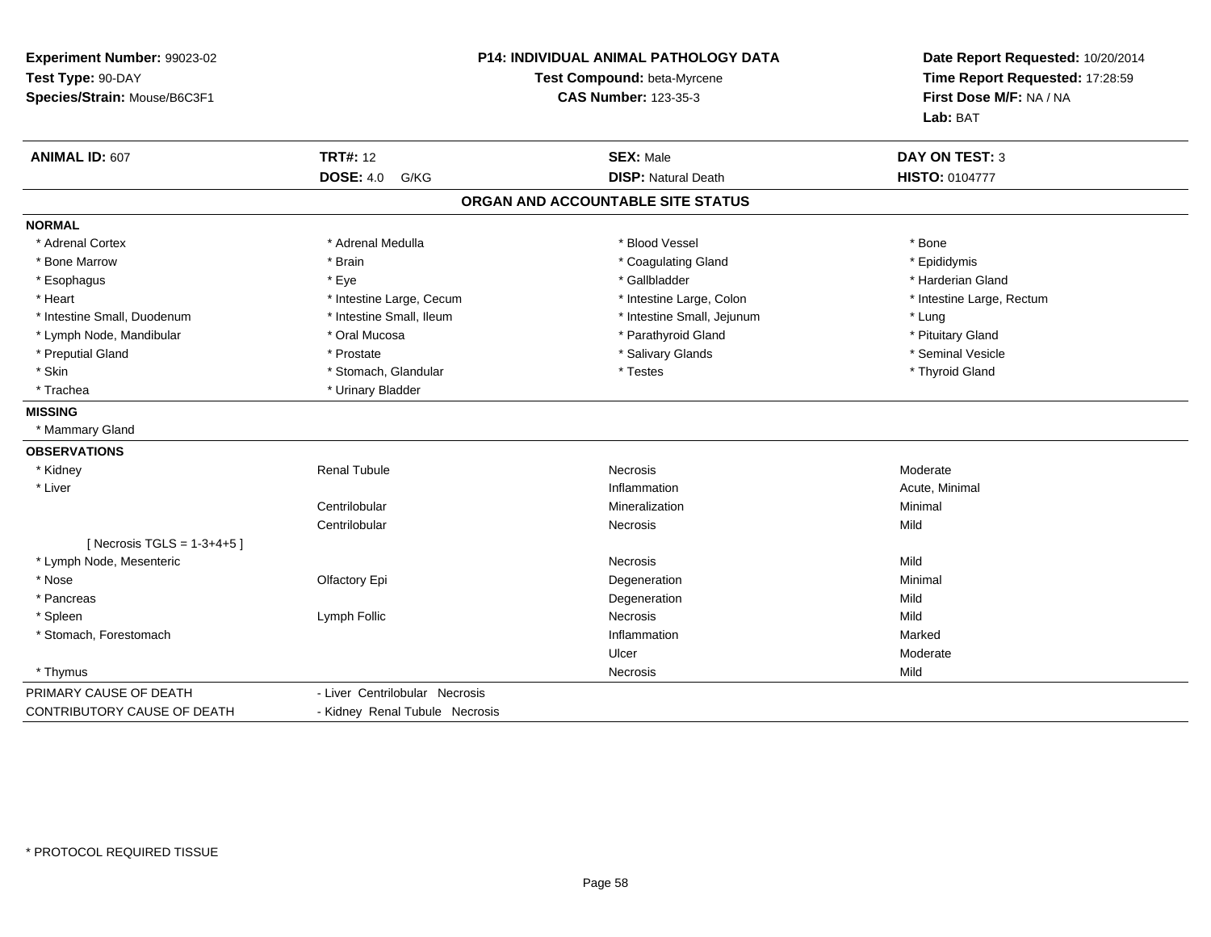**Experiment Number:** 99023-02
**Test Type:** 90-DAY
**Species/Strain:** Mouse/B6C3F1

**P14: INDIVIDUAL ANIMAL PATHOLOGY DATA**
**Test Compound:** beta-Myrcene
**CAS Number:** 123-35-3

**Date Report Requested:** 10/20/2014
**Time Report Requested:** 17:28:59
**First Dose M/F:** NA / NA
**Lab:** BAT

| **ANIMAL ID:** 607 | **TRT#:** 12 | **SEX:** Male | **DAY ON TEST:** 3 |
|---|---|---|---|
| | **DOSE:** 4.0 G/KG | **DISP:** Natural Death | **HISTO:** 0104777 |

## ORGAN AND ACCOUNTABLE SITE STATUS

**NORMAL**

| | | | |
|---|---|---|---|
| * Adrenal Cortex | * Adrenal Medulla | * Blood Vessel | * Bone |
| * Bone Marrow | * Brain | * Coagulating Gland | * Epididymis |
| * Esophagus | * Eye | * Gallbladder | * Harderian Gland |
| * Heart | * Intestine Large, Cecum | * Intestine Large, Colon | * Intestine Large, Rectum |
| * Intestine Small, Duodenum | * Intestine Small, Ileum | * Intestine Small, Jejunum | * Lung |
| * Lymph Node, Mandibular | * Oral Mucosa | * Parathyroid Gland | * Pituitary Gland |
| * Preputial Gland | * Prostate | * Salivary Glands | * Seminal Vesicle |
| * Skin | * Stomach, Glandular | * Testes | * Thyroid Gland |
| * Trachea | * Urinary Bladder | | |

**MISSING**

* Mammary Gland

**OBSERVATIONS**

| | | | |
|---|---|---|---|
| * Kidney | Renal Tubule | Necrosis | Moderate |
| * Liver | | Inflammation | Acute, Minimal |
| | Centrilobular | Mineralization | Minimal |
| | Centrilobular | Necrosis | Mild |
| [ Necrosis TGLS = 1-3+4+5 ] | | | |
| * Lymph Node, Mesenteric | | Necrosis | Mild |
| * Nose | Olfactory Epi | Degeneration | Minimal |
| * Pancreas | | Degeneration | Mild |
| * Spleen | Lymph Follic | Necrosis | Mild |
| * Stomach, Forestomach | | Inflammation | Marked |
| | | Ulcer | Moderate |
| * Thymus | | Necrosis | Mild |

| | |
|---|---|
| PRIMARY CAUSE OF DEATH | - Liver Centrilobular Necrosis |
| CONTRIBUTORY CAUSE OF DEATH | - Kidney Renal Tubule Necrosis |

* PROTOCOL REQUIRED TISSUE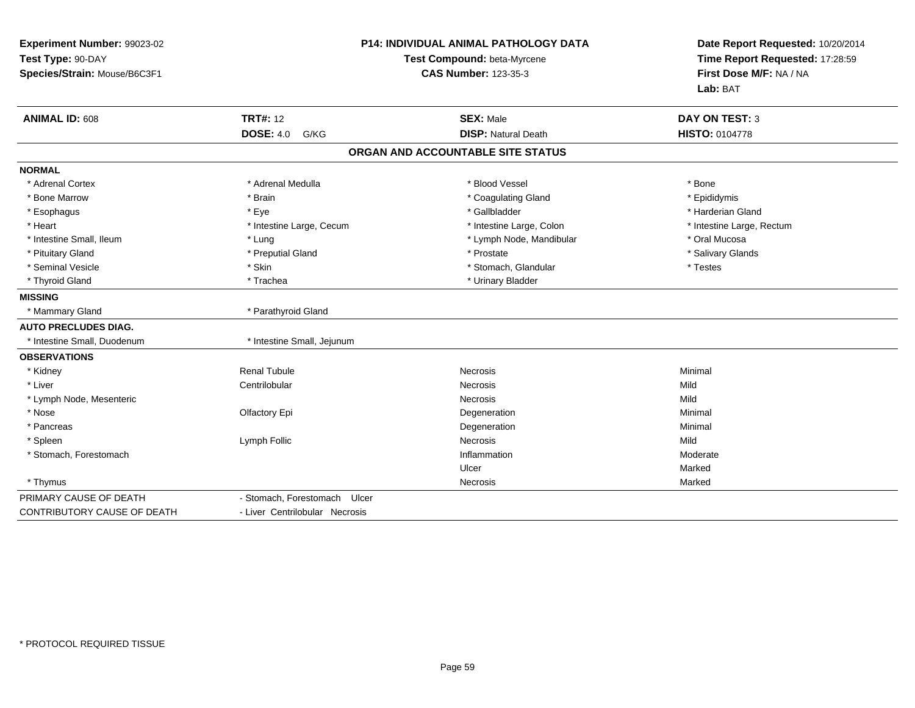**Experiment Number:** 99023-02
**Test Type:** 90-DAY
**Species/Strain:** Mouse/B6C3F1

**P14: INDIVIDUAL ANIMAL PATHOLOGY DATA**
**Test Compound:** beta-Myrcene
**CAS Number:** 123-35-3

**Date Report Requested:** 10/20/2014
**Time Report Requested:** 17:28:59
**First Dose M/F:** NA / NA
**Lab:** BAT

| **ANIMAL ID:** 608 | **TRT#:** 12 | **SEX:** Male | **DAY ON TEST:** 3 |
|---|---|---|---|
| | **DOSE:** 4.0 G/KG | **DISP:** Natural Death | **HISTO:** 0104778 |

## ORGAN AND ACCOUNTABLE SITE STATUS

| | | | |
|---|---|---|---|
| **NORMAL** | | | |
| * Adrenal Cortex | * Adrenal Medulla | * Blood Vessel | * Bone |
| * Bone Marrow | * Brain | * Coagulating Gland | * Epididymis |
| * Esophagus | * Eye | * Gallbladder | * Harderian Gland |
| * Heart | * Intestine Large, Cecum | * Intestine Large, Colon | * Intestine Large, Rectum |
| * Intestine Small, Ileum | * Lung | * Lymph Node, Mandibular | * Oral Mucosa |
| * Pituitary Gland | * Preputial Gland | * Prostate | * Salivary Glands |
| * Seminal Vesicle | * Skin | * Stomach, Glandular | * Testes |
| * Thyroid Gland | * Trachea | * Urinary Bladder | |
| **MISSING** | | | |
| * Mammary Gland | * Parathyroid Gland | | |
| **AUTO PRECLUDES DIAG.** | | | |
| * Intestine Small, Duodenum | * Intestine Small, Jejunum | | |
| **OBSERVATIONS** | | | |
| * Kidney | Renal Tubule | Necrosis | Minimal |
| * Liver | Centrilobular | Necrosis | Mild |
| * Lymph Node, Mesenteric | | Necrosis | Mild |
| * Nose | Olfactory Epi | Degeneration | Minimal |
| * Pancreas | | Degeneration | Minimal |
| * Spleen | Lymph Follic | Necrosis | Mild |
| * Stomach, Forestomach | | Inflammation | Moderate |
| | | Ulcer | Marked |
| * Thymus | | Necrosis | Marked |
| PRIMARY CAUSE OF DEATH | - Stomach, Forestomach Ulcer | | |
| CONTRIBUTORY CAUSE OF DEATH | - Liver Centrilobular Necrosis | | |

* PROTOCOL REQUIRED TISSUE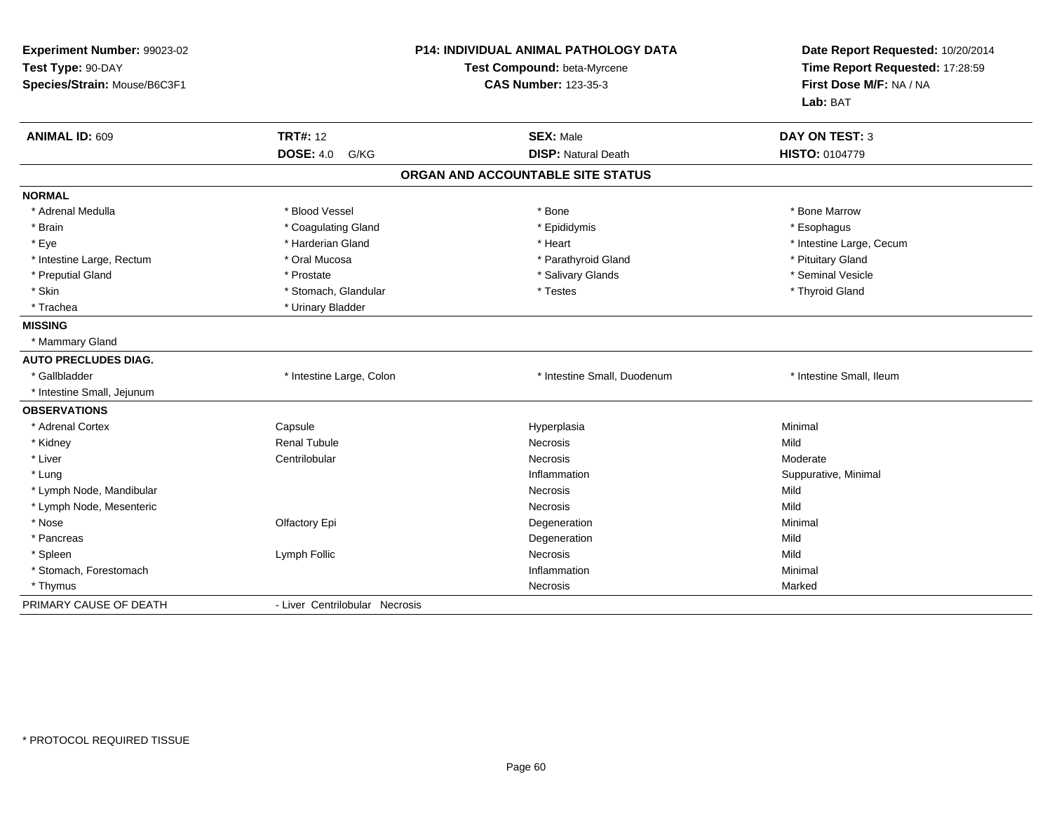**Experiment Number:** 99023-02
**Test Type:** 90-DAY
**Species/Strain:** Mouse/B6C3F1

**P14: INDIVIDUAL ANIMAL PATHOLOGY DATA**
**Test Compound:** beta-Myrcene
**CAS Number:** 123-35-3

**Date Report Requested:** 10/20/2014
**Time Report Requested:** 17:28:59
**First Dose M/F:** NA / NA
**Lab:** BAT

| **ANIMAL ID:** 609 | **TRT#:** 12 | **SEX:** Male | **DAY ON TEST:** 3 |
|---|---|---|---|
| | **DOSE:** 4.0 G/KG | **DISP:** Natural Death | **HISTO:** 0104779 |

## ORGAN AND ACCOUNTABLE SITE STATUS

**NORMAL**

| | | | |
|---|---|---|---|
| * Adrenal Medulla | * Blood Vessel | * Bone | * Bone Marrow |
| * Brain | * Coagulating Gland | * Epididymis | * Esophagus |
| * Eye | * Harderian Gland | * Heart | * Intestine Large, Cecum |
| * Intestine Large, Rectum | * Oral Mucosa | * Parathyroid Gland | * Pituitary Gland |
| * Preputial Gland | * Prostate | * Salivary Glands | * Seminal Vesicle |
| * Skin | * Stomach, Glandular | * Testes | * Thyroid Gland |
| * Trachea | * Urinary Bladder | | |

**MISSING**

* Mammary Gland

**AUTO PRECLUDES DIAG.**

| | | | |
|---|---|---|---|
| * Gallbladder | * Intestine Large, Colon | * Intestine Small, Duodenum | * Intestine Small, Ileum |
| * Intestine Small, Jejunum | | | |

**OBSERVATIONS**

| | | | |
|---|---|---|---|
| * Adrenal Cortex | Capsule | Hyperplasia | Minimal |
| * Kidney | Renal Tubule | Necrosis | Mild |
| * Liver | Centrilobular | Necrosis | Moderate |
| * Lung | | Inflammation | Suppurative, Minimal |
| * Lymph Node, Mandibular | | Necrosis | Mild |
| * Lymph Node, Mesenteric | | Necrosis | Mild |
| * Nose | Olfactory Epi | Degeneration | Minimal |
| * Pancreas | | Degeneration | Mild |
| * Spleen | Lymph Follic | Necrosis | Mild |
| * Stomach, Forestomach | | Inflammation | Minimal |
| * Thymus | | Necrosis | Marked |

PRIMARY CAUSE OF DEATH - Liver Centrilobular Necrosis

* PROTOCOL REQUIRED TISSUE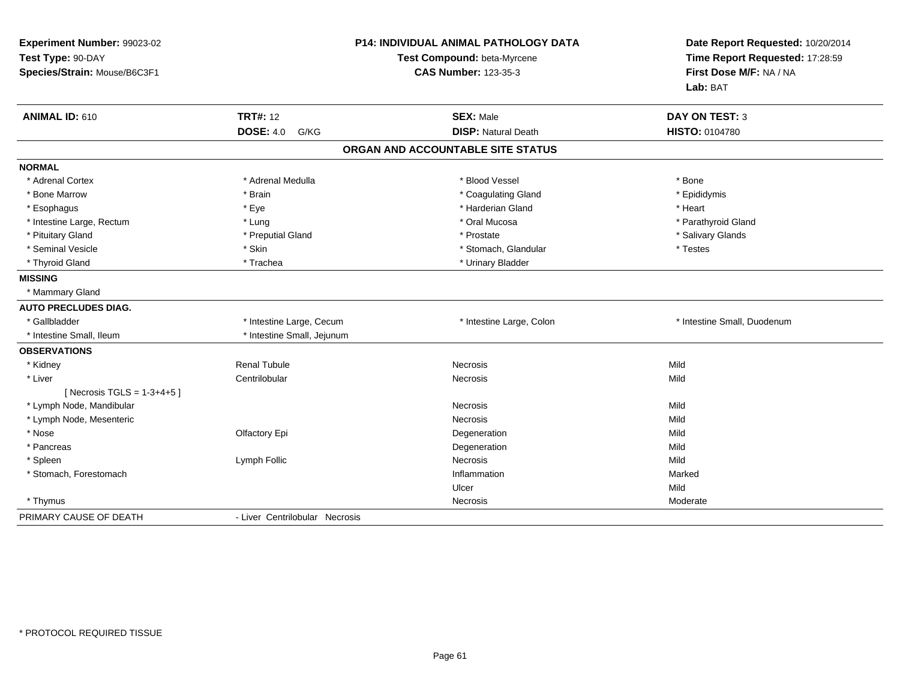**Experiment Number:** 99023-02
**Test Type:** 90-DAY
**Species/Strain:** Mouse/B6C3F1

**P14: INDIVIDUAL ANIMAL PATHOLOGY DATA**
**Test Compound:** beta-Myrcene
**CAS Number:** 123-35-3

**Date Report Requested:** 10/20/2014
**Time Report Requested:** 17:28:59
**First Dose M/F:** NA / NA
**Lab:** BAT

| **ANIMAL ID:** 610 | **TRT#:** 12 | **SEX:** Male | **DAY ON TEST:** 3 |
|---|---|---|---|
| | **DOSE:** 4.0 G/KG | **DISP:** Natural Death | **HISTO:** 0104780 |

## ORGAN AND ACCOUNTABLE SITE STATUS

| | | | |
|---|---|---|---|
| **NORMAL** | | | |
| * Adrenal Cortex | * Adrenal Medulla | * Blood Vessel | * Bone |
| * Bone Marrow | * Brain | * Coagulating Gland | * Epididymis |
| * Esophagus | * Eye | * Harderian Gland | * Heart |
| * Intestine Large, Rectum | * Lung | * Oral Mucosa | * Parathyroid Gland |
| * Pituitary Gland | * Preputial Gland | * Prostate | * Salivary Glands |
| * Seminal Vesicle | * Skin | * Stomach, Glandular | * Testes |
| * Thyroid Gland | * Trachea | * Urinary Bladder | |
| **MISSING** | | | |
| * Mammary Gland | | | |
| **AUTO PRECLUDES DIAG.** | | | |
| * Gallbladder | * Intestine Large, Cecum | * Intestine Large, Colon | * Intestine Small, Duodenum |
| * Intestine Small, Ileum | * Intestine Small, Jejunum | | |
| **OBSERVATIONS** | | | |
| * Kidney | Renal Tubule | Necrosis | Mild |
| * Liver | Centrilobular | Necrosis | Mild |
| [ Necrosis TGLS = 1-3+4+5 ] | | | |
| * Lymph Node, Mandibular | | Necrosis | Mild |
| * Lymph Node, Mesenteric | | Necrosis | Mild |
| * Nose | Olfactory Epi | Degeneration | Mild |
| * Pancreas | | Degeneration | Mild |
| * Spleen | Lymph Follic | Necrosis | Mild |
| * Stomach, Forestomach | | Inflammation | Marked |
| | | Ulcer | Mild |
| * Thymus | | Necrosis | Moderate |
| PRIMARY CAUSE OF DEATH | - Liver Centrilobular Necrosis | | |

* PROTOCOL REQUIRED TISSUE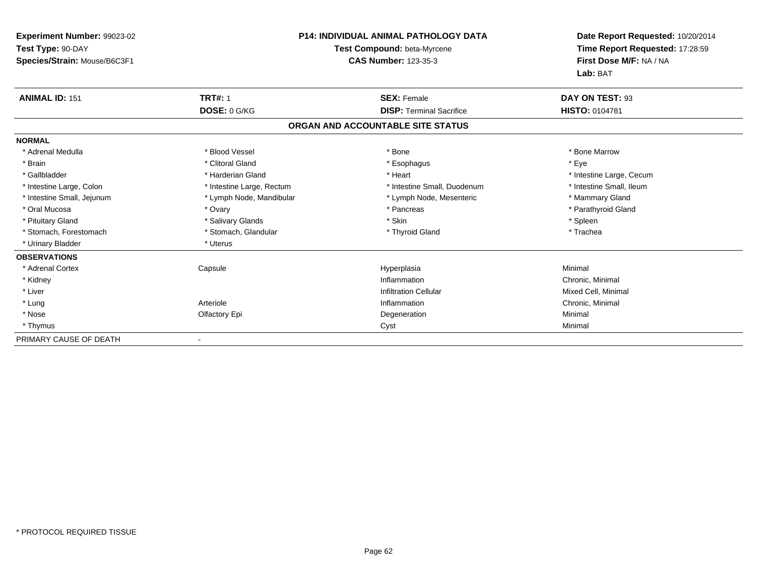**Experiment Number:** 99023-02
**Test Type:** 90-DAY
**Species/Strain:** Mouse/B6C3F1

**P14: INDIVIDUAL ANIMAL PATHOLOGY DATA**
**Test Compound:** beta-Myrcene
**CAS Number:** 123-35-3

**Date Report Requested:** 10/20/2014
**Time Report Requested:** 17:28:59
**First Dose M/F:** NA / NA
**Lab:** BAT

| **ANIMAL ID:** 151 | **TRT#:** 1 | **SEX:** Female | **DAY ON TEST:** 93 |
|---|---|---|---|
| | **DOSE:** 0 G/KG | **DISP:** Terminal Sacrifice | **HISTO:** 0104781 |

**ORGAN AND ACCOUNTABLE SITE STATUS**

**NORMAL**

| | | | |
|---|---|---|---|
| * Adrenal Medulla | * Blood Vessel | * Bone | * Bone Marrow |
| * Brain | * Clitoral Gland | * Esophagus | * Eye |
| * Gallbladder | * Harderian Gland | * Heart | * Intestine Large, Cecum |
| * Intestine Large, Colon | * Intestine Large, Rectum | * Intestine Small, Duodenum | * Intestine Small, Ileum |
| * Intestine Small, Jejunum | * Lymph Node, Mandibular | * Lymph Node, Mesenteric | * Mammary Gland |
| * Oral Mucosa | * Ovary | * Pancreas | * Parathyroid Gland |
| * Pituitary Gland | * Salivary Glands | * Skin | * Spleen |
| * Stomach, Forestomach | * Stomach, Glandular | * Thyroid Gland | * Trachea |
| * Urinary Bladder | * Uterus | | |

**OBSERVATIONS**

| | | | |
|---|---|---|---|
| * Adrenal Cortex | Capsule | Hyperplasia | Minimal |
| * Kidney | | Inflammation | Chronic, Minimal |
| * Liver | | Infiltration Cellular | Mixed Cell, Minimal |
| * Lung | Arteriole | Inflammation | Chronic, Minimal |
| * Nose | Olfactory Epi | Degeneration | Minimal |
| * Thymus | | Cyst | Minimal |

PRIMARY CAUSE OF DEATH -

* PROTOCOL REQUIRED TISSUE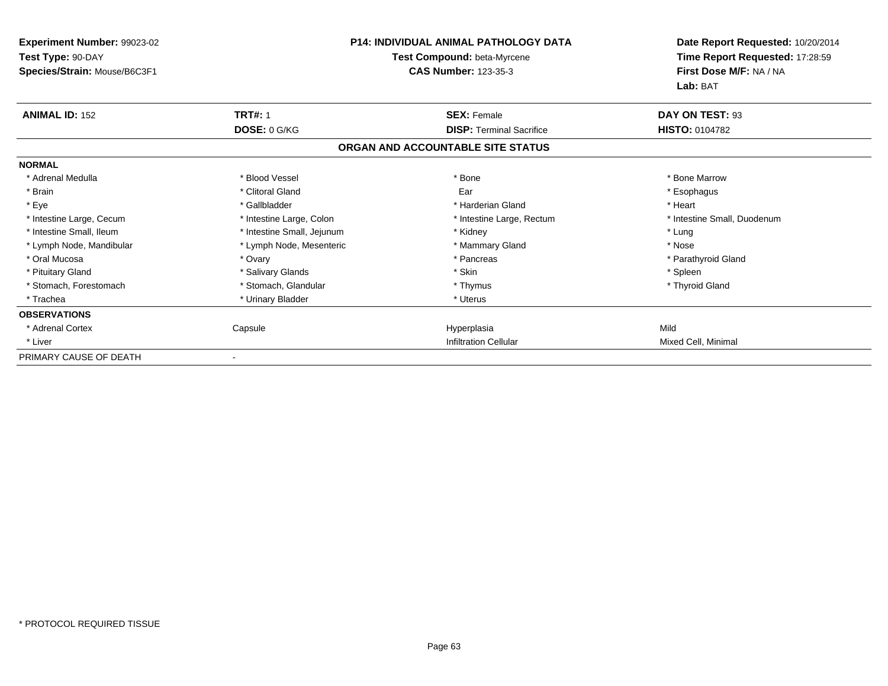**Experiment Number:** 99023-02
**Test Type:** 90-DAY
**Species/Strain:** Mouse/B6C3F1

**P14: INDIVIDUAL ANIMAL PATHOLOGY DATA**
**Test Compound:** beta-Myrcene
**CAS Number:** 123-35-3

**Date Report Requested:** 10/20/2014
**Time Report Requested:** 17:28:59
**First Dose M/F:** NA / NA
**Lab:** BAT

| **ANIMAL ID:** 152 | **TRT#:** 1 | **SEX:** Female | **DAY ON TEST:** 93 |
|---|---|---|---|
| | **DOSE:** 0 G/KG | **DISP:** Terminal Sacrifice | **HISTO:** 0104782 |

## ORGAN AND ACCOUNTABLE SITE STATUS

| **NORMAL** | | | |
|---|---|---|---|
| * Adrenal Medulla | * Blood Vessel | * Bone | * Bone Marrow |
| * Brain | * Clitoral Gland | Ear | * Esophagus |
| * Eye | * Gallbladder | * Harderian Gland | * Heart |
| * Intestine Large, Cecum | * Intestine Large, Colon | * Intestine Large, Rectum | * Intestine Small, Duodenum |
| * Intestine Small, Ileum | * Intestine Small, Jejunum | * Kidney | * Lung |
| * Lymph Node, Mandibular | * Lymph Node, Mesenteric | * Mammary Gland | * Nose |
| * Oral Mucosa | * Ovary | * Pancreas | * Parathyroid Gland |
| * Pituitary Gland | * Salivary Glands | * Skin | * Spleen |
| * Stomach, Forestomach | * Stomach, Glandular | * Thymus | * Thyroid Gland |
| * Trachea | * Urinary Bladder | * Uterus | |
| **OBSERVATIONS** | | | |
| * Adrenal Cortex | Capsule | Hyperplasia | Mild |
| * Liver | | Infiltration Cellular | Mixed Cell, Minimal |
| PRIMARY CAUSE OF DEATH | - | | |

* PROTOCOL REQUIRED TISSUE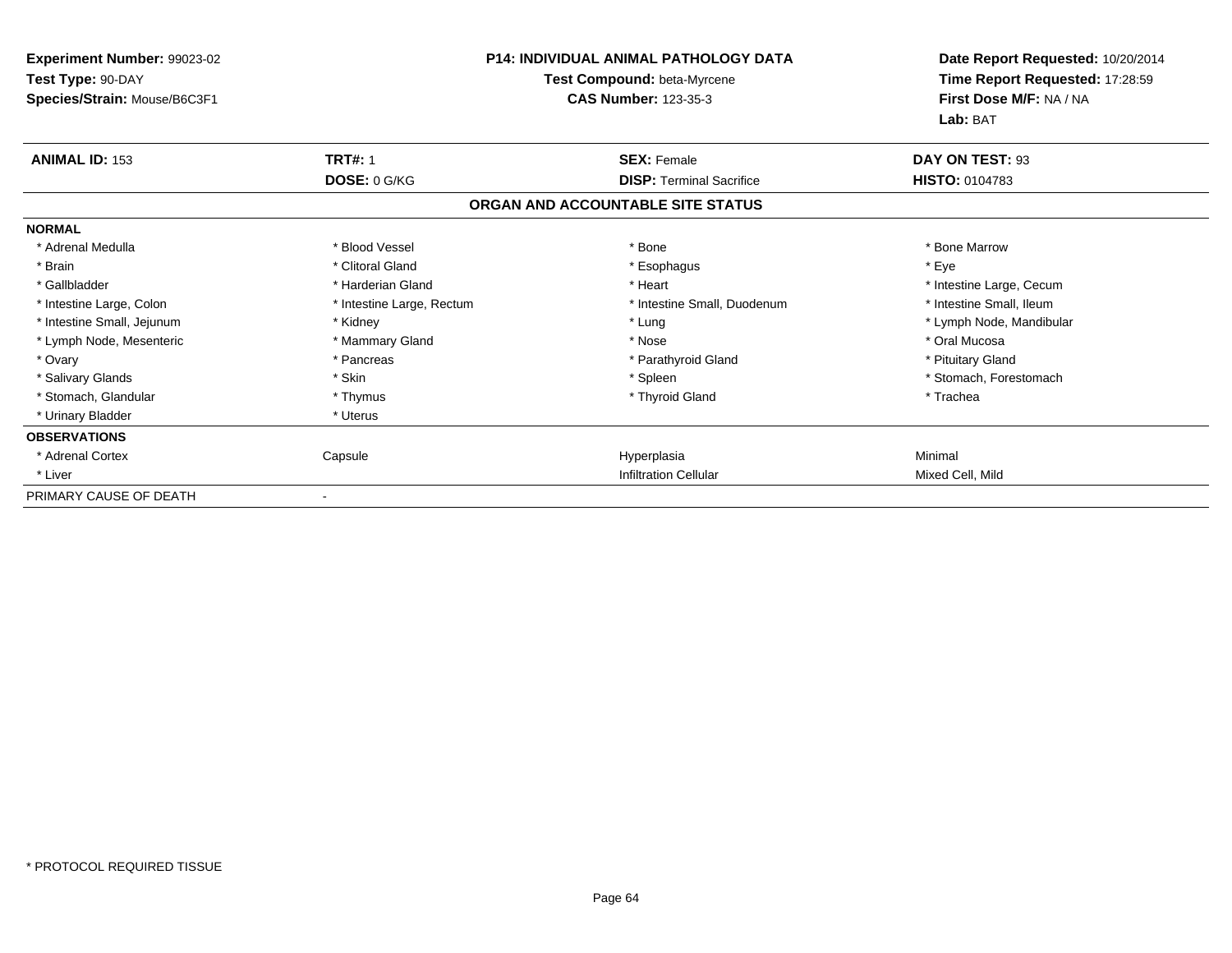**Experiment Number:** 99023-02
**Test Type:** 90-DAY
**Species/Strain:** Mouse/B6C3F1

**P14: INDIVIDUAL ANIMAL PATHOLOGY DATA**
**Test Compound:** beta-Myrcene
**CAS Number:** 123-35-3

**Date Report Requested:** 10/20/2014
**Time Report Requested:** 17:28:59
**First Dose M/F:** NA / NA
**Lab:** BAT

| **ANIMAL ID:** 153 | **TRT#:** 1 | **SEX:** Female | **DAY ON TEST:** 93 |
|---|---|---|---|
| | **DOSE:** 0 G/KG | **DISP:** Terminal Sacrifice | **HISTO:** 0104783 |

**ORGAN AND ACCOUNTABLE SITE STATUS**

**NORMAL**

| | | | |
|---|---|---|---|
| * Adrenal Medulla | * Blood Vessel | * Bone | * Bone Marrow |
| * Brain | * Clitoral Gland | * Esophagus | * Eye |
| * Gallbladder | * Harderian Gland | * Heart | * Intestine Large, Cecum |
| * Intestine Large, Colon | * Intestine Large, Rectum | * Intestine Small, Duodenum | * Intestine Small, Ileum |
| * Intestine Small, Jejunum | * Kidney | * Lung | * Lymph Node, Mandibular |
| * Lymph Node, Mesenteric | * Mammary Gland | * Nose | * Oral Mucosa |
| * Ovary | * Pancreas | * Parathyroid Gland | * Pituitary Gland |
| * Salivary Glands | * Skin | * Spleen | * Stomach, Forestomach |
| * Stomach, Glandular | * Thymus | * Thyroid Gland | * Trachea |
| * Urinary Bladder | * Uterus | | |

**OBSERVATIONS**

| | | | |
|---|---|---|---|
| * Adrenal Cortex | Capsule | Hyperplasia | Minimal |
| * Liver | | Infiltration Cellular | Mixed Cell, Mild |

PRIMARY CAUSE OF DEATH -

* PROTOCOL REQUIRED TISSUE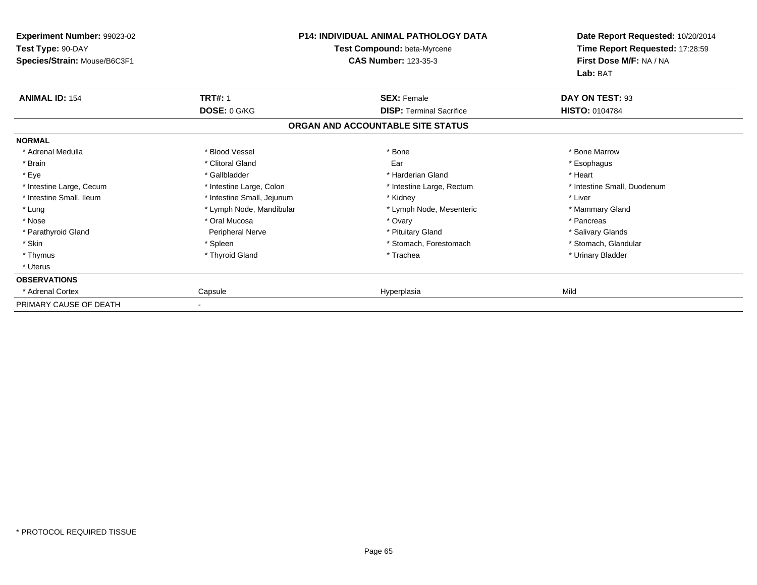**Experiment Number:** 99023-02
**Test Type:** 90-DAY
**Species/Strain:** Mouse/B6C3F1

**P14: INDIVIDUAL ANIMAL PATHOLOGY DATA**
**Test Compound:** beta-Myrcene
**CAS Number:** 123-35-3

**Date Report Requested:** 10/20/2014
**Time Report Requested:** 17:28:59
**First Dose M/F:** NA / NA
**Lab:** BAT

| **ANIMAL ID:** 154 | **TRT#:** 1 | **SEX:** Female | **DAY ON TEST:** 93 |
|---|---|---|---|
| | **DOSE:** 0 G/KG | **DISP:** Terminal Sacrifice | **HISTO:** 0104784 |

**ORGAN AND ACCOUNTABLE SITE STATUS**

| | | | |
|---|---|---|---|
| **NORMAL** | | | |
| * Adrenal Medulla | * Blood Vessel | * Bone | * Bone Marrow |
| * Brain | * Clitoral Gland | Ear | * Esophagus |
| * Eye | * Gallbladder | * Harderian Gland | * Heart |
| * Intestine Large, Cecum | * Intestine Large, Colon | * Intestine Large, Rectum | * Intestine Small, Duodenum |
| * Intestine Small, Ileum | * Intestine Small, Jejunum | * Kidney | * Liver |
| * Lung | * Lymph Node, Mandibular | * Lymph Node, Mesenteric | * Mammary Gland |
| * Nose | * Oral Mucosa | * Ovary | * Pancreas |
| * Parathyroid Gland | Peripheral Nerve | * Pituitary Gland | * Salivary Glands |
| * Skin | * Spleen | * Stomach, Forestomach | * Stomach, Glandular |
| * Thymus | * Thyroid Gland | * Trachea | * Urinary Bladder |
| * Uterus | | | |
| **OBSERVATIONS** | | | |
| * Adrenal Cortex | Capsule | Hyperplasia | Mild |
| PRIMARY CAUSE OF DEATH | - | | |

\* PROTOCOL REQUIRED TISSUE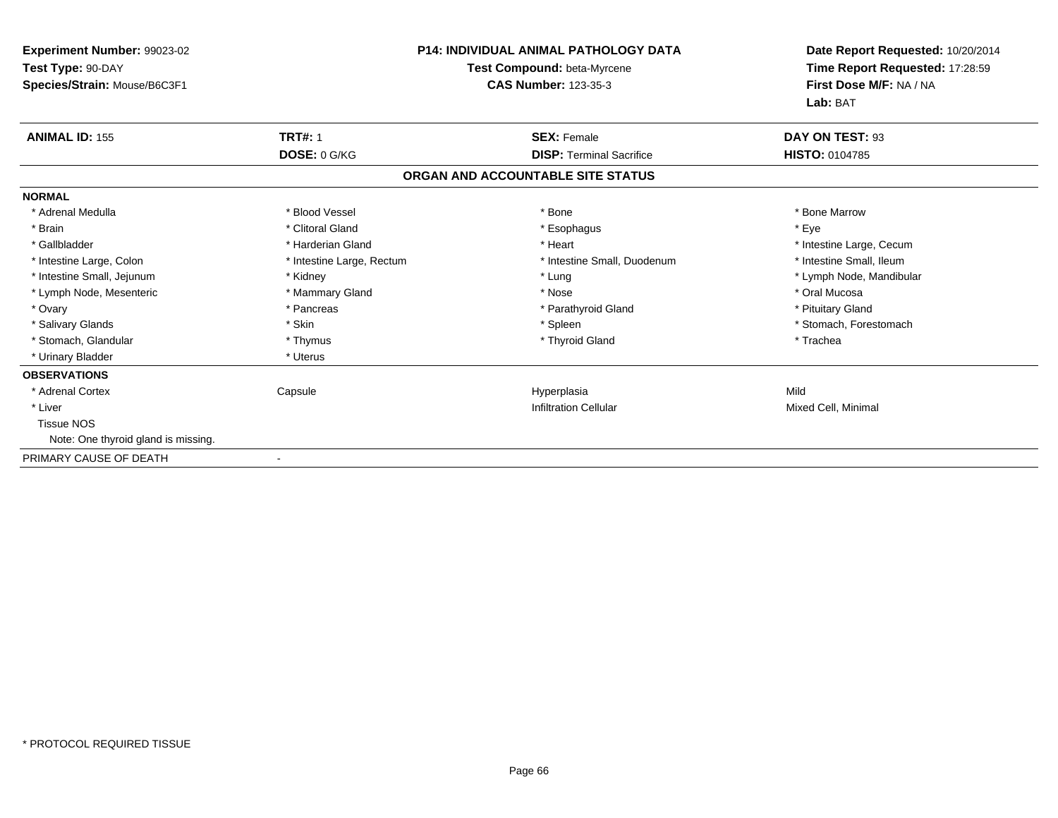**Experiment Number:** 99023-02
**Test Type:** 90-DAY
**Species/Strain:** Mouse/B6C3F1

**P14: INDIVIDUAL ANIMAL PATHOLOGY DATA**
**Test Compound:** beta-Myrcene
**CAS Number:** 123-35-3

**Date Report Requested:** 10/20/2014
**Time Report Requested:** 17:28:59
**First Dose M/F:** NA / NA
**Lab:** BAT

| **ANIMAL ID:** 155 | **TRT#:** 1 | **SEX:** Female | **DAY ON TEST:** 93 |
|---|---|---|---|
| | **DOSE:** 0 G/KG | **DISP:** Terminal Sacrifice | **HISTO:** 0104785 |

## ORGAN AND ACCOUNTABLE SITE STATUS

**NORMAL**

| | | | |
|---|---|---|---|
| * Adrenal Medulla | * Blood Vessel | * Bone | * Bone Marrow |
| * Brain | * Clitoral Gland | * Esophagus | * Eye |
| * Gallbladder | * Harderian Gland | * Heart | * Intestine Large, Cecum |
| * Intestine Large, Colon | * Intestine Large, Rectum | * Intestine Small, Duodenum | * Intestine Small, Ileum |
| * Intestine Small, Jejunum | * Kidney | * Lung | * Lymph Node, Mandibular |
| * Lymph Node, Mesenteric | * Mammary Gland | * Nose | * Oral Mucosa |
| * Ovary | * Pancreas | * Parathyroid Gland | * Pituitary Gland |
| * Salivary Glands | * Skin | * Spleen | * Stomach, Forestomach |
| * Stomach, Glandular | * Thymus | * Thyroid Gland | * Trachea |
| * Urinary Bladder | * Uterus | | |

**OBSERVATIONS**

| | | | |
|---|---|---|---|
| * Adrenal Cortex | Capsule | Hyperplasia | Mild |
| * Liver | | Infiltration Cellular | Mixed Cell, Minimal |
| Tissue NOS | | | |

Note: One thyroid gland is missing.

PRIMARY CAUSE OF DEATH -

\* PROTOCOL REQUIRED TISSUE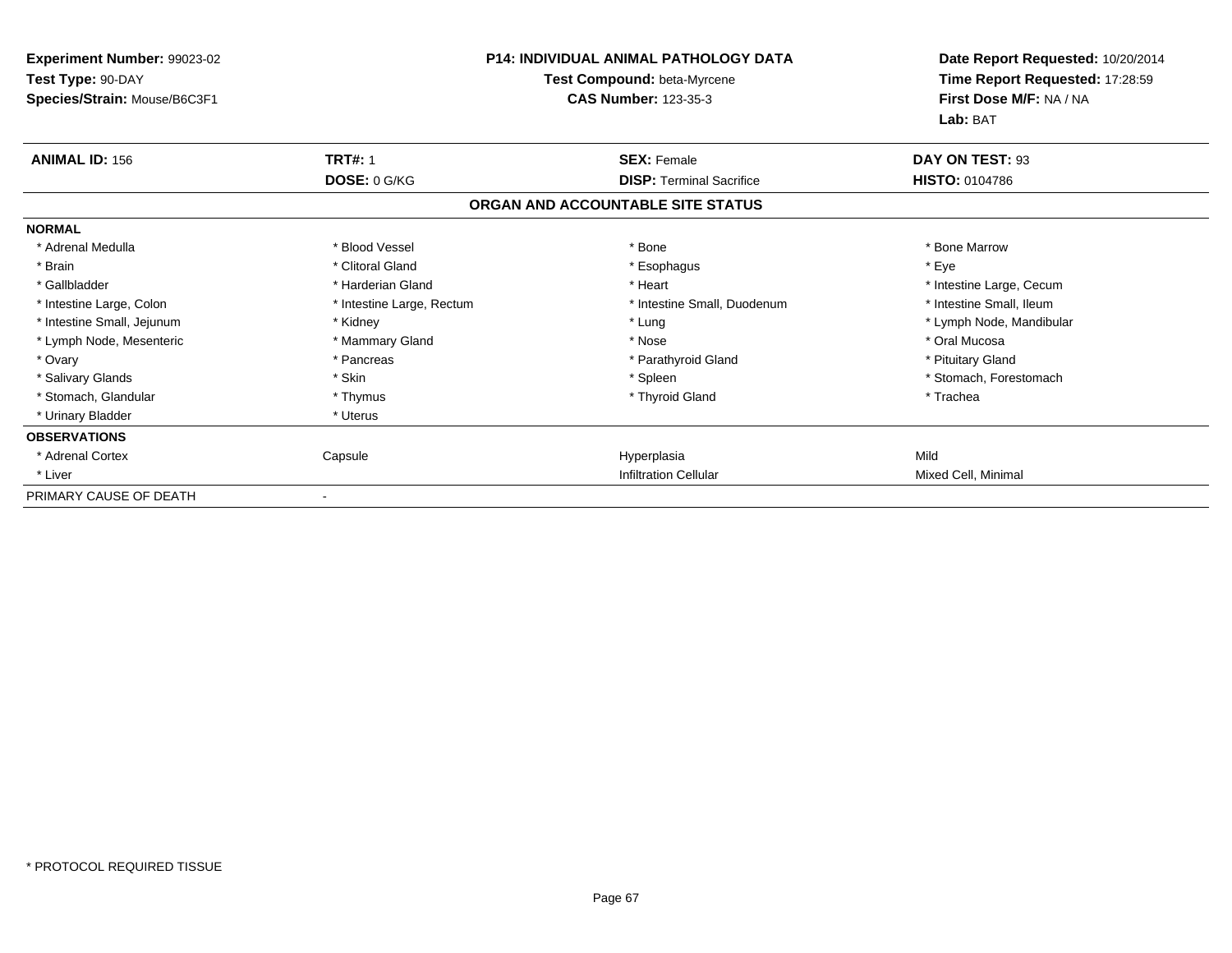**Experiment Number:** 99023-02
**Test Type:** 90-DAY
**Species/Strain:** Mouse/B6C3F1

**P14: INDIVIDUAL ANIMAL PATHOLOGY DATA**
**Test Compound:** beta-Myrcene
**CAS Number:** 123-35-3

**Date Report Requested:** 10/20/2014
**Time Report Requested:** 17:28:59
**First Dose M/F:** NA / NA
**Lab:** BAT

| **ANIMAL ID:** 156 | **TRT#:** 1 | **SEX:** Female | **DAY ON TEST:** 93 |
|---|---|---|---|
| | **DOSE:** 0 G/KG | **DISP:** Terminal Sacrifice | **HISTO:** 0104786 |

**ORGAN AND ACCOUNTABLE SITE STATUS**

| | | | |
|---|---|---|---|
| **NORMAL** | | | |
| * Adrenal Medulla | * Blood Vessel | * Bone | * Bone Marrow |
| * Brain | * Clitoral Gland | * Esophagus | * Eye |
| * Gallbladder | * Harderian Gland | * Heart | * Intestine Large, Cecum |
| * Intestine Large, Colon | * Intestine Large, Rectum | * Intestine Small, Duodenum | * Intestine Small, Ileum |
| * Intestine Small, Jejunum | * Kidney | * Lung | * Lymph Node, Mandibular |
| * Lymph Node, Mesenteric | * Mammary Gland | * Nose | * Oral Mucosa |
| * Ovary | * Pancreas | * Parathyroid Gland | * Pituitary Gland |
| * Salivary Glands | * Skin | * Spleen | * Stomach, Forestomach |
| * Stomach, Glandular | * Thymus | * Thyroid Gland | * Trachea |
| * Urinary Bladder | * Uterus | | |
| **OBSERVATIONS** | | | |
| * Adrenal Cortex | Capsule | Hyperplasia | Mild |
| * Liver | | Infiltration Cellular | Mixed Cell, Minimal |
| PRIMARY CAUSE OF DEATH | - | | |

* PROTOCOL REQUIRED TISSUE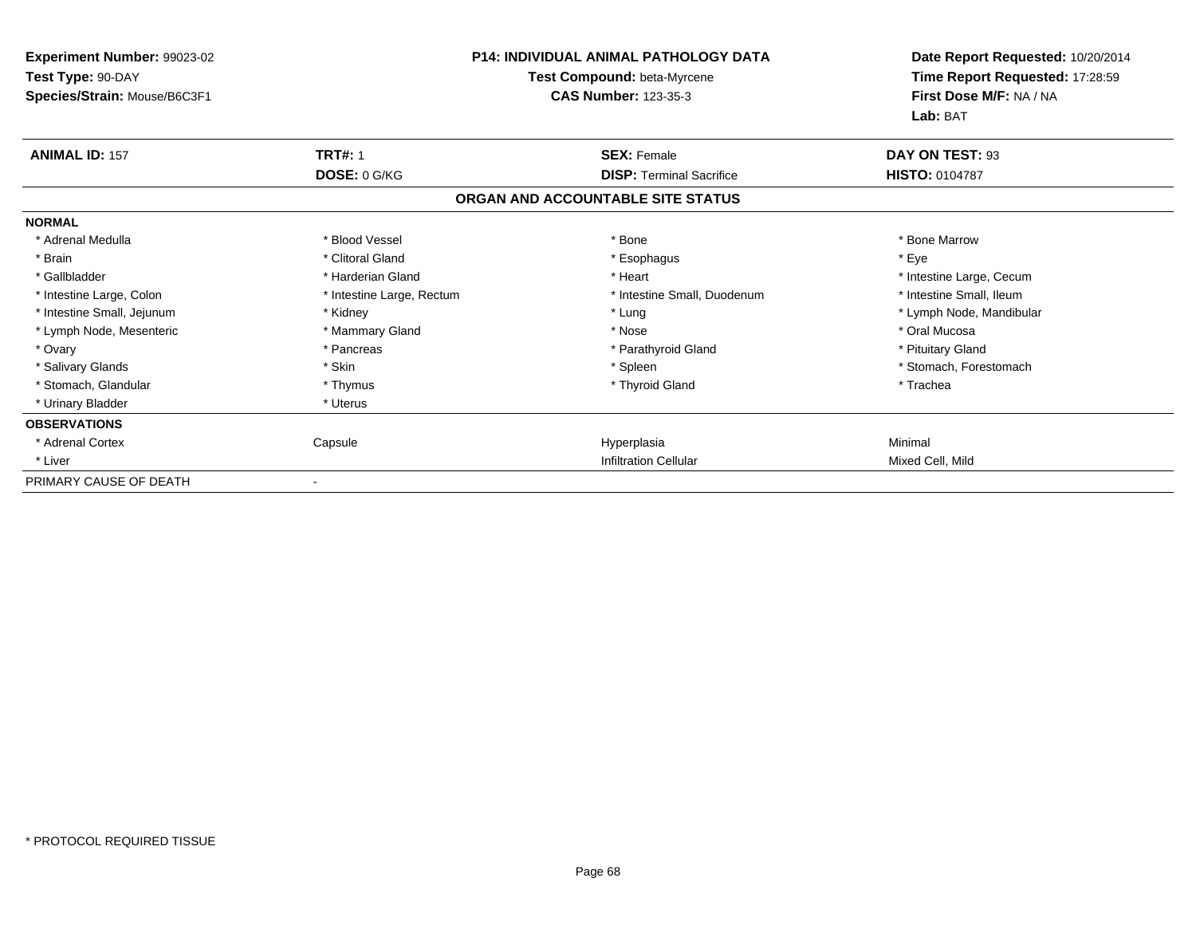**Experiment Number:** 99023-02
**Test Type:** 90-DAY
**Species/Strain:** Mouse/B6C3F1

**P14: INDIVIDUAL ANIMAL PATHOLOGY DATA**
**Test Compound:** beta-Myrcene
**CAS Number:** 123-35-3

**Date Report Requested:** 10/20/2014
**Time Report Requested:** 17:28:59
**First Dose M/F:** NA / NA
**Lab:** BAT

| **ANIMAL ID:** 157 | **TRT#:** 1 | **SEX:** Female | **DAY ON TEST:** 93 |
|---|---|---|---|
| | **DOSE:** 0 G/KG | **DISP:** Terminal Sacrifice | **HISTO:** 0104787 |

## ORGAN AND ACCOUNTABLE SITE STATUS

| | | | |
|---|---|---|---|
| **NORMAL** | | | |
| * Adrenal Medulla | * Blood Vessel | * Bone | * Bone Marrow |
| * Brain | * Clitoral Gland | * Esophagus | * Eye |
| * Gallbladder | * Harderian Gland | * Heart | * Intestine Large, Cecum |
| * Intestine Large, Colon | * Intestine Large, Rectum | * Intestine Small, Duodenum | * Intestine Small, Ileum |
| * Intestine Small, Jejunum | * Kidney | * Lung | * Lymph Node, Mandibular |
| * Lymph Node, Mesenteric | * Mammary Gland | * Nose | * Oral Mucosa |
| * Ovary | * Pancreas | * Parathyroid Gland | * Pituitary Gland |
| * Salivary Glands | * Skin | * Spleen | * Stomach, Forestomach |
| * Stomach, Glandular | * Thymus | * Thyroid Gland | * Trachea |
| * Urinary Bladder | * Uterus | | |
| **OBSERVATIONS** | | | |
| * Adrenal Cortex | Capsule | Hyperplasia | Minimal |
| * Liver | | Infiltration Cellular | Mixed Cell, Mild |
| PRIMARY CAUSE OF DEATH | - | | |

* PROTOCOL REQUIRED TISSUE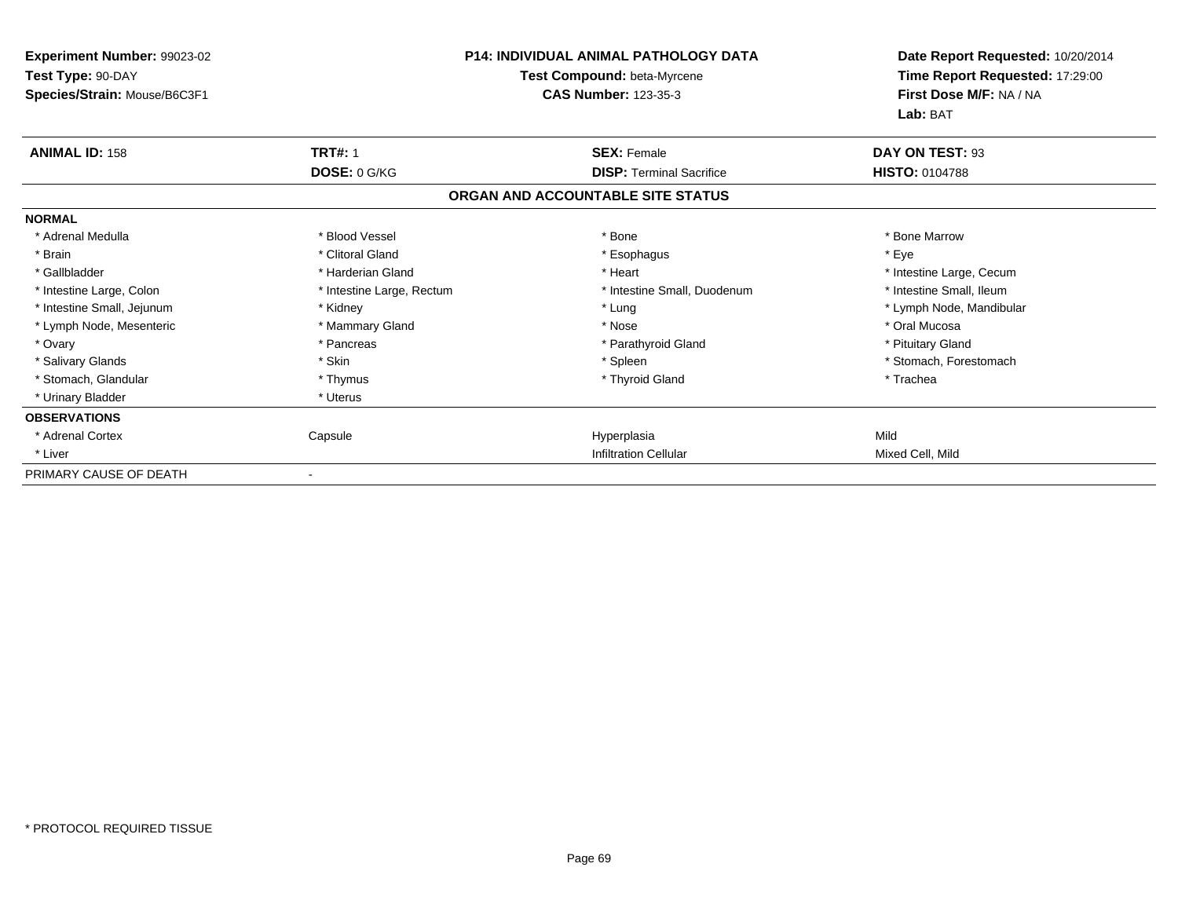**Experiment Number:** 99023-02
**Test Type:** 90-DAY
**Species/Strain:** Mouse/B6C3F1

**P14: INDIVIDUAL ANIMAL PATHOLOGY DATA**
**Test Compound:** beta-Myrcene
**CAS Number:** 123-35-3

**Date Report Requested:** 10/20/2014
**Time Report Requested:** 17:29:00
**First Dose M/F:** NA / NA
**Lab:** BAT

| **ANIMAL ID:** 158 | **TRT#:** 1 | **SEX:** Female | **DAY ON TEST:** 93 |
|---|---|---|---|
| | **DOSE:** 0 G/KG | **DISP:** Terminal Sacrifice | **HISTO:** 0104788 |

**ORGAN AND ACCOUNTABLE SITE STATUS**

| | | | |
|---|---|---|---|
| **NORMAL** | | | |
| * Adrenal Medulla | * Blood Vessel | * Bone | * Bone Marrow |
| * Brain | * Clitoral Gland | * Esophagus | * Eye |
| * Gallbladder | * Harderian Gland | * Heart | * Intestine Large, Cecum |
| * Intestine Large, Colon | * Intestine Large, Rectum | * Intestine Small, Duodenum | * Intestine Small, Ileum |
| * Intestine Small, Jejunum | * Kidney | * Lung | * Lymph Node, Mandibular |
| * Lymph Node, Mesenteric | * Mammary Gland | * Nose | * Oral Mucosa |
| * Ovary | * Pancreas | * Parathyroid Gland | * Pituitary Gland |
| * Salivary Glands | * Skin | * Spleen | * Stomach, Forestomach |
| * Stomach, Glandular | * Thymus | * Thyroid Gland | * Trachea |
| * Urinary Bladder | * Uterus | | |
| **OBSERVATIONS** | | | |
| * Adrenal Cortex | Capsule | Hyperplasia | Mild |
| * Liver | | Infiltration Cellular | Mixed Cell, Mild |
| PRIMARY CAUSE OF DEATH | - | | |

* PROTOCOL REQUIRED TISSUE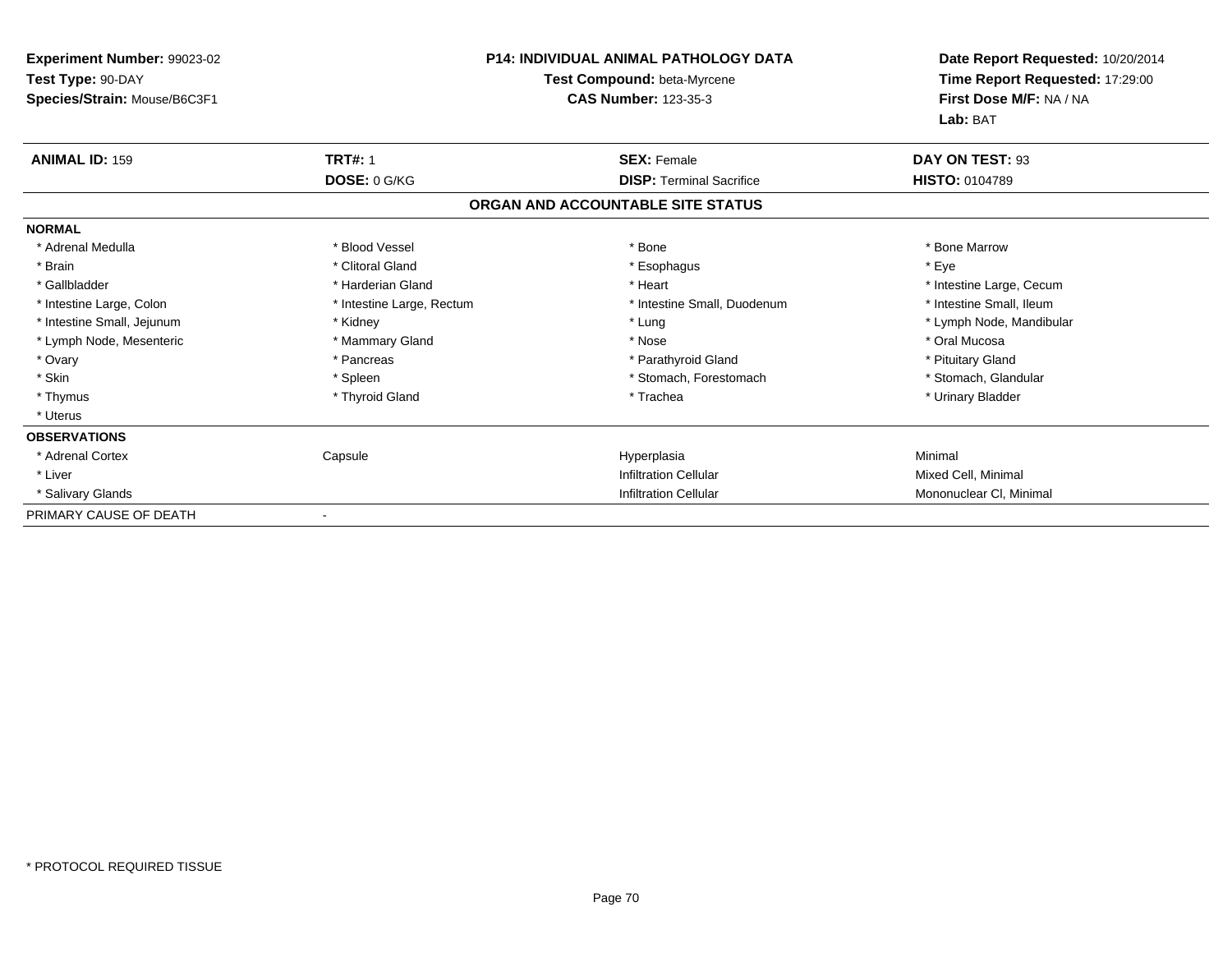**Experiment Number:** 99023-02
**Test Type:** 90-DAY
**Species/Strain:** Mouse/B6C3F1

**P14: INDIVIDUAL ANIMAL PATHOLOGY DATA**
**Test Compound:** beta-Myrcene
**CAS Number:** 123-35-3

**Date Report Requested:** 10/20/2014
**Time Report Requested:** 17:29:00
**First Dose M/F:** NA / NA
**Lab:** BAT

| **ANIMAL ID:** 159 | **TRT#:** 1 | **SEX:** Female | **DAY ON TEST:** 93 |
|---|---|---|---|
| | **DOSE:** 0 G/KG | **DISP:** Terminal Sacrifice | **HISTO:** 0104789 |

## ORGAN AND ACCOUNTABLE SITE STATUS

**NORMAL**

| | | | |
|---|---|---|---|
| * Adrenal Medulla | * Blood Vessel | * Bone | * Bone Marrow |
| * Brain | * Clitoral Gland | * Esophagus | * Eye |
| * Gallbladder | * Harderian Gland | * Heart | * Intestine Large, Cecum |
| * Intestine Large, Colon | * Intestine Large, Rectum | * Intestine Small, Duodenum | * Intestine Small, Ileum |
| * Intestine Small, Jejunum | * Kidney | * Lung | * Lymph Node, Mandibular |
| * Lymph Node, Mesenteric | * Mammary Gland | * Nose | * Oral Mucosa |
| * Ovary | * Pancreas | * Parathyroid Gland | * Pituitary Gland |
| * Skin | * Spleen | * Stomach, Forestomach | * Stomach, Glandular |
| * Thymus | * Thyroid Gland | * Trachea | * Urinary Bladder |
| * Uterus | | | |

**OBSERVATIONS**

| | | | |
|---|---|---|---|
| * Adrenal Cortex | Capsule | Hyperplasia | Minimal |
| * Liver | | Infiltration Cellular | Mixed Cell, Minimal |
| * Salivary Glands | | Infiltration Cellular | Mononuclear Cl, Minimal |

PRIMARY CAUSE OF DEATH -

\* PROTOCOL REQUIRED TISSUE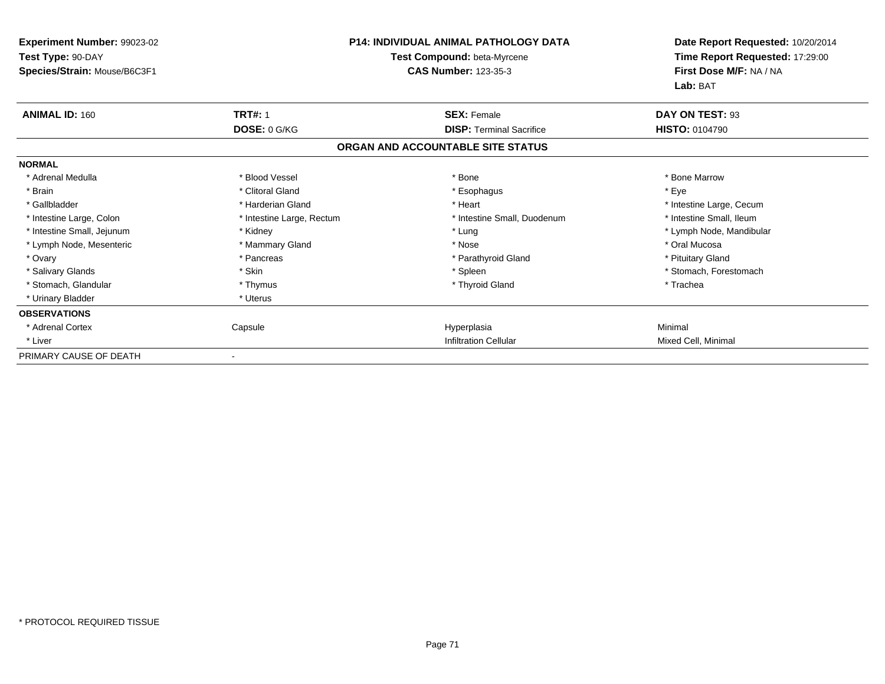**Experiment Number:** 99023-02
**Test Type:** 90-DAY
**Species/Strain:** Mouse/B6C3F1

**P14: INDIVIDUAL ANIMAL PATHOLOGY DATA**
**Test Compound:** beta-Myrcene
**CAS Number:** 123-35-3

**Date Report Requested:** 10/20/2014
**Time Report Requested:** 17:29:00
**First Dose M/F:** NA / NA
**Lab:** BAT

| **ANIMAL ID:** 160 | **TRT#:** 1 | **SEX:** Female | **DAY ON TEST:** 93 |
|---|---|---|---|
| | **DOSE:** 0 G/KG | **DISP:** Terminal Sacrifice | **HISTO:** 0104790 |

**ORGAN AND ACCOUNTABLE SITE STATUS**

| | | | |
|---|---|---|---|
| **NORMAL** | | | |
| * Adrenal Medulla | * Blood Vessel | * Bone | * Bone Marrow |
| * Brain | * Clitoral Gland | * Esophagus | * Eye |
| * Gallbladder | * Harderian Gland | * Heart | * Intestine Large, Cecum |
| * Intestine Large, Colon | * Intestine Large, Rectum | * Intestine Small, Duodenum | * Intestine Small, Ileum |
| * Intestine Small, Jejunum | * Kidney | * Lung | * Lymph Node, Mandibular |
| * Lymph Node, Mesenteric | * Mammary Gland | * Nose | * Oral Mucosa |
| * Ovary | * Pancreas | * Parathyroid Gland | * Pituitary Gland |
| * Salivary Glands | * Skin | * Spleen | * Stomach, Forestomach |
| * Stomach, Glandular | * Thymus | * Thyroid Gland | * Trachea |
| * Urinary Bladder | * Uterus | | |
| **OBSERVATIONS** | | | |
| * Adrenal Cortex | Capsule | Hyperplasia | Minimal |
| * Liver | | Infiltration Cellular | Mixed Cell, Minimal |
| PRIMARY CAUSE OF DEATH | - | | |

* PROTOCOL REQUIRED TISSUE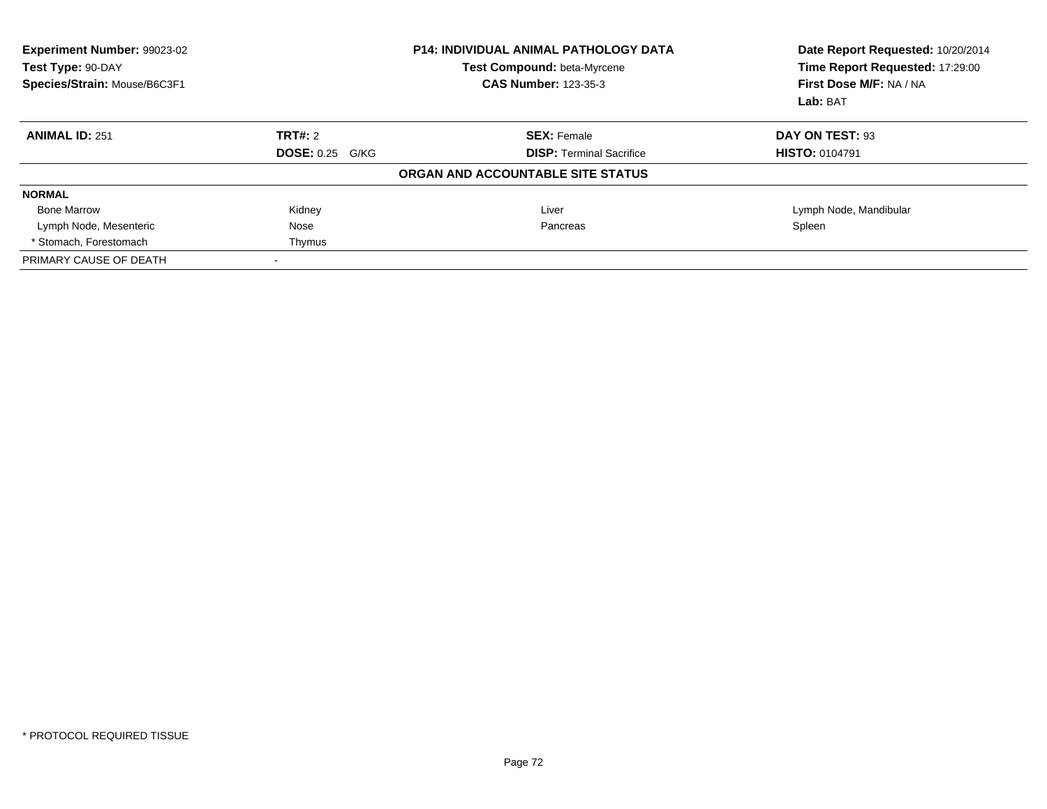| **Experiment Number:** 99023-02 | **P14: INDIVIDUAL ANIMAL PATHOLOGY DATA** | **Date Report Requested:** 10/20/2014 |
|---|---|---|
| **Test Type:** 90-DAY | **Test Compound:** beta-Myrcene | **Time Report Requested:** 17:29:00 |
| **Species/Strain:** Mouse/B6C3F1 | **CAS Number:** 123-35-3 | **First Dose M/F:** NA / NA |
| | | **Lab:** BAT |

| **ANIMAL ID:** 251 | **TRT#:** 2 | **SEX:** Female | **DAY ON TEST:** 93 |
|---|---|---|---|
| | **DOSE:** 0.25 G/KG | **DISP:** Terminal Sacrifice | **HISTO:** 0104791 |

**ORGAN AND ACCOUNTABLE SITE STATUS**

| **NORMAL** | | | |
|---|---|---|---|
| Bone Marrow | Kidney | Liver | Lymph Node, Mandibular |
| Lymph Node, Mesenteric | Nose | Pancreas | Spleen |
| * Stomach, Forestomach | Thymus | | |
| PRIMARY CAUSE OF DEATH | - | | |

* PROTOCOL REQUIRED TISSUE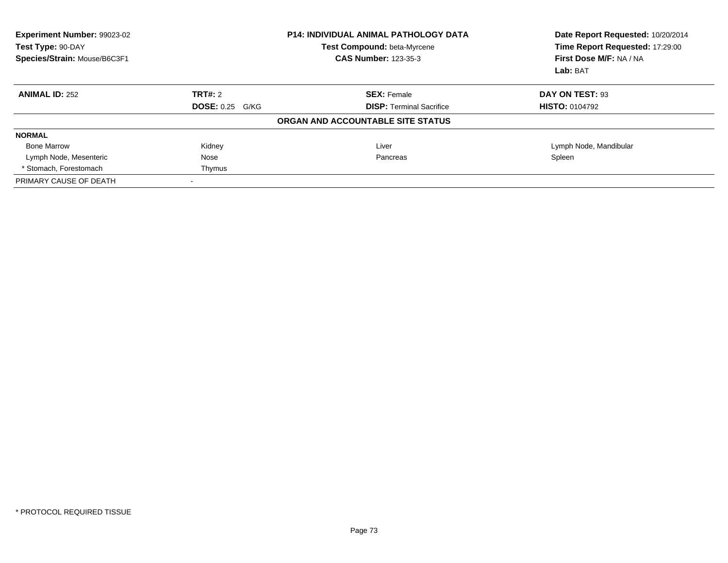**Experiment Number:** 99023-02
**Test Type:** 90-DAY
**Species/Strain:** Mouse/B6C3F1

**P14: INDIVIDUAL ANIMAL PATHOLOGY DATA**
**Test Compound:** beta-Myrcene
**CAS Number:** 123-35-3

**Date Report Requested:** 10/20/2014
**Time Report Requested:** 17:29:00
**First Dose M/F:** NA / NA
**Lab:** BAT

| **ANIMAL ID:** 252 | **TRT#:** 2 | **SEX:** Female | **DAY ON TEST:** 93 |
|---|---|---|---|
| | **DOSE:** 0.25 G/KG | **DISP:** Terminal Sacrifice | **HISTO:** 0104792 |

**ORGAN AND ACCOUNTABLE SITE STATUS**

| **NORMAL** | | | |
|---|---|---|---|
| Bone Marrow | Kidney | Liver | Lymph Node, Mandibular |
| Lymph Node, Mesenteric | Nose | Pancreas | Spleen |
| * Stomach, Forestomach | Thymus | | |
| PRIMARY CAUSE OF DEATH | - | | |

* PROTOCOL REQUIRED TISSUE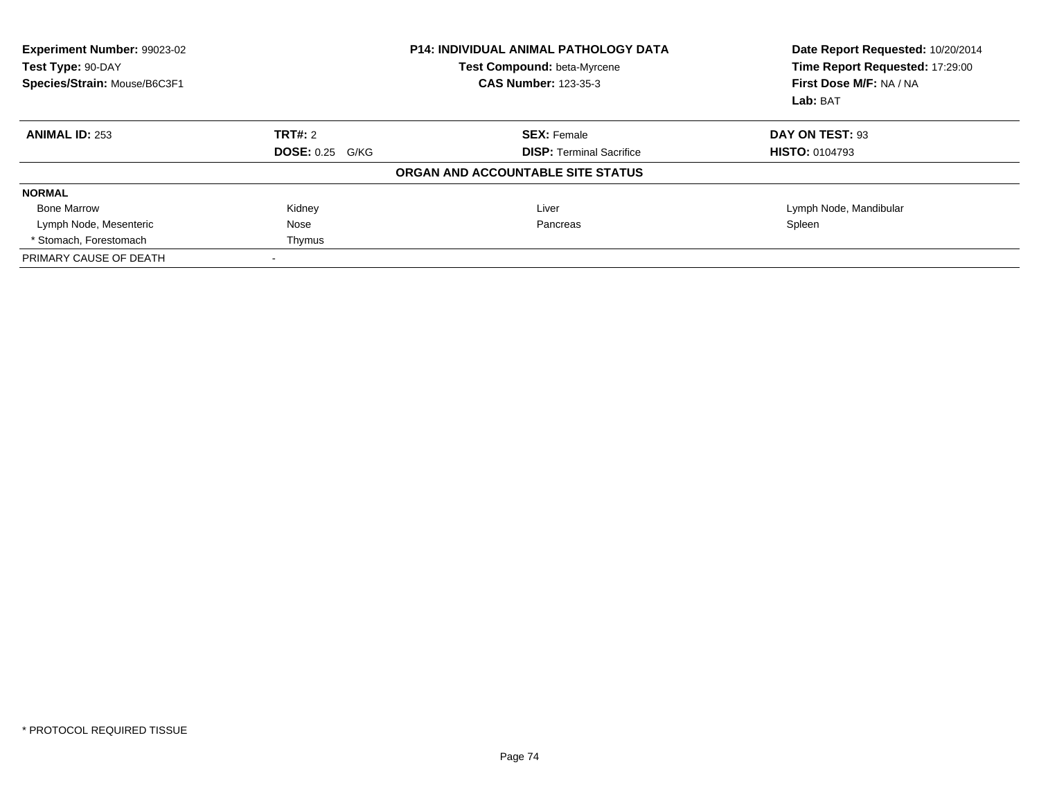| **Experiment Number:** 99023-02 | **P14: INDIVIDUAL ANIMAL PATHOLOGY DATA** | **Date Report Requested:** 10/20/2014 |
|---|---|---|
| **Test Type:** 90-DAY | **Test Compound:** beta-Myrcene | **Time Report Requested:** 17:29:00 |
| **Species/Strain:** Mouse/B6C3F1 | **CAS Number:** 123-35-3 | **First Dose M/F:** NA / NA |
| | | **Lab:** BAT |

| **ANIMAL ID:** 253 | **TRT#:** 2 | **SEX:** Female | **DAY ON TEST:** 93 |
|---|---|---|---|
| | **DOSE:** 0.25 G/KG | **DISP:** Terminal Sacrifice | **HISTO:** 0104793 |

**ORGAN AND ACCOUNTABLE SITE STATUS**

| **NORMAL** | | | |
|---|---|---|---|
| Bone Marrow | Kidney | Liver | Lymph Node, Mandibular |
| Lymph Node, Mesenteric | Nose | Pancreas | Spleen |
| * Stomach, Forestomach | Thymus | | |
| PRIMARY CAUSE OF DEATH | - | | |

* PROTOCOL REQUIRED TISSUE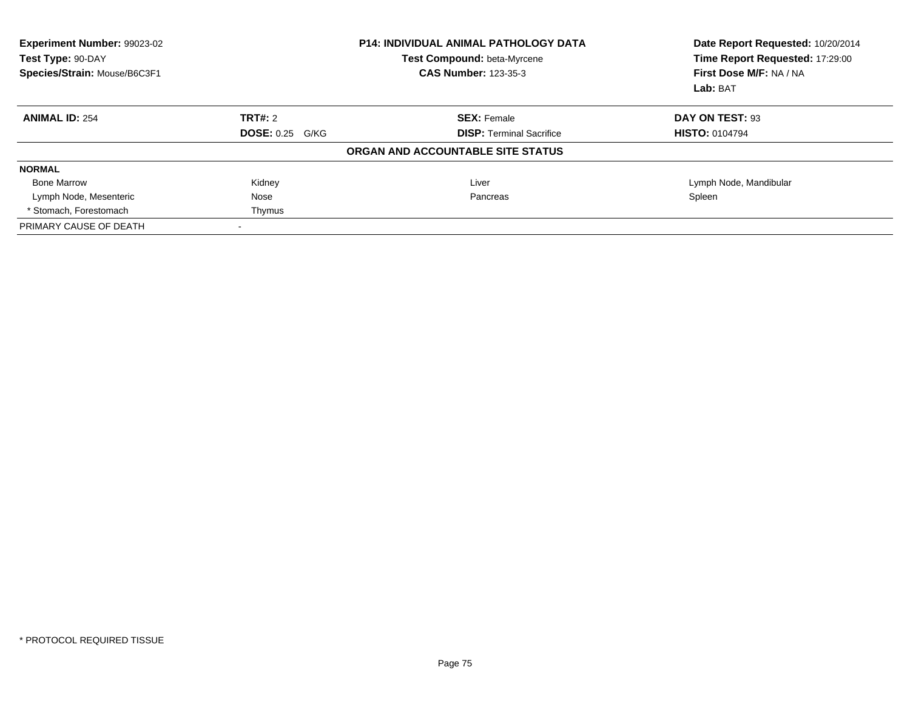| **Experiment Number:** 99023-02 | **P14: INDIVIDUAL ANIMAL PATHOLOGY DATA** | **Date Report Requested:** 10/20/2014 |
|---|---|---|
| **Test Type:** 90-DAY | **Test Compound:** beta-Myrcene | **Time Report Requested:** 17:29:00 |
| **Species/Strain:** Mouse/B6C3F1 | **CAS Number:** 123-35-3 | **First Dose M/F:** NA / NA |
| | | **Lab:** BAT |

| **ANIMAL ID:** 254 | **TRT#:** 2 | **SEX:** Female | **DAY ON TEST:** 93 |
|---|---|---|---|
| | **DOSE:** 0.25 G/KG | **DISP:** Terminal Sacrifice | **HISTO:** 0104794 |

**ORGAN AND ACCOUNTABLE SITE STATUS**

| **NORMAL** | | | |
|---|---|---|---|
| Bone Marrow | Kidney | Liver | Lymph Node, Mandibular |
| Lymph Node, Mesenteric | Nose | Pancreas | Spleen |
| * Stomach, Forestomach | Thymus | | |
| PRIMARY CAUSE OF DEATH | - | | |

* PROTOCOL REQUIRED TISSUE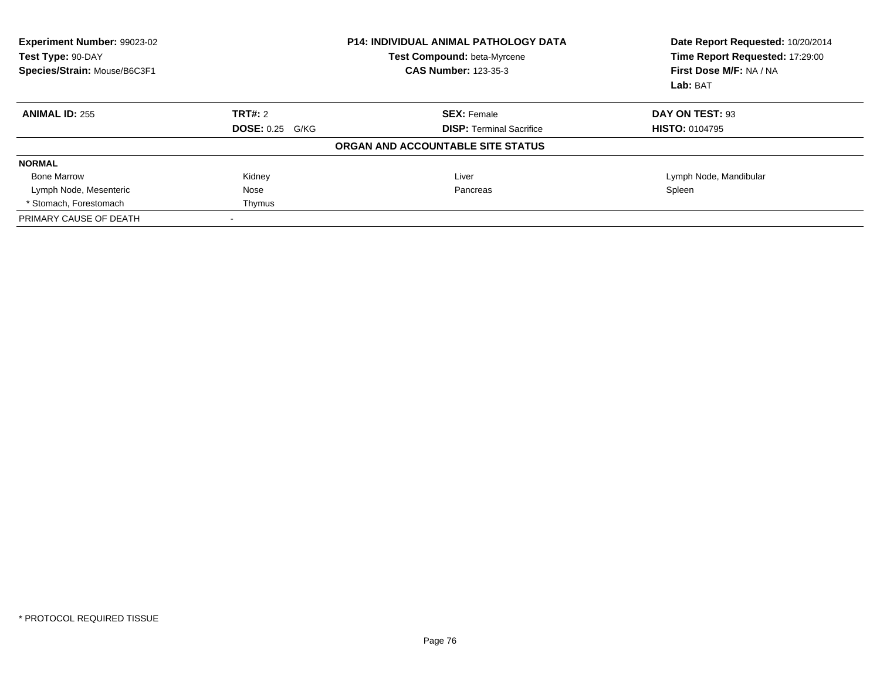**Experiment Number:** 99023-02
**Test Type:** 90-DAY
**Species/Strain:** Mouse/B6C3F1

**P14: INDIVIDUAL ANIMAL PATHOLOGY DATA**
**Test Compound:** beta-Myrcene
**CAS Number:** 123-35-3

**Date Report Requested:** 10/20/2014
**Time Report Requested:** 17:29:00
**First Dose M/F:** NA / NA
**Lab:** BAT

| **ANIMAL ID:** 255 | **TRT#:** 2 | **SEX:** Female | **DAY ON TEST:** 93 |
|---|---|---|---|
| | **DOSE:** 0.25 G/KG | **DISP:** Terminal Sacrifice | **HISTO:** 0104795 |

**ORGAN AND ACCOUNTABLE SITE STATUS**

| **NORMAL** | | | |
|---|---|---|---|
| Bone Marrow | Kidney | Liver | Lymph Node, Mandibular |
| Lymph Node, Mesenteric | Nose | Pancreas | Spleen |
| * Stomach, Forestomach | Thymus | | |
| PRIMARY CAUSE OF DEATH | - | | |

* PROTOCOL REQUIRED TISSUE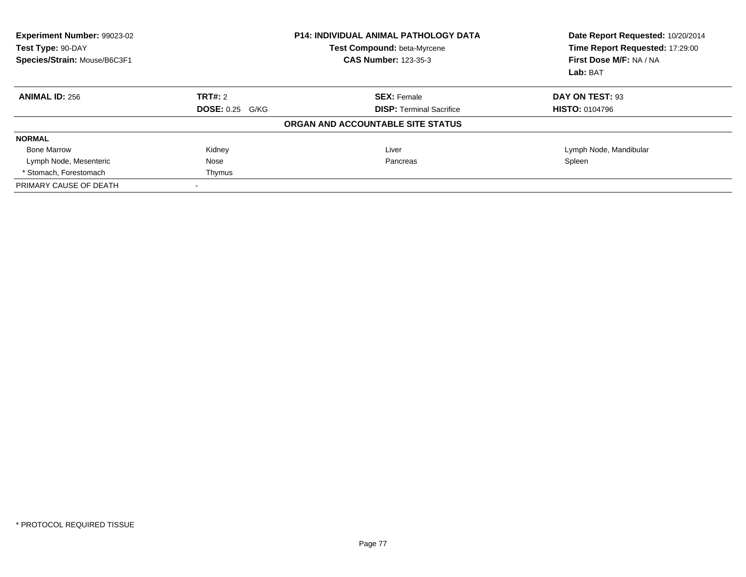**Experiment Number:** 99023-02
**Test Type:** 90-DAY
**Species/Strain:** Mouse/B6C3F1

**P14: INDIVIDUAL ANIMAL PATHOLOGY DATA**
**Test Compound:** beta-Myrcene
**CAS Number:** 123-35-3

**Date Report Requested:** 10/20/2014
**Time Report Requested:** 17:29:00
**First Dose M/F:** NA / NA
**Lab:** BAT

| **ANIMAL ID:** 256 | **TRT#:** 2 | **SEX:** Female | **DAY ON TEST:** 93 |
|---|---|---|---|
| | **DOSE:** 0.25 G/KG | **DISP:** Terminal Sacrifice | **HISTO:** 0104796 |

**ORGAN AND ACCOUNTABLE SITE STATUS**

| **NORMAL** | | | |
|---|---|---|---|
| Bone Marrow | Kidney | Liver | Lymph Node, Mandibular |
| Lymph Node, Mesenteric | Nose | Pancreas | Spleen |
| * Stomach, Forestomach | Thymus | | |
| PRIMARY CAUSE OF DEATH | - | | |

* PROTOCOL REQUIRED TISSUE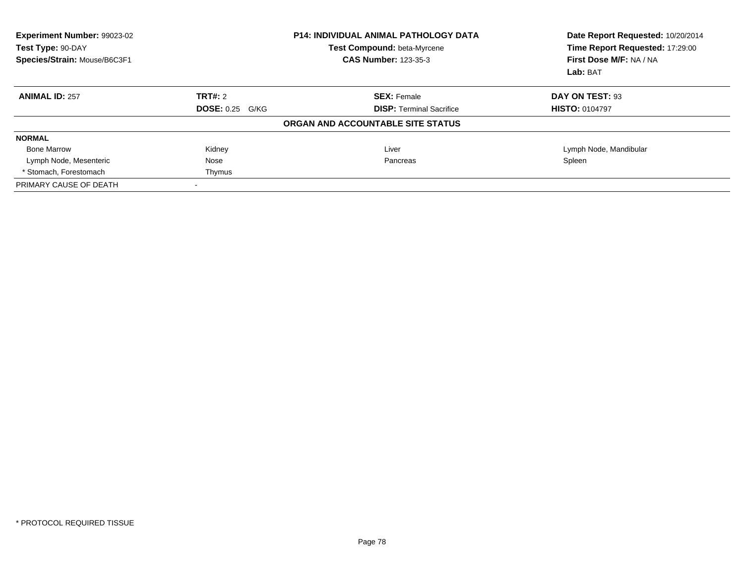**Experiment Number:** 99023-02
**Test Type:** 90-DAY
**Species/Strain:** Mouse/B6C3F1

**P14: INDIVIDUAL ANIMAL PATHOLOGY DATA**
**Test Compound:** beta-Myrcene
**CAS Number:** 123-35-3

**Date Report Requested:** 10/20/2014
**Time Report Requested:** 17:29:00
**First Dose M/F:** NA / NA
**Lab:** BAT

| **ANIMAL ID:** 257 | **TRT#:** 2 | **SEX:** Female | **DAY ON TEST:** 93 |
|---|---|---|---|
| | **DOSE:** 0.25 G/KG | **DISP:** Terminal Sacrifice | **HISTO:** 0104797 |

## ORGAN AND ACCOUNTABLE SITE STATUS

| **NORMAL** | | | |
|---|---|---|---|
| Bone Marrow | Kidney | Liver | Lymph Node, Mandibular |
| Lymph Node, Mesenteric | Nose | Pancreas | Spleen |
| * Stomach, Forestomach | Thymus | | |
| PRIMARY CAUSE OF DEATH | - | | |

* PROTOCOL REQUIRED TISSUE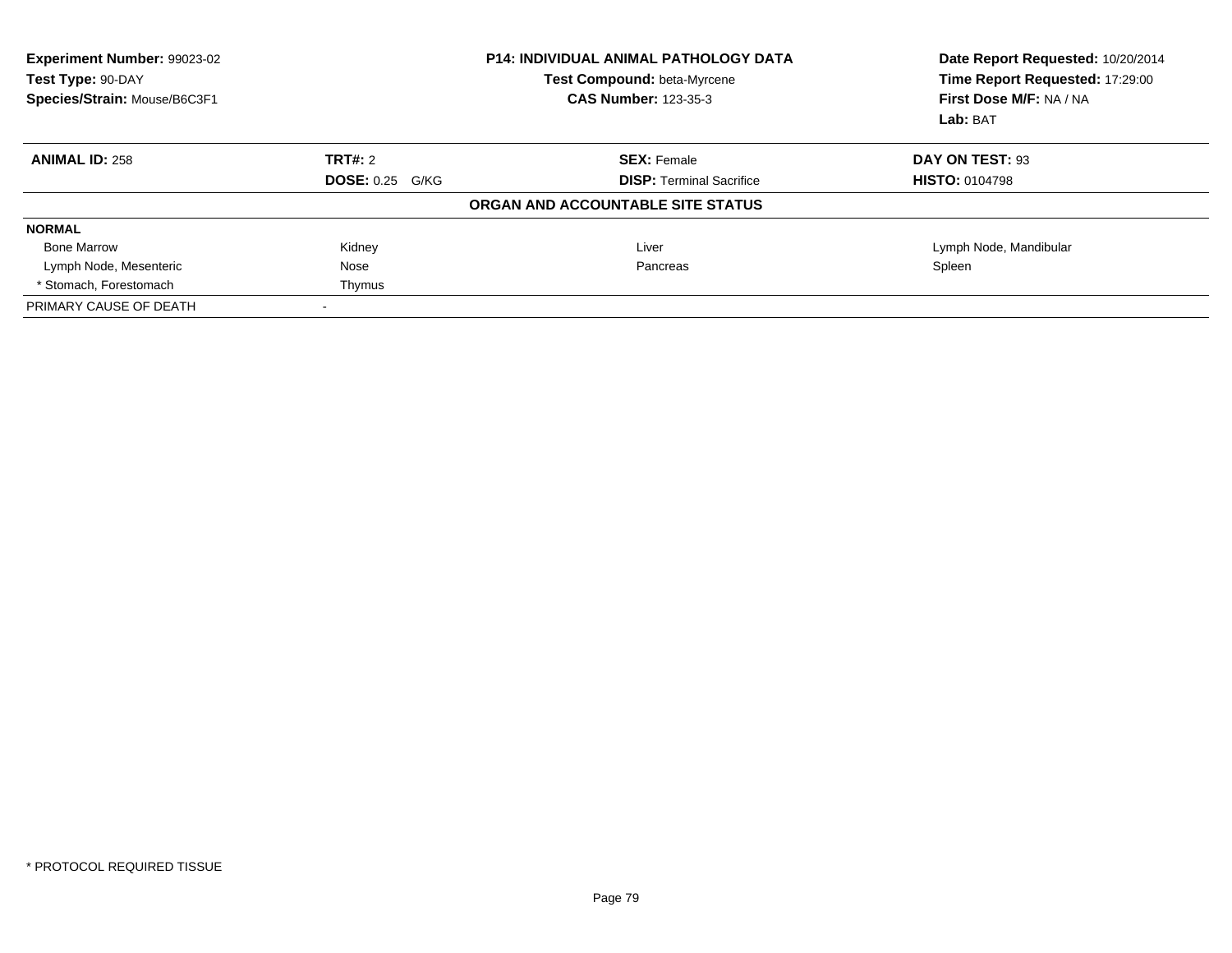**Experiment Number:** 99023-02
**Test Type:** 90-DAY
**Species/Strain:** Mouse/B6C3F1

**P14: INDIVIDUAL ANIMAL PATHOLOGY DATA**
**Test Compound:** beta-Myrcene
**CAS Number:** 123-35-3

**Date Report Requested:** 10/20/2014
**Time Report Requested:** 17:29:00
**First Dose M/F:** NA / NA
**Lab:** BAT

| **ANIMAL ID:** 258 | **TRT#:** 2 | **SEX:** Female | **DAY ON TEST:** 93 |
|---|---|---|---|
| | **DOSE:** 0.25 G/KG | **DISP:** Terminal Sacrifice | **HISTO:** 0104798 |

**ORGAN AND ACCOUNTABLE SITE STATUS**

| **NORMAL** | | | |
|---|---|---|---|
| Bone Marrow | Kidney | Liver | Lymph Node, Mandibular |
| Lymph Node, Mesenteric | Nose | Pancreas | Spleen |
| * Stomach, Forestomach | Thymus | | |
| PRIMARY CAUSE OF DEATH | - | | |

\* PROTOCOL REQUIRED TISSUE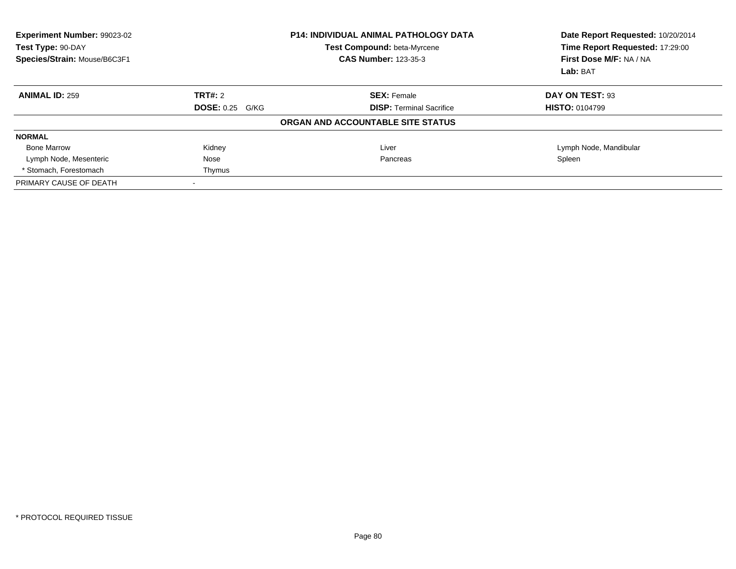**Experiment Number:** 99023-02
**Test Type:** 90-DAY
**Species/Strain:** Mouse/B6C3F1

**P14: INDIVIDUAL ANIMAL PATHOLOGY DATA**
**Test Compound:** beta-Myrcene
**CAS Number:** 123-35-3

**Date Report Requested:** 10/20/2014
**Time Report Requested:** 17:29:00
**First Dose M/F:** NA / NA
**Lab:** BAT

| **ANIMAL ID:** 259 | **TRT#:** 2 | **SEX:** Female | **DAY ON TEST:** 93 |
|---|---|---|---|
| | **DOSE:** 0.25 G/KG | **DISP:** Terminal Sacrifice | **HISTO:** 0104799 |

**ORGAN AND ACCOUNTABLE SITE STATUS**

| **NORMAL** | | | |
|---|---|---|---|
| Bone Marrow | Kidney | Liver | Lymph Node, Mandibular |
| Lymph Node, Mesenteric | Nose | Pancreas | Spleen |
| * Stomach, Forestomach | Thymus | | |
| PRIMARY CAUSE OF DEATH | - | | |

* PROTOCOL REQUIRED TISSUE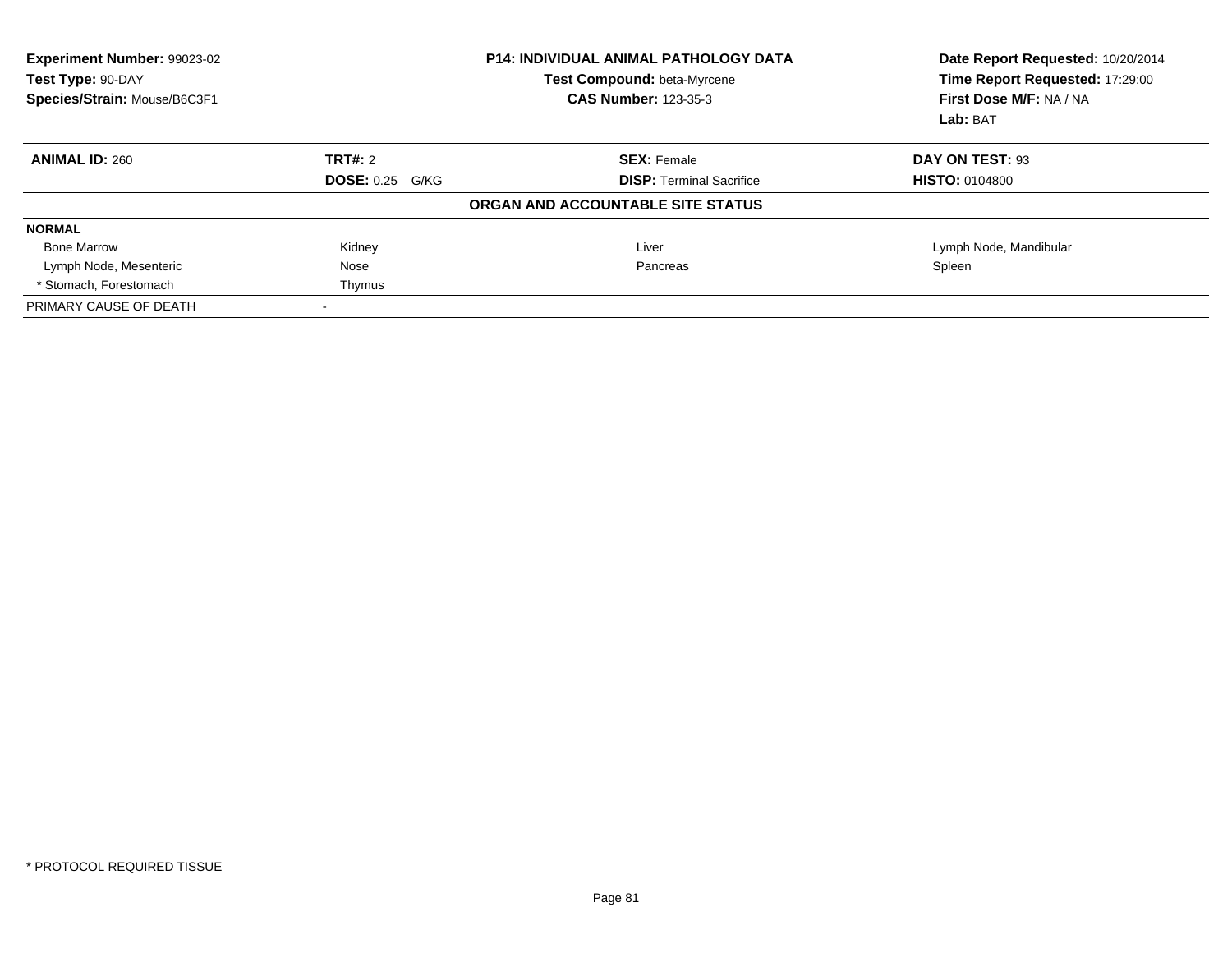**Experiment Number:** 99023-02
**Test Type:** 90-DAY
**Species/Strain:** Mouse/B6C3F1

**P14: INDIVIDUAL ANIMAL PATHOLOGY DATA**
**Test Compound:** beta-Myrcene
**CAS Number:** 123-35-3

**Date Report Requested:** 10/20/2014
**Time Report Requested:** 17:29:00
**First Dose M/F:** NA / NA
**Lab:** BAT

| **ANIMAL ID:** 260 | **TRT#:** 2 | **SEX:** Female | **DAY ON TEST:** 93 |
|---|---|---|---|
| | **DOSE:** 0.25 G/KG | **DISP:** Terminal Sacrifice | **HISTO:** 0104800 |

**ORGAN AND ACCOUNTABLE SITE STATUS**

**NORMAL**

| | | | |
|---|---|---|---|
| Bone Marrow | Kidney | Liver | Lymph Node, Mandibular |
| Lymph Node, Mesenteric | Nose | Pancreas | Spleen |
| * Stomach, Forestomach | Thymus | | |

PRIMARY CAUSE OF DEATH -

\* PROTOCOL REQUIRED TISSUE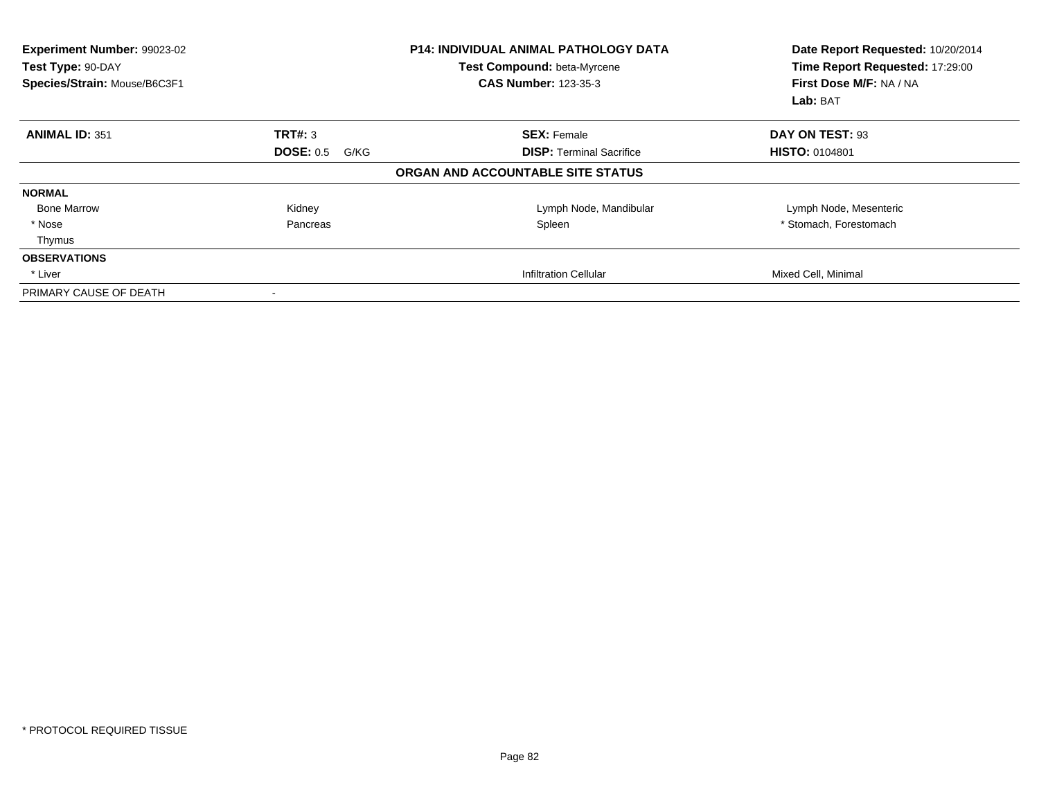**Experiment Number:** 99023-02
**Test Type:** 90-DAY
**Species/Strain:** Mouse/B6C3F1

**P14: INDIVIDUAL ANIMAL PATHOLOGY DATA**
**Test Compound:** beta-Myrcene
**CAS Number:** 123-35-3

**Date Report Requested:** 10/20/2014
**Time Report Requested:** 17:29:00
**First Dose M/F:** NA / NA
**Lab:** BAT

| **ANIMAL ID:** 351 | **TRT#:** 3 | **SEX:** Female | **DAY ON TEST:** 93 |
|---|---|---|---|
| | **DOSE:** 0.5 G/KG | **DISP:** Terminal Sacrifice | **HISTO:** 0104801 |

**ORGAN AND ACCOUNTABLE SITE STATUS**

| | | | |
|---|---|---|---|
| **NORMAL** | | | |
| Bone Marrow | Kidney | Lymph Node, Mandibular | Lymph Node, Mesenteric |
| * Nose | Pancreas | Spleen | * Stomach, Forestomach |
| Thymus | | | |
| **OBSERVATIONS** | | | |
| * Liver | | Infiltration Cellular | Mixed Cell, Minimal |
| PRIMARY CAUSE OF DEATH | - | | |

* PROTOCOL REQUIRED TISSUE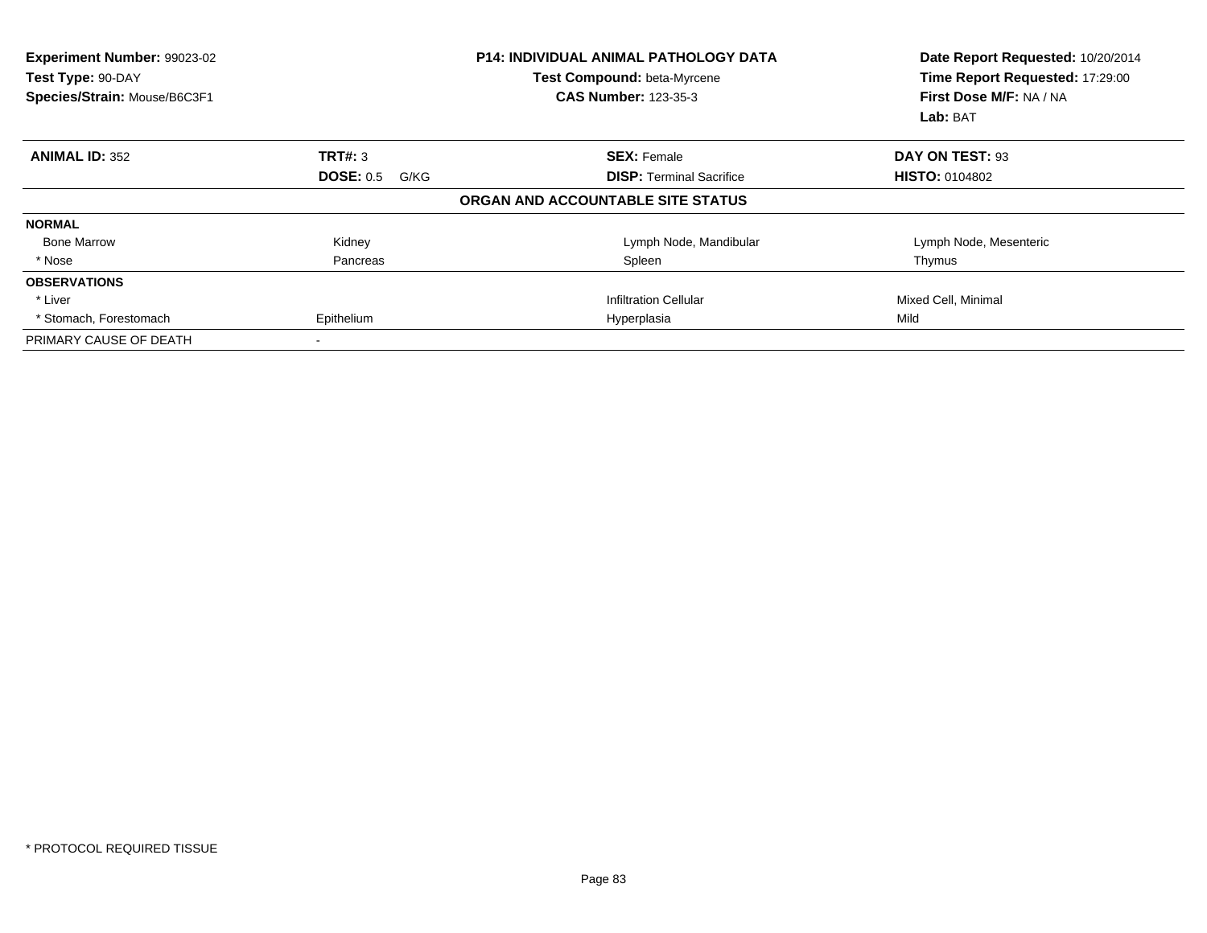**Experiment Number:** 99023-02
**Test Type:** 90-DAY
**Species/Strain:** Mouse/B6C3F1

**P14: INDIVIDUAL ANIMAL PATHOLOGY DATA**
**Test Compound:** beta-Myrcene
**CAS Number:** 123-35-3

**Date Report Requested:** 10/20/2014
**Time Report Requested:** 17:29:00
**First Dose M/F:** NA / NA
**Lab:** BAT

| **ANIMAL ID:** 352 | **TRT#:** 3 | **SEX:** Female | **DAY ON TEST:** 93 |
|---|---|---|---|
| | **DOSE:** 0.5 G/KG | **DISP:** Terminal Sacrifice | **HISTO:** 0104802 |

**ORGAN AND ACCOUNTABLE SITE STATUS**

| | | | |
|---|---|---|---|
| **NORMAL** | | | |
| Bone Marrow | Kidney | Lymph Node, Mandibular | Lymph Node, Mesenteric |
| * Nose | Pancreas | Spleen | Thymus |
| **OBSERVATIONS** | | | |
| * Liver | | Infiltration Cellular | Mixed Cell, Minimal |
| * Stomach, Forestomach | Epithelium | Hyperplasia | Mild |
| PRIMARY CAUSE OF DEATH | - | | |

* PROTOCOL REQUIRED TISSUE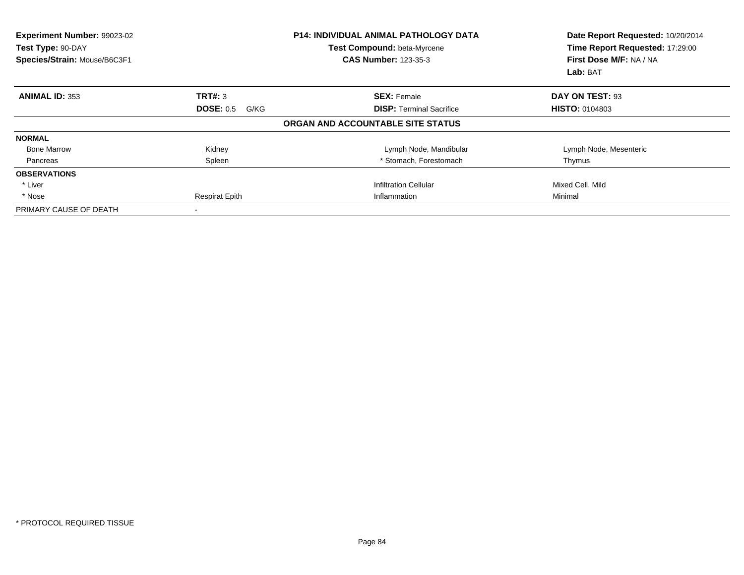**Experiment Number:** 99023-02
**Test Type:** 90-DAY
**Species/Strain:** Mouse/B6C3F1

**P14: INDIVIDUAL ANIMAL PATHOLOGY DATA**
**Test Compound:** beta-Myrcene
**CAS Number:** 123-35-3

**Date Report Requested:** 10/20/2014
**Time Report Requested:** 17:29:00
**First Dose M/F:** NA / NA
**Lab:** BAT

| **ANIMAL ID:** 353 | **TRT#:** 3 | **SEX:** Female | **DAY ON TEST:** 93 |
|---|---|---|---|
| | **DOSE:** 0.5 G/KG | **DISP:** Terminal Sacrifice | **HISTO:** 0104803 |

## ORGAN AND ACCOUNTABLE SITE STATUS

| | | | |
|---|---|---|---|
| **NORMAL** | | | |
| Bone Marrow | Kidney | Lymph Node, Mandibular | Lymph Node, Mesenteric |
| Pancreas | Spleen | * Stomach, Forestomach | Thymus |
| **OBSERVATIONS** | | | |
| * Liver | | Infiltration Cellular | Mixed Cell, Mild |
| * Nose | Respirat Epith | Inflammation | Minimal |
| PRIMARY CAUSE OF DEATH | - | | |

\* PROTOCOL REQUIRED TISSUE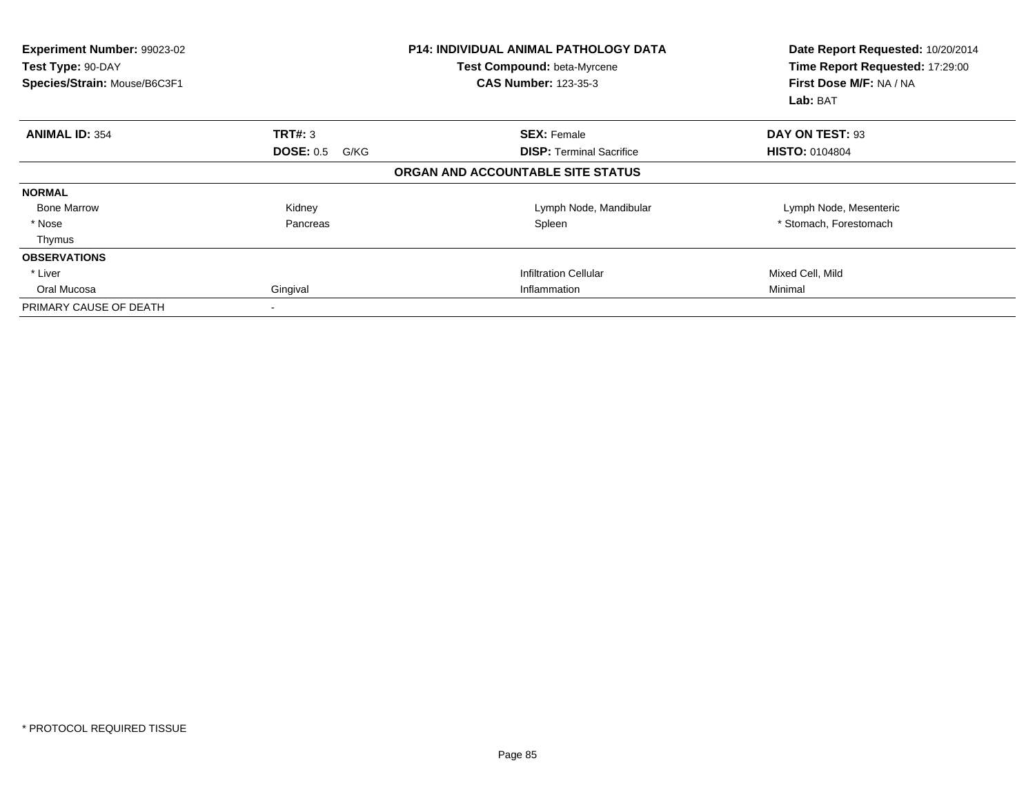**Experiment Number:** 99023-02
**Test Type:** 90-DAY
**Species/Strain:** Mouse/B6C3F1

**P14: INDIVIDUAL ANIMAL PATHOLOGY DATA**
**Test Compound:** beta-Myrcene
**CAS Number:** 123-35-3

**Date Report Requested:** 10/20/2014
**Time Report Requested:** 17:29:00
**First Dose M/F:** NA / NA
**Lab:** BAT

| **ANIMAL ID:** 354 | **TRT#:** 3 | **SEX:** Female | **DAY ON TEST:** 93 |
|---|---|---|---|
| | **DOSE:** 0.5 G/KG | **DISP:** Terminal Sacrifice | **HISTO:** 0104804 |

**ORGAN AND ACCOUNTABLE SITE STATUS**

| | | | |
|---|---|---|---|
| **NORMAL** | | | |
| Bone Marrow | Kidney | Lymph Node, Mandibular | Lymph Node, Mesenteric |
| * Nose | Pancreas | Spleen | * Stomach, Forestomach |
| Thymus | | | |
| **OBSERVATIONS** | | | |
| * Liver | | Infiltration Cellular | Mixed Cell, Mild |
| Oral Mucosa | Gingival | Inflammation | Minimal |
| PRIMARY CAUSE OF DEATH | - | | |

\* PROTOCOL REQUIRED TISSUE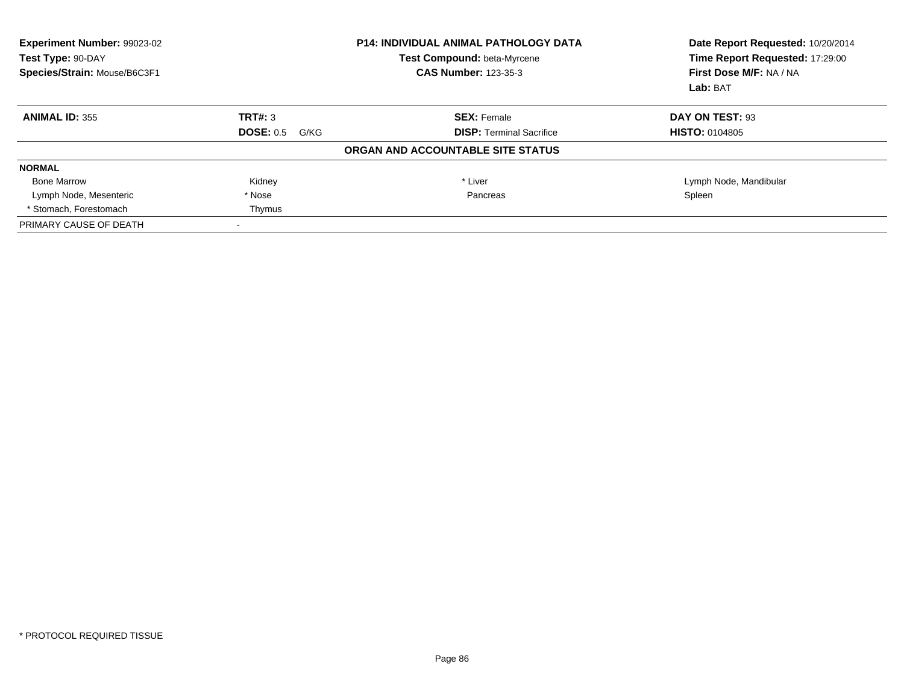**Experiment Number:** 99023-02
**Test Type:** 90-DAY
**Species/Strain:** Mouse/B6C3F1

**P14: INDIVIDUAL ANIMAL PATHOLOGY DATA**
**Test Compound:** beta-Myrcene
**CAS Number:** 123-35-3

**Date Report Requested:** 10/20/2014
**Time Report Requested:** 17:29:00
**First Dose M/F:** NA / NA
**Lab:** BAT

| **ANIMAL ID:** 355 | **TRT#:** 3 | **SEX:** Female | **DAY ON TEST:** 93 |
|---|---|---|---|
| | **DOSE:** 0.5 G/KG | **DISP:** Terminal Sacrifice | **HISTO:** 0104805 |

**ORGAN AND ACCOUNTABLE SITE STATUS**

**NORMAL**

| | | | |
|---|---|---|---|
| Bone Marrow | Kidney | * Liver | Lymph Node, Mandibular |
| Lymph Node, Mesenteric | * Nose | Pancreas | Spleen |
| * Stomach, Forestomach | Thymus | | |

PRIMARY CAUSE OF DEATH -

* PROTOCOL REQUIRED TISSUE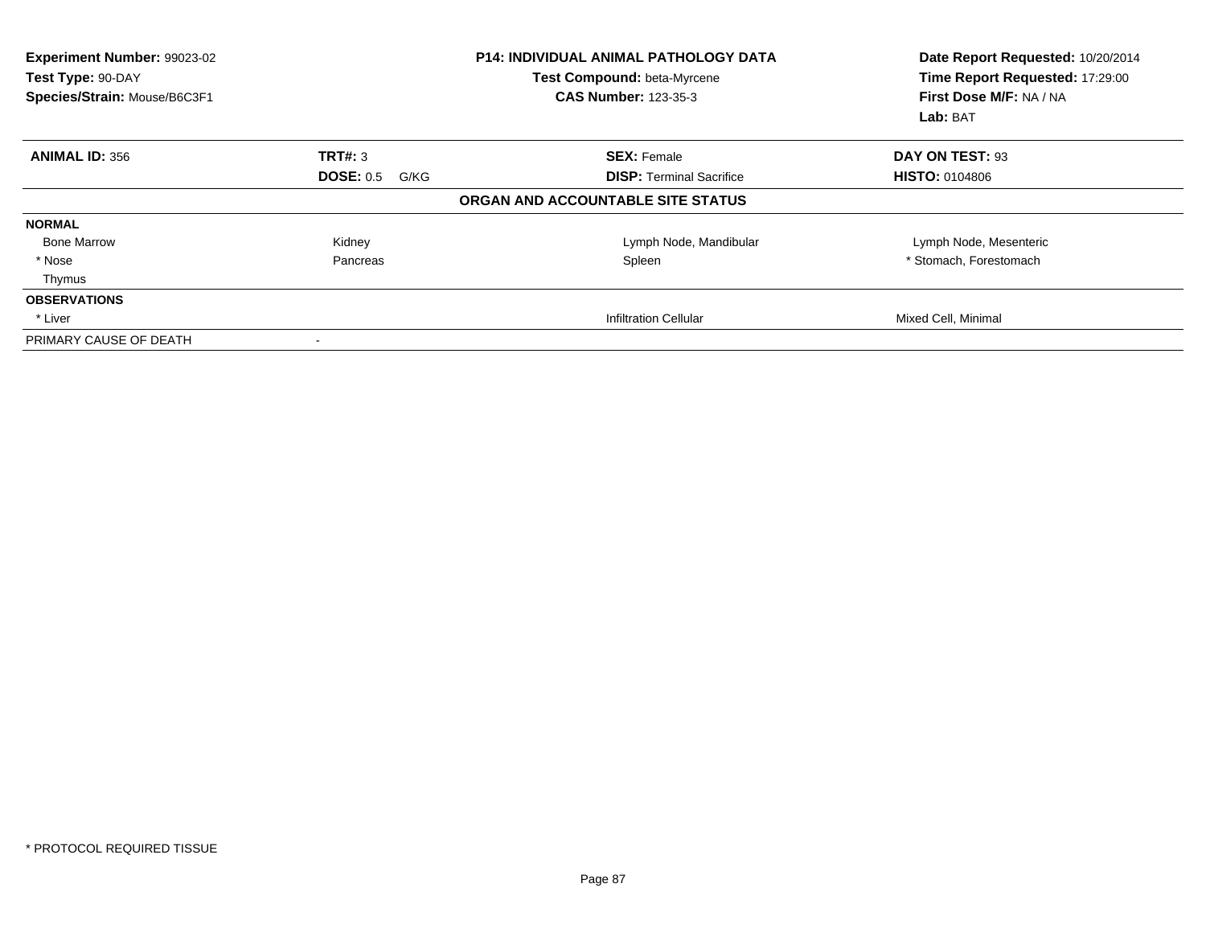**Experiment Number:** 99023-02
**Test Type:** 90-DAY
**Species/Strain:** Mouse/B6C3F1

**P14: INDIVIDUAL ANIMAL PATHOLOGY DATA**
**Test Compound:** beta-Myrcene
**CAS Number:** 123-35-3

**Date Report Requested:** 10/20/2014
**Time Report Requested:** 17:29:00
**First Dose M/F:** NA / NA
**Lab:** BAT

| **ANIMAL ID:** 356 | **TRT#:** 3 | **SEX:** Female | **DAY ON TEST:** 93 |
|---|---|---|---|
| | **DOSE:** 0.5 G/KG | **DISP:** Terminal Sacrifice | **HISTO:** 0104806 |

**ORGAN AND ACCOUNTABLE SITE STATUS**

| | | | |
|---|---|---|---|
| **NORMAL** | | | |
| Bone Marrow | Kidney | Lymph Node, Mandibular | Lymph Node, Mesenteric |
| * Nose | Pancreas | Spleen | * Stomach, Forestomach |
| Thymus | | | |
| **OBSERVATIONS** | | | |
| * Liver | | Infiltration Cellular | Mixed Cell, Minimal |
| PRIMARY CAUSE OF DEATH | - | | |

\* PROTOCOL REQUIRED TISSUE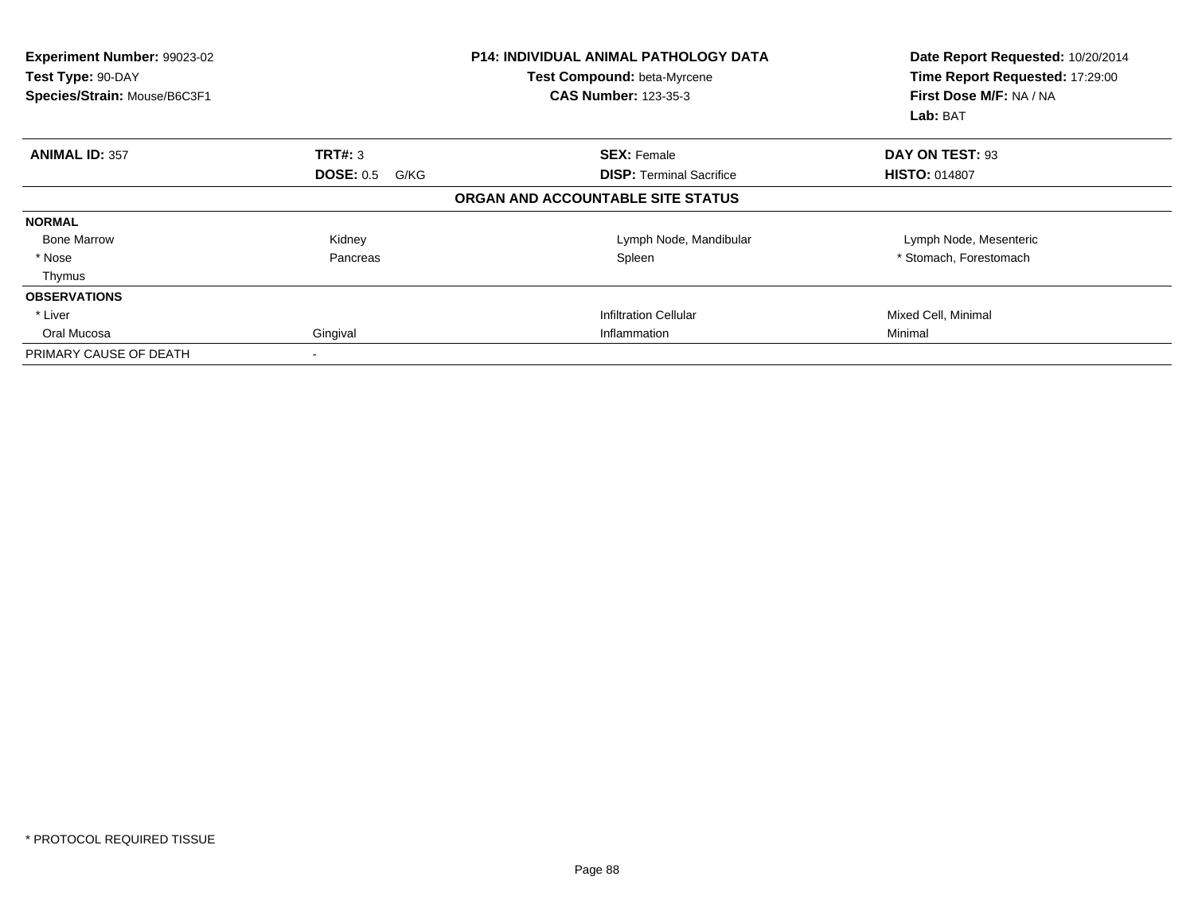**Experiment Number:** 99023-02
**Test Type:** 90-DAY
**Species/Strain:** Mouse/B6C3F1

**P14: INDIVIDUAL ANIMAL PATHOLOGY DATA**
**Test Compound:** beta-Myrcene
**CAS Number:** 123-35-3

**Date Report Requested:** 10/20/2014
**Time Report Requested:** 17:29:00
**First Dose M/F:** NA / NA
**Lab:** BAT

| **ANIMAL ID:** 357 | **TRT#:** 3 | **SEX:** Female | **DAY ON TEST:** 93 |
|---|---|---|---|
| | **DOSE:** 0.5 G/KG | **DISP:** Terminal Sacrifice | **HISTO:** 014807 |

**ORGAN AND ACCOUNTABLE SITE STATUS**

| | | | |
|---|---|---|---|
| **NORMAL** | | | |
| Bone Marrow | Kidney | Lymph Node, Mandibular | Lymph Node, Mesenteric |
| * Nose | Pancreas | Spleen | * Stomach, Forestomach |
| Thymus | | | |
| **OBSERVATIONS** | | | |
| * Liver | | Infiltration Cellular | Mixed Cell, Minimal |
| Oral Mucosa | Gingival | Inflammation | Minimal |
| PRIMARY CAUSE OF DEATH | - | | |

\* PROTOCOL REQUIRED TISSUE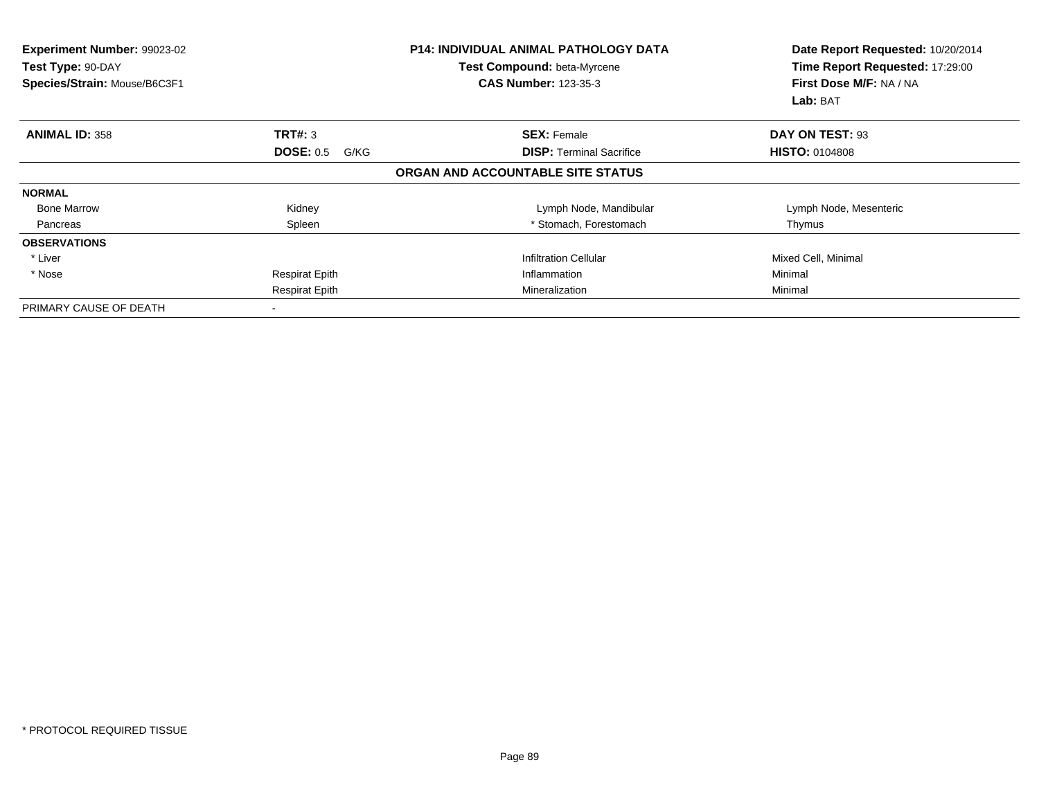**Experiment Number:** 99023-02
**Test Type:** 90-DAY
**Species/Strain:** Mouse/B6C3F1

**P14: INDIVIDUAL ANIMAL PATHOLOGY DATA**
**Test Compound:** beta-Myrcene
**CAS Number:** 123-35-3

**Date Report Requested:** 10/20/2014
**Time Report Requested:** 17:29:00
**First Dose M/F:** NA / NA
**Lab:** BAT

| **ANIMAL ID:** 358 | **TRT#:** 3 | **SEX:** Female | **DAY ON TEST:** 93 |
|---|---|---|---|
| | **DOSE:** 0.5 G/KG | **DISP:** Terminal Sacrifice | **HISTO:** 0104808 |

**ORGAN AND ACCOUNTABLE SITE STATUS**

| | | | |
|---|---|---|---|
| **NORMAL** | | | |
| Bone Marrow | Kidney | Lymph Node, Mandibular | Lymph Node, Mesenteric |
| Pancreas | Spleen | * Stomach, Forestomach | Thymus |
| **OBSERVATIONS** | | | |
| * Liver | | Infiltration Cellular | Mixed Cell, Minimal |
| * Nose | Respirat Epith | Inflammation | Minimal |
| | Respirat Epith | Mineralization | Minimal |
| PRIMARY CAUSE OF DEATH | - | | |

\* PROTOCOL REQUIRED TISSUE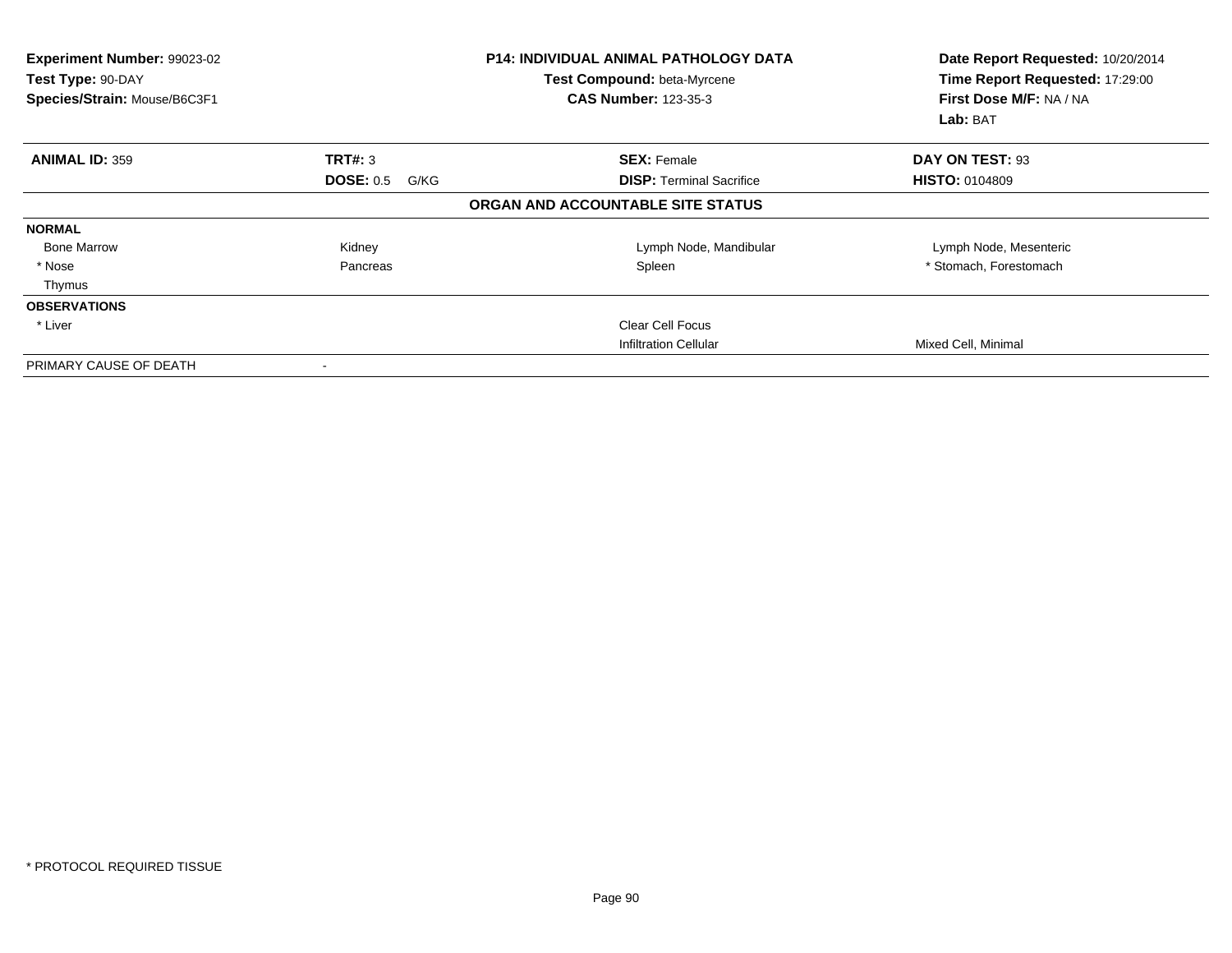**Experiment Number:** 99023-02
**Test Type:** 90-DAY
**Species/Strain:** Mouse/B6C3F1

**P14: INDIVIDUAL ANIMAL PATHOLOGY DATA**
**Test Compound:** beta-Myrcene
**CAS Number:** 123-35-3

**Date Report Requested:** 10/20/2014
**Time Report Requested:** 17:29:00
**First Dose M/F:** NA / NA
**Lab:** BAT

| **ANIMAL ID:** 359 | **TRT#:** 3 | **SEX:** Female | **DAY ON TEST:** 93 |
|---|---|---|---|
| | **DOSE:** 0.5 G/KG | **DISP:** Terminal Sacrifice | **HISTO:** 0104809 |

**ORGAN AND ACCOUNTABLE SITE STATUS**

| | | | |
|---|---|---|---|
| **NORMAL** | | | |
| Bone Marrow | Kidney | Lymph Node, Mandibular | Lymph Node, Mesenteric |
| * Nose | Pancreas | Spleen | * Stomach, Forestomach |
| Thymus | | | |
| **OBSERVATIONS** | | | |
| * Liver | | Clear Cell Focus | |
| | | Infiltration Cellular | Mixed Cell, Minimal |
| PRIMARY CAUSE OF DEATH | - | | |

* PROTOCOL REQUIRED TISSUE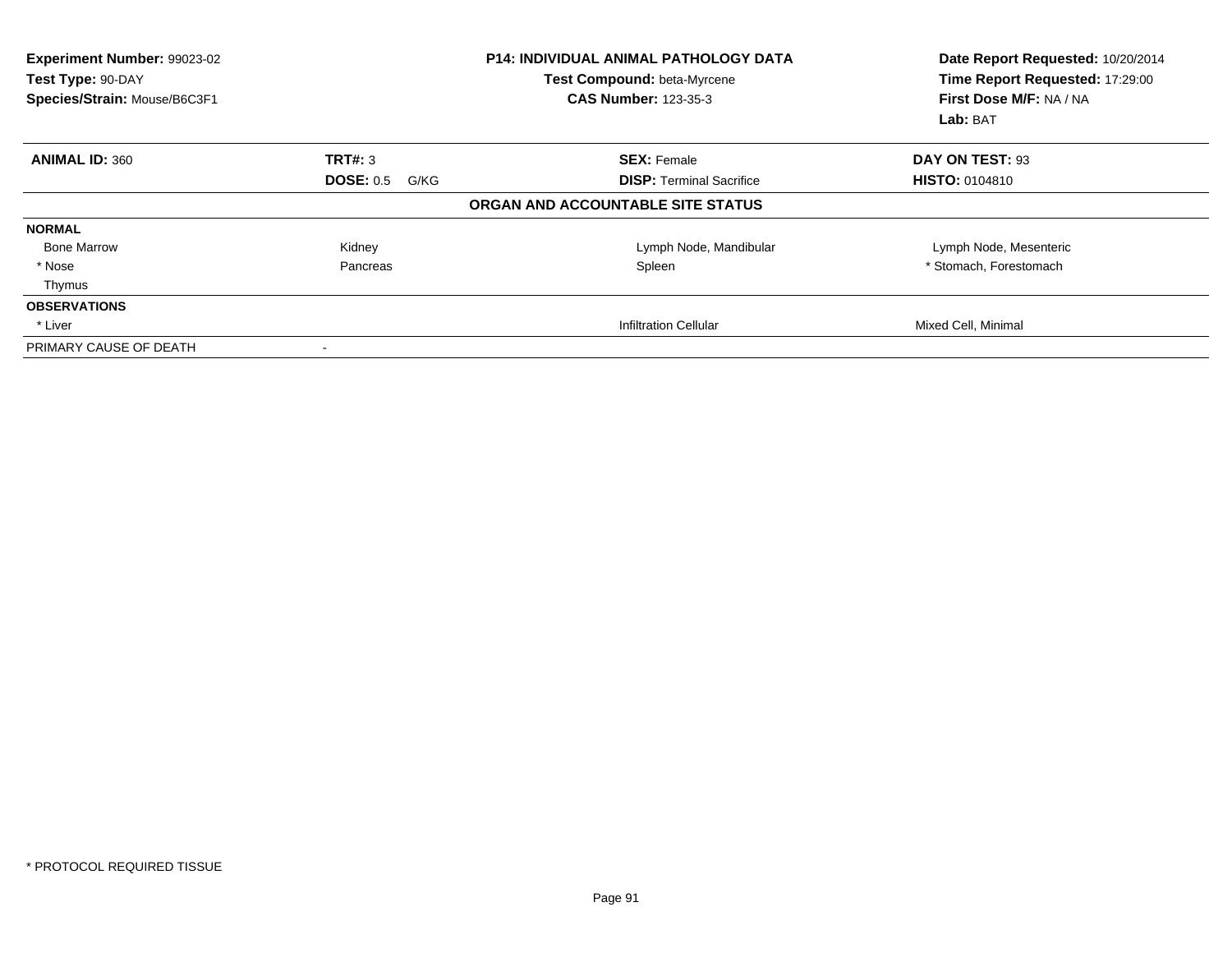**Experiment Number:** 99023-02
**Test Type:** 90-DAY
**Species/Strain:** Mouse/B6C3F1

**P14: INDIVIDUAL ANIMAL PATHOLOGY DATA**
**Test Compound:** beta-Myrcene
**CAS Number:** 123-35-3

**Date Report Requested:** 10/20/2014
**Time Report Requested:** 17:29:00
**First Dose M/F:** NA / NA
**Lab:** BAT

| **ANIMAL ID:** 360 | **TRT#:** 3 | **SEX:** Female | **DAY ON TEST:** 93 |
|---|---|---|---|
| | **DOSE:** 0.5 G/KG | **DISP:** Terminal Sacrifice | **HISTO:** 0104810 |

**ORGAN AND ACCOUNTABLE SITE STATUS**

| | | | |
|---|---|---|---|
| **NORMAL** | | | |
| Bone Marrow | Kidney | Lymph Node, Mandibular | Lymph Node, Mesenteric |
| * Nose | Pancreas | Spleen | * Stomach, Forestomach |
| Thymus | | | |
| **OBSERVATIONS** | | | |
| * Liver | | Infiltration Cellular | Mixed Cell, Minimal |
| PRIMARY CAUSE OF DEATH | - | | |

* PROTOCOL REQUIRED TISSUE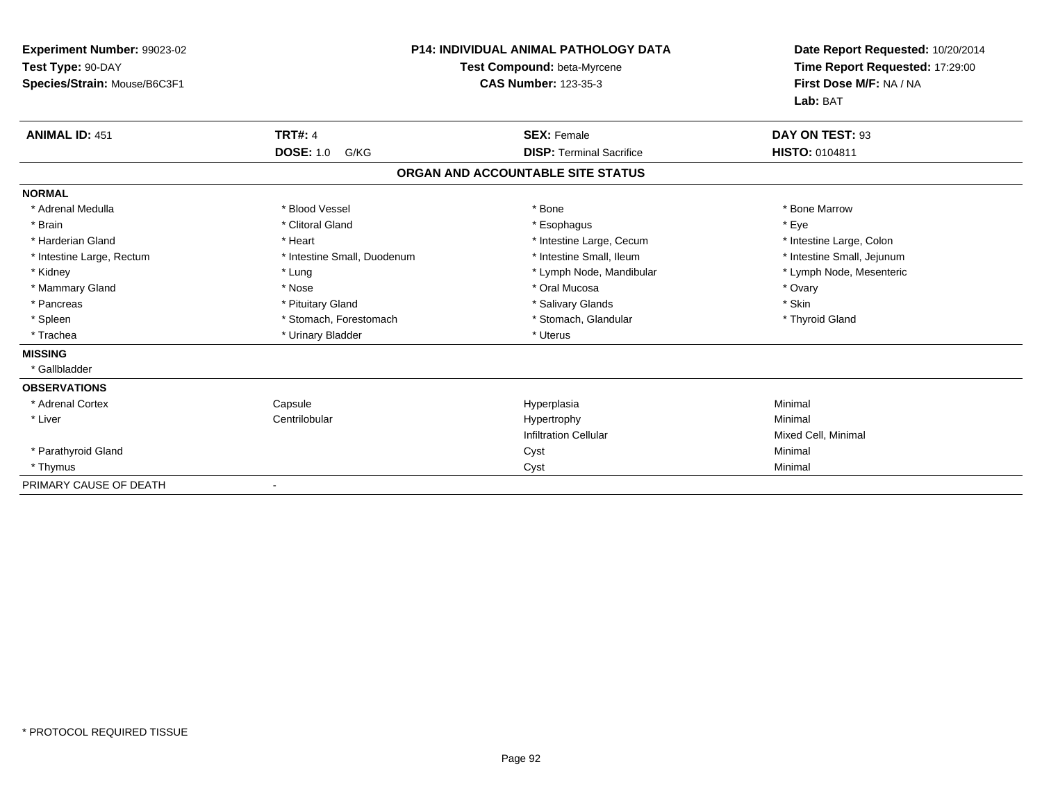**Experiment Number:** 99023-02
**Test Type:** 90-DAY
**Species/Strain:** Mouse/B6C3F1

**P14: INDIVIDUAL ANIMAL PATHOLOGY DATA**
**Test Compound:** beta-Myrcene
**CAS Number:** 123-35-3

**Date Report Requested:** 10/20/2014
**Time Report Requested:** 17:29:00
**First Dose M/F:** NA / NA
**Lab:** BAT

| **ANIMAL ID:** 451 | **TRT#:** 4 | **SEX:** Female | **DAY ON TEST:** 93 |
|---|---|---|---|
| | **DOSE:** 1.0 G/KG | **DISP:** Terminal Sacrifice | **HISTO:** 0104811 |

## ORGAN AND ACCOUNTABLE SITE STATUS

**NORMAL**

| | | | |
|---|---|---|---|
| * Adrenal Medulla | * Blood Vessel | * Bone | * Bone Marrow |
| * Brain | * Clitoral Gland | * Esophagus | * Eye |
| * Harderian Gland | * Heart | * Intestine Large, Cecum | * Intestine Large, Colon |
| * Intestine Large, Rectum | * Intestine Small, Duodenum | * Intestine Small, Ileum | * Intestine Small, Jejunum |
| * Kidney | * Lung | * Lymph Node, Mandibular | * Lymph Node, Mesenteric |
| * Mammary Gland | * Nose | * Oral Mucosa | * Ovary |
| * Pancreas | * Pituitary Gland | * Salivary Glands | * Skin |
| * Spleen | * Stomach, Forestomach | * Stomach, Glandular | * Thyroid Gland |
| * Trachea | * Urinary Bladder | * Uterus | |

**MISSING**

* Gallbladder

**OBSERVATIONS**

| | | | |
|---|---|---|---|
| * Adrenal Cortex | Capsule | Hyperplasia | Minimal |
| * Liver | Centrilobular | Hypertrophy | Minimal |
| | | Infiltration Cellular | Mixed Cell, Minimal |
| * Parathyroid Gland | | Cyst | Minimal |
| * Thymus | | Cyst | Minimal |

PRIMARY CAUSE OF DEATH -

* PROTOCOL REQUIRED TISSUE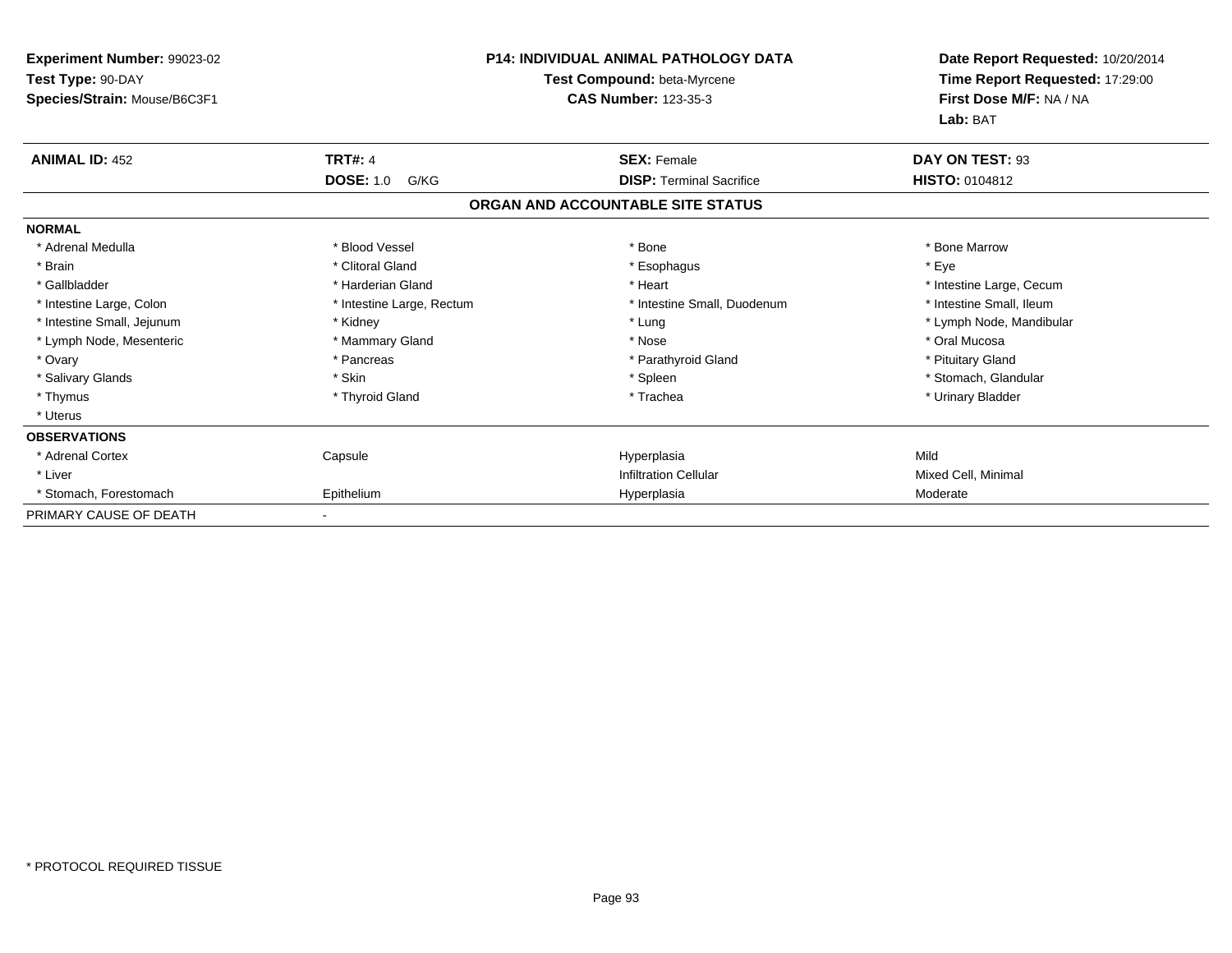**Experiment Number:** 99023-02
**Test Type:** 90-DAY
**Species/Strain:** Mouse/B6C3F1

**P14: INDIVIDUAL ANIMAL PATHOLOGY DATA**
**Test Compound:** beta-Myrcene
**CAS Number:** 123-35-3

**Date Report Requested:** 10/20/2014
**Time Report Requested:** 17:29:00
**First Dose M/F:** NA / NA
**Lab:** BAT

| **ANIMAL ID:** 452 | **TRT#:** 4 | **SEX:** Female | **DAY ON TEST:** 93 |
|---|---|---|---|
| | **DOSE:** 1.0 G/KG | **DISP:** Terminal Sacrifice | **HISTO:** 0104812 |

## ORGAN AND ACCOUNTABLE SITE STATUS

| | | | |
|---|---|---|---|
| **NORMAL** | | | |
| * Adrenal Medulla | * Blood Vessel | * Bone | * Bone Marrow |
| * Brain | * Clitoral Gland | * Esophagus | * Eye |
| * Gallbladder | * Harderian Gland | * Heart | * Intestine Large, Cecum |
| * Intestine Large, Colon | * Intestine Large, Rectum | * Intestine Small, Duodenum | * Intestine Small, Ileum |
| * Intestine Small, Jejunum | * Kidney | * Lung | * Lymph Node, Mandibular |
| * Lymph Node, Mesenteric | * Mammary Gland | * Nose | * Oral Mucosa |
| * Ovary | * Pancreas | * Parathyroid Gland | * Pituitary Gland |
| * Salivary Glands | * Skin | * Spleen | * Stomach, Glandular |
| * Thymus | * Thyroid Gland | * Trachea | * Urinary Bladder |
| * Uterus | | | |
| **OBSERVATIONS** | | | |
| * Adrenal Cortex | Capsule | Hyperplasia | Mild |
| * Liver | | Infiltration Cellular | Mixed Cell, Minimal |
| * Stomach, Forestomach | Epithelium | Hyperplasia | Moderate |
| PRIMARY CAUSE OF DEATH | - | | |

* PROTOCOL REQUIRED TISSUE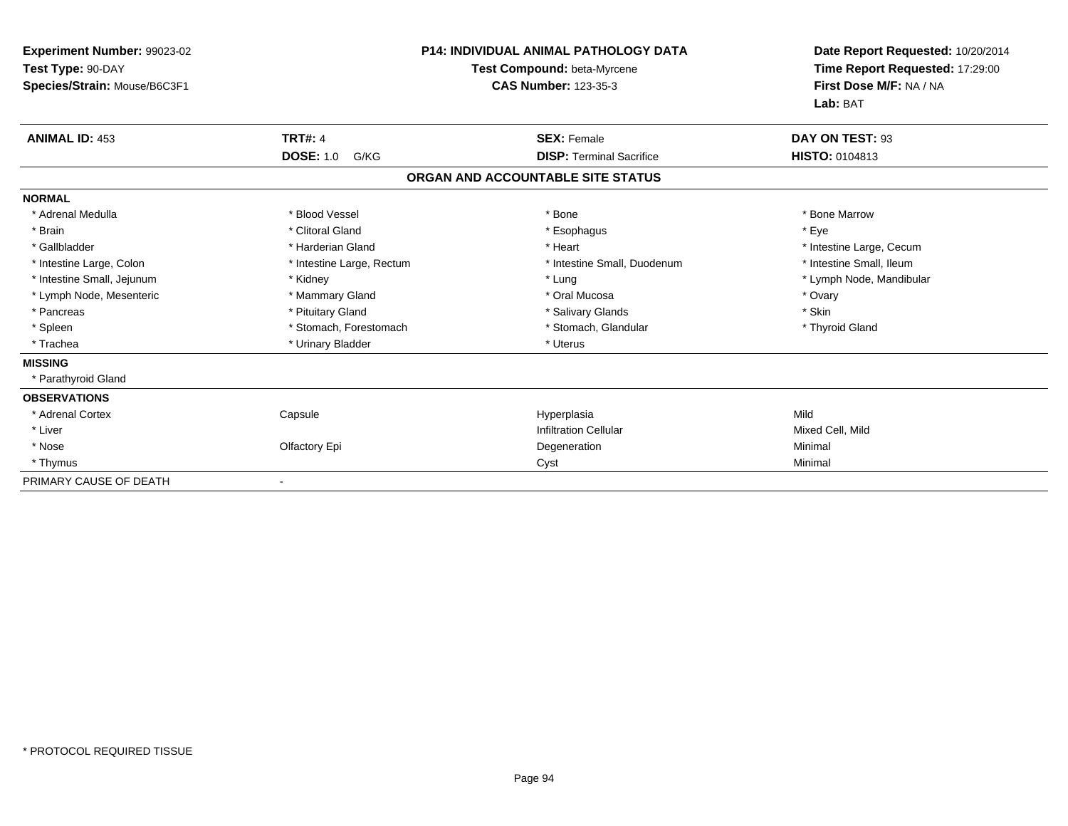**Experiment Number:** 99023-02
**Test Type:** 90-DAY
**Species/Strain:** Mouse/B6C3F1

**P14: INDIVIDUAL ANIMAL PATHOLOGY DATA**
**Test Compound:** beta-Myrcene
**CAS Number:** 123-35-3

**Date Report Requested:** 10/20/2014
**Time Report Requested:** 17:29:00
**First Dose M/F:** NA / NA
**Lab:** BAT

| **ANIMAL ID:** 453 | **TRT#:** 4 | **SEX:** Female | **DAY ON TEST:** 93 |
|---|---|---|---|
| | **DOSE:** 1.0 G/KG | **DISP:** Terminal Sacrifice | **HISTO:** 0104813 |

**ORGAN AND ACCOUNTABLE SITE STATUS**

**NORMAL**

| | | | |
|---|---|---|---|
| * Adrenal Medulla | * Blood Vessel | * Bone | * Bone Marrow |
| * Brain | * Clitoral Gland | * Esophagus | * Eye |
| * Gallbladder | * Harderian Gland | * Heart | * Intestine Large, Cecum |
| * Intestine Large, Colon | * Intestine Large, Rectum | * Intestine Small, Duodenum | * Intestine Small, Ileum |
| * Intestine Small, Jejunum | * Kidney | * Lung | * Lymph Node, Mandibular |
| * Lymph Node, Mesenteric | * Mammary Gland | * Oral Mucosa | * Ovary |
| * Pancreas | * Pituitary Gland | * Salivary Glands | * Skin |
| * Spleen | * Stomach, Forestomach | * Stomach, Glandular | * Thyroid Gland |
| * Trachea | * Urinary Bladder | * Uterus | |

**MISSING**

* Parathyroid Gland

**OBSERVATIONS**

| | | | |
|---|---|---|---|
| * Adrenal Cortex | Capsule | Hyperplasia | Mild |
| * Liver | | Infiltration Cellular | Mixed Cell, Mild |
| * Nose | Olfactory Epi | Degeneration | Minimal |
| * Thymus | | Cyst | Minimal |

PRIMARY CAUSE OF DEATH -

* PROTOCOL REQUIRED TISSUE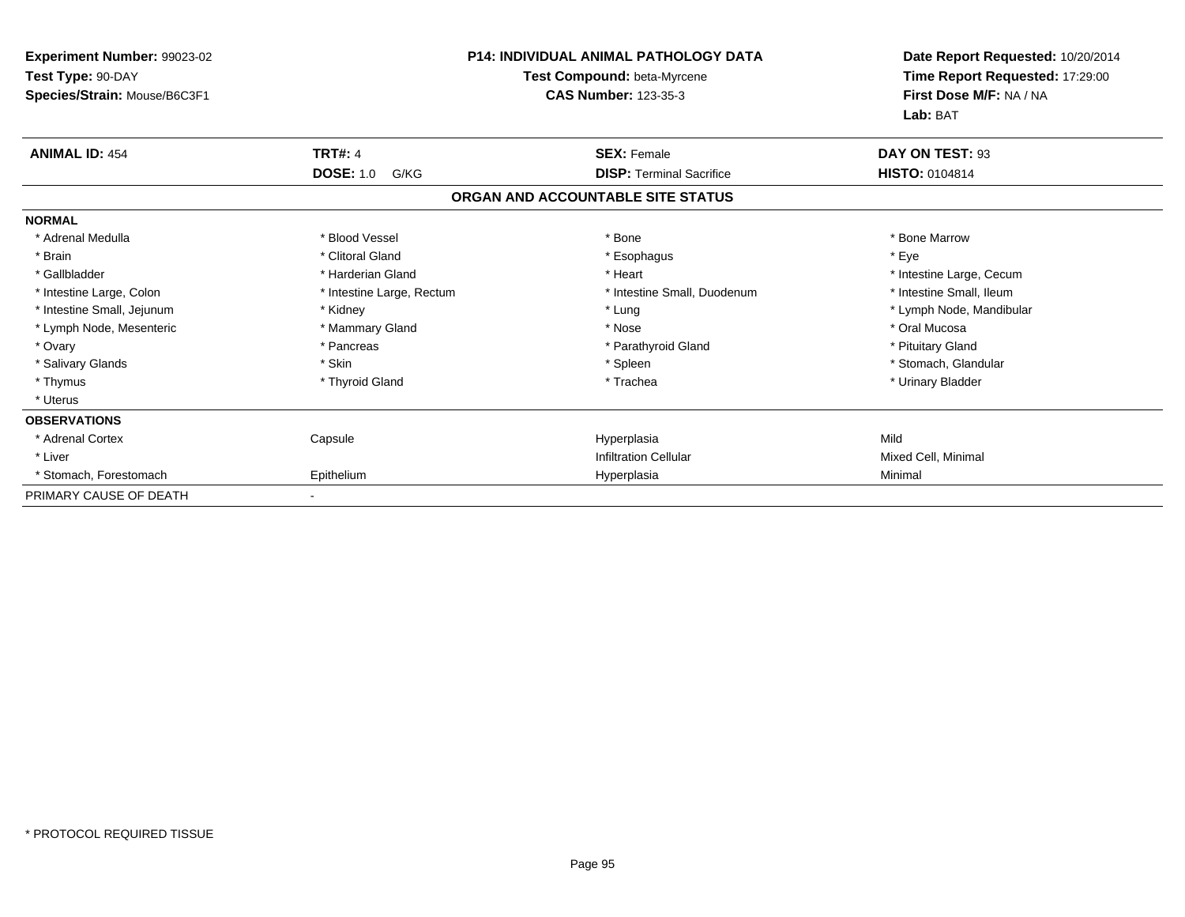**Experiment Number:** 99023-02
**Test Type:** 90-DAY
**Species/Strain:** Mouse/B6C3F1

**P14: INDIVIDUAL ANIMAL PATHOLOGY DATA**
**Test Compound:** beta-Myrcene
**CAS Number:** 123-35-3

**Date Report Requested:** 10/20/2014
**Time Report Requested:** 17:29:00
**First Dose M/F:** NA / NA
**Lab:** BAT

| **ANIMAL ID:** 454 | **TRT#:** 4 | **SEX:** Female | **DAY ON TEST:** 93 |
|---|---|---|---|
| | **DOSE:** 1.0 G/KG | **DISP:** Terminal Sacrifice | **HISTO:** 0104814 |

## ORGAN AND ACCOUNTABLE SITE STATUS

**NORMAL**

| | | | |
|---|---|---|---|
| * Adrenal Medulla | * Blood Vessel | * Bone | * Bone Marrow |
| * Brain | * Clitoral Gland | * Esophagus | * Eye |
| * Gallbladder | * Harderian Gland | * Heart | * Intestine Large, Cecum |
| * Intestine Large, Colon | * Intestine Large, Rectum | * Intestine Small, Duodenum | * Intestine Small, Ileum |
| * Intestine Small, Jejunum | * Kidney | * Lung | * Lymph Node, Mandibular |
| * Lymph Node, Mesenteric | * Mammary Gland | * Nose | * Oral Mucosa |
| * Ovary | * Pancreas | * Parathyroid Gland | * Pituitary Gland |
| * Salivary Glands | * Skin | * Spleen | * Stomach, Glandular |
| * Thymus | * Thyroid Gland | * Trachea | * Urinary Bladder |
| * Uterus | | | |

**OBSERVATIONS**

| | | | |
|---|---|---|---|
| * Adrenal Cortex | Capsule | Hyperplasia | Mild |
| * Liver | | Infiltration Cellular | Mixed Cell, Minimal |
| * Stomach, Forestomach | Epithelium | Hyperplasia | Minimal |

PRIMARY CAUSE OF DEATH -

* PROTOCOL REQUIRED TISSUE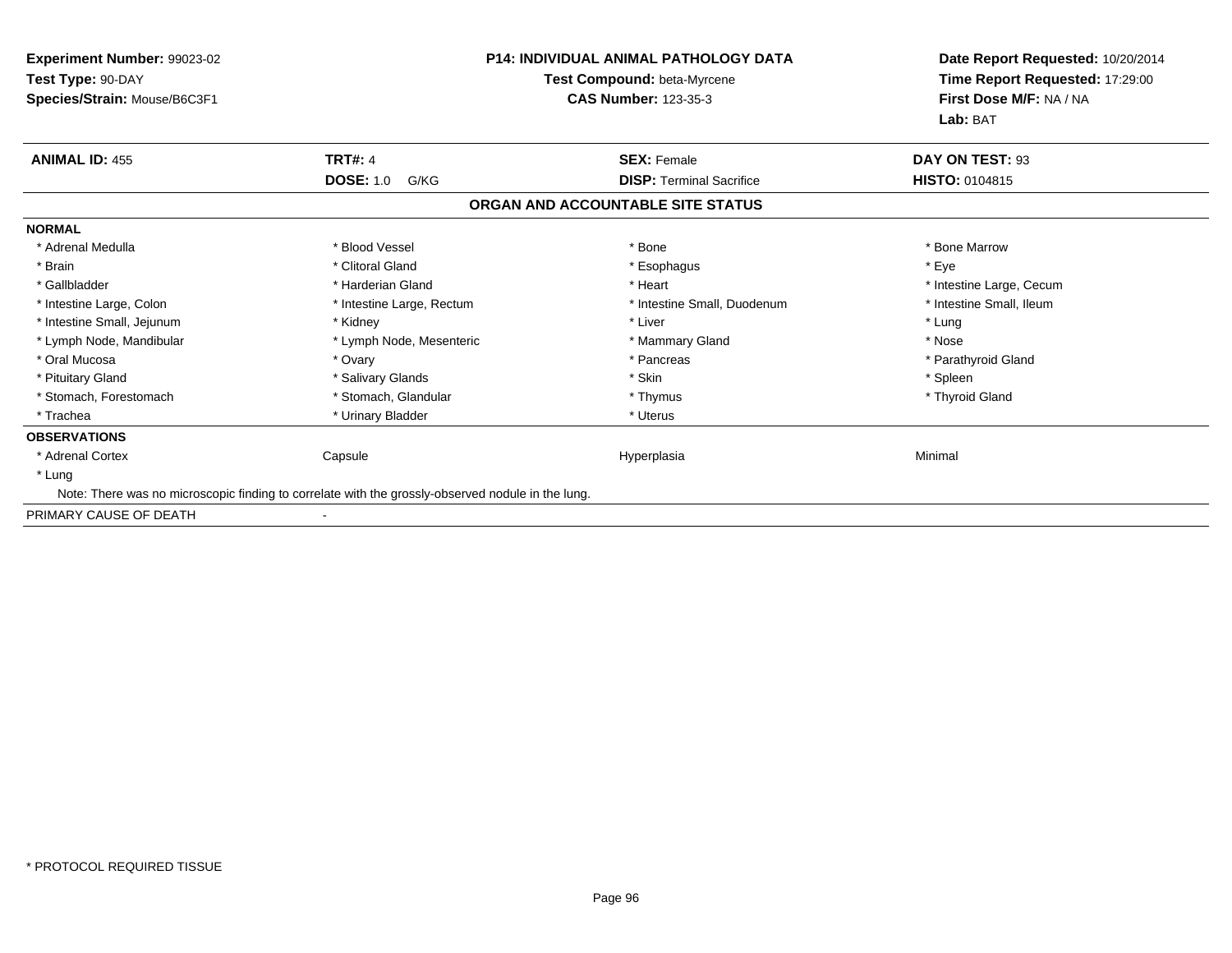**Experiment Number:** 99023-02
**Test Type:** 90-DAY
**Species/Strain:** Mouse/B6C3F1

**P14: INDIVIDUAL ANIMAL PATHOLOGY DATA**
**Test Compound:** beta-Myrcene
**CAS Number:** 123-35-3

**Date Report Requested:** 10/20/2014
**Time Report Requested:** 17:29:00
**First Dose M/F:** NA / NA
**Lab:** BAT

| **ANIMAL ID:** 455 | **TRT#:** 4 | **SEX:** Female | **DAY ON TEST:** 93 |
|---|---|---|---|
| | **DOSE:** 1.0 G/KG | **DISP:** Terminal Sacrifice | **HISTO:** 0104815 |

**ORGAN AND ACCOUNTABLE SITE STATUS**

**NORMAL**

| | | | |
|---|---|---|---|
| * Adrenal Medulla | * Blood Vessel | * Bone | * Bone Marrow |
| * Brain | * Clitoral Gland | * Esophagus | * Eye |
| * Gallbladder | * Harderian Gland | * Heart | * Intestine Large, Cecum |
| * Intestine Large, Colon | * Intestine Large, Rectum | * Intestine Small, Duodenum | * Intestine Small, Ileum |
| * Intestine Small, Jejunum | * Kidney | * Liver | * Lung |
| * Lymph Node, Mandibular | * Lymph Node, Mesenteric | * Mammary Gland | * Nose |
| * Oral Mucosa | * Ovary | * Pancreas | * Parathyroid Gland |
| * Pituitary Gland | * Salivary Glands | * Skin | * Spleen |
| * Stomach, Forestomach | * Stomach, Glandular | * Thymus | * Thyroid Gland |
| * Trachea | * Urinary Bladder | * Uterus | |

**OBSERVATIONS**

| | | | |
|---|---|---|---|
| * Adrenal Cortex | Capsule | Hyperplasia | Minimal |
| * Lung | | | |

Note: There was no microscopic finding to correlate with the grossly-observed nodule in the lung.

PRIMARY CAUSE OF DEATH -

\* PROTOCOL REQUIRED TISSUE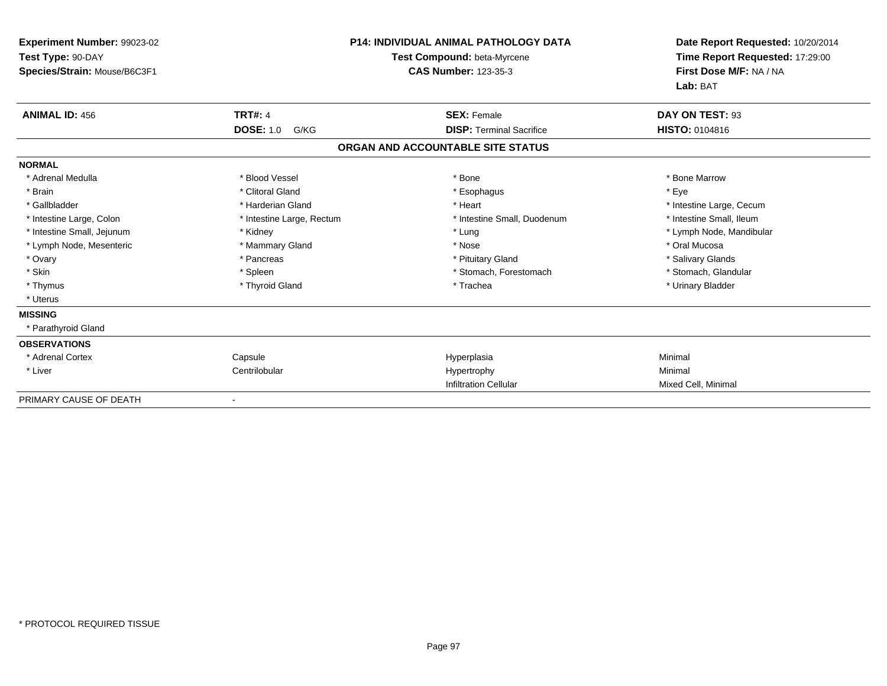**Experiment Number:** 99023-02
**Test Type:** 90-DAY
**Species/Strain:** Mouse/B6C3F1

**P14: INDIVIDUAL ANIMAL PATHOLOGY DATA**
**Test Compound:** beta-Myrcene
**CAS Number:** 123-35-3

**Date Report Requested:** 10/20/2014
**Time Report Requested:** 17:29:00
**First Dose M/F:** NA / NA
**Lab:** BAT

| **ANIMAL ID:** 456 | **TRT#:** 4 | **SEX:** Female | **DAY ON TEST:** 93 |
|---|---|---|---|
| | **DOSE:** 1.0 G/KG | **DISP:** Terminal Sacrifice | **HISTO:** 0104816 |

## ORGAN AND ACCOUNTABLE SITE STATUS

| | | | |
|---|---|---|---|
| **NORMAL** | | | |
| * Adrenal Medulla | * Blood Vessel | * Bone | * Bone Marrow |
| * Brain | * Clitoral Gland | * Esophagus | * Eye |
| * Gallbladder | * Harderian Gland | * Heart | * Intestine Large, Cecum |
| * Intestine Large, Colon | * Intestine Large, Rectum | * Intestine Small, Duodenum | * Intestine Small, Ileum |
| * Intestine Small, Jejunum | * Kidney | * Lung | * Lymph Node, Mandibular |
| * Lymph Node, Mesenteric | * Mammary Gland | * Nose | * Oral Mucosa |
| * Ovary | * Pancreas | * Pituitary Gland | * Salivary Glands |
| * Skin | * Spleen | * Stomach, Forestomach | * Stomach, Glandular |
| * Thymus | * Thyroid Gland | * Trachea | * Urinary Bladder |
| * Uterus | | | |
| **MISSING** | | | |
| * Parathyroid Gland | | | |
| **OBSERVATIONS** | | | |
| * Adrenal Cortex | Capsule | Hyperplasia | Minimal |
| * Liver | Centrilobular | Hypertrophy | Minimal |
| | | Infiltration Cellular | Mixed Cell, Minimal |
| PRIMARY CAUSE OF DEATH | - | | |

* PROTOCOL REQUIRED TISSUE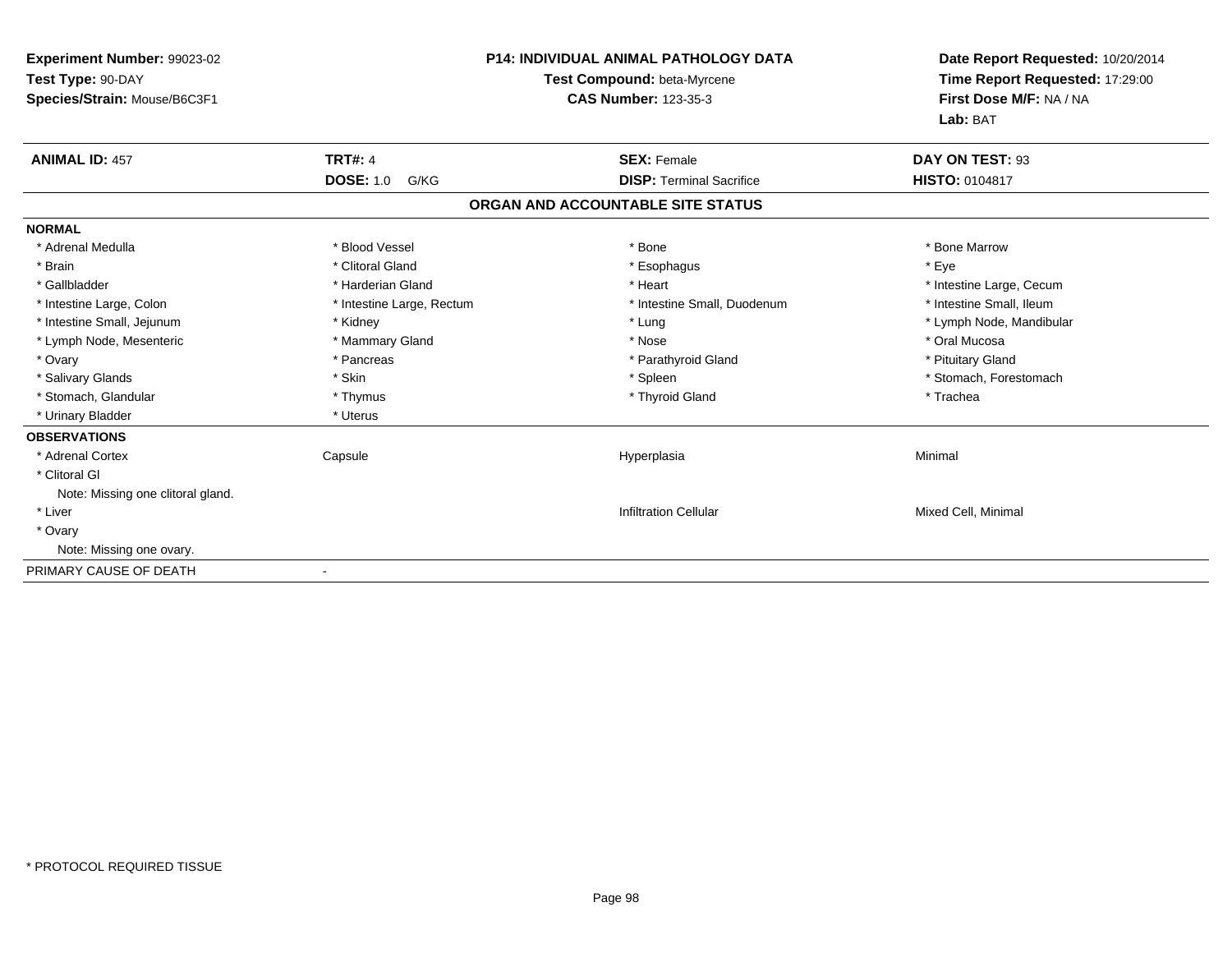**Experiment Number:** 99023-02
**Test Type:** 90-DAY
**Species/Strain:** Mouse/B6C3F1

**P14: INDIVIDUAL ANIMAL PATHOLOGY DATA**
**Test Compound:** beta-Myrcene
**CAS Number:** 123-35-3

**Date Report Requested:** 10/20/2014
**Time Report Requested:** 17:29:00
**First Dose M/F:** NA / NA
**Lab:** BAT

| **ANIMAL ID:** 457 | **TRT#:** 4 | **SEX:** Female | **DAY ON TEST:** 93 |
|---|---|---|---|
| | **DOSE:** 1.0 G/KG | **DISP:** Terminal Sacrifice | **HISTO:** 0104817 |

## ORGAN AND ACCOUNTABLE SITE STATUS

### NORMAL

| | | | |
|---|---|---|---|
| * Adrenal Medulla | * Blood Vessel | * Bone | * Bone Marrow |
| * Brain | * Clitoral Gland | * Esophagus | * Eye |
| * Gallbladder | * Harderian Gland | * Heart | * Intestine Large, Cecum |
| * Intestine Large, Colon | * Intestine Large, Rectum | * Intestine Small, Duodenum | * Intestine Small, Ileum |
| * Intestine Small, Jejunum | * Kidney | * Lung | * Lymph Node, Mandibular |
| * Lymph Node, Mesenteric | * Mammary Gland | * Nose | * Oral Mucosa |
| * Ovary | * Pancreas | * Parathyroid Gland | * Pituitary Gland |
| * Salivary Glands | * Skin | * Spleen | * Stomach, Forestomach |
| * Stomach, Glandular | * Thymus | * Thyroid Gland | * Trachea |
| * Urinary Bladder | * Uterus | | |

### OBSERVATIONS

| | | | |
|---|---|---|---|
| * Adrenal Cortex | Capsule | Hyperplasia | Minimal |
| * Clitoral Gl | | | |
| Note: Missing one clitoral gland. | | | |
| * Liver | | Infiltration Cellular | Mixed Cell, Minimal |
| * Ovary | | | |
| Note: Missing one ovary. | | | |

PRIMARY CAUSE OF DEATH -

* PROTOCOL REQUIRED TISSUE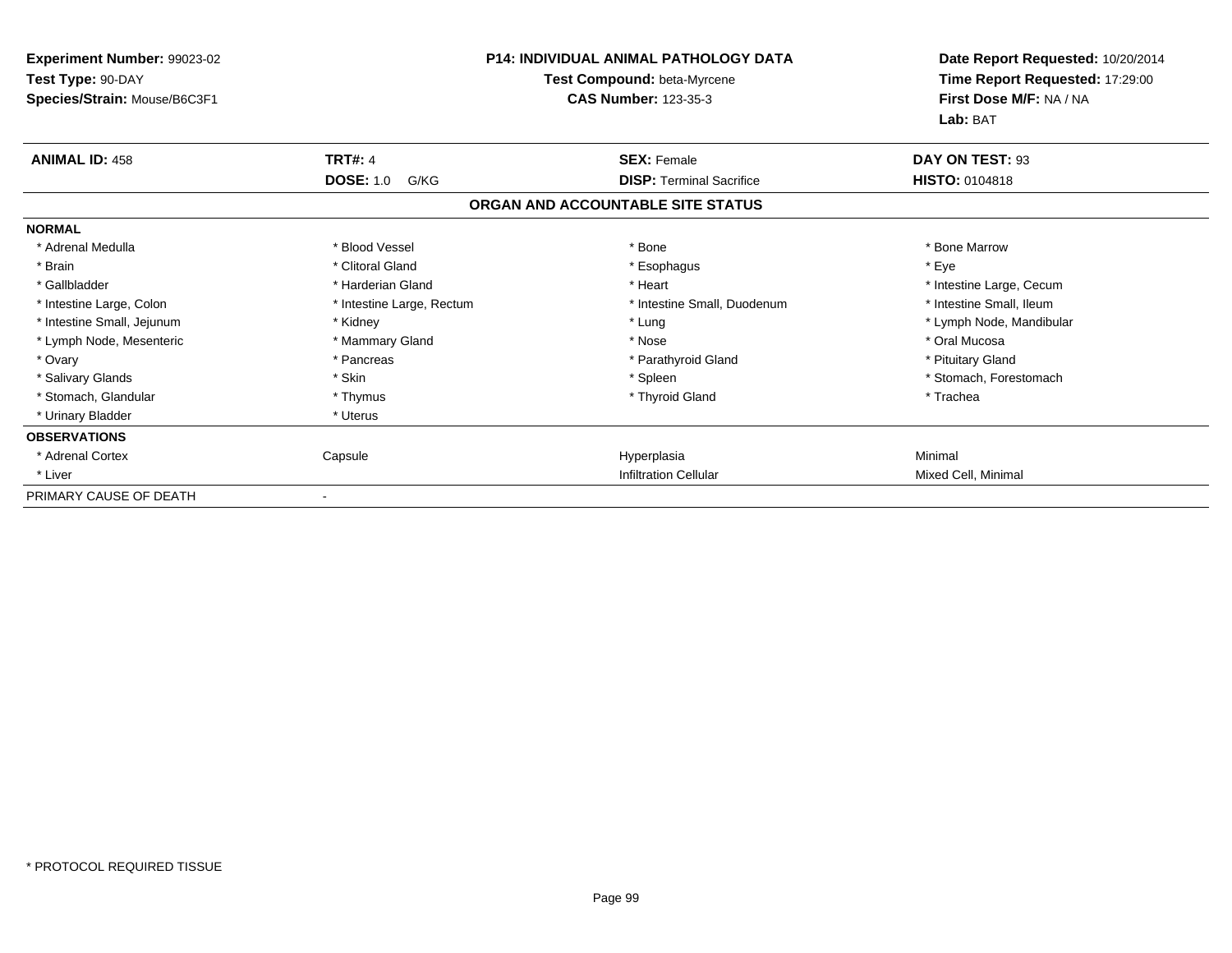**Experiment Number:** 99023-02
**Test Type:** 90-DAY
**Species/Strain:** Mouse/B6C3F1

**P14: INDIVIDUAL ANIMAL PATHOLOGY DATA**
**Test Compound:** beta-Myrcene
**CAS Number:** 123-35-3

**Date Report Requested:** 10/20/2014
**Time Report Requested:** 17:29:00
**First Dose M/F:** NA / NA
**Lab:** BAT

| **ANIMAL ID:** 458 | **TRT#:** 4 | **SEX:** Female | **DAY ON TEST:** 93 |
|---|---|---|---|
| | **DOSE:** 1.0 G/KG | **DISP:** Terminal Sacrifice | **HISTO:** 0104818 |

## ORGAN AND ACCOUNTABLE SITE STATUS

| | | | |
|---|---|---|---|
| **NORMAL** | | | |
| * Adrenal Medulla | * Blood Vessel | * Bone | * Bone Marrow |
| * Brain | * Clitoral Gland | * Esophagus | * Eye |
| * Gallbladder | * Harderian Gland | * Heart | * Intestine Large, Cecum |
| * Intestine Large, Colon | * Intestine Large, Rectum | * Intestine Small, Duodenum | * Intestine Small, Ileum |
| * Intestine Small, Jejunum | * Kidney | * Lung | * Lymph Node, Mandibular |
| * Lymph Node, Mesenteric | * Mammary Gland | * Nose | * Oral Mucosa |
| * Ovary | * Pancreas | * Parathyroid Gland | * Pituitary Gland |
| * Salivary Glands | * Skin | * Spleen | * Stomach, Forestomach |
| * Stomach, Glandular | * Thymus | * Thyroid Gland | * Trachea |
| * Urinary Bladder | * Uterus | | |
| **OBSERVATIONS** | | | |
| * Adrenal Cortex | Capsule | Hyperplasia | Minimal |
| * Liver | | Infiltration Cellular | Mixed Cell, Minimal |
| PRIMARY CAUSE OF DEATH | - | | |

* PROTOCOL REQUIRED TISSUE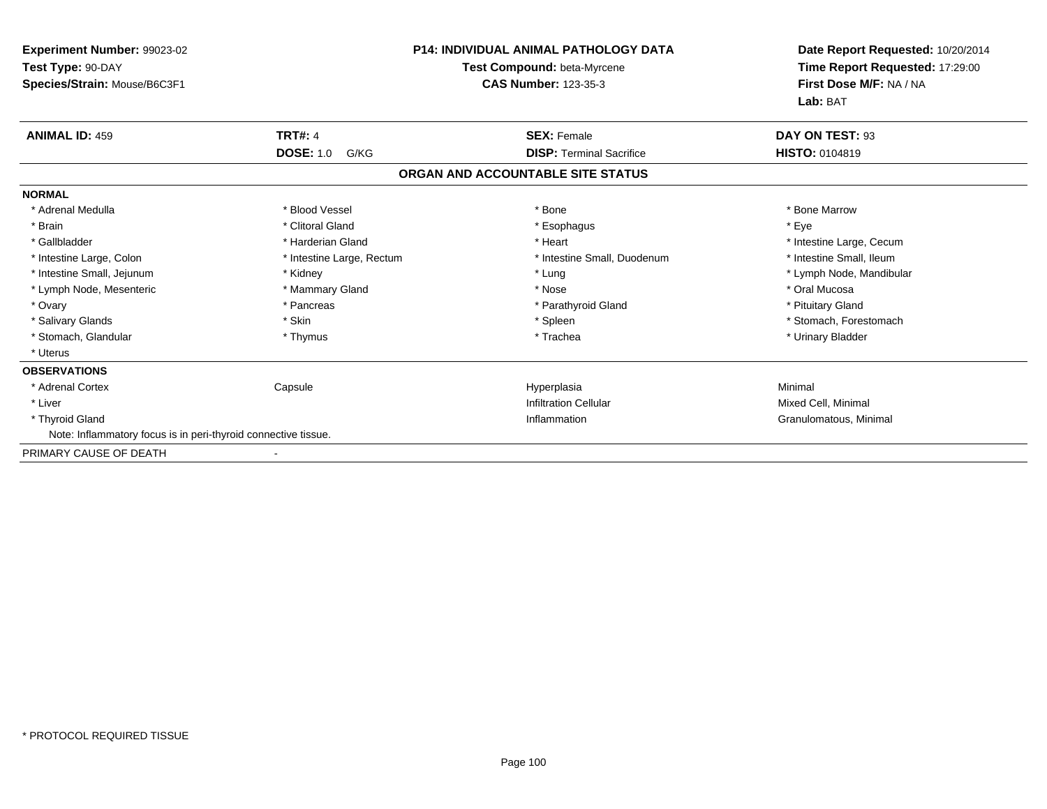**Experiment Number:** 99023-02
**Test Type:** 90-DAY
**Species/Strain:** Mouse/B6C3F1

**P14: INDIVIDUAL ANIMAL PATHOLOGY DATA**
**Test Compound:** beta-Myrcene
**CAS Number:** 123-35-3

**Date Report Requested:** 10/20/2014
**Time Report Requested:** 17:29:00
**First Dose M/F:** NA / NA
**Lab:** BAT

| **ANIMAL ID:** 459 | **TRT#:** 4 | **SEX:** Female | **DAY ON TEST:** 93 |
|---|---|---|---|
| | **DOSE:** 1.0 G/KG | **DISP:** Terminal Sacrifice | **HISTO:** 0104819 |

## ORGAN AND ACCOUNTABLE SITE STATUS

**NORMAL**

| | | | |
|---|---|---|---|
| * Adrenal Medulla | * Blood Vessel | * Bone | * Bone Marrow |
| * Brain | * Clitoral Gland | * Esophagus | * Eye |
| * Gallbladder | * Harderian Gland | * Heart | * Intestine Large, Cecum |
| * Intestine Large, Colon | * Intestine Large, Rectum | * Intestine Small, Duodenum | * Intestine Small, Ileum |
| * Intestine Small, Jejunum | * Kidney | * Lung | * Lymph Node, Mandibular |
| * Lymph Node, Mesenteric | * Mammary Gland | * Nose | * Oral Mucosa |
| * Ovary | * Pancreas | * Parathyroid Gland | * Pituitary Gland |
| * Salivary Glands | * Skin | * Spleen | * Stomach, Forestomach |
| * Stomach, Glandular | * Thymus | * Trachea | * Urinary Bladder |
| * Uterus | | | |

**OBSERVATIONS**

| | | | |
|---|---|---|---|
| * Adrenal Cortex | Capsule | Hyperplasia | Minimal |
| * Liver | | Infiltration Cellular | Mixed Cell, Minimal |
| * Thyroid Gland | | Inflammation | Granulomatous, Minimal |

Note: Inflammatory focus is in peri-thyroid connective tissue.

PRIMARY CAUSE OF DEATH -

\* PROTOCOL REQUIRED TISSUE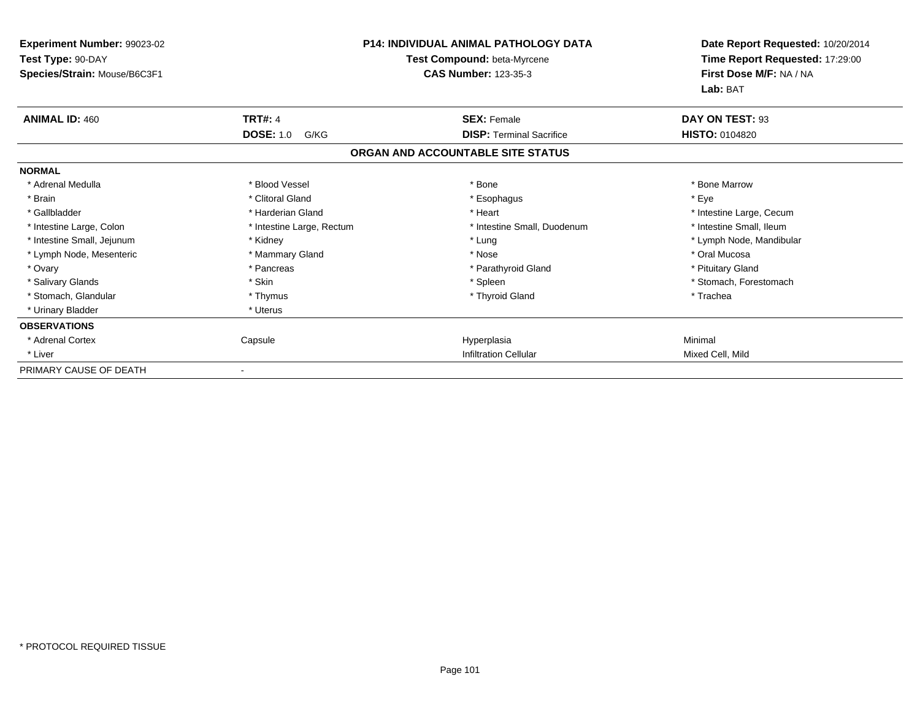**Experiment Number:** 99023-02
**Test Type:** 90-DAY
**Species/Strain:** Mouse/B6C3F1

**P14: INDIVIDUAL ANIMAL PATHOLOGY DATA**
**Test Compound:** beta-Myrcene
**CAS Number:** 123-35-3

**Date Report Requested:** 10/20/2014
**Time Report Requested:** 17:29:00
**First Dose M/F:** NA / NA
**Lab:** BAT

| **ANIMAL ID:** 460 | **TRT#:** 4 | **SEX:** Female | **DAY ON TEST:** 93 |
|---|---|---|---|
| | **DOSE:** 1.0 G/KG | **DISP:** Terminal Sacrifice | **HISTO:** 0104820 |

**ORGAN AND ACCOUNTABLE SITE STATUS**

**NORMAL**

| | | | |
|---|---|---|---|
| * Adrenal Medulla | * Blood Vessel | * Bone | * Bone Marrow |
| * Brain | * Clitoral Gland | * Esophagus | * Eye |
| * Gallbladder | * Harderian Gland | * Heart | * Intestine Large, Cecum |
| * Intestine Large, Colon | * Intestine Large, Rectum | * Intestine Small, Duodenum | * Intestine Small, Ileum |
| * Intestine Small, Jejunum | * Kidney | * Lung | * Lymph Node, Mandibular |
| * Lymph Node, Mesenteric | * Mammary Gland | * Nose | * Oral Mucosa |
| * Ovary | * Pancreas | * Parathyroid Gland | * Pituitary Gland |
| * Salivary Glands | * Skin | * Spleen | * Stomach, Forestomach |
| * Stomach, Glandular | * Thymus | * Thyroid Gland | * Trachea |
| * Urinary Bladder | * Uterus | | |

**OBSERVATIONS**

| | | | |
|---|---|---|---|
| * Adrenal Cortex | Capsule | Hyperplasia | Minimal |
| * Liver | | Infiltration Cellular | Mixed Cell, Mild |

PRIMARY CAUSE OF DEATH -

* PROTOCOL REQUIRED TISSUE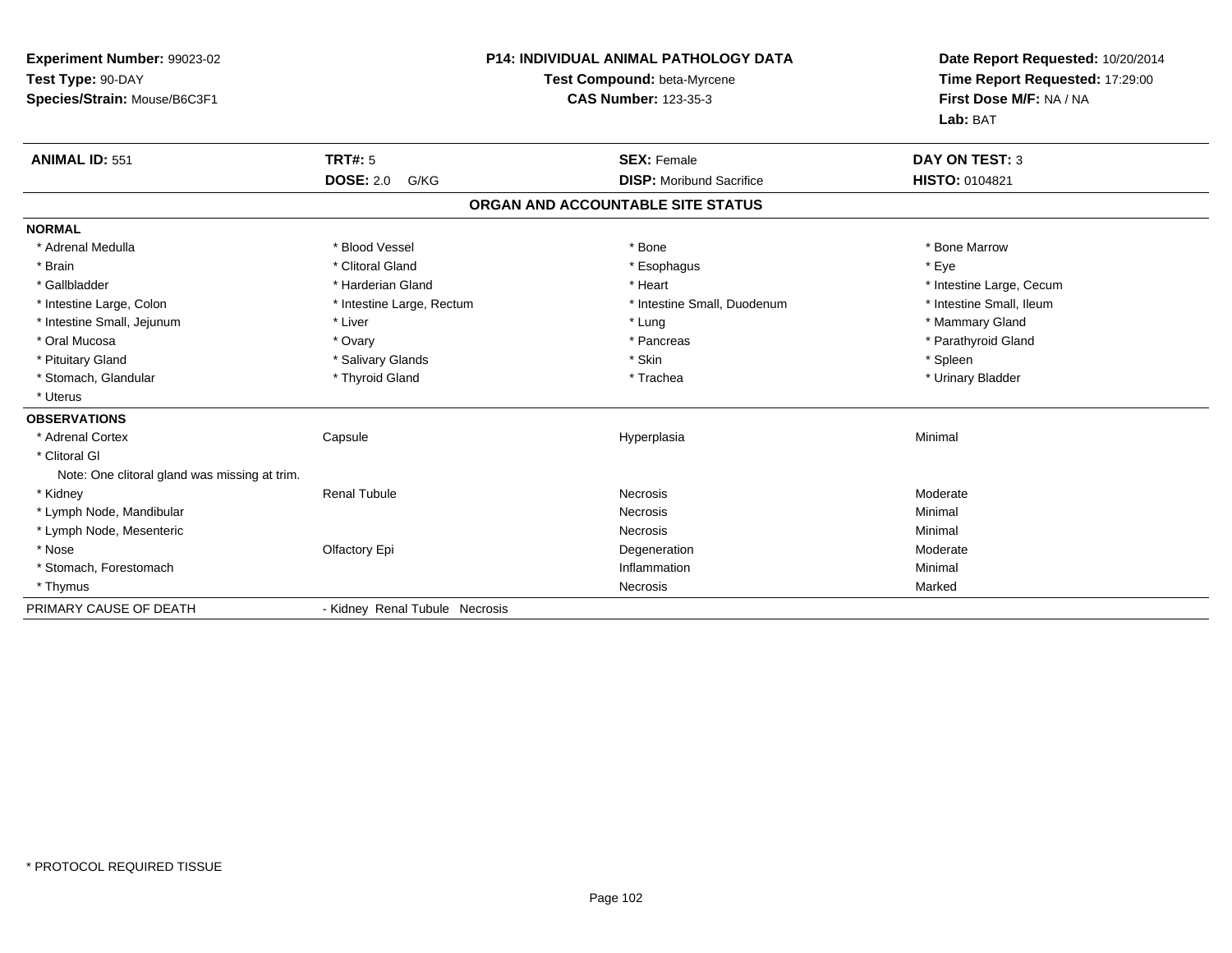**Experiment Number:** 99023-02
**Test Type:** 90-DAY
**Species/Strain:** Mouse/B6C3F1

**P14: INDIVIDUAL ANIMAL PATHOLOGY DATA**
**Test Compound:** beta-Myrcene
**CAS Number:** 123-35-3

**Date Report Requested:** 10/20/2014
**Time Report Requested:** 17:29:00
**First Dose M/F:** NA / NA
**Lab:** BAT

| **ANIMAL ID:** 551 | **TRT#:** 5 | **SEX:** Female | **DAY ON TEST:** 3 |
|---|---|---|---|
| | **DOSE:** 2.0 G/KG | **DISP:** Moribund Sacrifice | **HISTO:** 0104821 |

## ORGAN AND ACCOUNTABLE SITE STATUS

**NORMAL**

| | | | |
|---|---|---|---|
| * Adrenal Medulla | * Blood Vessel | * Bone | * Bone Marrow |
| * Brain | * Clitoral Gland | * Esophagus | * Eye |
| * Gallbladder | * Harderian Gland | * Heart | * Intestine Large, Cecum |
| * Intestine Large, Colon | * Intestine Large, Rectum | * Intestine Small, Duodenum | * Intestine Small, Ileum |
| * Intestine Small, Jejunum | * Liver | * Lung | * Mammary Gland |
| * Oral Mucosa | * Ovary | * Pancreas | * Parathyroid Gland |
| * Pituitary Gland | * Salivary Glands | * Skin | * Spleen |
| * Stomach, Glandular | * Thyroid Gland | * Trachea | * Urinary Bladder |
| * Uterus | | | |

**OBSERVATIONS**

| | | | |
|---|---|---|---|
| * Adrenal Cortex | Capsule | Hyperplasia | Minimal |
| * Clitoral Gl | | | |
| Note: One clitoral gland was missing at trim. | | | |
| * Kidney | Renal Tubule | Necrosis | Moderate |
| * Lymph Node, Mandibular | | Necrosis | Minimal |
| * Lymph Node, Mesenteric | | Necrosis | Minimal |
| * Nose | Olfactory Epi | Degeneration | Moderate |
| * Stomach, Forestomach | | Inflammation | Minimal |
| * Thymus | | Necrosis | Marked |

PRIMARY CAUSE OF DEATH - Kidney Renal Tubule Necrosis

* PROTOCOL REQUIRED TISSUE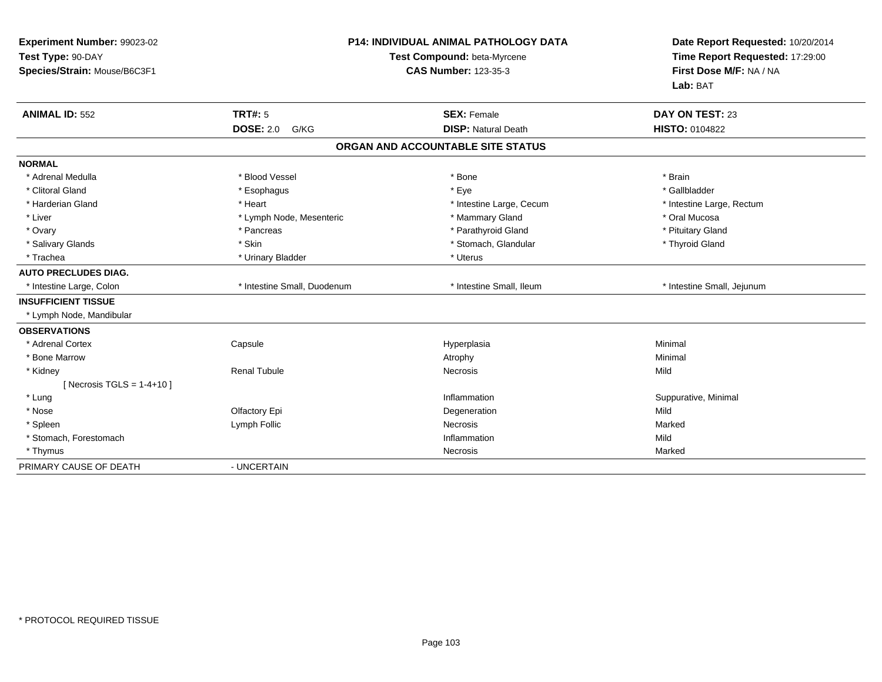**Experiment Number:** 99023-02
**Test Type:** 90-DAY
**Species/Strain:** Mouse/B6C3F1

**P14: INDIVIDUAL ANIMAL PATHOLOGY DATA**
**Test Compound:** beta-Myrcene
**CAS Number:** 123-35-3

**Date Report Requested:** 10/20/2014
**Time Report Requested:** 17:29:00
**First Dose M/F:** NA / NA
**Lab:** BAT

| **ANIMAL ID:** 552 | **TRT#:** 5 | **SEX:** Female | **DAY ON TEST:** 23 |
|---|---|---|---|
| | **DOSE:** 2.0 G/KG | **DISP:** Natural Death | **HISTO:** 0104822 |

## ORGAN AND ACCOUNTABLE SITE STATUS

| | | | |
|---|---|---|---|
| **NORMAL** | | | |
| * Adrenal Medulla | * Blood Vessel | * Bone | * Brain |
| * Clitoral Gland | * Esophagus | * Eye | * Gallbladder |
| * Harderian Gland | * Heart | * Intestine Large, Cecum | * Intestine Large, Rectum |
| * Liver | * Lymph Node, Mesenteric | * Mammary Gland | * Oral Mucosa |
| * Ovary | * Pancreas | * Parathyroid Gland | * Pituitary Gland |
| * Salivary Glands | * Skin | * Stomach, Glandular | * Thyroid Gland |
| * Trachea | * Urinary Bladder | * Uterus | |
| **AUTO PRECLUDES DIAG.** | | | |
| * Intestine Large, Colon | * Intestine Small, Duodenum | * Intestine Small, Ileum | * Intestine Small, Jejunum |
| **INSUFFICIENT TISSUE** | | | |
| * Lymph Node, Mandibular | | | |
| **OBSERVATIONS** | | | |
| * Adrenal Cortex | Capsule | Hyperplasia | Minimal |
| * Bone Marrow | | Atrophy | Minimal |
| * Kidney | Renal Tubule | Necrosis | Mild |
| [ Necrosis TGLS = 1-4+10 ] | | | |
| * Lung | | Inflammation | Suppurative, Minimal |
| * Nose | Olfactory Epi | Degeneration | Mild |
| * Spleen | Lymph Follic | Necrosis | Marked |
| * Stomach, Forestomach | | Inflammation | Mild |
| * Thymus | | Necrosis | Marked |
| PRIMARY CAUSE OF DEATH | - UNCERTAIN | | |

* PROTOCOL REQUIRED TISSUE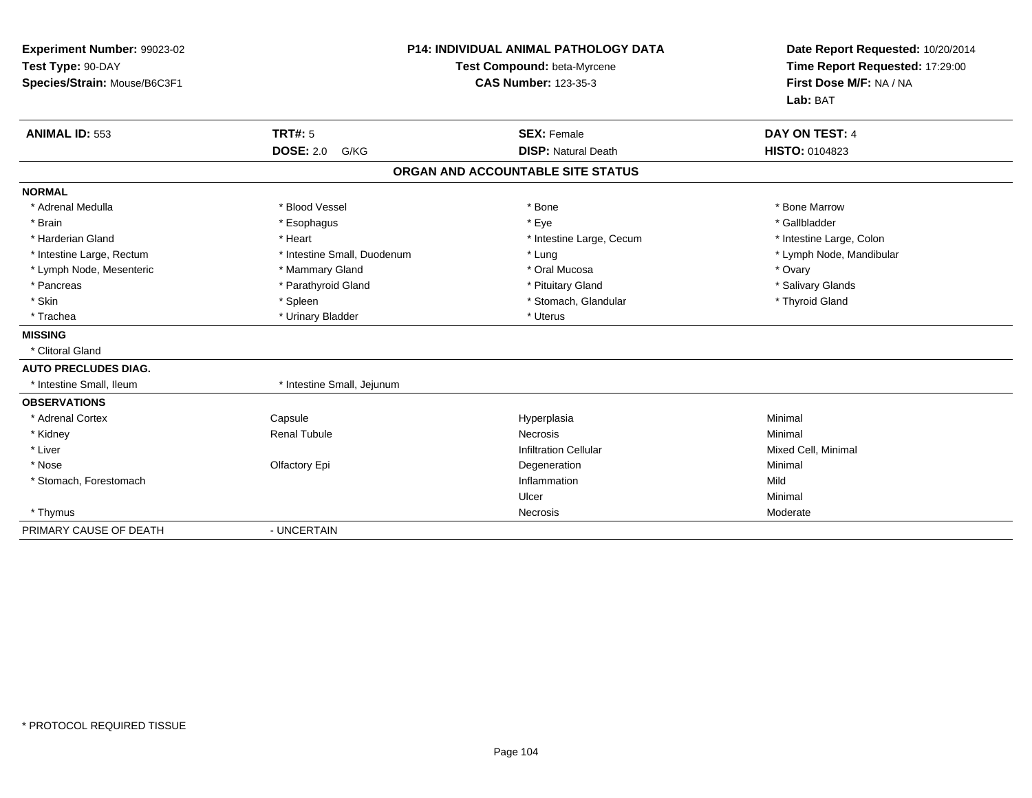**Experiment Number:** 99023-02
**Test Type:** 90-DAY
**Species/Strain:** Mouse/B6C3F1

**P14: INDIVIDUAL ANIMAL PATHOLOGY DATA**
**Test Compound:** beta-Myrcene
**CAS Number:** 123-35-3

**Date Report Requested:** 10/20/2014
**Time Report Requested:** 17:29:00
**First Dose M/F:** NA / NA
**Lab:** BAT

| **ANIMAL ID:** 553 | **TRT#:** 5 | **SEX:** Female | **DAY ON TEST:** 4 |
|---|---|---|---|
| | **DOSE:** 2.0 G/KG | **DISP:** Natural Death | **HISTO:** 0104823 |

## ORGAN AND ACCOUNTABLE SITE STATUS

| | | | |
|---|---|---|---|
| **NORMAL** | | | |
| * Adrenal Medulla | * Blood Vessel | * Bone | * Bone Marrow |
| * Brain | * Esophagus | * Eye | * Gallbladder |
| * Harderian Gland | * Heart | * Intestine Large, Cecum | * Intestine Large, Colon |
| * Intestine Large, Rectum | * Intestine Small, Duodenum | * Lung | * Lymph Node, Mandibular |
| * Lymph Node, Mesenteric | * Mammary Gland | * Oral Mucosa | * Ovary |
| * Pancreas | * Parathyroid Gland | * Pituitary Gland | * Salivary Glands |
| * Skin | * Spleen | * Stomach, Glandular | * Thyroid Gland |
| * Trachea | * Urinary Bladder | * Uterus | |
| **MISSING** | | | |
| * Clitoral Gland | | | |
| **AUTO PRECLUDES DIAG.** | | | |
| * Intestine Small, Ileum | * Intestine Small, Jejunum | | |
| **OBSERVATIONS** | | | |
| * Adrenal Cortex | Capsule | Hyperplasia | Minimal |
| * Kidney | Renal Tubule | Necrosis | Minimal |
| * Liver | | Infiltration Cellular | Mixed Cell, Minimal |
| * Nose | Olfactory Epi | Degeneration | Minimal |
| * Stomach, Forestomach | | Inflammation | Mild |
| | | Ulcer | Minimal |
| * Thymus | | Necrosis | Moderate |
| PRIMARY CAUSE OF DEATH | - UNCERTAIN | | |

* PROTOCOL REQUIRED TISSUE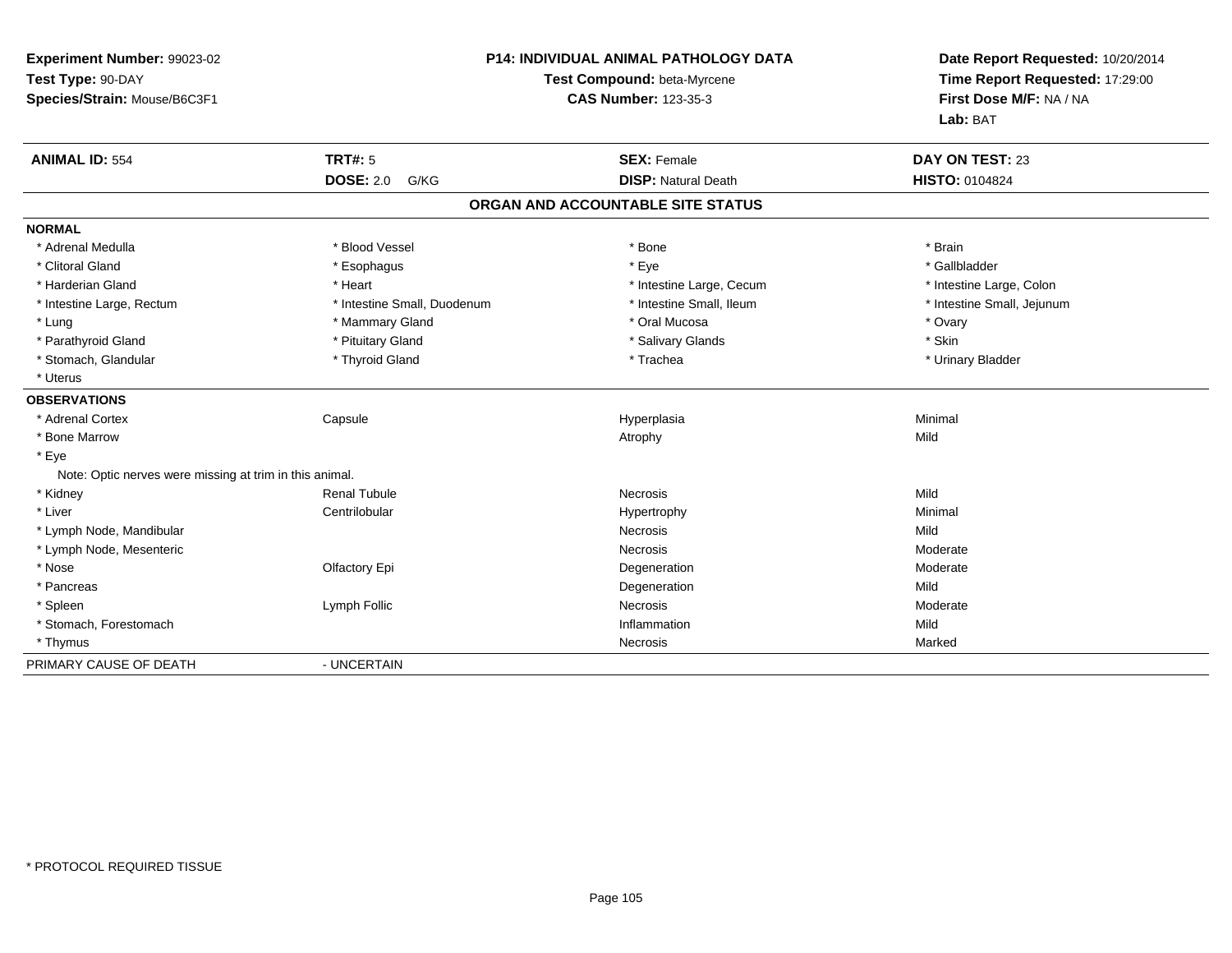**Experiment Number:** 99023-02
**Test Type:** 90-DAY
**Species/Strain:** Mouse/B6C3F1

**P14: INDIVIDUAL ANIMAL PATHOLOGY DATA**
**Test Compound:** beta-Myrcene
**CAS Number:** 123-35-3

**Date Report Requested:** 10/20/2014
**Time Report Requested:** 17:29:00
**First Dose M/F:** NA / NA
**Lab:** BAT

| **ANIMAL ID:** 554 | **TRT#:** 5 | **SEX:** Female | **DAY ON TEST:** 23 |
|---|---|---|---|
| | **DOSE:** 2.0 G/KG | **DISP:** Natural Death | **HISTO:** 0104824 |

## ORGAN AND ACCOUNTABLE SITE STATUS

**NORMAL**

| | | | |
|---|---|---|---|
| * Adrenal Medulla | * Blood Vessel | * Bone | * Brain |
| * Clitoral Gland | * Esophagus | * Eye | * Gallbladder |
| * Harderian Gland | * Heart | * Intestine Large, Cecum | * Intestine Large, Colon |
| * Intestine Large, Rectum | * Intestine Small, Duodenum | * Intestine Small, Ileum | * Intestine Small, Jejunum |
| * Lung | * Mammary Gland | * Oral Mucosa | * Ovary |
| * Parathyroid Gland | * Pituitary Gland | * Salivary Glands | * Skin |
| * Stomach, Glandular | * Thyroid Gland | * Trachea | * Urinary Bladder |
| * Uterus | | | |

**OBSERVATIONS**

| | | | |
|---|---|---|---|
| * Adrenal Cortex | Capsule | Hyperplasia | Minimal |
| * Bone Marrow | | Atrophy | Mild |
| * Eye | | | |
| Note: Optic nerves were missing at trim in this animal. | | | |
| * Kidney | Renal Tubule | Necrosis | Mild |
| * Liver | Centrilobular | Hypertrophy | Minimal |
| * Lymph Node, Mandibular | | Necrosis | Mild |
| * Lymph Node, Mesenteric | | Necrosis | Moderate |
| * Nose | Olfactory Epi | Degeneration | Moderate |
| * Pancreas | | Degeneration | Mild |
| * Spleen | Lymph Follic | Necrosis | Moderate |
| * Stomach, Forestomach | | Inflammation | Mild |
| * Thymus | | Necrosis | Marked |

PRIMARY CAUSE OF DEATH - UNCERTAIN

* PROTOCOL REQUIRED TISSUE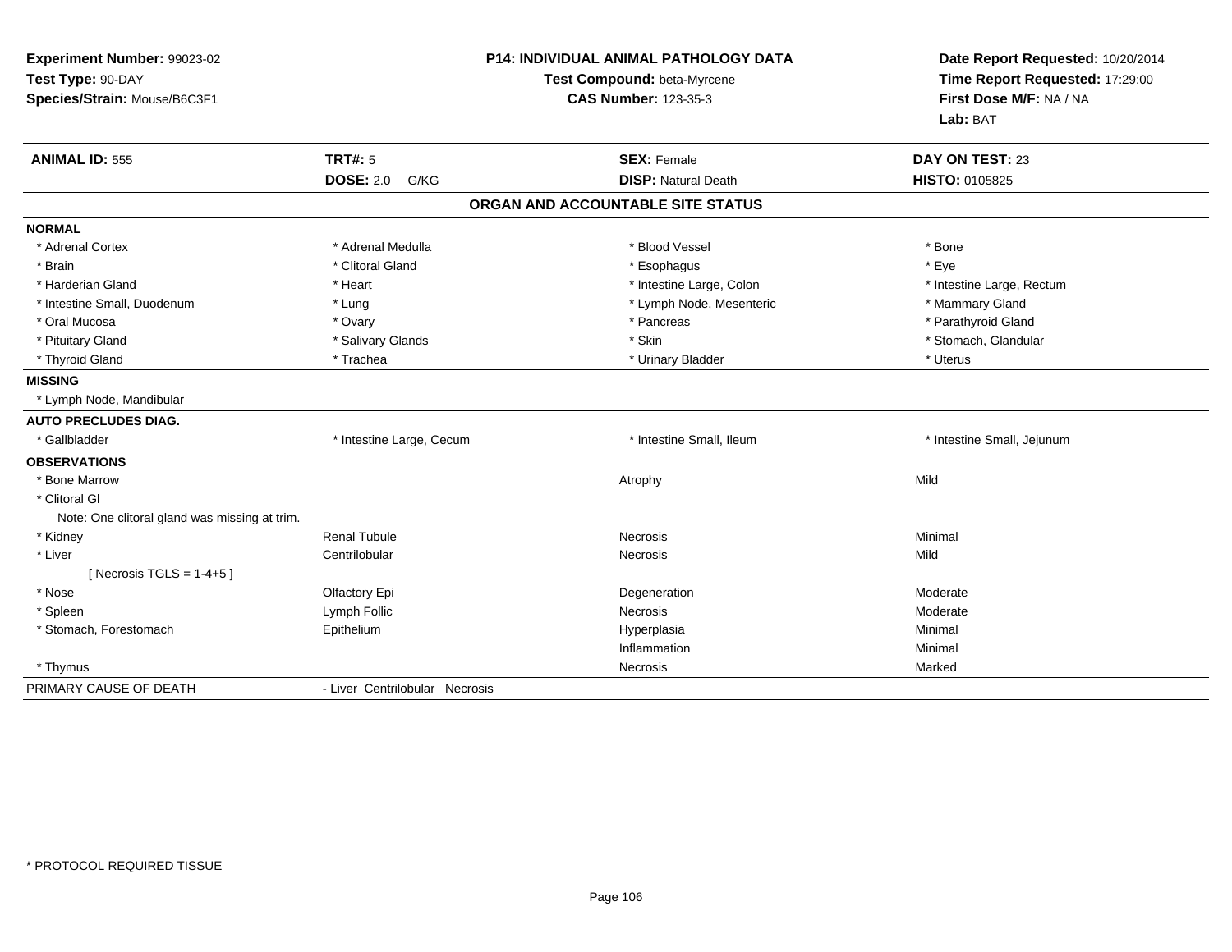**Experiment Number:** 99023-02
**Test Type:** 90-DAY
**Species/Strain:** Mouse/B6C3F1

**P14: INDIVIDUAL ANIMAL PATHOLOGY DATA**
**Test Compound:** beta-Myrcene
**CAS Number:** 123-35-3

**Date Report Requested:** 10/20/2014
**Time Report Requested:** 17:29:00
**First Dose M/F:** NA / NA
**Lab:** BAT

| **ANIMAL ID:** 555 | **TRT#:** 5 | **SEX:** Female | **DAY ON TEST:** 23 |
|---|---|---|---|
| | **DOSE:** 2.0 G/KG | **DISP:** Natural Death | **HISTO:** 0105825 |

## ORGAN AND ACCOUNTABLE SITE STATUS

| | | | |
|---|---|---|---|
| **NORMAL** | | | |
| * Adrenal Cortex | * Adrenal Medulla | * Blood Vessel | * Bone |
| * Brain | * Clitoral Gland | * Esophagus | * Eye |
| * Harderian Gland | * Heart | * Intestine Large, Colon | * Intestine Large, Rectum |
| * Intestine Small, Duodenum | * Lung | * Lymph Node, Mesenteric | * Mammary Gland |
| * Oral Mucosa | * Ovary | * Pancreas | * Parathyroid Gland |
| * Pituitary Gland | * Salivary Glands | * Skin | * Stomach, Glandular |
| * Thyroid Gland | * Trachea | * Urinary Bladder | * Uterus |
| **MISSING** | | | |
| * Lymph Node, Mandibular | | | |
| **AUTO PRECLUDES DIAG.** | | | |
| * Gallbladder | * Intestine Large, Cecum | * Intestine Small, Ileum | * Intestine Small, Jejunum |
| **OBSERVATIONS** | | | |
| * Bone Marrow | | Atrophy | Mild |
| * Clitoral Gl | | | |
| Note: One clitoral gland was missing at trim. | | | |
| * Kidney | Renal Tubule | Necrosis | Minimal |
| * Liver | Centrilobular | Necrosis | Mild |
| [ Necrosis TGLS = 1-4+5 ] | | | |
| * Nose | Olfactory Epi | Degeneration | Moderate |
| * Spleen | Lymph Follic | Necrosis | Moderate |
| * Stomach, Forestomach | Epithelium | Hyperplasia | Minimal |
| | | Inflammation | Minimal |
| * Thymus | | Necrosis | Marked |
| PRIMARY CAUSE OF DEATH | - Liver Centrilobular Necrosis | | |

* PROTOCOL REQUIRED TISSUE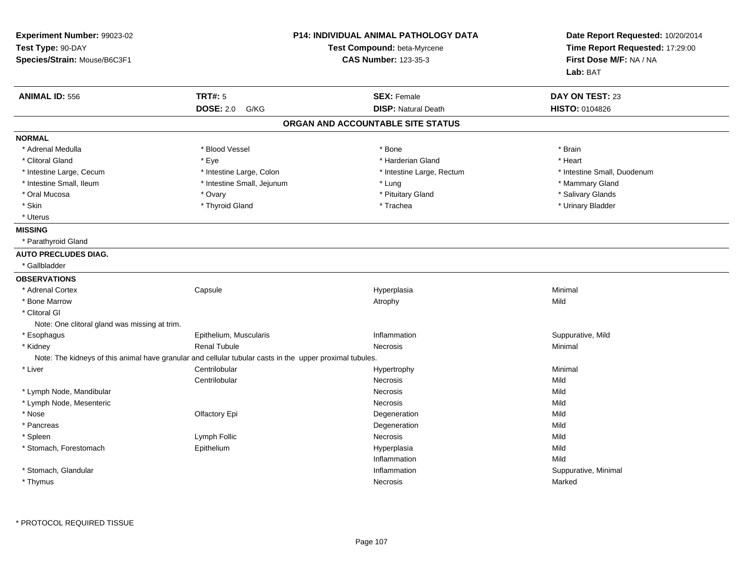**Experiment Number:** 99023-02
**Test Type:** 90-DAY
**Species/Strain:** Mouse/B6C3F1

**P14: INDIVIDUAL ANIMAL PATHOLOGY DATA**
**Test Compound:** beta-Myrcene
**CAS Number:** 123-35-3

**Date Report Requested:** 10/20/2014
**Time Report Requested:** 17:29:00
**First Dose M/F:** NA / NA
**Lab:** BAT

| **ANIMAL ID:** 556 | **TRT#:** 5 | **SEX:** Female | **DAY ON TEST:** 23 |
|---|---|---|---|
| | **DOSE:** 2.0 G/KG | **DISP:** Natural Death | **HISTO:** 0104826 |

## ORGAN AND ACCOUNTABLE SITE STATUS

**NORMAL**

| | | | |
|---|---|---|---|
| * Adrenal Medulla | * Blood Vessel | * Bone | * Brain |
| * Clitoral Gland | * Eye | * Harderian Gland | * Heart |
| * Intestine Large, Cecum | * Intestine Large, Colon | * Intestine Large, Rectum | * Intestine Small, Duodenum |
| * Intestine Small, Ileum | * Intestine Small, Jejunum | * Lung | * Mammary Gland |
| * Oral Mucosa | * Ovary | * Pituitary Gland | * Salivary Glands |
| * Skin | * Thyroid Gland | * Trachea | * Urinary Bladder |
| * Uterus | | | |

**MISSING**

* Parathyroid Gland

**AUTO PRECLUDES DIAG.**

* Gallbladder

**OBSERVATIONS**

| | | | |
|---|---|---|---|
| * Adrenal Cortex | Capsule | Hyperplasia | Minimal |
| * Bone Marrow | | Atrophy | Mild |
| * Clitoral Gl | | | |
| Note: One clitoral gland was missing at trim. | | | |
| * Esophagus | Epithelium, Muscularis | Inflammation | Suppurative, Mild |
| * Kidney | Renal Tubule | Necrosis | Minimal |
| Note: The kidneys of this animal have granular and cellular tubular casts in the upper proximal tubules. | | | |
| * Liver | Centrilobular | Hypertrophy | Minimal |
| | Centrilobular | Necrosis | Mild |
| * Lymph Node, Mandibular | | Necrosis | Mild |
| * Lymph Node, Mesenteric | | Necrosis | Mild |
| * Nose | Olfactory Epi | Degeneration | Mild |
| * Pancreas | | Degeneration | Mild |
| * Spleen | Lymph Follic | Necrosis | Mild |
| * Stomach, Forestomach | Epithelium | Hyperplasia | Mild |
| | | Inflammation | Mild |
| * Stomach, Glandular | | Inflammation | Suppurative, Minimal |
| * Thymus | | Necrosis | Marked |

\* PROTOCOL REQUIRED TISSUE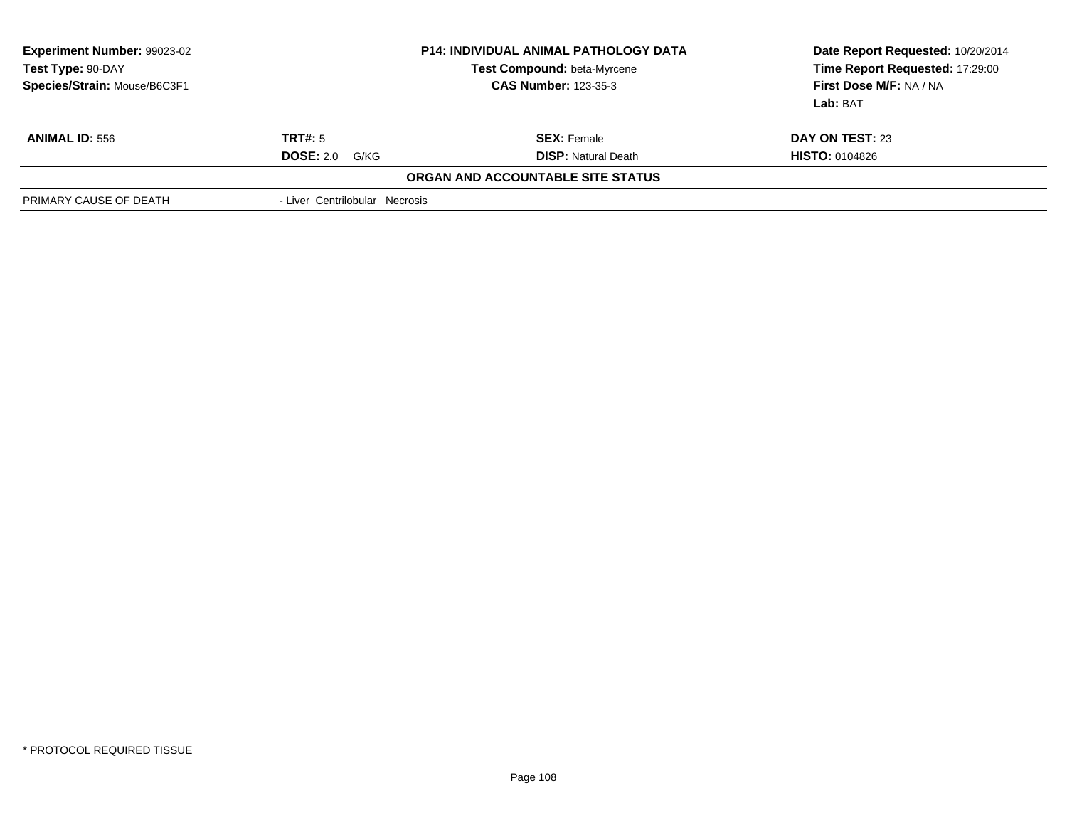**Experiment Number:** 99023-02
**Test Type:** 90-DAY
**Species/Strain:** Mouse/B6C3F1

**P14: INDIVIDUAL ANIMAL PATHOLOGY DATA**
**Test Compound:** beta-Myrcene
**CAS Number:** 123-35-3

**Date Report Requested:** 10/20/2014
**Time Report Requested:** 17:29:00
**First Dose M/F:** NA / NA
**Lab:** BAT

| **ANIMAL ID:** 556 | **TRT#:** 5 | **SEX:** Female | **DAY ON TEST:** 23 |
|---|---|---|---|
| | **DOSE:** 2.0 G/KG | **DISP:** Natural Death | **HISTO:** 0104826 |

**ORGAN AND ACCOUNTABLE SITE STATUS**

| | |
|---|---|
| PRIMARY CAUSE OF DEATH | - Liver Centrilobular Necrosis |

* PROTOCOL REQUIRED TISSUE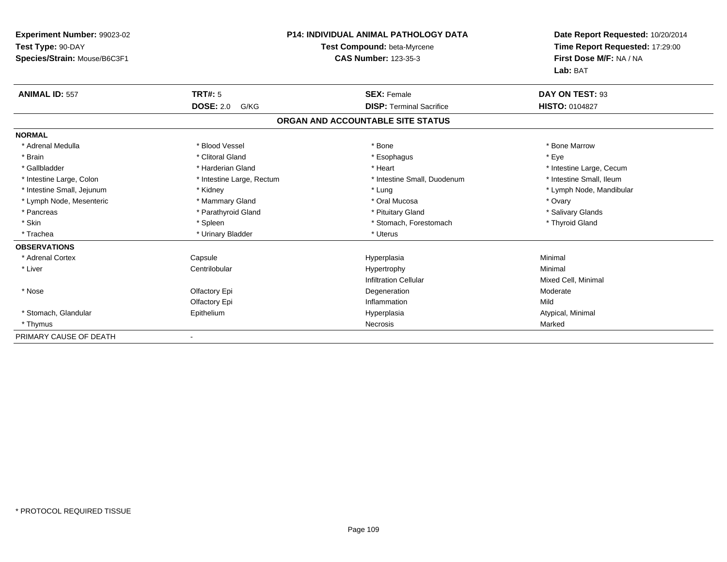**Experiment Number:** 99023-02
**Test Type:** 90-DAY
**Species/Strain:** Mouse/B6C3F1

**P14: INDIVIDUAL ANIMAL PATHOLOGY DATA**
**Test Compound:** beta-Myrcene
**CAS Number:** 123-35-3

**Date Report Requested:** 10/20/2014
**Time Report Requested:** 17:29:00
**First Dose M/F:** NA / NA
**Lab:** BAT

| **ANIMAL ID:** 557 | **TRT#:** 5 | **SEX:** Female | **DAY ON TEST:** 93 |
|---|---|---|---|
| | **DOSE:** 2.0 G/KG | **DISP:** Terminal Sacrifice | **HISTO:** 0104827 |

## ORGAN AND ACCOUNTABLE SITE STATUS

**NORMAL**

| | | | |
|---|---|---|---|
| * Adrenal Medulla | * Blood Vessel | * Bone | * Bone Marrow |
| * Brain | * Clitoral Gland | * Esophagus | * Eye |
| * Gallbladder | * Harderian Gland | * Heart | * Intestine Large, Cecum |
| * Intestine Large, Colon | * Intestine Large, Rectum | * Intestine Small, Duodenum | * Intestine Small, Ileum |
| * Intestine Small, Jejunum | * Kidney | * Lung | * Lymph Node, Mandibular |
| * Lymph Node, Mesenteric | * Mammary Gland | * Oral Mucosa | * Ovary |
| * Pancreas | * Parathyroid Gland | * Pituitary Gland | * Salivary Glands |
| * Skin | * Spleen | * Stomach, Forestomach | * Thyroid Gland |
| * Trachea | * Urinary Bladder | * Uterus | |

**OBSERVATIONS**

| | | | |
|---|---|---|---|
| * Adrenal Cortex | Capsule | Hyperplasia | Minimal |
| * Liver | Centrilobular | Hypertrophy | Minimal |
| | | Infiltration Cellular | Mixed Cell, Minimal |
| * Nose | Olfactory Epi | Degeneration | Moderate |
| | Olfactory Epi | Inflammation | Mild |
| * Stomach, Glandular | Epithelium | Hyperplasia | Atypical, Minimal |
| * Thymus | | Necrosis | Marked |

PRIMARY CAUSE OF DEATH -

* PROTOCOL REQUIRED TISSUE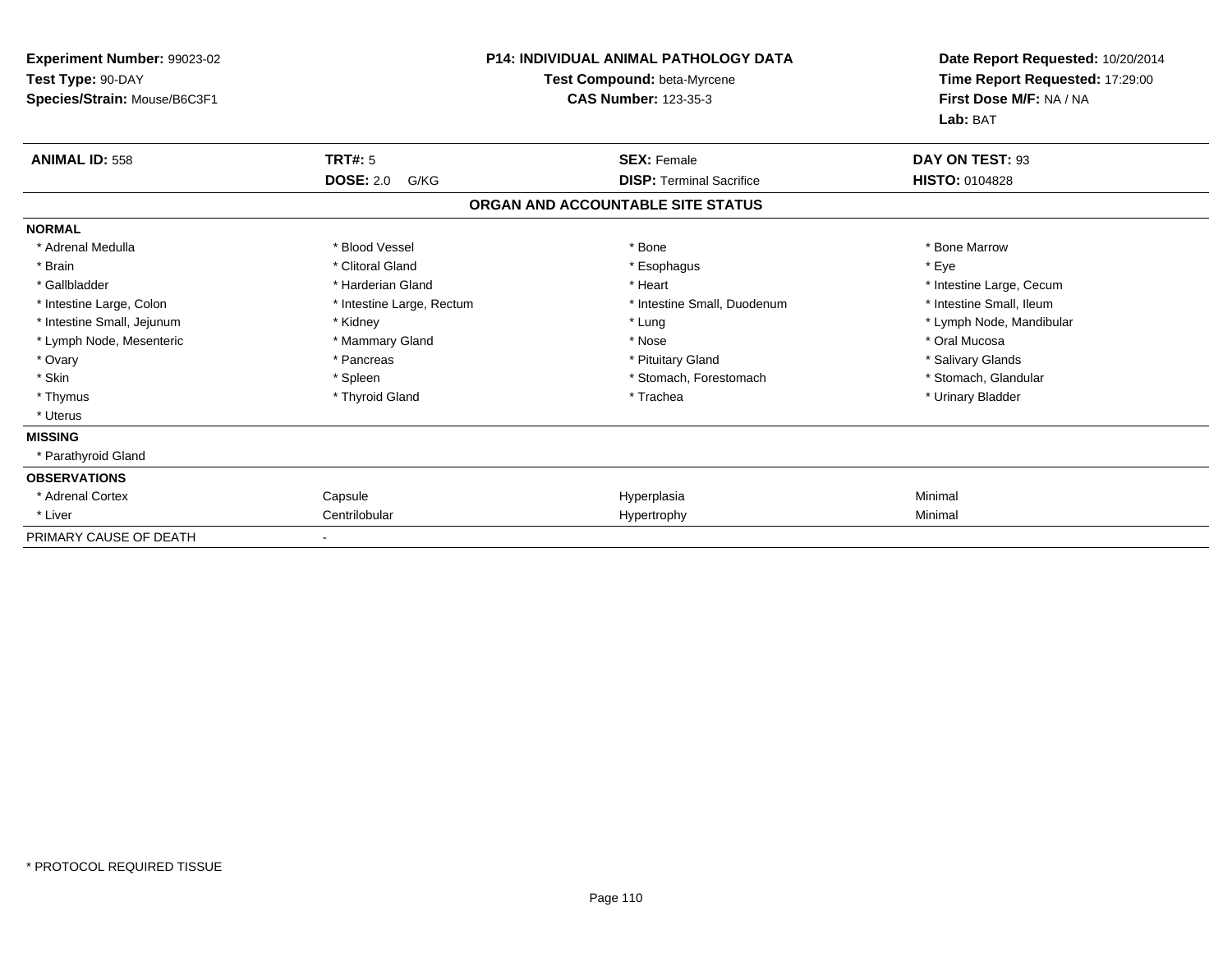**Experiment Number:** 99023-02
**Test Type:** 90-DAY
**Species/Strain:** Mouse/B6C3F1

**P14: INDIVIDUAL ANIMAL PATHOLOGY DATA**
**Test Compound:** beta-Myrcene
**CAS Number:** 123-35-3

**Date Report Requested:** 10/20/2014
**Time Report Requested:** 17:29:00
**First Dose M/F:** NA / NA
**Lab:** BAT

| **ANIMAL ID:** 558 | **TRT#:** 5 | **SEX:** Female | **DAY ON TEST:** 93 |
|---|---|---|---|
| | **DOSE:** 2.0 G/KG | **DISP:** Terminal Sacrifice | **HISTO:** 0104828 |

## ORGAN AND ACCOUNTABLE SITE STATUS

| | | | |
|---|---|---|---|
| **NORMAL** | | | |
| * Adrenal Medulla | * Blood Vessel | * Bone | * Bone Marrow |
| * Brain | * Clitoral Gland | * Esophagus | * Eye |
| * Gallbladder | * Harderian Gland | * Heart | * Intestine Large, Cecum |
| * Intestine Large, Colon | * Intestine Large, Rectum | * Intestine Small, Duodenum | * Intestine Small, Ileum |
| * Intestine Small, Jejunum | * Kidney | * Lung | * Lymph Node, Mandibular |
| * Lymph Node, Mesenteric | * Mammary Gland | * Nose | * Oral Mucosa |
| * Ovary | * Pancreas | * Pituitary Gland | * Salivary Glands |
| * Skin | * Spleen | * Stomach, Forestomach | * Stomach, Glandular |
| * Thymus | * Thyroid Gland | * Trachea | * Urinary Bladder |
| * Uterus | | | |
| **MISSING** | | | |
| * Parathyroid Gland | | | |
| **OBSERVATIONS** | | | |
| * Adrenal Cortex | Capsule | Hyperplasia | Minimal |
| * Liver | Centrilobular | Hypertrophy | Minimal |
| PRIMARY CAUSE OF DEATH | - | | |

\* PROTOCOL REQUIRED TISSUE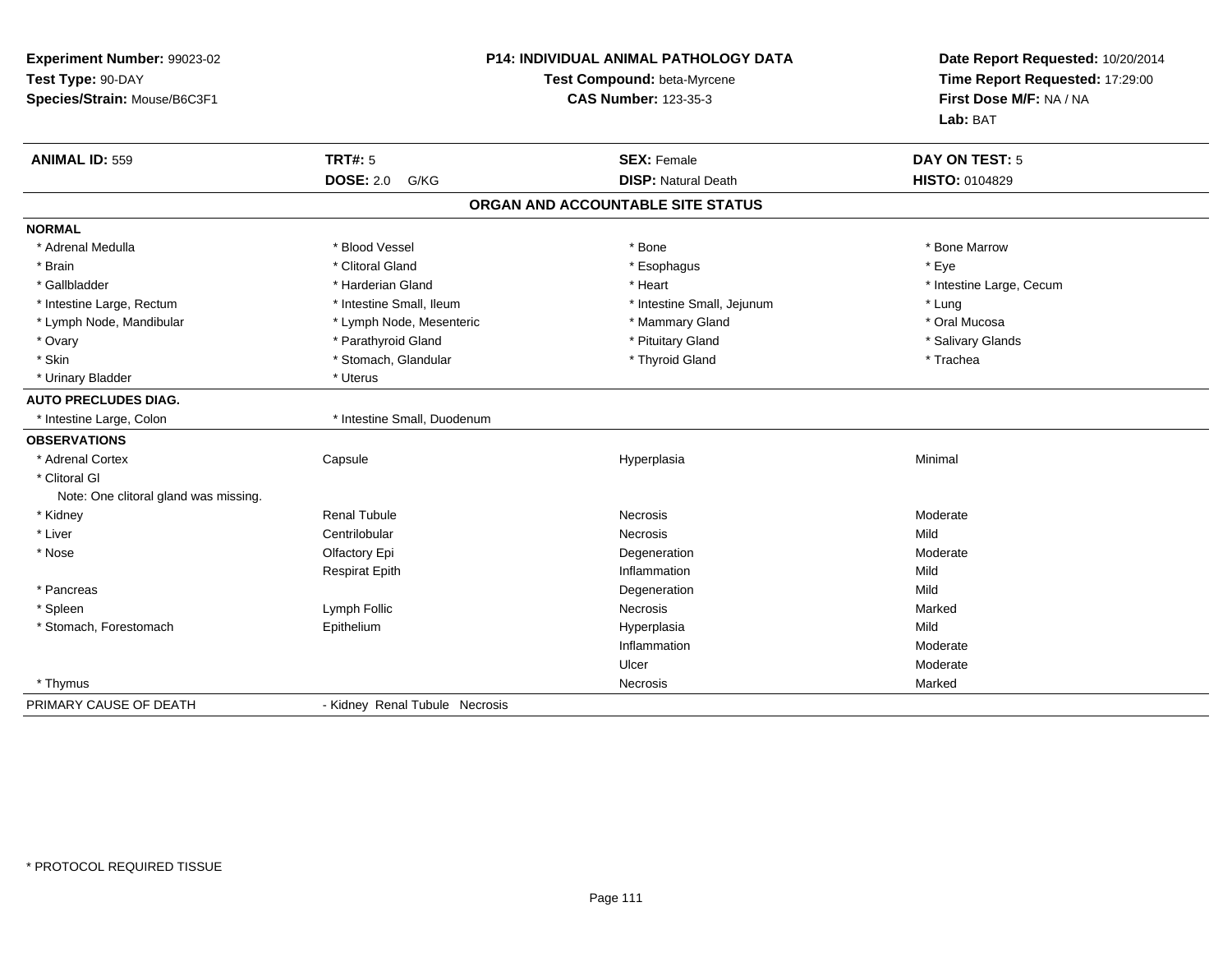**Experiment Number:** 99023-02
**Test Type:** 90-DAY
**Species/Strain:** Mouse/B6C3F1

**P14: INDIVIDUAL ANIMAL PATHOLOGY DATA**
**Test Compound:** beta-Myrcene
**CAS Number:** 123-35-3

**Date Report Requested:** 10/20/2014
**Time Report Requested:** 17:29:00
**First Dose M/F:** NA / NA
**Lab:** BAT

| **ANIMAL ID:** 559 | **TRT#:** 5 | **SEX:** Female | **DAY ON TEST:** 5 |
|---|---|---|---|
| | **DOSE:** 2.0 G/KG | **DISP:** Natural Death | **HISTO:** 0104829 |

**ORGAN AND ACCOUNTABLE SITE STATUS**

| | | | |
|---|---|---|---|
| **NORMAL** | | | |
| * Adrenal Medulla | * Blood Vessel | * Bone | * Bone Marrow |
| * Brain | * Clitoral Gland | * Esophagus | * Eye |
| * Gallbladder | * Harderian Gland | * Heart | * Intestine Large, Cecum |
| * Intestine Large, Rectum | * Intestine Small, Ileum | * Intestine Small, Jejunum | * Lung |
| * Lymph Node, Mandibular | * Lymph Node, Mesenteric | * Mammary Gland | * Oral Mucosa |
| * Ovary | * Parathyroid Gland | * Pituitary Gland | * Salivary Glands |
| * Skin | * Stomach, Glandular | * Thyroid Gland | * Trachea |
| * Urinary Bladder | * Uterus | | |
| **AUTO PRECLUDES DIAG.** | | | |
| * Intestine Large, Colon | * Intestine Small, Duodenum | | |
| **OBSERVATIONS** | | | |
| * Adrenal Cortex | Capsule | Hyperplasia | Minimal |
| * Clitoral Gl | | | |
| Note: One clitoral gland was missing. | | | |
| * Kidney | Renal Tubule | Necrosis | Moderate |
| * Liver | Centrilobular | Necrosis | Mild |
| * Nose | Olfactory Epi | Degeneration | Moderate |
| | Respirat Epith | Inflammation | Mild |
| * Pancreas | | Degeneration | Mild |
| * Spleen | Lymph Follic | Necrosis | Marked |
| * Stomach, Forestomach | Epithelium | Hyperplasia | Mild |
| | | Inflammation | Moderate |
| | | Ulcer | Moderate |
| * Thymus | | Necrosis | Marked |
| PRIMARY CAUSE OF DEATH | - Kidney Renal Tubule Necrosis | | |

* PROTOCOL REQUIRED TISSUE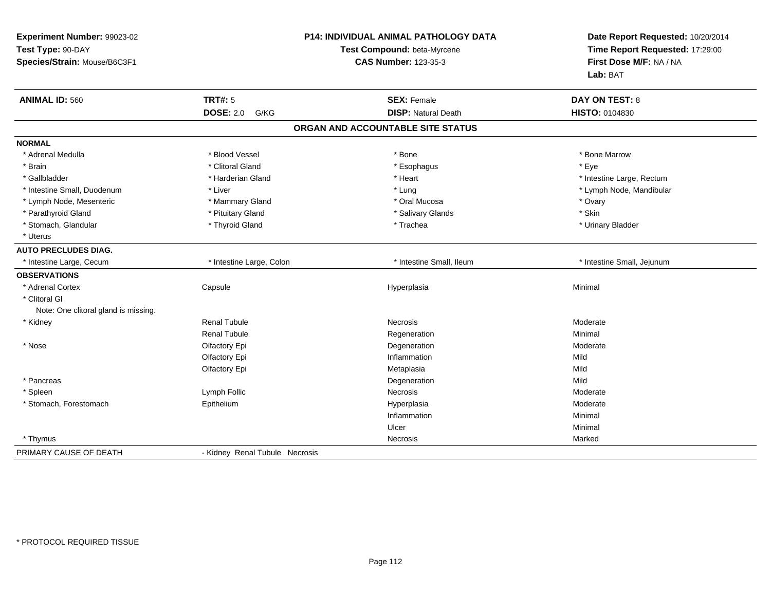**Experiment Number:** 99023-02
**Test Type:** 90-DAY
**Species/Strain:** Mouse/B6C3F1

**P14: INDIVIDUAL ANIMAL PATHOLOGY DATA**
**Test Compound:** beta-Myrcene
**CAS Number:** 123-35-3

**Date Report Requested:** 10/20/2014
**Time Report Requested:** 17:29:00
**First Dose M/F:** NA / NA
**Lab:** BAT

| **ANIMAL ID:** 560 | **TRT#:** 5 | **SEX:** Female | **DAY ON TEST:** 8 |
|---|---|---|---|
| | **DOSE:** 2.0 G/KG | **DISP:** Natural Death | **HISTO:** 0104830 |

## ORGAN AND ACCOUNTABLE SITE STATUS

| | | | |
|---|---|---|---|
| **NORMAL** | | | |
| * Adrenal Medulla | * Blood Vessel | * Bone | * Bone Marrow |
| * Brain | * Clitoral Gland | * Esophagus | * Eye |
| * Gallbladder | * Harderian Gland | * Heart | * Intestine Large, Rectum |
| * Intestine Small, Duodenum | * Liver | * Lung | * Lymph Node, Mandibular |
| * Lymph Node, Mesenteric | * Mammary Gland | * Oral Mucosa | * Ovary |
| * Parathyroid Gland | * Pituitary Gland | * Salivary Glands | * Skin |
| * Stomach, Glandular | * Thyroid Gland | * Trachea | * Urinary Bladder |
| * Uterus | | | |
| **AUTO PRECLUDES DIAG.** | | | |
| * Intestine Large, Cecum | * Intestine Large, Colon | * Intestine Small, Ileum | * Intestine Small, Jejunum |
| **OBSERVATIONS** | | | |
| * Adrenal Cortex | Capsule | Hyperplasia | Minimal |
| * Clitoral Gl | | | |
| Note: One clitoral gland is missing. | | | |
| * Kidney | Renal Tubule | Necrosis | Moderate |
| | Renal Tubule | Regeneration | Minimal |
| * Nose | Olfactory Epi | Degeneration | Moderate |
| | Olfactory Epi | Inflammation | Mild |
| | Olfactory Epi | Metaplasia | Mild |
| * Pancreas | | Degeneration | Mild |
| * Spleen | Lymph Follic | Necrosis | Moderate |
| * Stomach, Forestomach | Epithelium | Hyperplasia | Moderate |
| | | Inflammation | Minimal |
| | | Ulcer | Minimal |
| * Thymus | | Necrosis | Marked |
| PRIMARY CAUSE OF DEATH | - Kidney Renal Tubule Necrosis | | |

* PROTOCOL REQUIRED TISSUE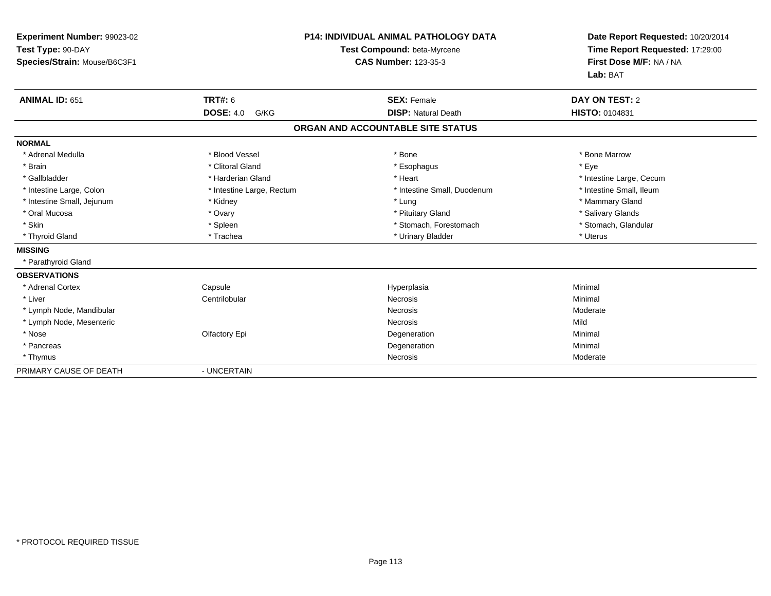**Experiment Number:** 99023-02
**Test Type:** 90-DAY
**Species/Strain:** Mouse/B6C3F1

**P14: INDIVIDUAL ANIMAL PATHOLOGY DATA**
**Test Compound:** beta-Myrcene
**CAS Number:** 123-35-3

**Date Report Requested:** 10/20/2014
**Time Report Requested:** 17:29:00
**First Dose M/F:** NA / NA
**Lab:** BAT

| **ANIMAL ID:** 651 | **TRT#:** 6 | **SEX:** Female | **DAY ON TEST:** 2 |
|---|---|---|---|
| | **DOSE:** 4.0 G/KG | **DISP:** Natural Death | **HISTO:** 0104831 |

## ORGAN AND ACCOUNTABLE SITE STATUS

| | | | |
|---|---|---|---|
| **NORMAL** | | | |
| * Adrenal Medulla | * Blood Vessel | * Bone | * Bone Marrow |
| * Brain | * Clitoral Gland | * Esophagus | * Eye |
| * Gallbladder | * Harderian Gland | * Heart | * Intestine Large, Cecum |
| * Intestine Large, Colon | * Intestine Large, Rectum | * Intestine Small, Duodenum | * Intestine Small, Ileum |
| * Intestine Small, Jejunum | * Kidney | * Lung | * Mammary Gland |
| * Oral Mucosa | * Ovary | * Pituitary Gland | * Salivary Glands |
| * Skin | * Spleen | * Stomach, Forestomach | * Stomach, Glandular |
| * Thyroid Gland | * Trachea | * Urinary Bladder | * Uterus |
| **MISSING** | | | |
| * Parathyroid Gland | | | |
| **OBSERVATIONS** | | | |
| * Adrenal Cortex | Capsule | Hyperplasia | Minimal |
| * Liver | Centrilobular | Necrosis | Minimal |
| * Lymph Node, Mandibular | | Necrosis | Moderate |
| * Lymph Node, Mesenteric | | Necrosis | Mild |
| * Nose | Olfactory Epi | Degeneration | Minimal |
| * Pancreas | | Degeneration | Minimal |
| * Thymus | | Necrosis | Moderate |
| PRIMARY CAUSE OF DEATH | - UNCERTAIN | | |

* PROTOCOL REQUIRED TISSUE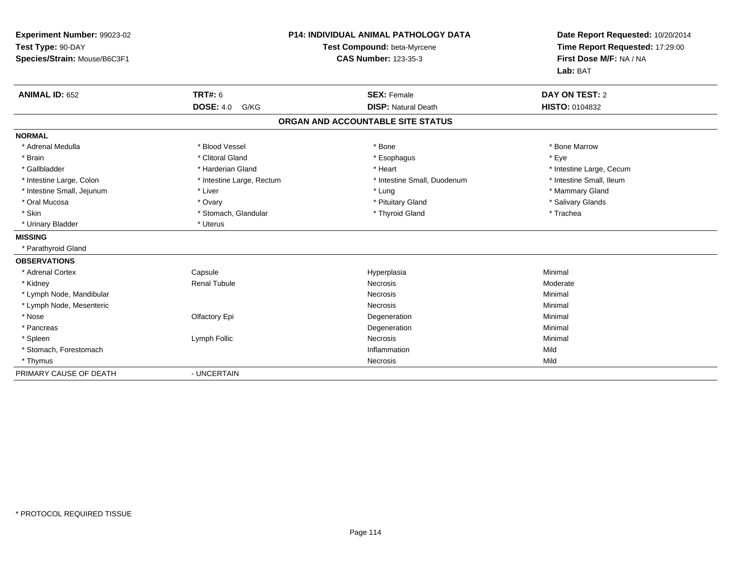**Experiment Number:** 99023-02
**Test Type:** 90-DAY
**Species/Strain:** Mouse/B6C3F1

**P14: INDIVIDUAL ANIMAL PATHOLOGY DATA**
**Test Compound:** beta-Myrcene
**CAS Number:** 123-35-3

**Date Report Requested:** 10/20/2014
**Time Report Requested:** 17:29:00
**First Dose M/F:** NA / NA
**Lab:** BAT

| **ANIMAL ID:** 652 | **TRT#:** 6 | **SEX:** Female | **DAY ON TEST:** 2 |
|---|---|---|---|
| | **DOSE:** 4.0 G/KG | **DISP:** Natural Death | **HISTO:** 0104832 |

## ORGAN AND ACCOUNTABLE SITE STATUS

**NORMAL**

| | | | |
|---|---|---|---|
| * Adrenal Medulla | * Blood Vessel | * Bone | * Bone Marrow |
| * Brain | * Clitoral Gland | * Esophagus | * Eye |
| * Gallbladder | * Harderian Gland | * Heart | * Intestine Large, Cecum |
| * Intestine Large, Colon | * Intestine Large, Rectum | * Intestine Small, Duodenum | * Intestine Small, Ileum |
| * Intestine Small, Jejunum | * Liver | * Lung | * Mammary Gland |
| * Oral Mucosa | * Ovary | * Pituitary Gland | * Salivary Glands |
| * Skin | * Stomach, Glandular | * Thyroid Gland | * Trachea |
| * Urinary Bladder | * Uterus | | |

**MISSING**

* Parathyroid Gland

**OBSERVATIONS**

| | | | |
|---|---|---|---|
| * Adrenal Cortex | Capsule | Hyperplasia | Minimal |
| * Kidney | Renal Tubule | Necrosis | Moderate |
| * Lymph Node, Mandibular | | Necrosis | Minimal |
| * Lymph Node, Mesenteric | | Necrosis | Minimal |
| * Nose | Olfactory Epi | Degeneration | Minimal |
| * Pancreas | | Degeneration | Minimal |
| * Spleen | Lymph Follic | Necrosis | Minimal |
| * Stomach, Forestomach | | Inflammation | Mild |
| * Thymus | | Necrosis | Mild |

PRIMARY CAUSE OF DEATH - UNCERTAIN

* PROTOCOL REQUIRED TISSUE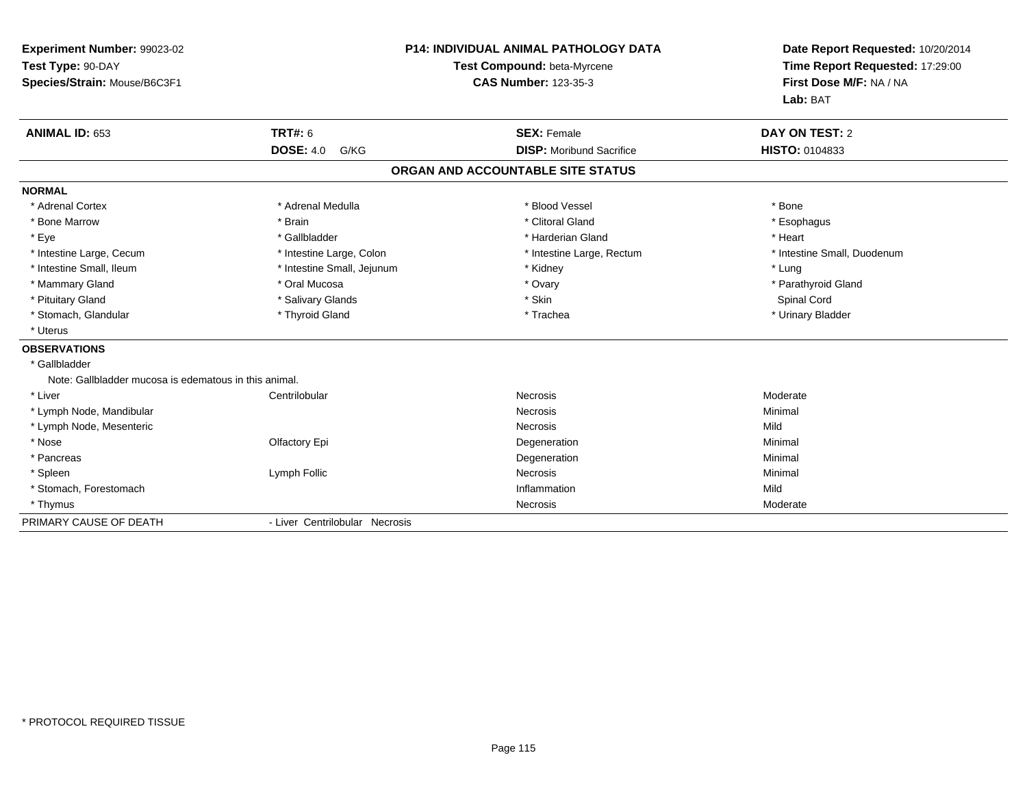**Experiment Number:** 99023-02
**Test Type:** 90-DAY
**Species/Strain:** Mouse/B6C3F1

**P14: INDIVIDUAL ANIMAL PATHOLOGY DATA**
**Test Compound:** beta-Myrcene
**CAS Number:** 123-35-3

**Date Report Requested:** 10/20/2014
**Time Report Requested:** 17:29:00
**First Dose M/F:** NA / NA
**Lab:** BAT

| **ANIMAL ID:** 653 | **TRT#:** 6 | **SEX:** Female | **DAY ON TEST:** 2 |
|---|---|---|---|
| | **DOSE:** 4.0 G/KG | **DISP:** Moribund Sacrifice | **HISTO:** 0104833 |

## ORGAN AND ACCOUNTABLE SITE STATUS

**NORMAL**

| | | | |
|---|---|---|---|
| * Adrenal Cortex | * Adrenal Medulla | * Blood Vessel | * Bone |
| * Bone Marrow | * Brain | * Clitoral Gland | * Esophagus |
| * Eye | * Gallbladder | * Harderian Gland | * Heart |
| * Intestine Large, Cecum | * Intestine Large, Colon | * Intestine Large, Rectum | * Intestine Small, Duodenum |
| * Intestine Small, Ileum | * Intestine Small, Jejunum | * Kidney | * Lung |
| * Mammary Gland | * Oral Mucosa | * Ovary | * Parathyroid Gland |
| * Pituitary Gland | * Salivary Glands | * Skin | Spinal Cord |
| * Stomach, Glandular | * Thyroid Gland | * Trachea | * Urinary Bladder |
| * Uterus | | | |

**OBSERVATIONS**

* Gallbladder

Note: Gallbladder mucosa is edematous in this animal.

| | | | |
|---|---|---|---|
| * Liver | Centrilobular | Necrosis | Moderate |
| * Lymph Node, Mandibular | | Necrosis | Minimal |
| * Lymph Node, Mesenteric | | Necrosis | Mild |
| * Nose | Olfactory Epi | Degeneration | Minimal |
| * Pancreas | | Degeneration | Minimal |
| * Spleen | Lymph Follic | Necrosis | Minimal |
| * Stomach, Forestomach | | Inflammation | Mild |
| * Thymus | | Necrosis | Moderate |

PRIMARY CAUSE OF DEATH - Liver Centrilobular Necrosis

* PROTOCOL REQUIRED TISSUE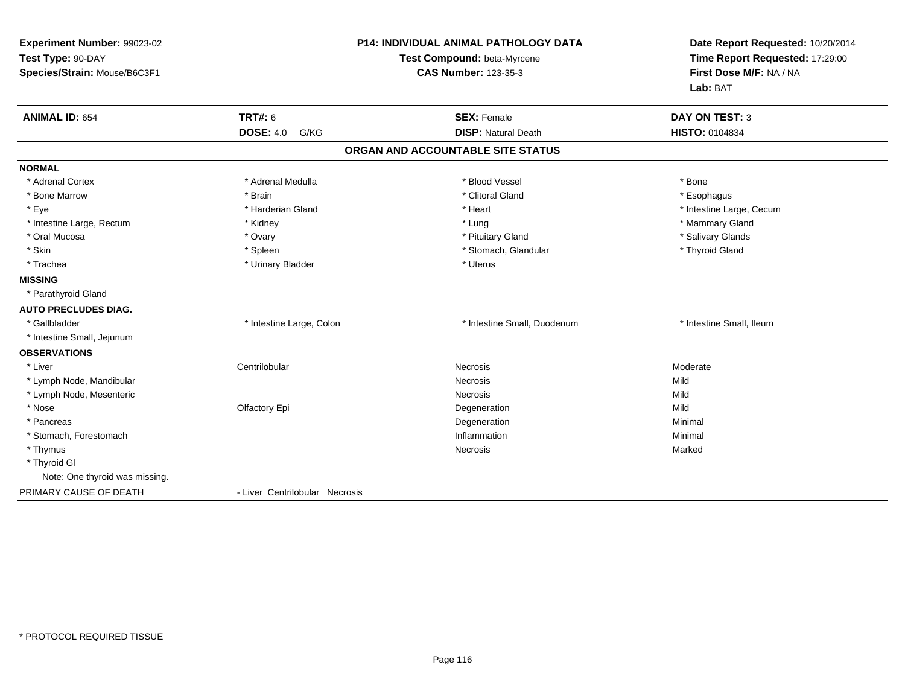**Experiment Number:** 99023-02
**Test Type:** 90-DAY
**Species/Strain:** Mouse/B6C3F1

**P14: INDIVIDUAL ANIMAL PATHOLOGY DATA**
**Test Compound:** beta-Myrcene
**CAS Number:** 123-35-3

**Date Report Requested:** 10/20/2014
**Time Report Requested:** 17:29:00
**First Dose M/F:** NA / NA
**Lab:** BAT

| **ANIMAL ID:** 654 | **TRT#:** 6 | **SEX:** Female | **DAY ON TEST:** 3 |
|---|---|---|---|
| | **DOSE:** 4.0 G/KG | **DISP:** Natural Death | **HISTO:** 0104834 |

## ORGAN AND ACCOUNTABLE SITE STATUS

| | | | |
|---|---|---|---|
| **NORMAL** | | | |
| * Adrenal Cortex | * Adrenal Medulla | * Blood Vessel | * Bone |
| * Bone Marrow | * Brain | * Clitoral Gland | * Esophagus |
| * Eye | * Harderian Gland | * Heart | * Intestine Large, Cecum |
| * Intestine Large, Rectum | * Kidney | * Lung | * Mammary Gland |
| * Oral Mucosa | * Ovary | * Pituitary Gland | * Salivary Glands |
| * Skin | * Spleen | * Stomach, Glandular | * Thyroid Gland |
| * Trachea | * Urinary Bladder | * Uterus | |
| **MISSING** | | | |
| * Parathyroid Gland | | | |
| **AUTO PRECLUDES DIAG.** | | | |
| * Gallbladder | * Intestine Large, Colon | * Intestine Small, Duodenum | * Intestine Small, Ileum |
| * Intestine Small, Jejunum | | | |
| **OBSERVATIONS** | | | |
| * Liver | Centrilobular | Necrosis | Moderate |
| * Lymph Node, Mandibular | | Necrosis | Mild |
| * Lymph Node, Mesenteric | | Necrosis | Mild |
| * Nose | Olfactory Epi | Degeneration | Mild |
| * Pancreas | | Degeneration | Minimal |
| * Stomach, Forestomach | | Inflammation | Minimal |
| * Thymus | | Necrosis | Marked |
| * Thyroid Gl | | | |
| Note: One thyroid was missing. | | | |
| PRIMARY CAUSE OF DEATH | - Liver Centrilobular Necrosis | | |

* PROTOCOL REQUIRED TISSUE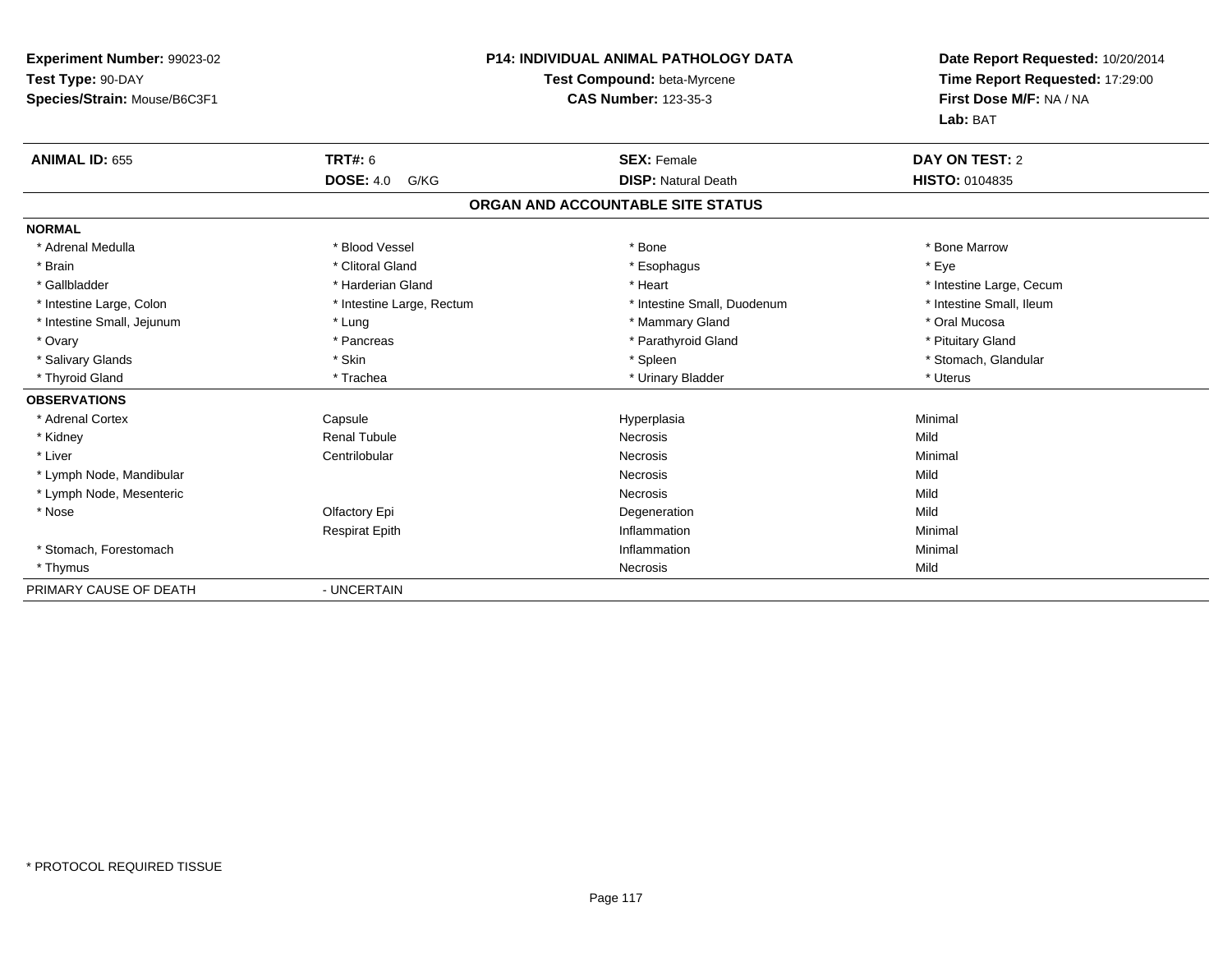**Experiment Number:** 99023-02
**Test Type:** 90-DAY
**Species/Strain:** Mouse/B6C3F1

**P14: INDIVIDUAL ANIMAL PATHOLOGY DATA**
**Test Compound:** beta-Myrcene
**CAS Number:** 123-35-3

**Date Report Requested:** 10/20/2014
**Time Report Requested:** 17:29:00
**First Dose M/F:** NA / NA
**Lab:** BAT

| **ANIMAL ID:** 655 | **TRT#:** 6 | **SEX:** Female | **DAY ON TEST:** 2 |
|---|---|---|---|
| | **DOSE:** 4.0 G/KG | **DISP:** Natural Death | **HISTO:** 0104835 |

## ORGAN AND ACCOUNTABLE SITE STATUS

**NORMAL**

| | | | |
|---|---|---|---|
| * Adrenal Medulla | * Blood Vessel | * Bone | * Bone Marrow |
| * Brain | * Clitoral Gland | * Esophagus | * Eye |
| * Gallbladder | * Harderian Gland | * Heart | * Intestine Large, Cecum |
| * Intestine Large, Colon | * Intestine Large, Rectum | * Intestine Small, Duodenum | * Intestine Small, Ileum |
| * Intestine Small, Jejunum | * Lung | * Mammary Gland | * Oral Mucosa |
| * Ovary | * Pancreas | * Parathyroid Gland | * Pituitary Gland |
| * Salivary Glands | * Skin | * Spleen | * Stomach, Glandular |
| * Thyroid Gland | * Trachea | * Urinary Bladder | * Uterus |

**OBSERVATIONS**

| | | | |
|---|---|---|---|
| * Adrenal Cortex | Capsule | Hyperplasia | Minimal |
| * Kidney | Renal Tubule | Necrosis | Mild |
| * Liver | Centrilobular | Necrosis | Minimal |
| * Lymph Node, Mandibular | | Necrosis | Mild |
| * Lymph Node, Mesenteric | | Necrosis | Mild |
| * Nose | Olfactory Epi | Degeneration | Mild |
| | Respirat Epith | Inflammation | Minimal |
| * Stomach, Forestomach | | Inflammation | Minimal |
| * Thymus | | Necrosis | Mild |

PRIMARY CAUSE OF DEATH - UNCERTAIN

* PROTOCOL REQUIRED TISSUE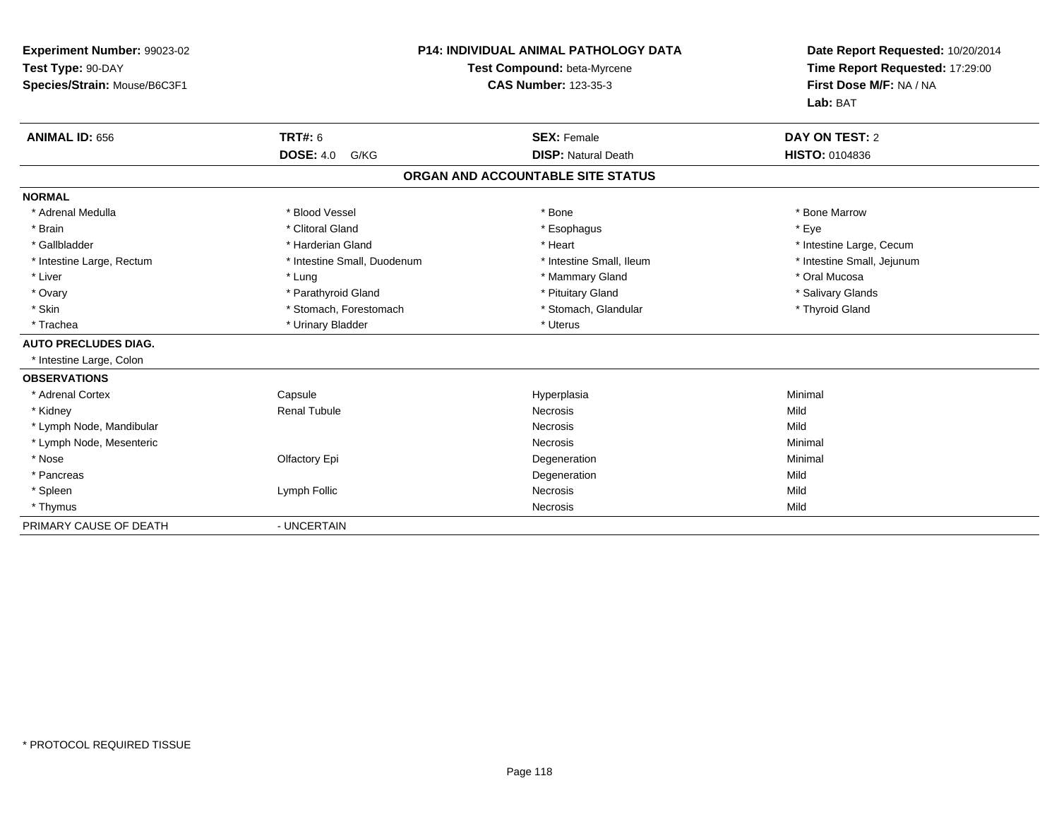**Experiment Number:** 99023-02
**Test Type:** 90-DAY
**Species/Strain:** Mouse/B6C3F1

**P14: INDIVIDUAL ANIMAL PATHOLOGY DATA**
**Test Compound:** beta-Myrcene
**CAS Number:** 123-35-3

**Date Report Requested:** 10/20/2014
**Time Report Requested:** 17:29:00
**First Dose M/F:** NA / NA
**Lab:** BAT

| **ANIMAL ID:** 656 | **TRT#:** 6 | **SEX:** Female | **DAY ON TEST:** 2 |
|---|---|---|---|
| | **DOSE:** 4.0 G/KG | **DISP:** Natural Death | **HISTO:** 0104836 |

## ORGAN AND ACCOUNTABLE SITE STATUS

**NORMAL**

| | | | |
|---|---|---|---|
| * Adrenal Medulla | * Blood Vessel | * Bone | * Bone Marrow |
| * Brain | * Clitoral Gland | * Esophagus | * Eye |
| * Gallbladder | * Harderian Gland | * Heart | * Intestine Large, Cecum |
| * Intestine Large, Rectum | * Intestine Small, Duodenum | * Intestine Small, Ileum | * Intestine Small, Jejunum |
| * Liver | * Lung | * Mammary Gland | * Oral Mucosa |
| * Ovary | * Parathyroid Gland | * Pituitary Gland | * Salivary Glands |
| * Skin | * Stomach, Forestomach | * Stomach, Glandular | * Thyroid Gland |
| * Trachea | * Urinary Bladder | * Uterus | |

**AUTO PRECLUDES DIAG.**

* Intestine Large, Colon

**OBSERVATIONS**

| | | | |
|---|---|---|---|
| * Adrenal Cortex | Capsule | Hyperplasia | Minimal |
| * Kidney | Renal Tubule | Necrosis | Mild |
| * Lymph Node, Mandibular | | Necrosis | Mild |
| * Lymph Node, Mesenteric | | Necrosis | Minimal |
| * Nose | Olfactory Epi | Degeneration | Minimal |
| * Pancreas | | Degeneration | Mild |
| * Spleen | Lymph Follic | Necrosis | Mild |
| * Thymus | | Necrosis | Mild |

PRIMARY CAUSE OF DEATH - UNCERTAIN

\* PROTOCOL REQUIRED TISSUE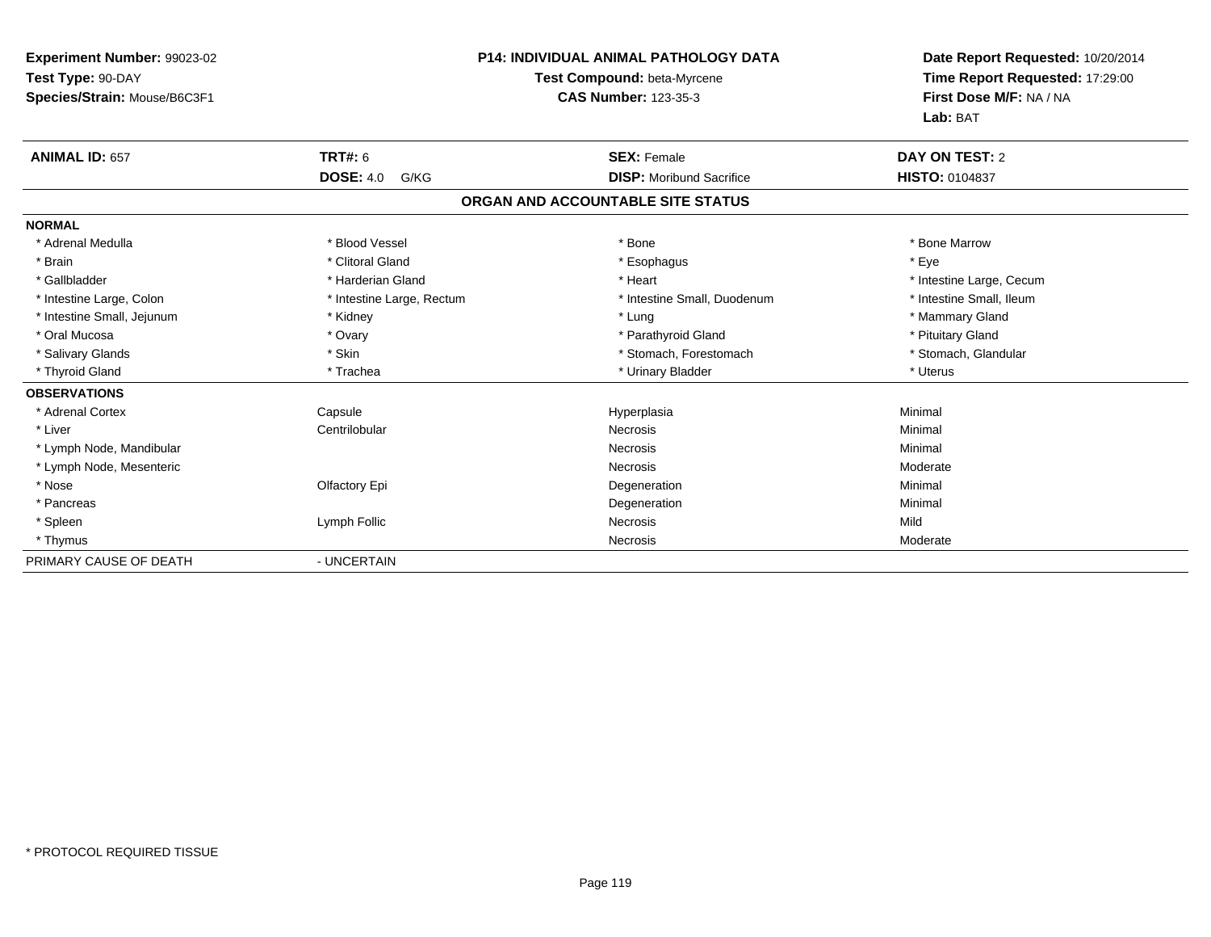**Experiment Number:** 99023-02
**Test Type:** 90-DAY
**Species/Strain:** Mouse/B6C3F1

**P14: INDIVIDUAL ANIMAL PATHOLOGY DATA**
**Test Compound:** beta-Myrcene
**CAS Number:** 123-35-3

**Date Report Requested:** 10/20/2014
**Time Report Requested:** 17:29:00
**First Dose M/F:** NA / NA
**Lab:** BAT

| **ANIMAL ID:** 657 | **TRT#:** 6 | **SEX:** Female | **DAY ON TEST:** 2 |
|---|---|---|---|
| | **DOSE:** 4.0 G/KG | **DISP:** Moribund Sacrifice | **HISTO:** 0104837 |

## ORGAN AND ACCOUNTABLE SITE STATUS

| | | | |
|---|---|---|---|
| **NORMAL** | | | |
| * Adrenal Medulla | * Blood Vessel | * Bone | * Bone Marrow |
| * Brain | * Clitoral Gland | * Esophagus | * Eye |
| * Gallbladder | * Harderian Gland | * Heart | * Intestine Large, Cecum |
| * Intestine Large, Colon | * Intestine Large, Rectum | * Intestine Small, Duodenum | * Intestine Small, Ileum |
| * Intestine Small, Jejunum | * Kidney | * Lung | * Mammary Gland |
| * Oral Mucosa | * Ovary | * Parathyroid Gland | * Pituitary Gland |
| * Salivary Glands | * Skin | * Stomach, Forestomach | * Stomach, Glandular |
| * Thyroid Gland | * Trachea | * Urinary Bladder | * Uterus |
| **OBSERVATIONS** | | | |
| * Adrenal Cortex | Capsule | Hyperplasia | Minimal |
| * Liver | Centrilobular | Necrosis | Minimal |
| * Lymph Node, Mandibular | | Necrosis | Minimal |
| * Lymph Node, Mesenteric | | Necrosis | Moderate |
| * Nose | Olfactory Epi | Degeneration | Minimal |
| * Pancreas | | Degeneration | Minimal |
| * Spleen | Lymph Follic | Necrosis | Mild |
| * Thymus | | Necrosis | Moderate |
| PRIMARY CAUSE OF DEATH | - UNCERTAIN | | |

* PROTOCOL REQUIRED TISSUE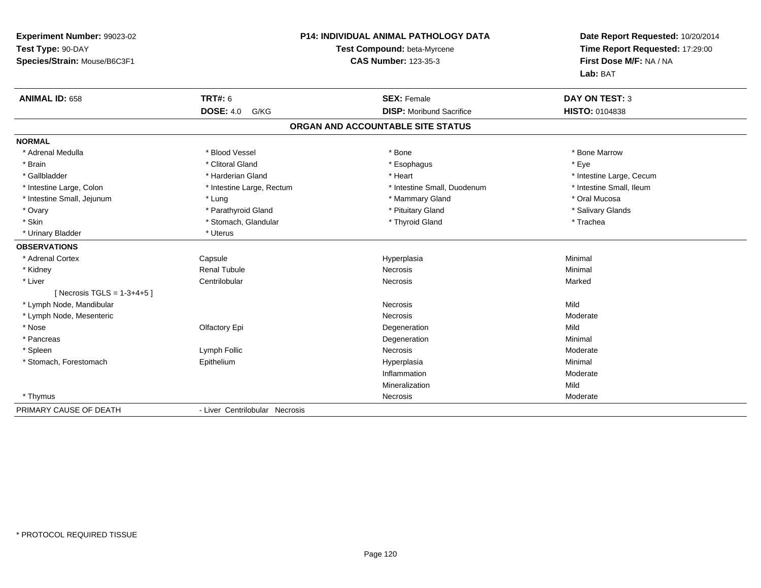**Experiment Number:** 99023-02
**Test Type:** 90-DAY
**Species/Strain:** Mouse/B6C3F1

**P14: INDIVIDUAL ANIMAL PATHOLOGY DATA**
**Test Compound:** beta-Myrcene
**CAS Number:** 123-35-3

**Date Report Requested:** 10/20/2014
**Time Report Requested:** 17:29:00
**First Dose M/F:** NA / NA
**Lab:** BAT

| **ANIMAL ID:** 658 | **TRT#:** 6 | **SEX:** Female | **DAY ON TEST:** 3 |
|---|---|---|---|
| | **DOSE:** 4.0 G/KG | **DISP:** Moribund Sacrifice | **HISTO:** 0104838 |

## ORGAN AND ACCOUNTABLE SITE STATUS

**NORMAL**

| | | | |
|---|---|---|---|
| * Adrenal Medulla | * Blood Vessel | * Bone | * Bone Marrow |
| * Brain | * Clitoral Gland | * Esophagus | * Eye |
| * Gallbladder | * Harderian Gland | * Heart | * Intestine Large, Cecum |
| * Intestine Large, Colon | * Intestine Large, Rectum | * Intestine Small, Duodenum | * Intestine Small, Ileum |
| * Intestine Small, Jejunum | * Lung | * Mammary Gland | * Oral Mucosa |
| * Ovary | * Parathyroid Gland | * Pituitary Gland | * Salivary Glands |
| * Skin | * Stomach, Glandular | * Thyroid Gland | * Trachea |
| * Urinary Bladder | * Uterus | | |

**OBSERVATIONS**

| | | | |
|---|---|---|---|
| * Adrenal Cortex | Capsule | Hyperplasia | Minimal |
| * Kidney | Renal Tubule | Necrosis | Minimal |
| * Liver | Centrilobular | Necrosis | Marked |
| [ Necrosis TGLS = 1-3+4+5 ] | | | |
| * Lymph Node, Mandibular | | Necrosis | Mild |
| * Lymph Node, Mesenteric | | Necrosis | Moderate |
| * Nose | Olfactory Epi | Degeneration | Mild |
| * Pancreas | | Degeneration | Minimal |
| * Spleen | Lymph Follic | Necrosis | Moderate |
| * Stomach, Forestomach | Epithelium | Hyperplasia | Minimal |
| | | Inflammation | Moderate |
| | | Mineralization | Mild |
| * Thymus | | Necrosis | Moderate |

PRIMARY CAUSE OF DEATH - Liver Centrilobular Necrosis

* PROTOCOL REQUIRED TISSUE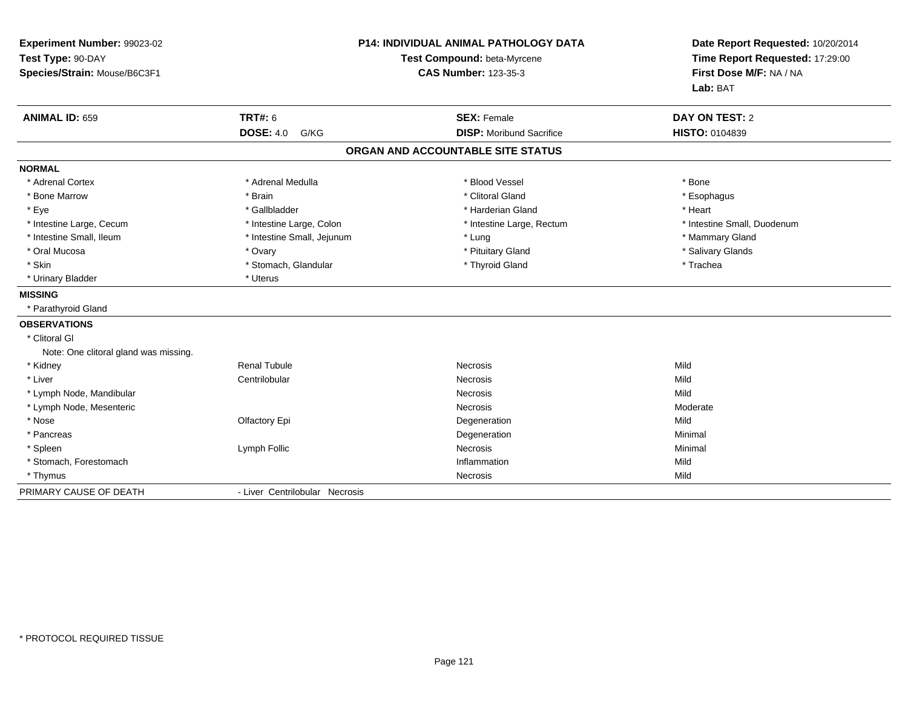**Experiment Number:** 99023-02
**Test Type:** 90-DAY
**Species/Strain:** Mouse/B6C3F1

**P14: INDIVIDUAL ANIMAL PATHOLOGY DATA**
**Test Compound:** beta-Myrcene
**CAS Number:** 123-35-3

**Date Report Requested:** 10/20/2014
**Time Report Requested:** 17:29:00
**First Dose M/F:** NA / NA
**Lab:** BAT

| **ANIMAL ID:** 659 | **TRT#:** 6 | **SEX:** Female | **DAY ON TEST:** 2 |
|---|---|---|---|
| | **DOSE:** 4.0 G/KG | **DISP:** Moribund Sacrifice | **HISTO:** 0104839 |

## ORGAN AND ACCOUNTABLE SITE STATUS

**NORMAL**

| | | | |
|---|---|---|---|
| * Adrenal Cortex | * Adrenal Medulla | * Blood Vessel | * Bone |
| * Bone Marrow | * Brain | * Clitoral Gland | * Esophagus |
| * Eye | * Gallbladder | * Harderian Gland | * Heart |
| * Intestine Large, Cecum | * Intestine Large, Colon | * Intestine Large, Rectum | * Intestine Small, Duodenum |
| * Intestine Small, Ileum | * Intestine Small, Jejunum | * Lung | * Mammary Gland |
| * Oral Mucosa | * Ovary | * Pituitary Gland | * Salivary Glands |
| * Skin | * Stomach, Glandular | * Thyroid Gland | * Trachea |
| * Urinary Bladder | * Uterus | | |

**MISSING**

* Parathyroid Gland

**OBSERVATIONS**

* Clitoral Gl
  Note: One clitoral gland was missing.

| | | | |
|---|---|---|---|
| * Kidney | Renal Tubule | Necrosis | Mild |
| * Liver | Centrilobular | Necrosis | Mild |
| * Lymph Node, Mandibular | | Necrosis | Mild |
| * Lymph Node, Mesenteric | | Necrosis | Moderate |
| * Nose | Olfactory Epi | Degeneration | Mild |
| * Pancreas | | Degeneration | Minimal |
| * Spleen | Lymph Follic | Necrosis | Minimal |
| * Stomach, Forestomach | | Inflammation | Mild |
| * Thymus | | Necrosis | Mild |

PRIMARY CAUSE OF DEATH - Liver Centrilobular Necrosis

* PROTOCOL REQUIRED TISSUE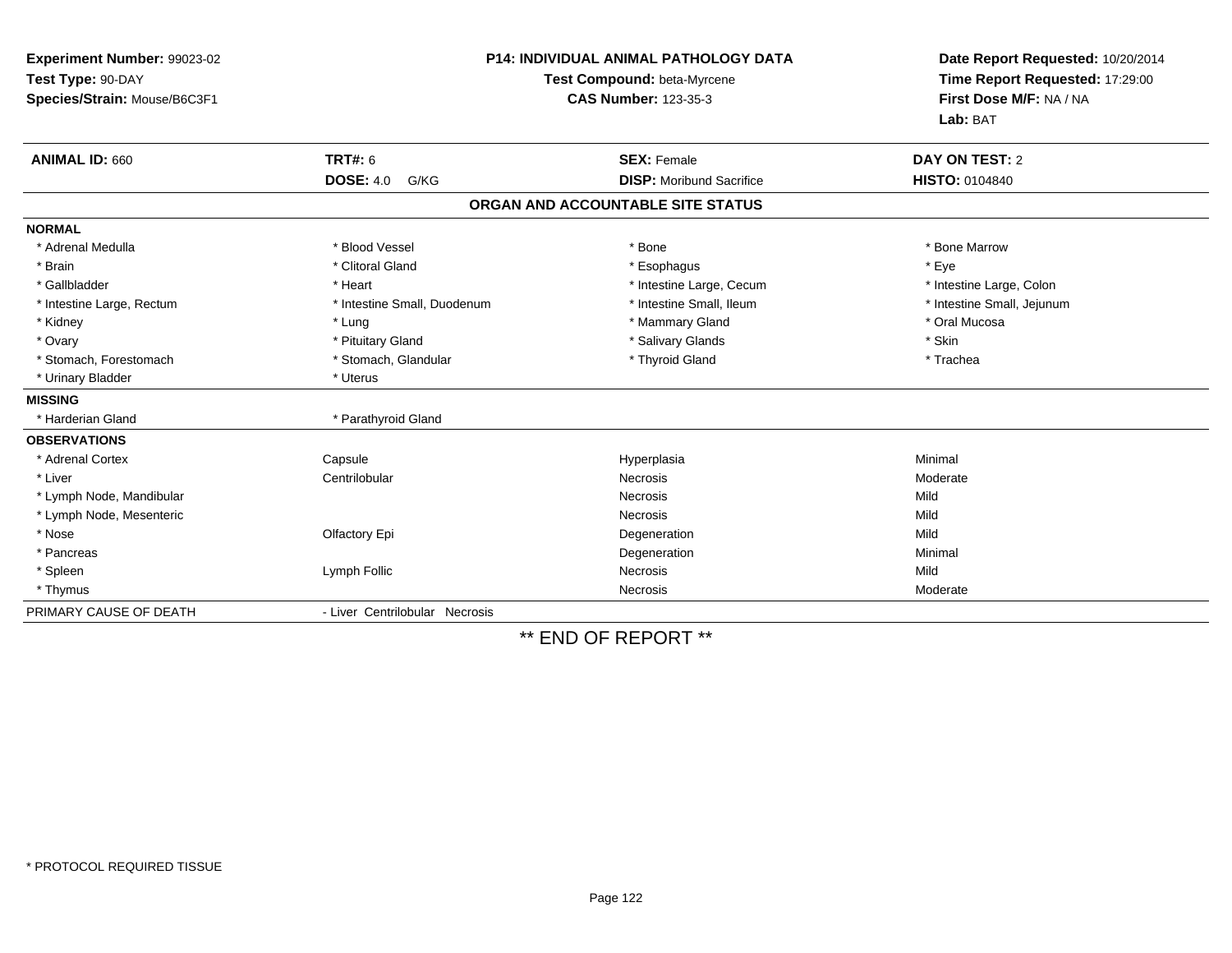**Experiment Number:** 99023-02
**Test Type:** 90-DAY
**Species/Strain:** Mouse/B6C3F1

**P14: INDIVIDUAL ANIMAL PATHOLOGY DATA**
**Test Compound:** beta-Myrcene
**CAS Number:** 123-35-3

**Date Report Requested:** 10/20/2014
**Time Report Requested:** 17:29:00
**First Dose M/F:** NA / NA
**Lab:** BAT

| **ANIMAL ID:** 660 | **TRT#:** 6 | **SEX:** Female | **DAY ON TEST:** 2 |
|---|---|---|---|
| | **DOSE:** 4.0 G/KG | **DISP:** Moribund Sacrifice | **HISTO:** 0104840 |

**ORGAN AND ACCOUNTABLE SITE STATUS**

**NORMAL**

| | | | |
|---|---|---|---|
| * Adrenal Medulla | * Blood Vessel | * Bone | * Bone Marrow |
| * Brain | * Clitoral Gland | * Esophagus | * Eye |
| * Gallbladder | * Heart | * Intestine Large, Cecum | * Intestine Large, Colon |
| * Intestine Large, Rectum | * Intestine Small, Duodenum | * Intestine Small, Ileum | * Intestine Small, Jejunum |
| * Kidney | * Lung | * Mammary Gland | * Oral Mucosa |
| * Ovary | * Pituitary Gland | * Salivary Glands | * Skin |
| * Stomach, Forestomach | * Stomach, Glandular | * Thyroid Gland | * Trachea |
| * Urinary Bladder | * Uterus | | |

**MISSING**

| | |
|---|---|
| * Harderian Gland | * Parathyroid Gland |

**OBSERVATIONS**

| | | | |
|---|---|---|---|
| * Adrenal Cortex | Capsule | Hyperplasia | Minimal |
| * Liver | Centrilobular | Necrosis | Moderate |
| * Lymph Node, Mandibular | | Necrosis | Mild |
| * Lymph Node, Mesenteric | | Necrosis | Mild |
| * Nose | Olfactory Epi | Degeneration | Mild |
| * Pancreas | | Degeneration | Minimal |
| * Spleen | Lymph Follic | Necrosis | Mild |
| * Thymus | | Necrosis | Moderate |

PRIMARY CAUSE OF DEATH - Liver Centrilobular Necrosis

** END OF REPORT **

* PROTOCOL REQUIRED TISSUE